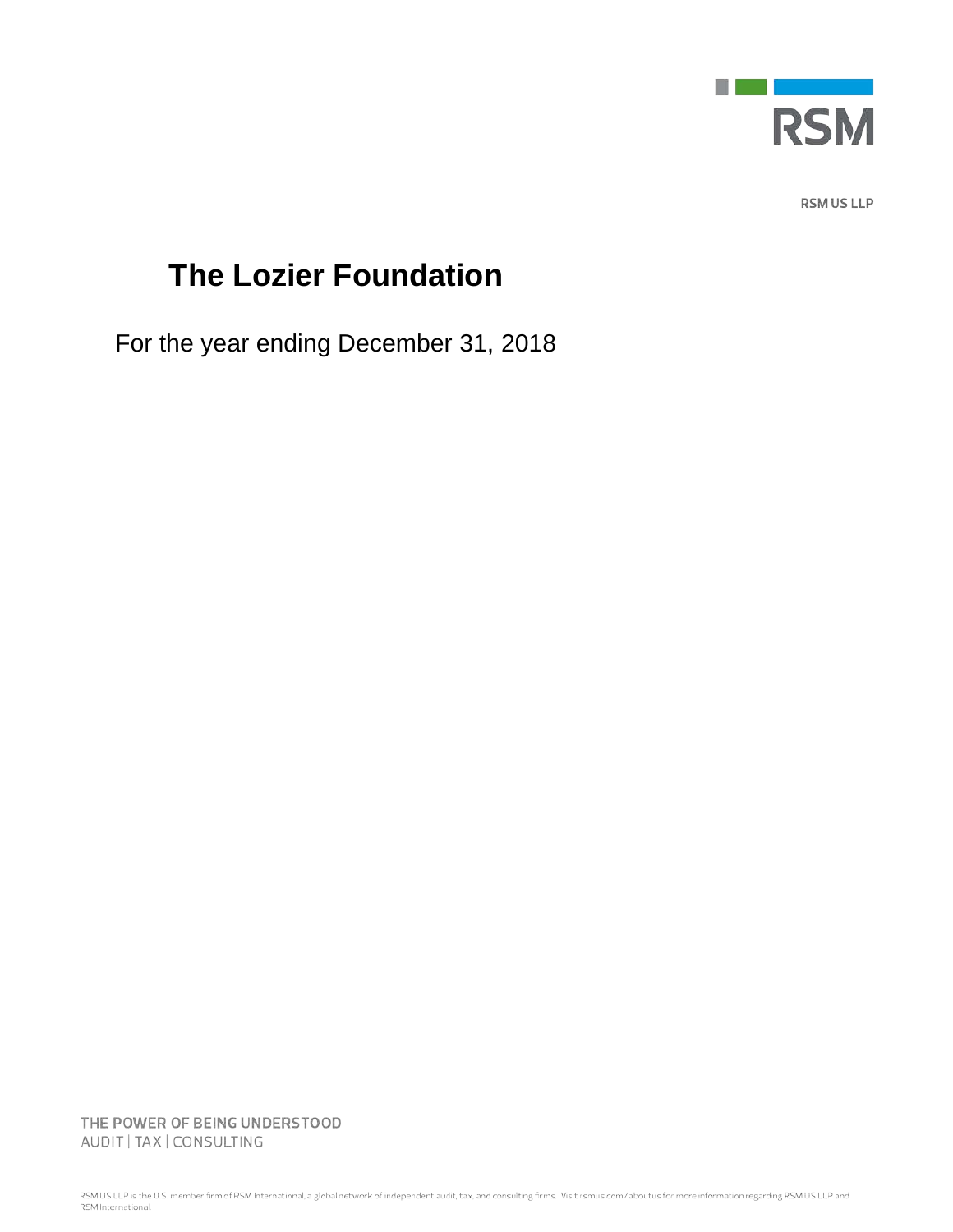RSM

RSM US LLP

# The Lozier Foundation

For the year ending December 31, 2018

THE POWER OF BEING UNDERSTOOD
AUDIT | TAX | CONSULTING

RSM US LLP is the U.S. member firm of RSM International, a global network of independent audit, tax, and consulting firms. Visit rsmus.com/aboutus for more information regarding RSM US LLP and RSM International.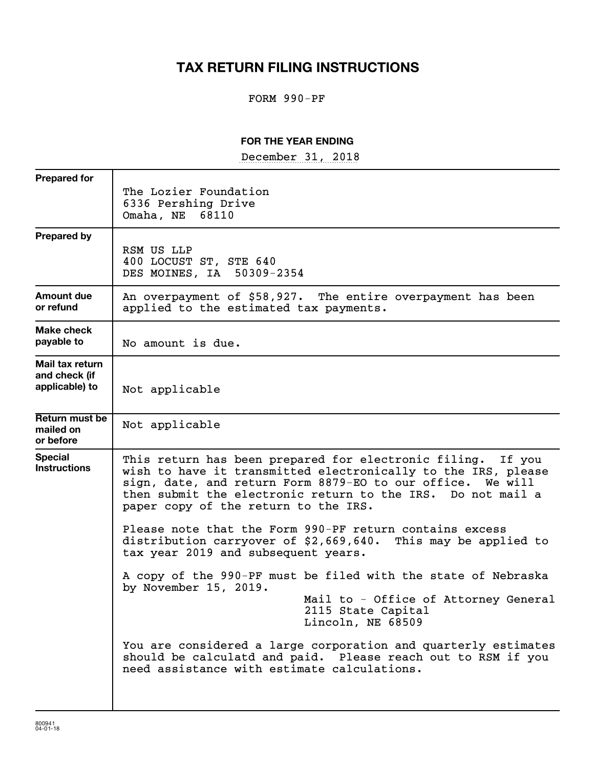# TAX RETURN FILING INSTRUCTIONS

FORM 990-PF

**FOR THE YEAR ENDING**

December 31, 2018

| | |
|---|---|
| **Prepared for** | The Lozier Foundation<br>6336 Pershing Drive<br>Omaha, NE 68110 |
| **Prepared by** | RSM US LLP<br>400 LOCUST ST, STE 640<br>DES MOINES, IA 50309-2354 |
| **Amount due or refund** | An overpayment of $58,927. The entire overpayment has been applied to the estimated tax payments. |
| **Make check payable to** | No amount is due. |
| **Mail tax return and check (if applicable) to** | Not applicable |
| **Return must be mailed on or before** | Not applicable |
| **Special Instructions** | This return has been prepared for electronic filing. If you wish to have it transmitted electronically to the IRS, please sign, date, and return Form 8879-EO to our office. We will then submit the electronic return to the IRS. Do not mail a paper copy of the return to the IRS.<br><br>Please note that the Form 990-PF return contains excess distribution carryover of $2,669,640. This may be applied to tax year 2019 and subsequent years.<br><br>A copy of the 990-PF must be filed with the state of Nebraska by November 15, 2019.<br>Mail to - Office of Attorney General<br>2115 State Capital<br>Lincoln, NE 68509<br><br>You are considered a large corporation and quarterly estimates should be calculatd and paid. Please reach out to RSM if you need assistance with estimate calculations. |

800941
04-01-18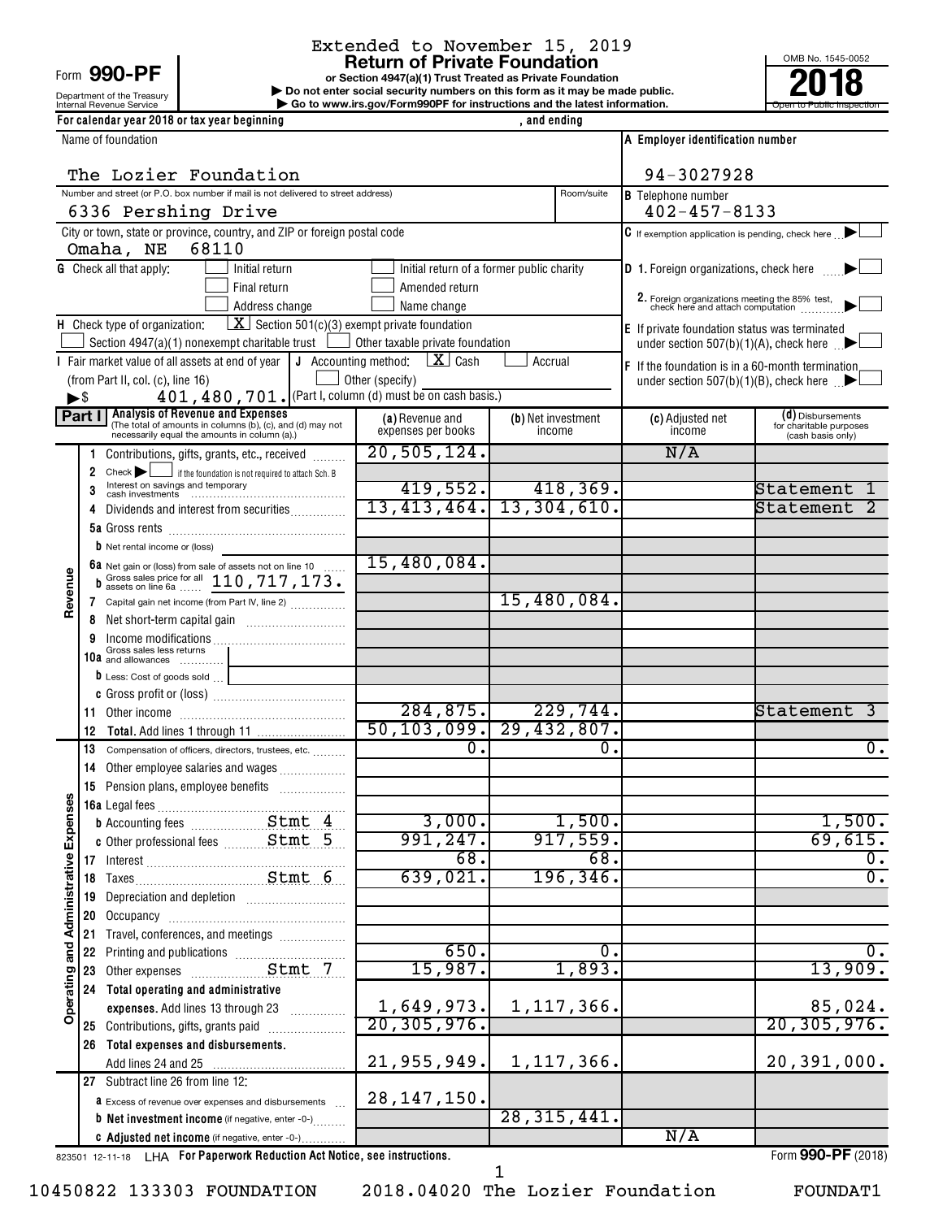Extended to November 15, 2019

Form **990-PF**

Department of the Treasury
Internal Revenue Service

# Return of Private Foundation

**or Section 4947(a)(1) Trust Treated as Private Foundation**

▶ Do not enter social security numbers on this form as it may be made public.
▶ Go to www.irs.gov/Form990PF for instructions and the latest information.

OMB No. 1545-0052

**2018**

Open to Public Inspection

For calendar year 2018 or tax year beginning , and ending

Name of foundation: The Lozier Foundation

A Employer identification number: 94-3027928

Number and street (or P.O. box number if mail is not delivered to street address): 6336 Pershing Drive | Room/suite

B Telephone number: 402-457-8133

City or town, state or province, country, and ZIP or foreign postal code: Omaha, NE 68110

C If exemption application is pending, check here ▶ ☐

G Check all that apply: ☐ Initial return ☐ Initial return of a former public charity ☐ Final return ☐ Amended return ☐ Address change ☐ Name change

D 1. Foreign organizations, check here ▶ ☐
2. Foreign organizations meeting the 85% test, check here and attach computation ▶ ☐

H Check type of organization: ☒ Section 501(c)(3) exempt private foundation ☐ Section 4947(a)(1) nonexempt charitable trust ☐ Other taxable private foundation

E If private foundation status was terminated under section 507(b)(1)(A), check here ▶ ☐

I Fair market value of all assets at end of year (from Part II, col. (c), line 16) ▶$ 401,480,701.

J Accounting method: ☒ Cash ☐ Accrual ☐ Other (specify) (Part I, column (d) must be on cash basis.)

F If the foundation is in a 60-month termination under section 507(b)(1)(B), check here ▶ ☐

**Part I Analysis of Revenue and Expenses** (The total of amounts in columns (b), (c), and (d) may not necessarily equal the amounts in column (a).)

| | Line | (a) Revenue and expenses per books | (b) Net investment income | (c) Adjusted net income | (d) Disbursements for charitable purposes (cash basis only) |
|---|---|---|---|---|---|
| Revenue | 1 Contributions, gifts, grants, etc., received | 20,505,124. | | N/A | |
| | 2 Check ▶ ☐ if the foundation is not required to attach Sch. B | | | | |
| | 3 Interest on savings and temporary cash investments | 419,552. | 418,369. | | Statement 1 |
| | 4 Dividends and interest from securities | 13,413,464. | 13,304,610. | | Statement 2 |
| | 5a Gross rents | | | | |
| | b Net rental income or (loss) | | | | |
| | 6a Net gain or (loss) from sale of assets not on line 10 | 15,480,084. | | | |
| | b Gross sales price for all assets on line 6a 110,717,173. | | | | |
| | 7 Capital gain net income (from Part IV, line 2) | | 15,480,084. | | |
| | 8 Net short-term capital gain | | | | |
| | 9 Income modifications | | | | |
| | 10a Gross sales less returns and allowances | | | | |
| | b Less: Cost of goods sold | | | | |
| | c Gross profit or (loss) | | | | |
| | 11 Other income | 284,875. | 229,744. | | Statement 3 |
| | 12 Total. Add lines 1 through 11 | 50,103,099. | 29,432,807. | | |
| Operating and Administrative Expenses | 13 Compensation of officers, directors, trustees, etc. | 0. | 0. | | 0. |
| | 14 Other employee salaries and wages | | | | |
| | 15 Pension plans, employee benefits | | | | |
| | 16a Legal fees | | | | |
| | b Accounting fees Stmt 4 | 3,000. | 1,500. | | 1,500. |
| | c Other professional fees Stmt 5 | 991,247. | 917,559. | | 69,615. |
| | 17 Interest | 68. | 68. | | 0. |
| | 18 Taxes Stmt 6 | 639,021. | 196,346. | | 0. |
| | 19 Depreciation and depletion | | | | |
| | 20 Occupancy | | | | |
| | 21 Travel, conferences, and meetings | | | | |
| | 22 Printing and publications | 650. | 0. | | 0. |
| | 23 Other expenses Stmt 7 | 15,987. | 1,893. | | 13,909. |
| | 24 Total operating and administrative expenses. Add lines 13 through 23 | 1,649,973. | 1,117,366. | | 85,024. |
| | 25 Contributions, gifts, grants paid | 20,305,976. | | | 20,305,976. |
| | 26 Total expenses and disbursements. Add lines 24 and 25 | 21,955,949. | 1,117,366. | | 20,391,000. |
| | 27 Subtract line 26 from line 12: | | | | |
| | a Excess of revenue over expenses and disbursements | 28,147,150. | | | |
| | b Net investment income (if negative, enter -0-) | | 28,315,441. | | |
| | c Adjusted net income (if negative, enter -0-) | | | N/A | |

823501 12-11-18 LHA For Paperwork Reduction Act Notice, see instructions. Form **990-PF** (2018)

10450822 133303 FOUNDATION 2018.04020 The Lozier Foundation FOUNDAT1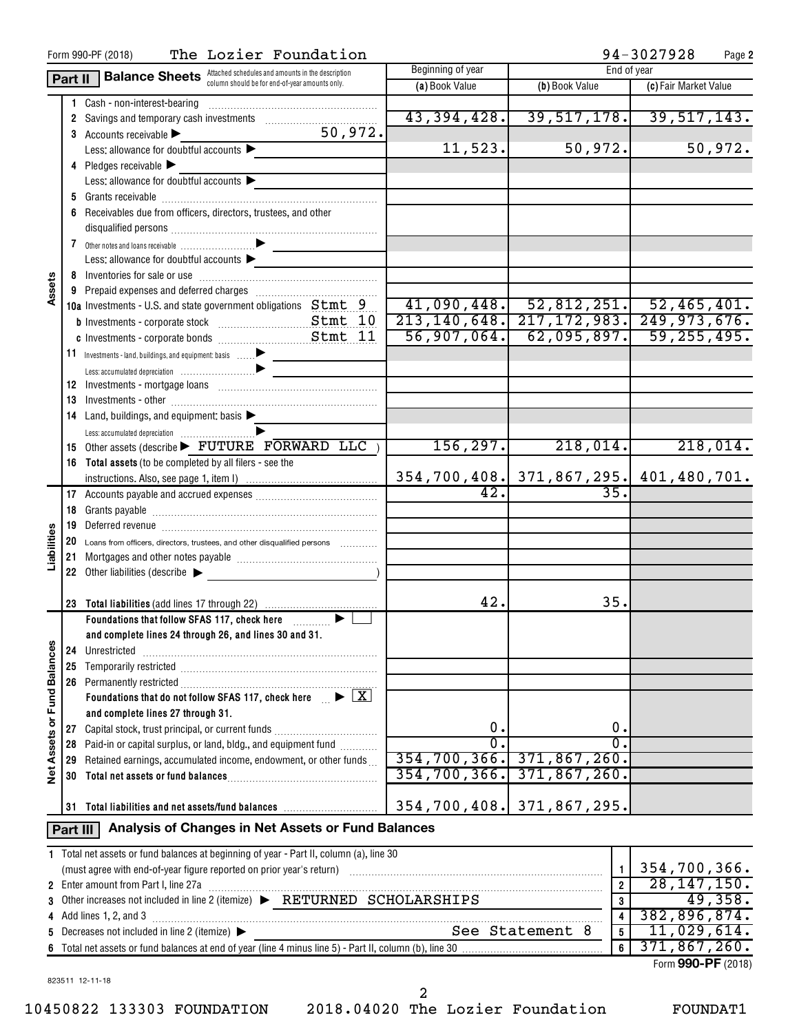Form 990-PF (2018) The Lozier Foundation 94-3027928 Page 2

## Part II Balance Sheets

Attached schedules and amounts in the description column should be for end-of-year amounts only.

| | | | Beginning of year (a) Book Value | End of year (b) Book Value | End of year (c) Fair Market Value |
|---|---|---|---|---|---|
| Assets | 1 | Cash - non-interest-bearing | | | |
| | 2 | Savings and temporary cash investments | 43,394,428. | 39,517,178. | 39,517,143. |
| | 3 | Accounts receivable ▶ 50,972. | | | |
| | | Less: allowance for doubtful accounts ▶ | 11,523. | 50,972. | 50,972. |
| | 4 | Pledges receivable ▶ | | | |
| | | Less: allowance for doubtful accounts ▶ | | | |
| | 5 | Grants receivable | | | |
| | 6 | Receivables due from officers, directors, trustees, and other disqualified persons | | | |
| | 7 | Other notes and loans receivable ▶ | | | |
| | | Less: allowance for doubtful accounts ▶ | | | |
| | 8 | Inventories for sale or use | | | |
| | 9 | Prepaid expenses and deferred charges | | | |
| | 10a | Investments - U.S. and state government obligations Stmt 9 | 41,090,448. | 52,812,251. | 52,465,401. |
| | b | Investments - corporate stock Stmt 10 | 213,140,648. | 217,172,983. | 249,973,676. |
| | c | Investments - corporate bonds Stmt 11 | 56,907,064. | 62,095,897. | 59,255,495. |
| | 11 | Investments - land, buildings, and equipment: basis ▶ | | | |
| | | Less: accumulated depreciation ▶ | | | |
| | 12 | Investments - mortgage loans | | | |
| | 13 | Investments - other | | | |
| | 14 | Land, buildings, and equipment: basis ▶ | | | |
| | | Less: accumulated depreciation ▶ | | | |
| | 15 | Other assets (describe ▶ FUTURE FORWARD LLC ) | 156,297. | 218,014. | 218,014. |
| | 16 | Total assets (to be completed by all filers - see the instructions. Also, see page 1, item I) | 354,700,408. | 371,867,295. | 401,480,701. |
| Liabilities | 17 | Accounts payable and accrued expenses | 42. | 35. | |
| | 18 | Grants payable | | | |
| | 19 | Deferred revenue | | | |
| | 20 | Loans from officers, directors, trustees, and other disqualified persons | | | |
| | 21 | Mortgages and other notes payable | | | |
| | 22 | Other liabilities (describe ▶ ) | | | |
| | 23 | Total liabilities (add lines 17 through 22) | 42. | 35. | |
| Net Assets or Fund Balances | | Foundations that follow SFAS 117, check here ▶ ☐ and complete lines 24 through 26, and lines 30 and 31. | | | |
| | 24 | Unrestricted | | | |
| | 25 | Temporarily restricted | | | |
| | 26 | Permanently restricted | | | |
| | | Foundations that do not follow SFAS 117, check here ▶ ☒ and complete lines 27 through 31. | | | |
| | 27 | Capital stock, trust principal, or current funds | 0. | 0. | |
| | 28 | Paid-in or capital surplus, or land, bldg., and equipment fund | 0. | 0. | |
| | 29 | Retained earnings, accumulated income, endowment, or other funds | 354,700,366. | 371,867,260. | |
| | 30 | Total net assets or fund balances | 354,700,366. | 371,867,260. | |
| | 31 | Total liabilities and net assets/fund balances | 354,700,408. | 371,867,295. | |

## Part III Analysis of Changes in Net Assets or Fund Balances

| | | | |
|---|---|---|---|
| 1 | Total net assets or fund balances at beginning of year - Part II, column (a), line 30 (must agree with end-of-year figure reported on prior year's return) | 1 | 354,700,366. |
| 2 | Enter amount from Part I, line 27a | 2 | 28,147,150. |
| 3 | Other increases not included in line 2 (itemize) ▶ RETURNED SCHOLARSHIPS | 3 | 49,358. |
| 4 | Add lines 1, 2, and 3 | 4 | 382,896,874. |
| 5 | Decreases not included in line 2 (itemize) ▶ See Statement 8 | 5 | 11,029,614. |
| 6 | Total net assets or fund balances at end of year (line 4 minus line 5) - Part II, column (b), line 30 | 6 | 371,867,260. |

Form **990-PF** (2018)

823511 12-11-18

10450822 133303 FOUNDATION 2018.04020 The Lozier Foundation FOUNDAT1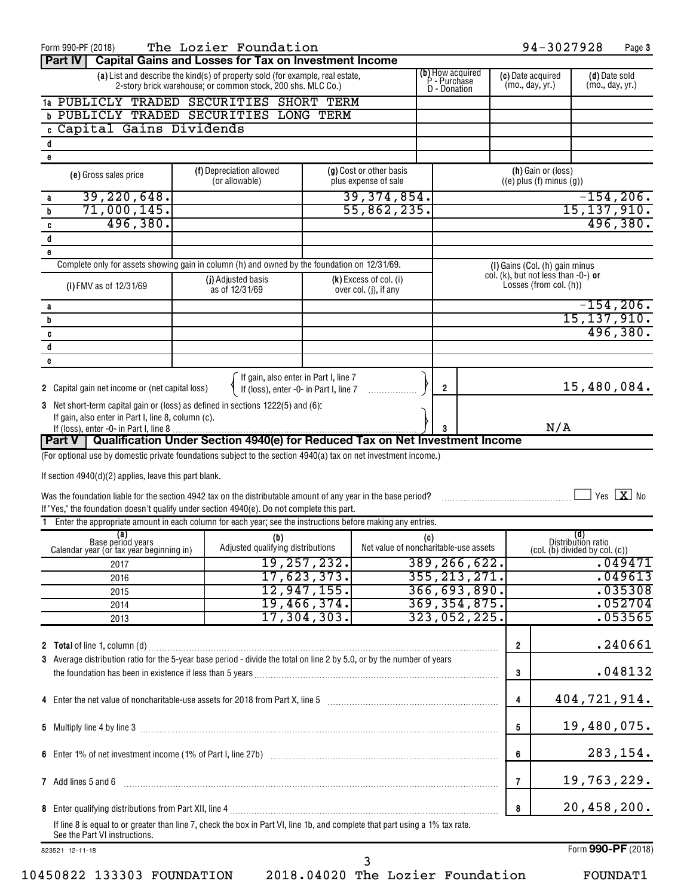Form 990-PF (2018) The Lozier Foundation 94-3027928 Page 3

## Part IV Capital Gains and Losses for Tax on Investment Income

| | (a) List and describe the kind(s) of property sold (for example, real estate, 2-story brick warehouse; or common stock, 200 shs. MLC Co.) | (b) How acquired P - Purchase D - Donation | (c) Date acquired (mo., day, yr.) | (d) Date sold (mo., day, yr.) |
|---|---|---|---|---|
| 1a | PUBLICLY TRADED SECURITIES SHORT TERM | | | |
| b | PUBLICLY TRADED SECURITIES LONG TERM | | | |
| c | Capital Gains Dividends | | | |
| d | | | | |
| e | | | | |

| | (e) Gross sales price | (f) Depreciation allowed (or allowable) | (g) Cost or other basis plus expense of sale | (h) Gain or (loss) ((e) plus (f) minus (g)) |
|---|---|---|---|---|
| a | 39,220,648. | | 39,374,854. | -154,206. |
| b | 71,000,145. | | 55,862,235. | 15,137,910. |
| c | 496,380. | | | 496,380. |
| d | | | | |
| e | | | | |

Complete only for assets showing gain in column (h) and owned by the foundation on 12/31/69.

| | (i) FMV as of 12/31/69 | (j) Adjusted basis as of 12/31/69 | (k) Excess of col. (i) over col. (j), if any | (l) Gains (Col. (h) gain minus col. (k), but not less than -0-) or Losses (from col. (h)) |
|---|---|---|---|---|
| a | | | | -154,206. |
| b | | | | 15,137,910. |
| c | | | | 496,380. |
| d | | | | |
| e | | | | |

2 Capital gain net income or (net capital loss) { If gain, also enter in Part I, line 7; If (loss), enter -0- in Part I, line 7 } — 2 — 15,480,084.

3 Net short-term capital gain or (loss) as defined in sections 1222(5) and (6): If gain, also enter in Part I, line 8, column (c). If (loss), enter -0- in Part I, line 8 — 3 — N/A

## Part V Qualification Under Section 4940(e) for Reduced Tax on Net Investment Income

(For optional use by domestic private foundations subject to the section 4940(a) tax on net investment income.)

If section 4940(d)(2) applies, leave this part blank.

Was the foundation liable for the section 4942 tax on the distributable amount of any year in the base period? ☐ Yes ☒ No

If "Yes," the foundation doesn't qualify under section 4940(e). Do not complete this part.

1 Enter the appropriate amount in each column for each year; see the instructions before making any entries.

| (a) Base period years Calendar year (or tax year beginning in) | (b) Adjusted qualifying distributions | (c) Net value of noncharitable-use assets | (d) Distribution ratio (col. (b) divided by col. (c)) |
|---|---|---|---|
| 2017 | 19,257,232. | 389,266,622. | .049471 |
| 2016 | 17,623,373. | 355,213,271. | .049613 |
| 2015 | 12,947,155. | 366,693,890. | .035308 |
| 2014 | 19,466,374. | 369,354,875. | .052704 |
| 2013 | 17,304,303. | 323,052,225. | .053565 |

| | | | |
|---|---|---|---|
| 2 | Total of line 1, column (d) | 2 | .240661 |
| 3 | Average distribution ratio for the 5-year base period - divide the total on line 2 by 5.0, or by the number of years the foundation has been in existence if less than 5 years | 3 | .048132 |
| 4 | Enter the net value of noncharitable-use assets for 2018 from Part X, line 5 | 4 | 404,721,914. |
| 5 | Multiply line 4 by line 3 | 5 | 19,480,075. |
| 6 | Enter 1% of net investment income (1% of Part I, line 27b) | 6 | 283,154. |
| 7 | Add lines 5 and 6 | 7 | 19,763,229. |
| 8 | Enter qualifying distributions from Part XII, line 4 | 8 | 20,458,200. |

If line 8 is equal to or greater than line 7, check the box in Part VI, line 1b, and complete that part using a 1% tax rate. See the Part VI instructions.

823521 12-11-18 Form 990-PF (2018)

10450822 133303 FOUNDATION 2018.04020 The Lozier Foundation FOUNDAT1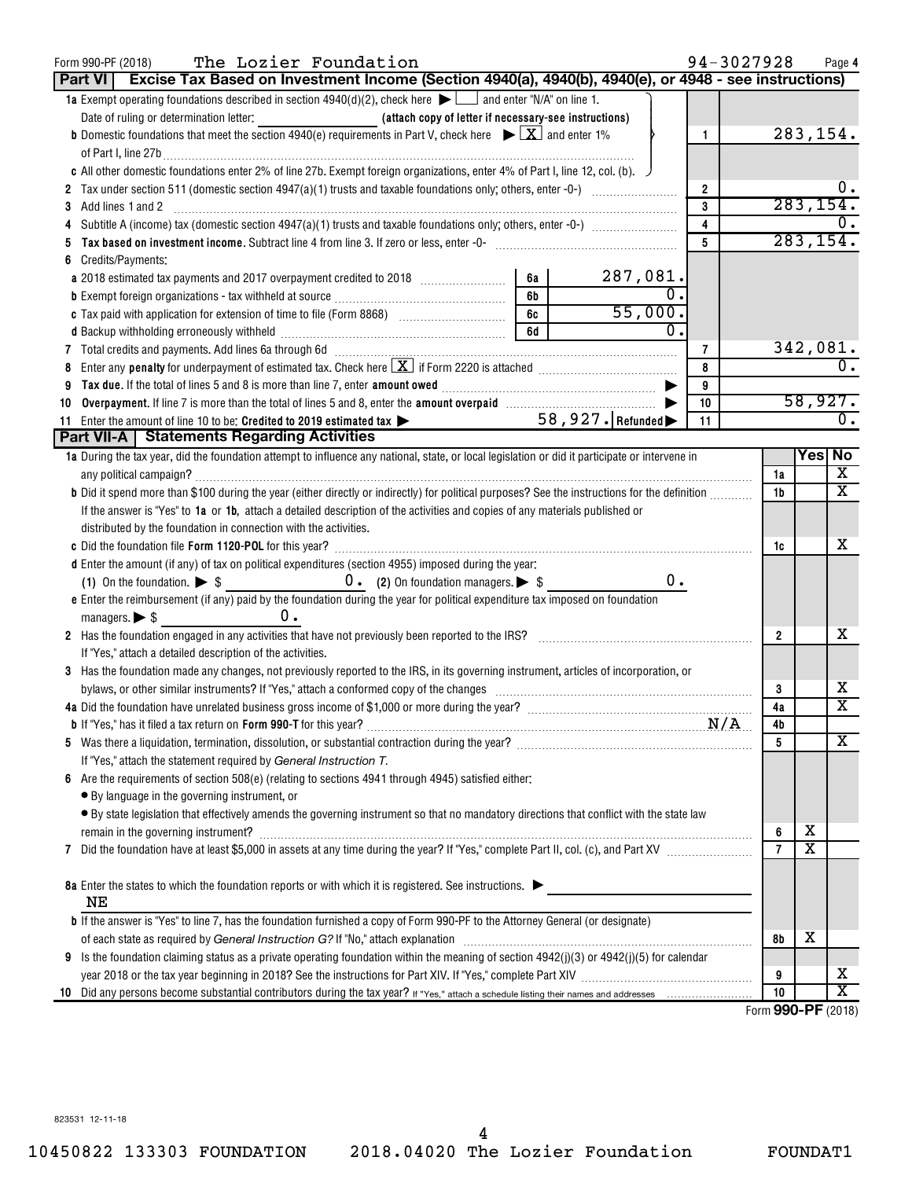Form 990-PF (2018) The Lozier Foundation 94-3027928

## Part VI Excise Tax Based on Investment Income (Section 4940(a), 4940(b), 4940(e), or 4948 - see instructions)

| | | | | |
|---|---|---|---|---|
| **1a** Exempt operating foundations described in section 4940(d)(2), check here ▶ ☐ and enter "N/A" on line 1. | | | | |
| Date of ruling or determination letter: (attach copy of letter if necessary-see instructions) | | | | |
| **b** Domestic foundations that meet the section 4940(e) requirements in Part V, check here ▶ ☒ and enter 1% of Part I, line 27b | | | 1 | 283,154. |
| **c** All other domestic foundations enter 2% of line 27b. Exempt foreign organizations, enter 4% of Part I, line 12, col. (b). | | | | |
| **2** Tax under section 511 (domestic section 4947(a)(1) trusts and taxable foundations only; others, enter -0-) | | | 2 | 0. |
| **3** Add lines 1 and 2 | | | 3 | 283,154. |
| **4** Subtitle A (income) tax (domestic section 4947(a)(1) trusts and taxable foundations only; others, enter -0-) | | | 4 | 0. |
| **5** **Tax based on investment income.** Subtract line 4 from line 3. If zero or less, enter -0- | | | 5 | 283,154. |
| **6** Credits/Payments: | | | | |
| **a** 2018 estimated tax payments and 2017 overpayment credited to 2018 | 6a | 287,081. | | |
| **b** Exempt foreign organizations - tax withheld at source | 6b | 0. | | |
| **c** Tax paid with application for extension of time to file (Form 8868) | 6c | 55,000. | | |
| **d** Backup withholding erroneously withheld | 6d | 0. | | |
| **7** Total credits and payments. Add lines 6a through 6d | | | 7 | 342,081. |
| **8** Enter any **penalty** for underpayment of estimated tax. Check here ☒ if Form 2220 is attached | | | 8 | 0. |
| **9** **Tax due.** If the total of lines 5 and 8 is more than line 7, enter **amount owed** ▶ | | | 9 | |
| **10** **Overpayment.** If line 7 is more than the total of lines 5 and 8, enter the **amount overpaid** ▶ | | | 10 | 58,927. |
| **11** Enter the amount of line 10 to be: **Credited to 2019 estimated tax** ▶ 58,927. **Refunded** ▶ | | | 11 | 0. |

## Part VII-A Statements Regarding Activities

| | | Yes | No |
|---|---|---|---|
| **1a** During the tax year, did the foundation attempt to influence any national, state, or local legislation or did it participate or intervene in any political campaign? | 1a | | X |
| **b** Did it spend more than $100 during the year (either directly or indirectly) for political purposes? See the instructions for the definition | 1b | | X |
| If the answer is "Yes" to **1a** or **1b**, attach a detailed description of the activities and copies of any materials published or distributed by the foundation in connection with the activities. | | | |
| **c** Did the foundation file **Form 1120-POL** for this year? | 1c | | X |
| **d** Enter the amount (if any) of tax on political expenditures (section 4955) imposed during the year: (1) On the foundation. ▶ $ 0. (2) On foundation managers. ▶ $ 0. | | | |
| **e** Enter the reimbursement (if any) paid by the foundation during the year for political expenditure tax imposed on foundation managers. ▶ $ 0. | | | |
| **2** Has the foundation engaged in any activities that have not previously been reported to the IRS? | 2 | | X |
| If "Yes," attach a detailed description of the activities. | | | |
| **3** Has the foundation made any changes, not previously reported to the IRS, in its governing instrument, articles of incorporation, or bylaws, or other similar instruments? If "Yes," attach a conformed copy of the changes | 3 | | X |
| **4a** Did the foundation have unrelated business gross income of $1,000 or more during the year? | 4a | | X |
| **b** If "Yes," has it filed a tax return on **Form 990-T** for this year? N/A | 4b | | |
| **5** Was there a liquidation, termination, dissolution, or substantial contraction during the year? | 5 | | X |
| If "Yes," attach the statement required by *General Instruction T.* | | | |
| **6** Are the requirements of section 508(e) (relating to sections 4941 through 4945) satisfied either: | | | |
| • By language in the governing instrument, or | | | |
| • By state legislation that effectively amends the governing instrument so that no mandatory directions that conflict with the state law remain in the governing instrument? | 6 | X | |
| **7** Did the foundation have at least $5,000 in assets at any time during the year? If "Yes," complete Part II, col. (c), and Part XV | 7 | X | |
| **8a** Enter the states to which the foundation reports or with which it is registered. See instructions. ▶ NE | | | |
| **b** If the answer is "Yes" to line 7, has the foundation furnished a copy of Form 990-PF to the Attorney General (or designate) of each state as required by *General Instruction G?* If "No," attach explanation | 8b | X | |
| **9** Is the foundation claiming status as a private operating foundation within the meaning of section 4942(j)(3) or 4942(j)(5) for calendar year 2018 or the tax year beginning in 2018? See the instructions for Part XIV. If "Yes," complete Part XIV | 9 | | X |
| **10** Did any persons become substantial contributors during the tax year? If "Yes," attach a schedule listing their names and addresses | 10 | | X |

Form **990-PF** (2018)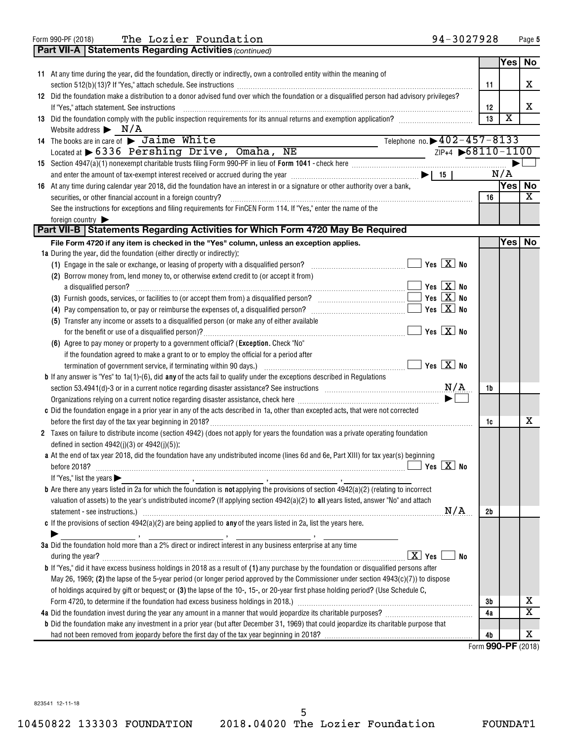Form 990-PF (2018) The Lozier Foundation 94-3027928

## Part VII-A Statements Regarding Activities *(continued)*

| | | | Yes | No |
|---|---|---|---|---|
| **11** | At any time during the year, did the foundation, directly or indirectly, own a controlled entity within the meaning of section 512(b)(13)? If "Yes," attach schedule. See instructions | 11 | | X |
| **12** | Did the foundation make a distribution to a donor advised fund over which the foundation or a disqualified person had advisory privileges? If "Yes," attach statement. See instructions | 12 | | X |
| **13** | Did the foundation comply with the public inspection requirements for its annual returns and exemption application? | 13 | X | |

Website address ▶ N/A

**14** The books are in care of ▶ Jaime White Telephone no. ▶ 402-457-8133

Located at ▶ 6336 Pershing Drive, Omaha, NE ZIP+4 ▶ 68110-1100

**15** Section 4947(a)(1) nonexempt charitable trusts filing Form 990-PF in lieu of **Form 1041** - check here ▶ ☐

and enter the amount of tax-exempt interest received or accrued during the year ▶ | 15 | N/A

| | | | Yes | No |
|---|---|---|---|---|
| **16** | At any time during calendar year 2018, did the foundation have an interest in or a signature or other authority over a bank, securities, or other financial account in a foreign country? | 16 | | X |

See the instructions for exceptions and filing requirements for FinCEN Form 114. If "Yes," enter the name of the foreign country ▶

## Part VII-B Statements Regarding Activities for Which Form 4720 May Be Required

**File Form 4720 if any item is checked in the "Yes" column, unless an exception applies.** | Yes | No

**1a** During the year, did the foundation (either directly or indirectly):

(1) Engage in the sale or exchange, or leasing of property with a disqualified person? ☐ Yes ☒ No

(2) Borrow money from, lend money to, or otherwise extend credit to (or accept it from) a disqualified person? ☐ Yes ☒ No

(3) Furnish goods, services, or facilities to (or accept them from) a disqualified person? ☐ Yes ☒ No

(4) Pay compensation to, or pay or reimburse the expenses of, a disqualified person? ☐ Yes ☒ No

(5) Transfer any income or assets to a disqualified person (or make any of either available for the benefit or use of a disqualified person)? ☐ Yes ☒ No

(6) Agree to pay money or property to a government official? (**Exception.** Check "No" if the foundation agreed to make a grant to or to employ the official for a period after termination of government service, if terminating within 90 days.) ☐ Yes ☒ No

| | | | Yes | No |
|---|---|---|---|---|
| **b** | If any answer is "Yes" to 1a(1)-(6), did **any** of the acts fail to qualify under the exceptions described in Regulations section 53.4941(d)-3 or in a current notice regarding disaster assistance? See instructions N/A | 1b | | |
| | Organizations relying on a current notice regarding disaster assistance, check here ▶ ☐ | | | |
| **c** | Did the foundation engage in a prior year in any of the acts described in 1a, other than excepted acts, that were not corrected before the first day of the tax year beginning in 2018? | 1c | | X |

**2** Taxes on failure to distribute income (section 4942) (does not apply for years the foundation was a private operating foundation defined in section 4942(j)(3) or 4942(j)(5)):

**a** At the end of tax year 2018, did the foundation have any undistributed income (lines 6d and 6e, Part XIII) for tax year(s) beginning before 2018? ☐ Yes ☒ No

If "Yes," list the years ▶ ____, ____, ____, ____

| | | | Yes | No |
|---|---|---|---|---|
| **b** | Are there any years listed in 2a for which the foundation is **not** applying the provisions of section 4942(a)(2) (relating to incorrect valuation of assets) to the year's undistributed income? (If applying section 4942(a)(2) to **all** years listed, answer "No" and attach statement - see instructions.) N/A | 2b | | |

**c** If the provisions of section 4942(a)(2) are being applied to **any** of the years listed in 2a, list the years here.
▶ ____, ____, ____, ____

**3a** Did the foundation hold more than a 2% direct or indirect interest in any business enterprise at any time during the year? ☒ Yes ☐ No

| | | | Yes | No |
|---|---|---|---|---|
| **b** | If "Yes," did it have excess business holdings in 2018 as a result of **(1)** any purchase by the foundation or disqualified persons after May 26, 1969; **(2)** the lapse of the 5-year period (or longer period approved by the Commissioner under section 4943(c)(7)) to dispose of holdings acquired by gift or bequest; or **(3)** the lapse of the 10-, 15-, or 20-year first phase holding period? (Use Schedule C, Form 4720, to determine if the foundation had excess business holdings in 2018.) | 3b | | X |
| **4a** | Did the foundation invest during the year any amount in a manner that would jeopardize its charitable purposes? | 4a | | X |
| **b** | Did the foundation make any investment in a prior year (but after December 31, 1969) that could jeopardize its charitable purpose that had not been removed from jeopardy before the first day of the tax year beginning in 2018? | 4b | | X |

Form **990-PF** (2018)

823541 12-11-18

10450822 133303 FOUNDATION 2018.04020 The Lozier Foundation FOUNDAT1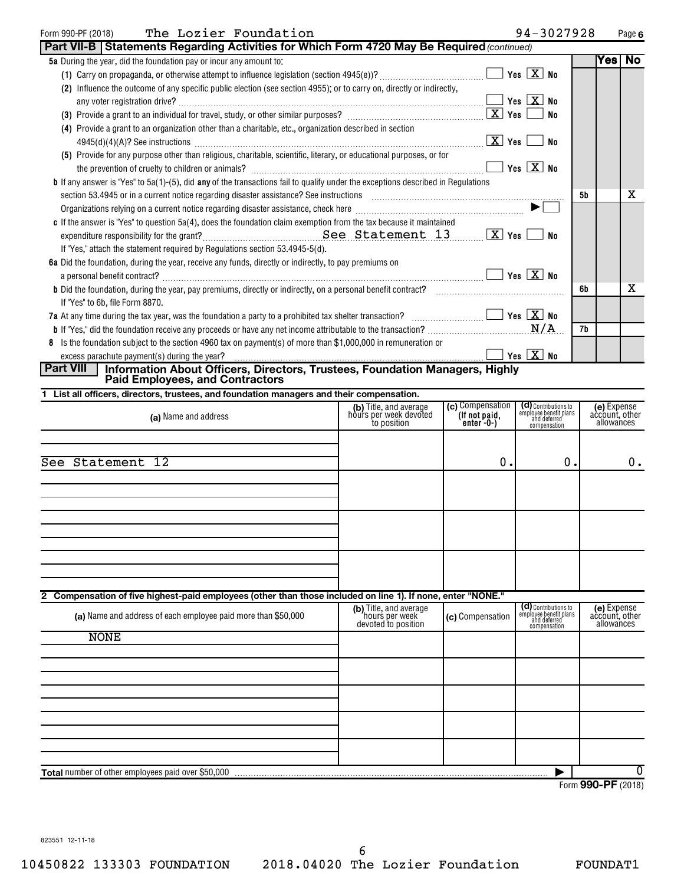Form 990-PF (2018) The Lozier Foundation 94-3027928 Page 6

## Part VII-B Statements Regarding Activities for Which Form 4720 May Be Required *(continued)*

| | | Yes | No |
|---|---|---|---|
| **5a** During the year, did the foundation pay or incur any amount to: | | | |
| (1) Carry on propaganda, or otherwise attempt to influence legislation (section 4945(e))? ☐ Yes ☒ No | | | |
| (2) Influence the outcome of any specific public election (see section 4955); or to carry on, directly or indirectly, any voter registration drive? ☐ Yes ☒ No | | | |
| (3) Provide a grant to an individual for travel, study, or other similar purposes? ☒ Yes ☐ No | | | |
| (4) Provide a grant to an organization other than a charitable, etc., organization described in section 4945(d)(4)(A)? See instructions ☒ Yes ☐ No | | | |
| (5) Provide for any purpose other than religious, charitable, scientific, literary, or educational purposes, or for the prevention of cruelty to children or animals? ☐ Yes ☒ No | | | |
| **b** If any answer is "Yes" to 5a(1)-(5), did **any** of the transactions fail to qualify under the exceptions described in Regulations section 53.4945 or in a current notice regarding disaster assistance? See instructions | 5b | | X |
| Organizations relying on a current notice regarding disaster assistance, check here ▶ ☐ | | | |
| **c** If the answer is "Yes" to question 5a(4), does the foundation claim exemption from the tax because it maintained expenditure responsibility for the grant? See Statement 13 ☒ Yes ☐ No | | | |
| If "Yes," attach the statement required by Regulations section 53.4945-5(d). | | | |
| **6a** Did the foundation, during the year, receive any funds, directly or indirectly, to pay premiums on a personal benefit contract? ☐ Yes ☒ No | | | |
| **b** Did the foundation, during the year, pay premiums, directly or indirectly, on a personal benefit contract? | 6b | | X |
| If "Yes" to 6b, file Form 8870. | | | |
| **7a** At any time during the tax year, was the foundation a party to a prohibited tax shelter transaction? ☐ Yes ☒ No | | | |
| **b** If "Yes," did the foundation receive any proceeds or have any net income attributable to the transaction? N/A | 7b | | |
| **8** Is the foundation subject to the section 4960 tax on payment(s) of more than $1,000,000 in remuneration or excess parachute payment(s) during the year? ☐ Yes ☒ No | | | |

## Part VIII Information About Officers, Directors, Trustees, Foundation Managers, Highly Paid Employees, and Contractors

**1 List all officers, directors, trustees, and foundation managers and their compensation.**

| (a) Name and address | (b) Title, and average hours per week devoted to position | (c) Compensation (If not paid, enter -0-) | (d) Contributions to employee benefit plans and deferred compensation | (e) Expense account, other allowances |
|---|---|---|---|---|
| See Statement 12 | | 0. | 0. | 0. |

**2 Compensation of five highest-paid employees (other than those included on line 1). If none, enter "NONE."**

| (a) Name and address of each employee paid more than $50,000 | (b) Title, and average hours per week devoted to position | (c) Compensation | (d) Contributions to employee benefit plans and deferred compensation | (e) Expense account, other allowances |
|---|---|---|---|---|
| NONE | | | | |

**Total** number of other employees paid over $50,000 ▶ 0

Form **990-PF** (2018)

823551 12-11-18

10450822 133303 FOUNDATION 2018.04020 The Lozier Foundation FOUNDAT1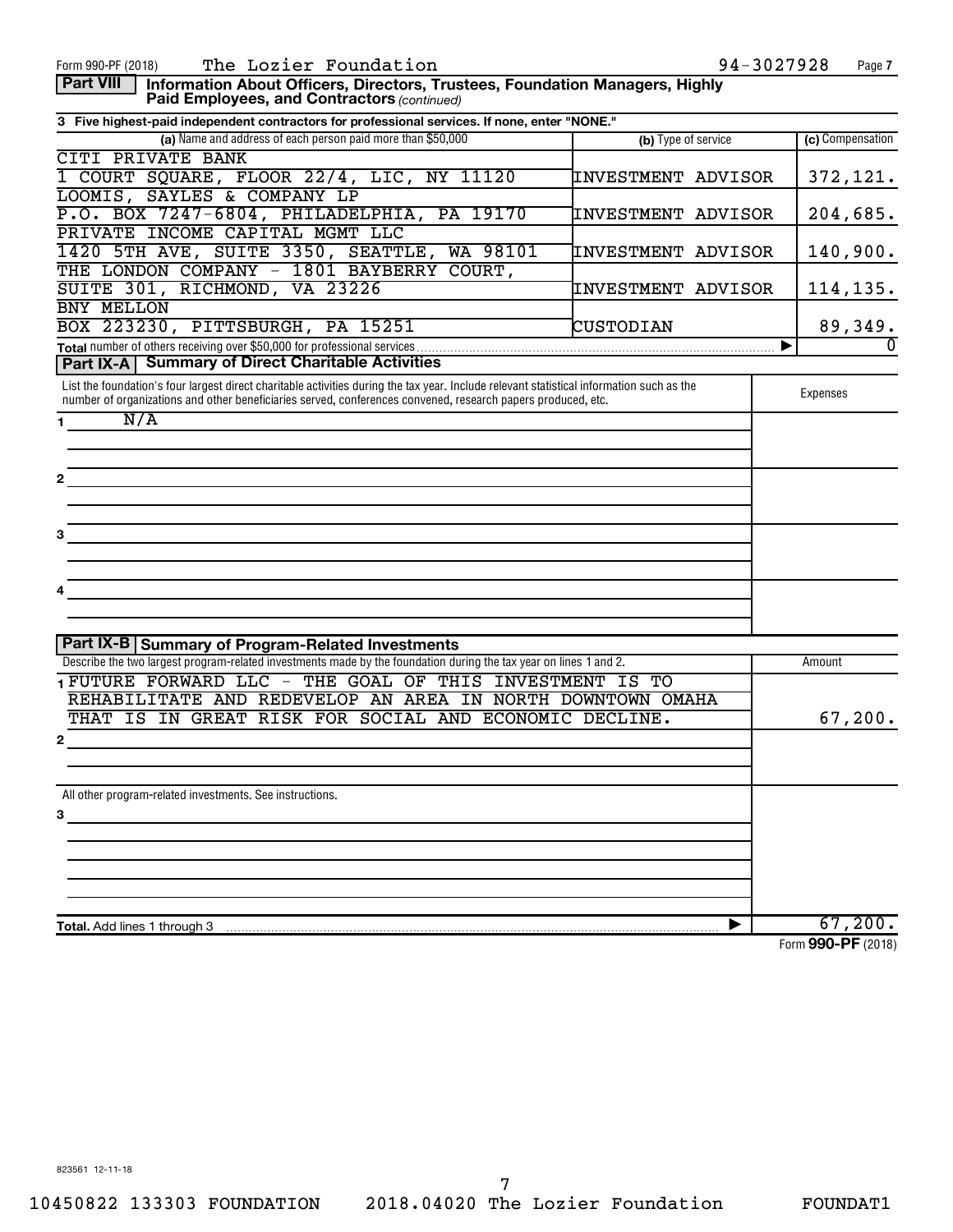Form 990-PF (2018) The Lozier Foundation 94-3027928

## Part VIII Information About Officers, Directors, Trustees, Foundation Managers, Highly Paid Employees, and Contractors *(continued)*

**3 Five highest-paid independent contractors for professional services. If none, enter "NONE."**

| (a) Name and address of each person paid more than $50,000 | (b) Type of service | (c) Compensation |
|---|---|---|
| CITI PRIVATE BANK<br>1 COURT SQUARE, FLOOR 22/4, LIC, NY 11120 | INVESTMENT ADVISOR | 372,121. |
| LOOMIS, SAYLES & COMPANY LP<br>P.O. BOX 7247-6804, PHILADELPHIA, PA 19170 | INVESTMENT ADVISOR | 204,685. |
| PRIVATE INCOME CAPITAL MGMT LLC<br>1420 5TH AVE, SUITE 3350, SEATTLE, WA 98101 | INVESTMENT ADVISOR | 140,900. |
| THE LONDON COMPANY - 1801 BAYBERRY COURT,<br>SUITE 301, RICHMOND, VA 23226 | INVESTMENT ADVISOR | 114,135. |
| BNY MELLON<br>BOX 223230, PITTSBURGH, PA 15251 | CUSTODIAN | 89,349. |
| **Total** number of others receiving over $50,000 for professional services ▶ | | 0 |

## Part IX-A Summary of Direct Charitable Activities

| List the foundation's four largest direct charitable activities during the tax year. Include relevant statistical information such as the number of organizations and other beneficiaries served, conferences convened, research papers produced, etc. | Expenses |
|---|---|
| 1 N/A | |
| 2 | |
| 3 | |
| 4 | |

## Part IX-B Summary of Program-Related Investments

| Describe the two largest program-related investments made by the foundation during the tax year on lines 1 and 2. | Amount |
|---|---|
| 1 FUTURE FORWARD LLC - THE GOAL OF THIS INVESTMENT IS TO REHABILITATE AND REDEVELOP AN AREA IN NORTH DOWNTOWN OMAHA THAT IS IN GREAT RISK FOR SOCIAL AND ECONOMIC DECLINE. | 67,200. |
| 2 | |
| All other program-related investments. See instructions. | |
| 3 | |
| **Total.** Add lines 1 through 3 ▶ | 67,200. |

Form **990-PF** (2018)

823561 12-11-18

10450822 133303 FOUNDATION 2018.04020 The Lozier Foundation FOUNDAT1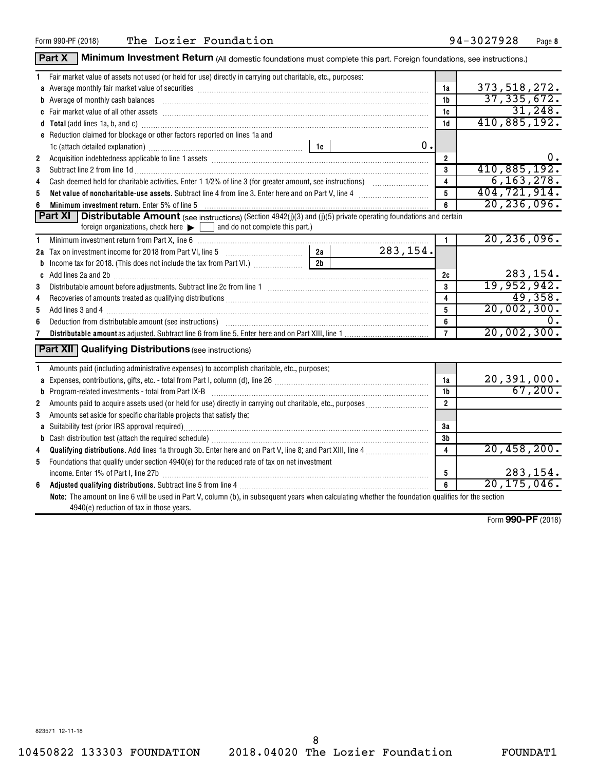Form 990-PF (2018) The Lozier Foundation 94-3027928

## Part X Minimum Investment Return (All domestic foundations must complete this part. Foreign foundations, see instructions.)

| | | | | |
|---|---|---|---|---|
| 1 | Fair market value of assets not used (or held for use) directly in carrying out charitable, etc., purposes: | | | |
| a | Average monthly fair market value of securities | | 1a | 373,518,272. |
| b | Average of monthly cash balances | | 1b | 37,335,672. |
| c | Fair market value of all other assets | | 1c | 31,248. |
| d | **Total** (add lines 1a, b, and c) | | 1d | 410,885,192. |
| e | Reduction claimed for blockage or other factors reported on lines 1a and 1c (attach detailed explanation) | 1e 0. | | |
| 2 | Acquisition indebtedness applicable to line 1 assets | | 2 | 0. |
| 3 | Subtract line 2 from line 1d | | 3 | 410,885,192. |
| 4 | Cash deemed held for charitable activities. Enter 1 1/2% of line 3 (for greater amount, see instructions) | | 4 | 6,163,278. |
| 5 | **Net value of noncharitable-use assets.** Subtract line 4 from line 3. Enter here and on Part V, line 4 | | 5 | 404,721,914. |
| 6 | **Minimum investment return.** Enter 5% of line 5 | | 6 | 20,236,096. |

## Part XI Distributable Amount (see instructions) (Section 4942(j)(3) and (j)(5) private operating foundations and certain foreign organizations, check here ☐ and do not complete this part.)

| | | | | |
|---|---|---|---|---|
| 1 | Minimum investment return from Part X, line 6 | | 1 | 20,236,096. |
| 2a | Tax on investment income for 2018 from Part VI, line 5 | 2a 283,154. | | |
| b | Income tax for 2018. (This does not include the tax from Part VI.) | 2b | | |
| c | Add lines 2a and 2b | | 2c | 283,154. |
| 3 | Distributable amount before adjustments. Subtract line 2c from line 1 | | 3 | 19,952,942. |
| 4 | Recoveries of amounts treated as qualifying distributions | | 4 | 49,358. |
| 5 | Add lines 3 and 4 | | 5 | 20,002,300. |
| 6 | Deduction from distributable amount (see instructions) | | 6 | 0. |
| 7 | **Distributable amount** as adjusted. Subtract line 6 from line 5. Enter here and on Part XIII, line 1 | | 7 | 20,002,300. |

## Part XII Qualifying Distributions (see instructions)

| | | | |
|---|---|---|---|
| 1 | Amounts paid (including administrative expenses) to accomplish charitable, etc., purposes: | | |
| a | Expenses, contributions, gifts, etc. - total from Part I, column (d), line 26 | 1a | 20,391,000. |
| b | Program-related investments - total from Part IX-B | 1b | 67,200. |
| 2 | Amounts paid to acquire assets used (or held for use) directly in carrying out charitable, etc., purposes | 2 | |
| 3 | Amounts set aside for specific charitable projects that satisfy the: | | |
| a | Suitability test (prior IRS approval required) | 3a | |
| b | Cash distribution test (attach the required schedule) | 3b | |
| 4 | **Qualifying distributions.** Add lines 1a through 3b. Enter here and on Part V, line 8; and Part XIII, line 4 | 4 | 20,458,200. |
| 5 | Foundations that qualify under section 4940(e) for the reduced rate of tax on net investment income. Enter 1% of Part I, line 27b | 5 | 283,154. |
| 6 | **Adjusted qualifying distributions.** Subtract line 5 from line 4 | 6 | 20,175,046. |

**Note:** The amount on line 6 will be used in Part V, column (b), in subsequent years when calculating whether the foundation qualifies for the section 4940(e) reduction of tax in those years.

Form **990-PF** (2018)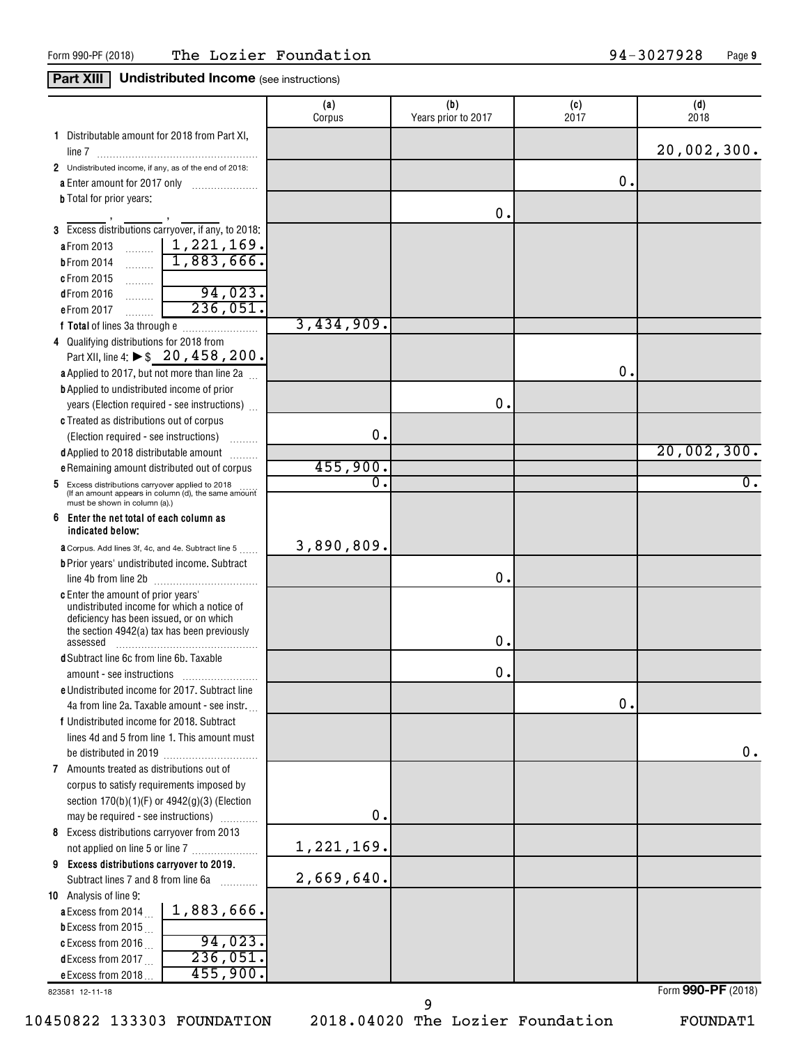Form 990-PF (2018) The Lozier Foundation 94-3027928

**Part XIII** **Undistributed Income** (see instructions)

| | (a) Corpus | (b) Years prior to 2017 | (c) 2017 | (d) 2018 |
|---|---|---|---|---|
| **1** Distributable amount for 2018 from Part XI, line 7 | | | | 20,002,300. |
| **2** Undistributed income, if any, as of the end of 2018: | | | | |
| **a** Enter amount for 2017 only | | | 0. | |
| **b** Total for prior years: ____ , ____ , ____ | | 0. | | |
| **3** Excess distributions carryover, if any, to 2018: | | | | |
| **a** From 2013 ... 1,221,169. | | | | |
| **b** From 2014 ... 1,883,666. | | | | |
| **c** From 2015 ... | | | | |
| **d** From 2016 ... 94,023. | | | | |
| **e** From 2017 ... 236,051. | | | | |
| **f Total** of lines 3a through e | 3,434,909. | | | |
| **4** Qualifying distributions for 2018 from Part XII, line 4: ▶ $ 20,458,200. | | | | |
| **a** Applied to 2017, but not more than line 2a | | | 0. | |
| **b** Applied to undistributed income of prior years (Election required - see instructions) | | 0. | | |
| **c** Treated as distributions out of corpus (Election required - see instructions) | 0. | | | |
| **d** Applied to 2018 distributable amount | | | | 20,002,300. |
| **e** Remaining amount distributed out of corpus | 455,900. | | | |
| **5** Excess distributions carryover applied to 2018 (If an amount appears in column (d), the same amount must be shown in column (a).) | 0. | | | 0. |
| **6 Enter the net total of each column as indicated below:** | | | | |
| **a** Corpus. Add lines 3f, 4c, and 4e. Subtract line 5 | 3,890,809. | | | |
| **b** Prior years' undistributed income. Subtract line 4b from line 2b | | 0. | | |
| **c** Enter the amount of prior years' undistributed income for which a notice of deficiency has been issued, or on which the section 4942(a) tax has been previously assessed | | 0. | | |
| **d** Subtract line 6c from line 6b. Taxable amount - see instructions | | 0. | | |
| **e** Undistributed income for 2017. Subtract line 4a from line 2a. Taxable amount - see instr. | | | 0. | |
| **f** Undistributed income for 2018. Subtract lines 4d and 5 from line 1. This amount must be distributed in 2019 | | | | 0. |
| **7** Amounts treated as distributions out of corpus to satisfy requirements imposed by section 170(b)(1)(F) or 4942(g)(3) (Election may be required - see instructions) | 0. | | | |
| **8** Excess distributions carryover from 2013 not applied on line 5 or line 7 | 1,221,169. | | | |
| **9 Excess distributions carryover to 2019.** Subtract lines 7 and 8 from line 6a | 2,669,640. | | | |
| **10** Analysis of line 9: | | | | |
| **a** Excess from 2014 ... 1,883,666. | | | | |
| **b** Excess from 2015 ... | | | | |
| **c** Excess from 2016 ... 94,023. | | | | |
| **d** Excess from 2017 ... 236,051. | | | | |
| **e** Excess from 2018 ... 455,900. | | | | |

823581 12-11-18

Form **990-PF** (2018)

10450822 133303 FOUNDATION 2018.04020 The Lozier Foundation FOUNDAT1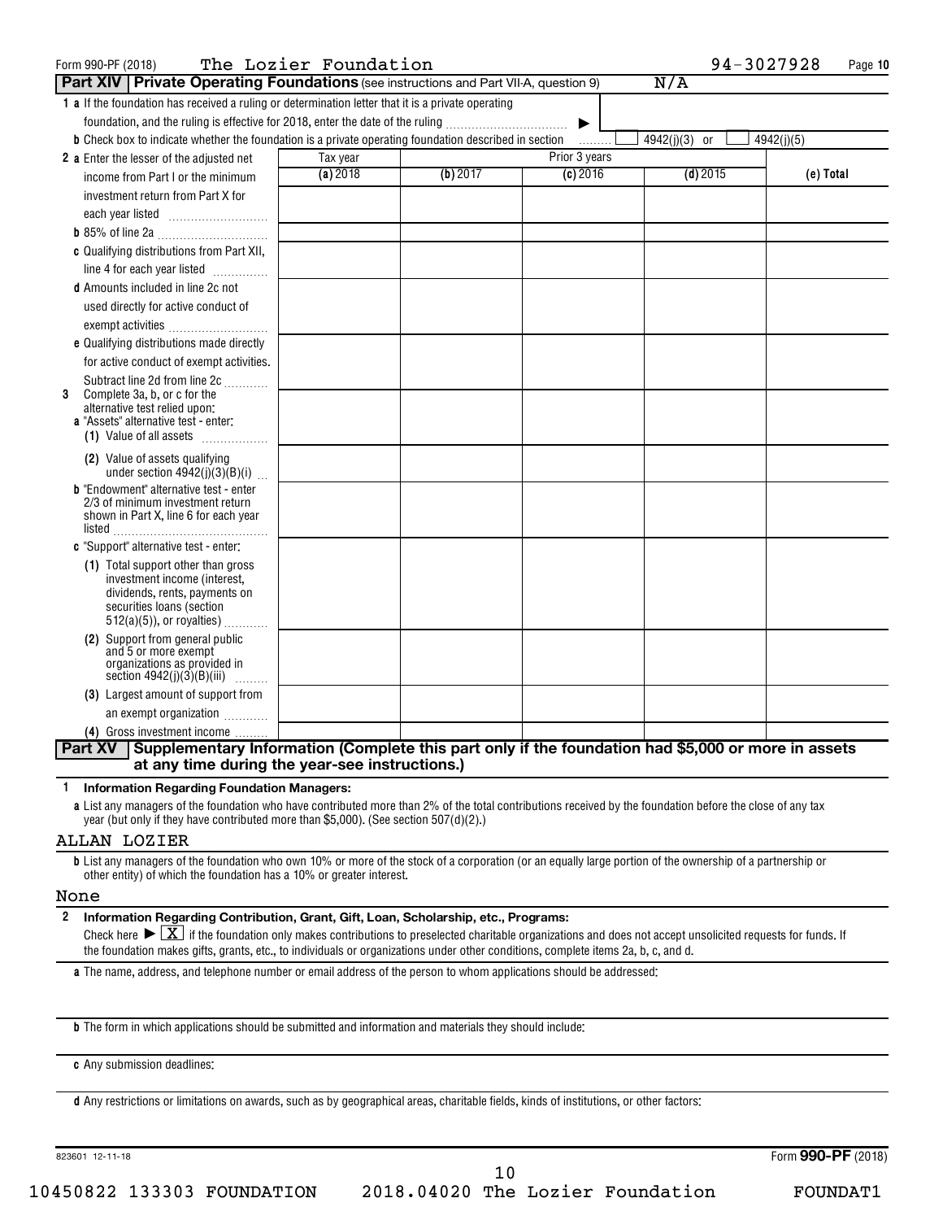Form 990-PF (2018) The Lozier Foundation 94-3027928 Page 10

## Part XIV | Private Operating Foundations (see instructions and Part VII-A, question 9) N/A

**1 a** If the foundation has received a ruling or determination letter that it is a private operating foundation, and the ruling is effective for 2018, enter the date of the ruling ▶

**b** Check box to indicate whether the foundation is a private operating foundation described in section ☐ 4942(j)(3) or ☐ 4942(j)(5)

| | Tax year | Prior 3 years | | | |
|---|---|---|---|---|---|
| | (a) 2018 | (b) 2017 | (c) 2016 | (d) 2015 | (e) Total |
| **2 a** Enter the lesser of the adjusted net income from Part I or the minimum investment return from Part X for each year listed | | | | | |
| **b** 85% of line 2a | | | | | |
| **c** Qualifying distributions from Part XII, line 4 for each year listed | | | | | |
| **d** Amounts included in line 2c not used directly for active conduct of exempt activities | | | | | |
| **e** Qualifying distributions made directly for active conduct of exempt activities. Subtract line 2d from line 2c | | | | | |
| **3** Complete 3a, b, or c for the alternative test relied upon: **a** "Assets" alternative test - enter: (1) Value of all assets | | | | | |
| (2) Value of assets qualifying under section 4942(j)(3)(B)(i) | | | | | |
| **b** "Endowment" alternative test - enter 2/3 of minimum investment return shown in Part X, line 6 for each year listed | | | | | |
| **c** "Support" alternative test - enter: (1) Total support other than gross investment income (interest, dividends, rents, payments on securities loans (section 512(a)(5)), or royalties) | | | | | |
| (2) Support from general public and 5 or more exempt organizations as provided in section 4942(j)(3)(B)(iii) | | | | | |
| (3) Largest amount of support from an exempt organization | | | | | |
| (4) Gross investment income | | | | | |

## Part XV | Supplementary Information (Complete this part only if the foundation had $5,000 or more in assets at any time during the year-see instructions.)

**1 Information Regarding Foundation Managers:**

**a** List any managers of the foundation who have contributed more than 2% of the total contributions received by the foundation before the close of any tax year (but only if they have contributed more than $5,000). (See section 507(d)(2).)

ALLAN LOZIER

**b** List any managers of the foundation who own 10% or more of the stock of a corporation (or an equally large portion of the ownership of a partnership or other entity) of which the foundation has a 10% or greater interest.

None

**2 Information Regarding Contribution, Grant, Gift, Loan, Scholarship, etc., Programs:**

Check here ▶ ☒ if the foundation only makes contributions to preselected charitable organizations and does not accept unsolicited requests for funds. If the foundation makes gifts, grants, etc., to individuals or organizations under other conditions, complete items 2a, b, c, and d.

**a** The name, address, and telephone number or email address of the person to whom applications should be addressed:

**b** The form in which applications should be submitted and information and materials they should include:

**c** Any submission deadlines:

**d** Any restrictions or limitations on awards, such as by geographical areas, charitable fields, kinds of institutions, or other factors:

823601 12-11-18 Form **990-PF** (2018)

10450822 133303 FOUNDATION 2018.04020 The Lozier Foundation FOUNDAT1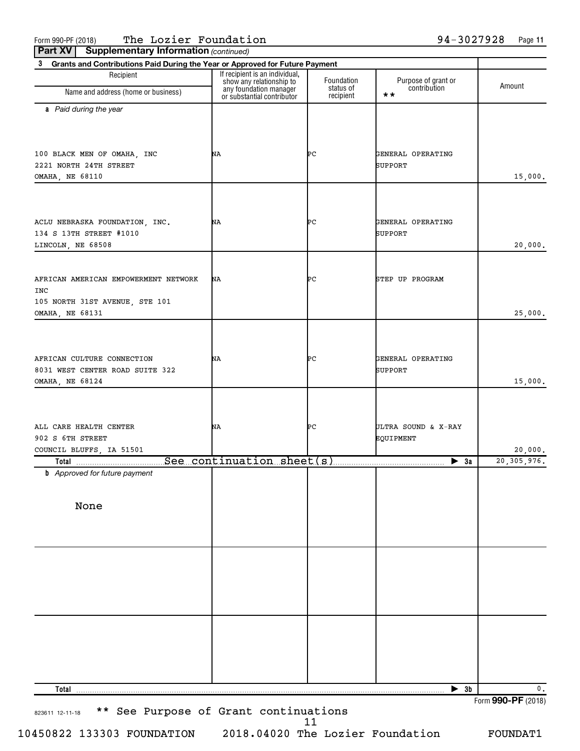Form 990-PF (2018) The Lozier Foundation 94-3027928 Page 11

**Part XV Supplementary Information** *(continued)*

**3 Grants and Contributions Paid During the Year or Approved for Future Payment**

| Recipient Name and address (home or business) | If recipient is an individual, show any relationship to any foundation manager or substantial contributor | Foundation status of recipient | Purpose of grant or contribution ** | Amount |
|---|---|---|---|---|
| ***a** Paid during the year* | | | | |
| 100 BLACK MEN OF OMAHA, INC<br>2221 NORTH 24TH STREET<br>OMAHA, NE 68110 | NA | PC | GENERAL OPERATING SUPPORT | 15,000. |
| ACLU NEBRASKA FOUNDATION, INC.<br>134 S 13TH STREET #1010<br>LINCOLN, NE 68508 | NA | PC | GENERAL OPERATING SUPPORT | 20,000. |
| AFRICAN AMERICAN EMPOWERMENT NETWORK INC<br>105 NORTH 31ST AVENUE, STE 101<br>OMAHA, NE 68131 | NA | PC | STEP UP PROGRAM | 25,000. |
| AFRICAN CULTURE CONNECTION<br>8031 WEST CENTER ROAD SUITE 322<br>OMAHA, NE 68124 | NA | PC | GENERAL OPERATING SUPPORT | 15,000. |
| ALL CARE HEALTH CENTER<br>902 S 6TH STREET<br>COUNCIL BLUFFS, IA 51501 | NA | PC | ULTRA SOUND & X-RAY EQUIPMENT | 20,000. |
| **Total** See continuation sheet(s) | | | ▶ **3a** | 20,305,976. |
| ***b** Approved for future payment* | | | | |
| None | | | | |
| **Total** | | | ▶ **3b** | 0. |

Form **990-PF** (2018)

823611 12-11-18 ** See Purpose of Grant continuations

10450822 133303 FOUNDATION 2018.04020 The Lozier Foundation FOUNDAT1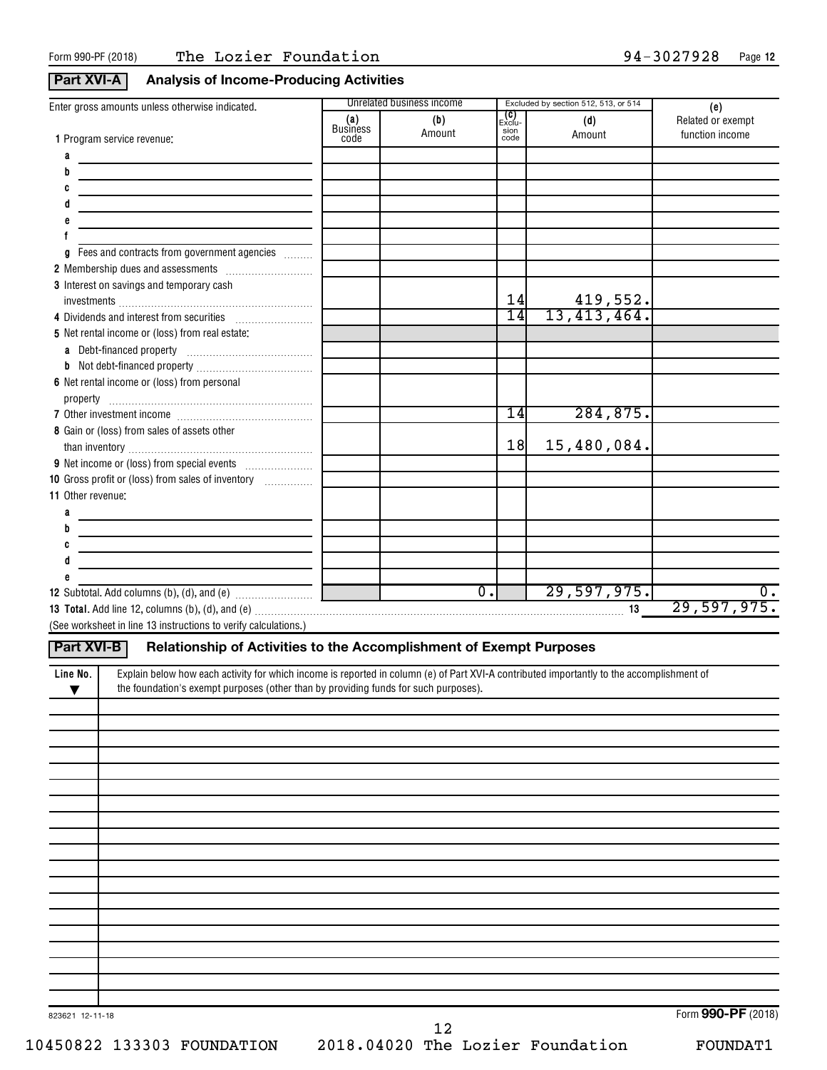Form 990-PF (2018) The Lozier Foundation 94-3027928 Page 12

## Part XVI-A Analysis of Income-Producing Activities

| Enter gross amounts unless otherwise indicated. | Unrelated business income | | Excluded by section 512, 513, or 514 | | (e) |
|---|---|---|---|---|---|
| | (a) Business code | (b) Amount | (c) Exclusion code | (d) Amount | Related or exempt function income |
| 1 Program service revenue: | | | | | |
| a | | | | | |
| b | | | | | |
| c | | | | | |
| d | | | | | |
| e | | | | | |
| f | | | | | |
| g Fees and contracts from government agencies | | | | | |
| 2 Membership dues and assessments | | | | | |
| 3 Interest on savings and temporary cash investments | | | 14 | 419,552. | |
| 4 Dividends and interest from securities | | | 14 | 13,413,464. | |
| 5 Net rental income or (loss) from real estate: | | | | | |
| a Debt-financed property | | | | | |
| b Not debt-financed property | | | | | |
| 6 Net rental income or (loss) from personal property | | | | | |
| 7 Other investment income | | | 14 | 284,875. | |
| 8 Gain or (loss) from sales of assets other than inventory | | | 18 | 15,480,084. | |
| 9 Net income or (loss) from special events | | | | | |
| 10 Gross profit or (loss) from sales of inventory | | | | | |
| 11 Other revenue: | | | | | |
| a | | | | | |
| b | | | | | |
| c | | | | | |
| d | | | | | |
| e | | | | | |
| 12 Subtotal. Add columns (b), (d), and (e) | | 0. | | 29,597,975. | 0. |

**13 Total.** Add line 12, columns (b), (d), and (e) ..... 13 29,597,975.

(See worksheet in line 13 instructions to verify calculations.)

## Part XVI-B Relationship of Activities to the Accomplishment of Exempt Purposes

| Line No. ▼ | Explain below how each activity for which income is reported in column (e) of Part XVI-A contributed importantly to the accomplishment of the foundation's exempt purposes (other than by providing funds for such purposes). |
|---|---|
| | |

823621 12-11-18

Form **990-PF** (2018)

10450822 133303 FOUNDATION 2018.04020 The Lozier Foundation FOUNDAT1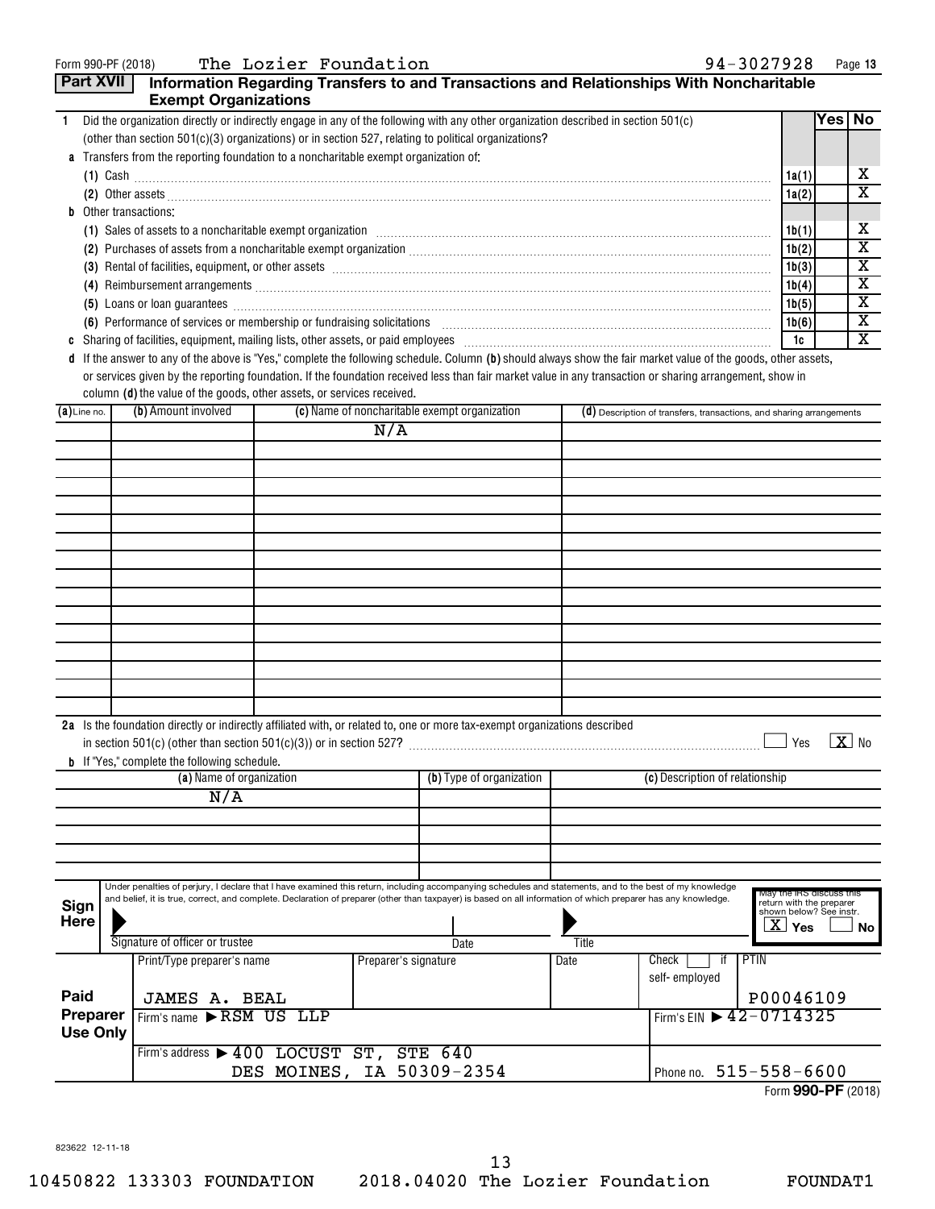Form 990-PF (2018) The Lozier Foundation 94-3027928

## Part XVII Information Regarding Transfers to and Transactions and Relationships With Noncharitable Exempt Organizations

| | | | Yes | No |
|---|---|---|---|---|
| 1 | Did the organization directly or indirectly engage in any of the following with any other organization described in section 501(c) (other than section 501(c)(3) organizations) or in section 527, relating to political organizations? | | | |
| a | Transfers from the reporting foundation to a noncharitable exempt organization of: | | | |
| | (1) Cash | 1a(1) | | X |
| | (2) Other assets | 1a(2) | | X |
| b | Other transactions: | | | |
| | (1) Sales of assets to a noncharitable exempt organization | 1b(1) | | X |
| | (2) Purchases of assets from a noncharitable exempt organization | 1b(2) | | X |
| | (3) Rental of facilities, equipment, or other assets | 1b(3) | | X |
| | (4) Reimbursement arrangements | 1b(4) | | X |
| | (5) Loans or loan guarantees | 1b(5) | | X |
| | (6) Performance of services or membership or fundraising solicitations | 1b(6) | | X |
| c | Sharing of facilities, equipment, mailing lists, other assets, or paid employees | 1c | | X |

**d** If the answer to any of the above is "Yes," complete the following schedule. Column **(b)** should always show the fair market value of the goods, other assets, or services given by the reporting foundation. If the foundation received less than fair market value in any transaction or sharing arrangement, show in column **(d)** the value of the goods, other assets, or services received.

| (a) Line no. | (b) Amount involved | (c) Name of noncharitable exempt organization | (d) Description of transfers, transactions, and sharing arrangements |
|---|---|---|---|
| | | N/A | |

**2a** Is the foundation directly or indirectly affiliated with, or related to, one or more tax-exempt organizations described in section 501(c) (other than section 501(c)(3)) or in section 527? ☐ Yes ☒ No

**b** If "Yes," complete the following schedule.

| (a) Name of organization | (b) Type of organization | (c) Description of relationship |
|---|---|---|
| N/A | | |

**Sign Here**

Under penalties of perjury, I declare that I have examined this return, including accompanying schedules and statements, and to the best of my knowledge and belief, it is true, correct, and complete. Declaration of preparer (other than taxpayer) is based on all information of which preparer has any knowledge.

Signature of officer or trustee | Date | Title

May the IRS discuss this return with the preparer shown below? See instr. ☒ Yes ☐ No

**Paid Preparer Use Only**

| Print/Type preparer's name | Preparer's signature | Date | Check ☐ if self-employed | PTIN |
|---|---|---|---|---|
| JAMES A. BEAL | | | | P00046109 |

Firm's name ▶ RSM US LLP — Firm's EIN ▶ 42-0714325

Firm's address ▶ 400 LOCUST ST, STE 640, DES MOINES, IA 50309-2354 — Phone no. 515-558-6600

Form **990-PF** (2018)

823622 12-11-18

10450822 133303 FOUNDATION 2018.04020 The Lozier Foundation FOUNDAT1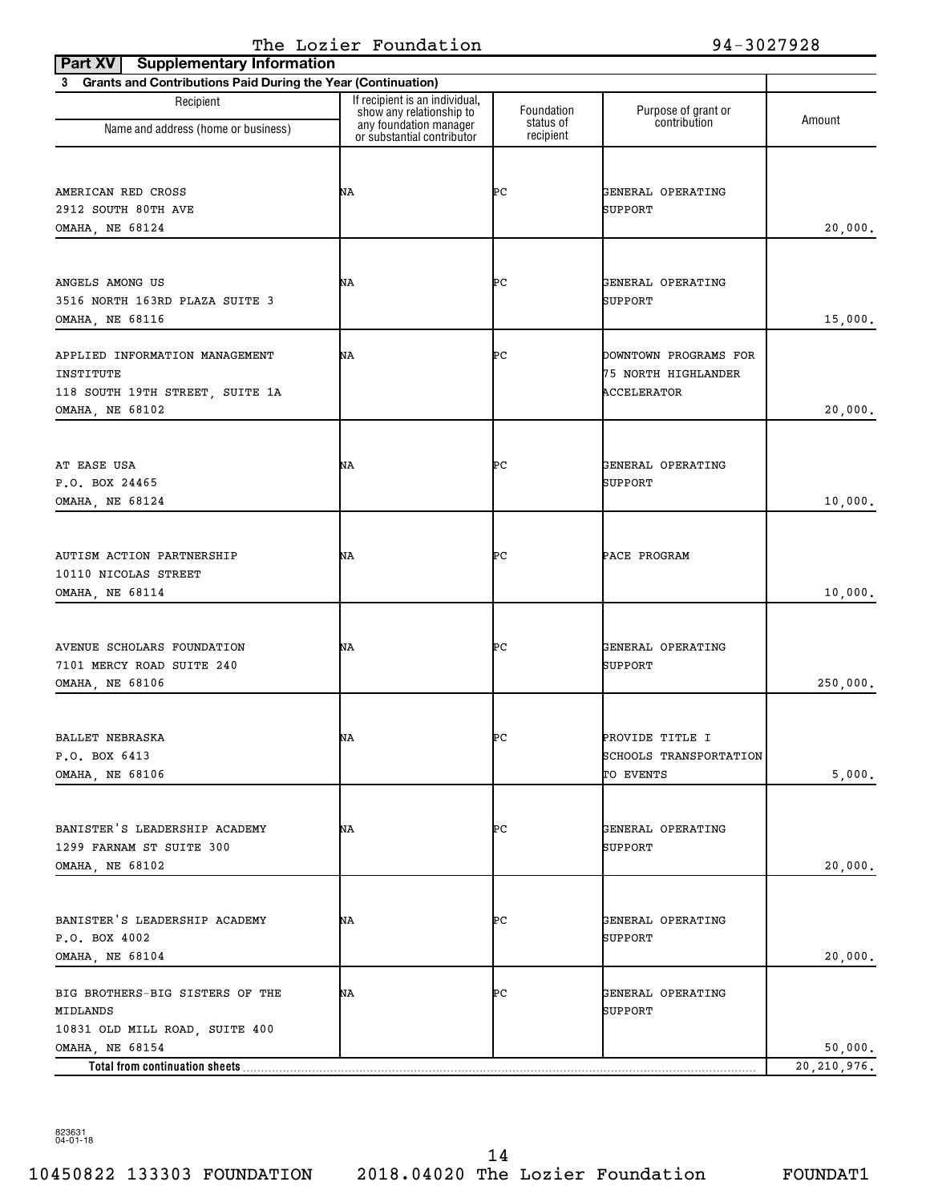The Lozier Foundation 94-3027928

**Part XV Supplementary Information**

**3 Grants and Contributions Paid During the Year (Continuation)**

| Recipient Name and address (home or business) | If recipient is an individual, show any relationship to any foundation manager or substantial contributor | Foundation status of recipient | Purpose of grant or contribution | Amount |
|---|---|---|---|---|
| AMERICAN RED CROSS<br>2912 SOUTH 80TH AVE<br>OMAHA, NE 68124 | NA | PC | GENERAL OPERATING SUPPORT | 20,000. |
| ANGELS AMONG US<br>3516 NORTH 163RD PLAZA SUITE 3<br>OMAHA, NE 68116 | NA | PC | GENERAL OPERATING SUPPORT | 15,000. |
| APPLIED INFORMATION MANAGEMENT INSTITUTE<br>118 SOUTH 19TH STREET, SUITE 1A<br>OMAHA, NE 68102 | NA | PC | DOWNTOWN PROGRAMS FOR 75 NORTH HIGHLANDER ACCELERATOR | 20,000. |
| AT EASE USA<br>P.O. BOX 24465<br>OMAHA, NE 68124 | NA | PC | GENERAL OPERATING SUPPORT | 10,000. |
| AUTISM ACTION PARTNERSHIP<br>10110 NICOLAS STREET<br>OMAHA, NE 68114 | NA | PC | PACE PROGRAM | 10,000. |
| AVENUE SCHOLARS FOUNDATION<br>7101 MERCY ROAD SUITE 240<br>OMAHA, NE 68106 | NA | PC | GENERAL OPERATING SUPPORT | 250,000. |
| BALLET NEBRASKA<br>P.O. BOX 6413<br>OMAHA, NE 68106 | NA | PC | PROVIDE TITLE I SCHOOLS TRANSPORTATION TO EVENTS | 5,000. |
| BANISTER'S LEADERSHIP ACADEMY<br>1299 FARNAM ST SUITE 300<br>OMAHA, NE 68102 | NA | PC | GENERAL OPERATING SUPPORT | 20,000. |
| BANISTER'S LEADERSHIP ACADEMY<br>P.O. BOX 4002<br>OMAHA, NE 68104 | NA | PC | GENERAL OPERATING SUPPORT | 20,000. |
| BIG BROTHERS-BIG SISTERS OF THE MIDLANDS<br>10831 OLD MILL ROAD, SUITE 400<br>OMAHA, NE 68154 | NA | PC | GENERAL OPERATING SUPPORT | 50,000. |
| **Total from continuation sheets** | | | | 20,210,976. |

823631 04-01-18

10450822 133303 FOUNDATION 2018.04020 The Lozier Foundation FOUNDAT1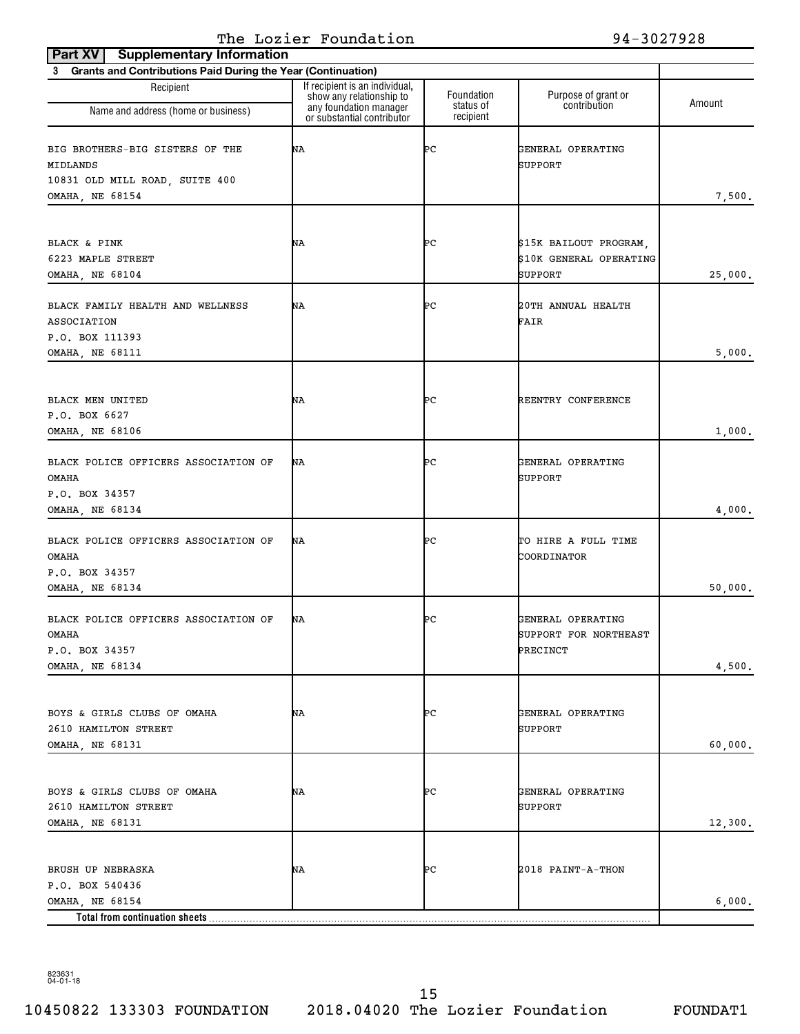The Lozier Foundation 94-3027928

**Part XV Supplementary Information**

**3 Grants and Contributions Paid During the Year (Continuation)**

| Recipient Name and address (home or business) | If recipient is an individual, show any relationship to any foundation manager or substantial contributor | Foundation status of recipient | Purpose of grant or contribution | Amount |
|---|---|---|---|---|
| BIG BROTHERS-BIG SISTERS OF THE MIDLANDS<br>10831 OLD MILL ROAD, SUITE 400<br>OMAHA, NE 68154 | NA | PC | GENERAL OPERATING SUPPORT | 7,500. |
| BLACK & PINK<br>6223 MAPLE STREET<br>OMAHA, NE 68104 | NA | PC | $15K BAILOUT PROGRAM, $10K GENERAL OPERATING SUPPORT | 25,000. |
| BLACK FAMILY HEALTH AND WELLNESS ASSOCIATION<br>P.O. BOX 111393<br>OMAHA, NE 68111 | NA | PC | 20TH ANNUAL HEALTH FAIR | 5,000. |
| BLACK MEN UNITED<br>P.O. BOX 6627<br>OMAHA, NE 68106 | NA | PC | REENTRY CONFERENCE | 1,000. |
| BLACK POLICE OFFICERS ASSOCIATION OF OMAHA<br>P.O. BOX 34357<br>OMAHA, NE 68134 | NA | PC | GENERAL OPERATING SUPPORT | 4,000. |
| BLACK POLICE OFFICERS ASSOCIATION OF OMAHA<br>P.O. BOX 34357<br>OMAHA, NE 68134 | NA | PC | TO HIRE A FULL TIME COORDINATOR | 50,000. |
| BLACK POLICE OFFICERS ASSOCIATION OF OMAHA<br>P.O. BOX 34357<br>OMAHA, NE 68134 | NA | PC | GENERAL OPERATING SUPPORT FOR NORTHEAST PRECINCT | 4,500. |
| BOYS & GIRLS CLUBS OF OMAHA<br>2610 HAMILTON STREET<br>OMAHA, NE 68131 | NA | PC | GENERAL OPERATING SUPPORT | 60,000. |
| BOYS & GIRLS CLUBS OF OMAHA<br>2610 HAMILTON STREET<br>OMAHA, NE 68131 | NA | PC | GENERAL OPERATING SUPPORT | 12,300. |
| BRUSH UP NEBRASKA<br>P.O. BOX 540436<br>OMAHA, NE 68154 | NA | PC | 2018 PAINT-A-THON | 6,000. |
| **Total from continuation sheets** | | | | |

823631 04-01-18

10450822 133303 FOUNDATION 2018.04020 The Lozier Foundation FOUNDAT1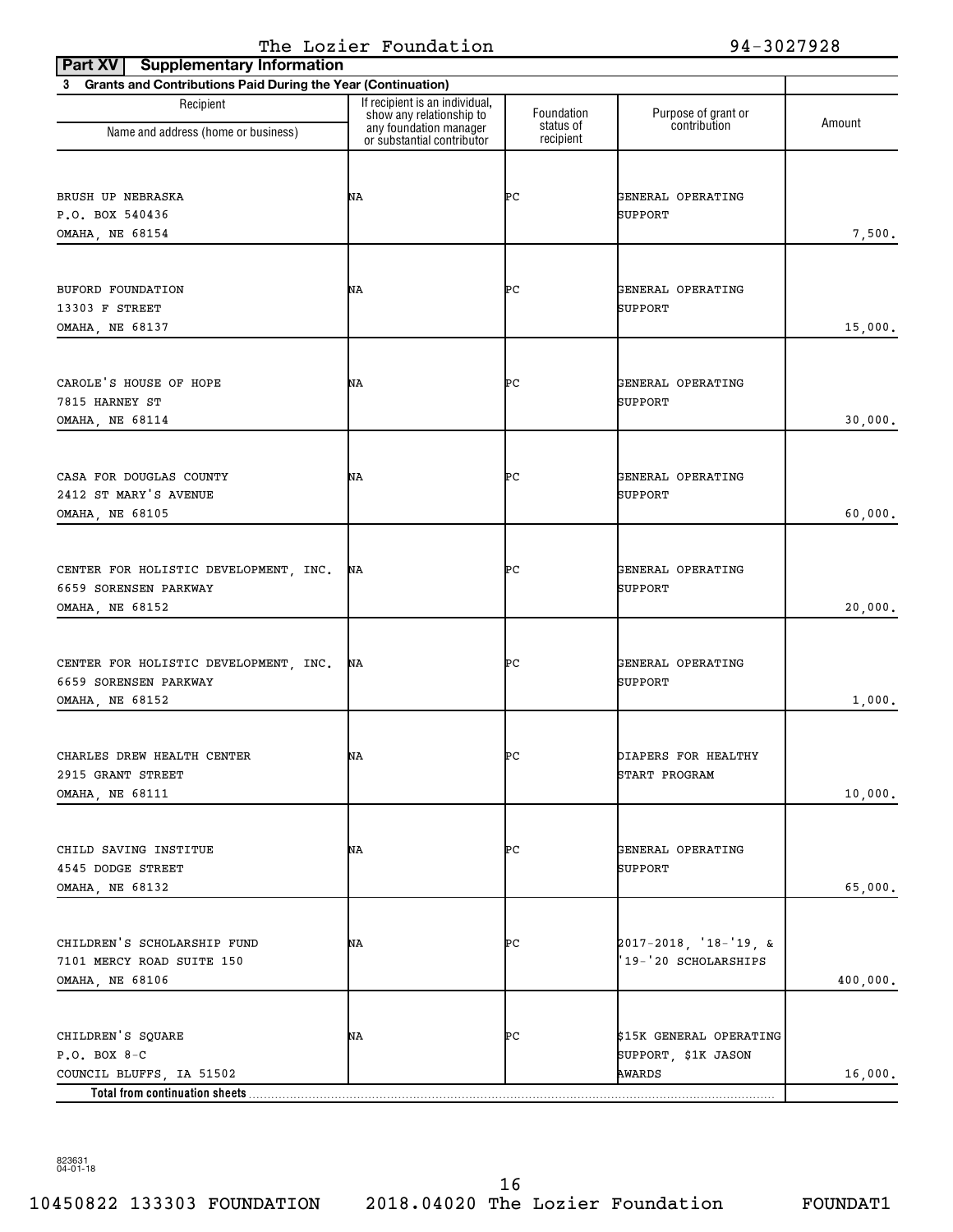The Lozier Foundation 94-3027928

**Part XV Supplementary Information**

**3 Grants and Contributions Paid During the Year (Continuation)**

| Recipient Name and address (home or business) | If recipient is an individual, show any relationship to any foundation manager or substantial contributor | Foundation status of recipient | Purpose of grant or contribution | Amount |
|---|---|---|---|---|
| BRUSH UP NEBRASKA<br>P.O. BOX 540436<br>OMAHA, NE 68154 | NA | PC | GENERAL OPERATING SUPPORT | 7,500. |
| BUFORD FOUNDATION<br>13303 F STREET<br>OMAHA, NE 68137 | NA | PC | GENERAL OPERATING SUPPORT | 15,000. |
| CAROLE'S HOUSE OF HOPE<br>7815 HARNEY ST<br>OMAHA, NE 68114 | NA | PC | GENERAL OPERATING SUPPORT | 30,000. |
| CASA FOR DOUGLAS COUNTY<br>2412 ST MARY'S AVENUE<br>OMAHA, NE 68105 | NA | PC | GENERAL OPERATING SUPPORT | 60,000. |
| CENTER FOR HOLISTIC DEVELOPMENT, INC.<br>6659 SORENSEN PARKWAY<br>OMAHA, NE 68152 | NA | PC | GENERAL OPERATING SUPPORT | 20,000. |
| CENTER FOR HOLISTIC DEVELOPMENT, INC.<br>6659 SORENSEN PARKWAY<br>OMAHA, NE 68152 | NA | PC | GENERAL OPERATING SUPPORT | 1,000. |
| CHARLES DREW HEALTH CENTER<br>2915 GRANT STREET<br>OMAHA, NE 68111 | NA | PC | DIAPERS FOR HEALTHY START PROGRAM | 10,000. |
| CHILD SAVING INSTITUTE<br>4545 DODGE STREET<br>OMAHA, NE 68132 | NA | PC | GENERAL OPERATING SUPPORT | 65,000. |
| CHILDREN'S SCHOLARSHIP FUND<br>7101 MERCY ROAD SUITE 150<br>OMAHA, NE 68106 | NA | PC | 2017-2018, '18-'19, & '19-'20 SCHOLARSHIPS | 400,000. |
| CHILDREN'S SQUARE<br>P.O. BOX 8-C<br>COUNCIL BLUFFS, IA 51502 | NA | PC | $15K GENERAL OPERATING SUPPORT, $1K JASON AWARDS | 16,000. |
| **Total from continuation sheets** | | | | |

823631
04-01-18

10450822 133303 FOUNDATION 2018.04020 The Lozier Foundation FOUNDAT1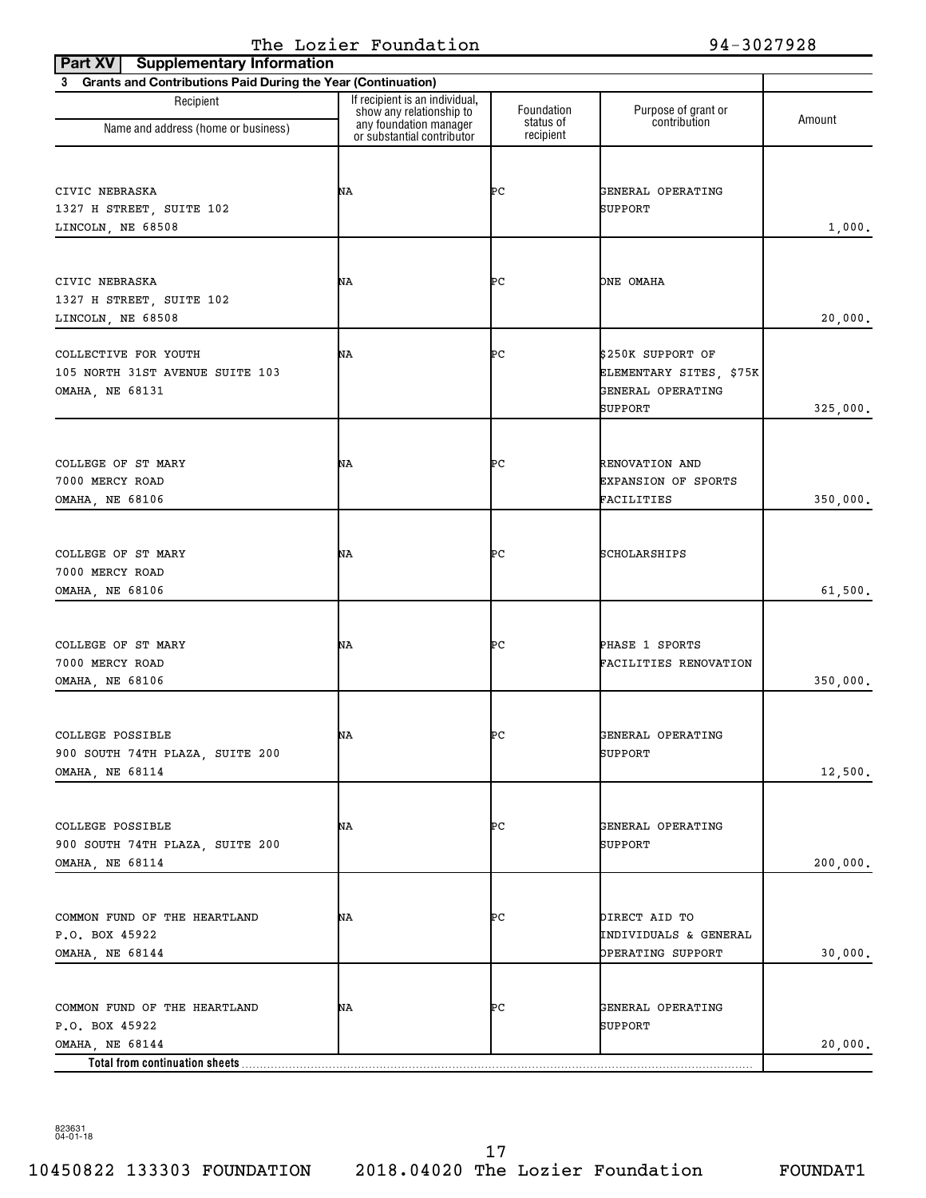The Lozier Foundation 94-3027928

**Part XV Supplementary Information**

**3 Grants and Contributions Paid During the Year (Continuation)**

| Recipient Name and address (home or business) | If recipient is an individual, show any relationship to any foundation manager or substantial contributor | Foundation status of recipient | Purpose of grant or contribution | Amount |
|---|---|---|---|---|
| CIVIC NEBRASKA<br>1327 H STREET, SUITE 102<br>LINCOLN, NE 68508 | NA | PC | GENERAL OPERATING SUPPORT | 1,000. |
| CIVIC NEBRASKA<br>1327 H STREET, SUITE 102<br>LINCOLN, NE 68508 | NA | PC | ONE OMAHA | 20,000. |
| COLLECTIVE FOR YOUTH<br>105 NORTH 31ST AVENUE SUITE 103<br>OMAHA, NE 68131 | NA | PC | $250K SUPPORT OF ELEMENTARY SITES, $75K GENERAL OPERATING SUPPORT | 325,000. |
| COLLEGE OF ST MARY<br>7000 MERCY ROAD<br>OMAHA, NE 68106 | NA | PC | RENOVATION AND EXPANSION OF SPORTS FACILITIES | 350,000. |
| COLLEGE OF ST MARY<br>7000 MERCY ROAD<br>OMAHA, NE 68106 | NA | PC | SCHOLARSHIPS | 61,500. |
| COLLEGE OF ST MARY<br>7000 MERCY ROAD<br>OMAHA, NE 68106 | NA | PC | PHASE 1 SPORTS FACILITIES RENOVATION | 350,000. |
| COLLEGE POSSIBLE<br>900 SOUTH 74TH PLAZA, SUITE 200<br>OMAHA, NE 68114 | NA | PC | GENERAL OPERATING SUPPORT | 12,500. |
| COLLEGE POSSIBLE<br>900 SOUTH 74TH PLAZA, SUITE 200<br>OMAHA, NE 68114 | NA | PC | GENERAL OPERATING SUPPORT | 200,000. |
| COMMON FUND OF THE HEARTLAND<br>P.O. BOX 45922<br>OMAHA, NE 68144 | NA | PC | DIRECT AID TO INDIVIDUALS & GENERAL OPERATING SUPPORT | 30,000. |
| COMMON FUND OF THE HEARTLAND<br>P.O. BOX 45922<br>OMAHA, NE 68144 | NA | PC | GENERAL OPERATING SUPPORT | 20,000. |
| **Total from continuation sheets** | | | | |

823631
04-01-18

10450822 133303 FOUNDATION 2018.04020 The Lozier Foundation FOUNDAT1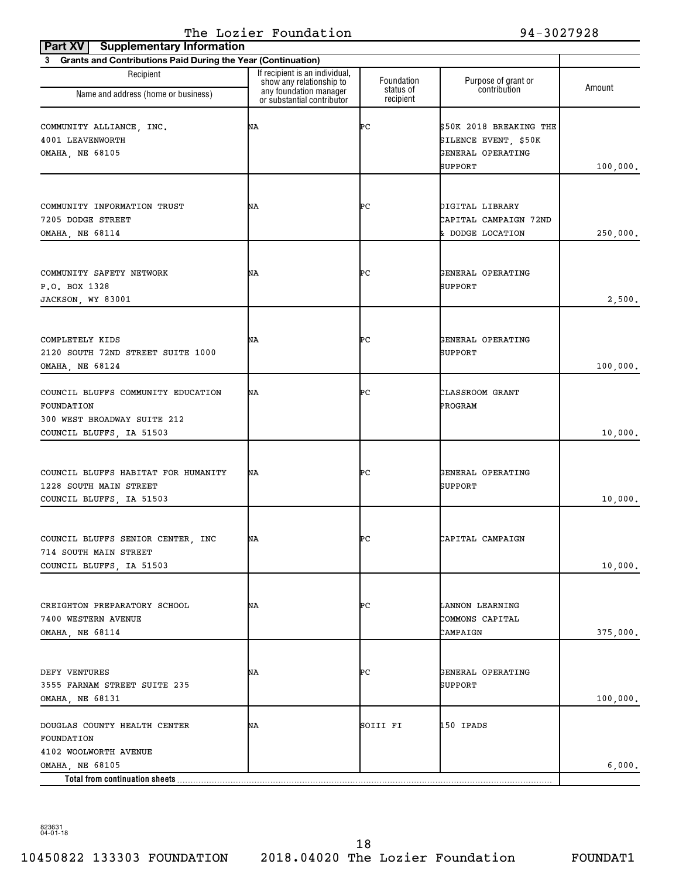The Lozier Foundation 94-3027928

**Part XV Supplementary Information**

**3 Grants and Contributions Paid During the Year (Continuation)**

| Recipient<br>Name and address (home or business) | If recipient is an individual, show any relationship to any foundation manager or substantial contributor | Foundation status of recipient | Purpose of grant or contribution | Amount |
|---|---|---|---|---|
| COMMUNITY ALLIANCE, INC.<br>4001 LEAVENWORTH<br>OMAHA, NE 68105 | NA | PC | $50K 2018 BREAKING THE SILENCE EVENT, $50K GENERAL OPERATING SUPPORT | 100,000. |
| COMMUNITY INFORMATION TRUST<br>7205 DODGE STREET<br>OMAHA, NE 68114 | NA | PC | DIGITAL LIBRARY CAPITAL CAMPAIGN 72ND & DODGE LOCATION | 250,000. |
| COMMUNITY SAFETY NETWORK<br>P.O. BOX 1328<br>JACKSON, WY 83001 | NA | PC | GENERAL OPERATING SUPPORT | 2,500. |
| COMPLETELY KIDS<br>2120 SOUTH 72ND STREET SUITE 1000<br>OMAHA, NE 68124 | NA | PC | GENERAL OPERATING SUPPORT | 100,000. |
| COUNCIL BLUFFS COMMUNITY EDUCATION FOUNDATION<br>300 WEST BROADWAY SUITE 212<br>COUNCIL BLUFFS, IA 51503 | NA | PC | CLASSROOM GRANT PROGRAM | 10,000. |
| COUNCIL BLUFFS HABITAT FOR HUMANITY<br>1228 SOUTH MAIN STREET<br>COUNCIL BLUFFS, IA 51503 | NA | PC | GENERAL OPERATING SUPPORT | 10,000. |
| COUNCIL BLUFFS SENIOR CENTER, INC<br>714 SOUTH MAIN STREET<br>COUNCIL BLUFFS, IA 51503 | NA | PC | CAPITAL CAMPAIGN | 10,000. |
| CREIGHTON PREPARATORY SCHOOL<br>7400 WESTERN AVENUE<br>OMAHA, NE 68114 | NA | PC | LANNON LEARNING COMMONS CAPITAL CAMPAIGN | 375,000. |
| DEFY VENTURES<br>3555 FARNAM STREET SUITE 235<br>OMAHA, NE 68131 | NA | PC | GENERAL OPERATING SUPPORT | 100,000. |
| DOUGLAS COUNTY HEALTH CENTER FOUNDATION<br>4102 WOOLWORTH AVENUE<br>OMAHA, NE 68105 | NA | SOIII FI | 150 IPADS | 6,000. |
| **Total from continuation sheets** | | | | |

823631 04-01-18

10450822 133303 FOUNDATION 2018.04020 The Lozier Foundation FOUNDAT1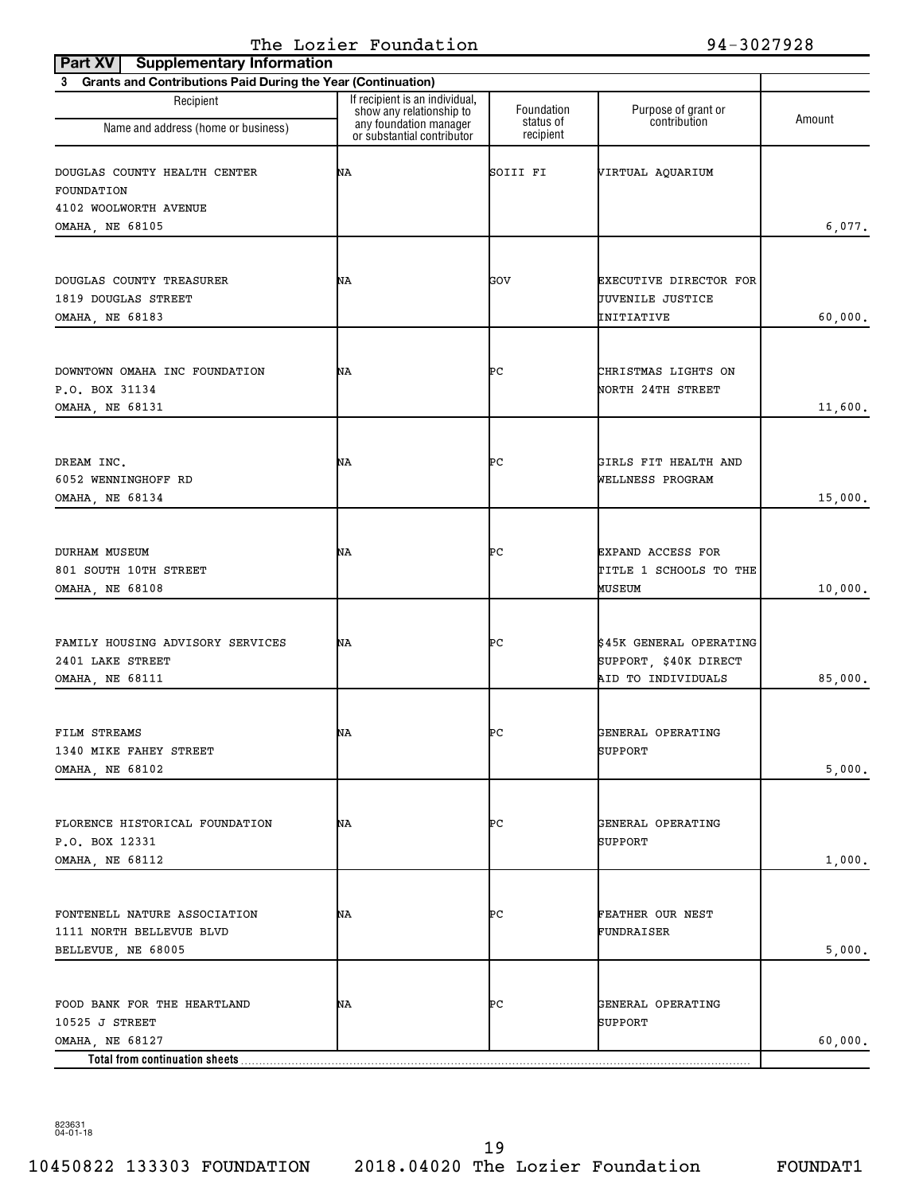The Lozier Foundation 94-3027928

**Part XV | Supplementary Information**

**3 Grants and Contributions Paid During the Year (Continuation)**

| Recipient Name and address (home or business) | If recipient is an individual, show any relationship to any foundation manager or substantial contributor | Foundation status of recipient | Purpose of grant or contribution | Amount |
|---|---|---|---|---|
| DOUGLAS COUNTY HEALTH CENTER FOUNDATION<br>4102 WOOLWORTH AVENUE<br>OMAHA, NE 68105 | NA | SOIII FI | VIRTUAL AQUARIUM | 6,077. |
| DOUGLAS COUNTY TREASURER<br>1819 DOUGLAS STREET<br>OMAHA, NE 68183 | NA | GOV | EXECUTIVE DIRECTOR FOR JUVENILE JUSTICE INITIATIVE | 60,000. |
| DOWNTOWN OMAHA INC FOUNDATION<br>P.O. BOX 31134<br>OMAHA, NE 68131 | NA | PC | CHRISTMAS LIGHTS ON NORTH 24TH STREET | 11,600. |
| DREAM INC.<br>6052 WENNINGHOFF RD<br>OMAHA, NE 68134 | NA | PC | GIRLS FIT HEALTH AND WELLNESS PROGRAM | 15,000. |
| DURHAM MUSEUM<br>801 SOUTH 10TH STREET<br>OMAHA, NE 68108 | NA | PC | EXPAND ACCESS FOR TITLE 1 SCHOOLS TO THE MUSEUM | 10,000. |
| FAMILY HOUSING ADVISORY SERVICES<br>2401 LAKE STREET<br>OMAHA, NE 68111 | NA | PC | $45K GENERAL OPERATING SUPPORT, $40K DIRECT AID TO INDIVIDUALS | 85,000. |
| FILM STREAMS<br>1340 MIKE FAHEY STREET<br>OMAHA, NE 68102 | NA | PC | GENERAL OPERATING SUPPORT | 5,000. |
| FLORENCE HISTORICAL FOUNDATION<br>P.O. BOX 12331<br>OMAHA, NE 68112 | NA | PC | GENERAL OPERATING SUPPORT | 1,000. |
| FONTENELL NATURE ASSOCIATION<br>1111 NORTH BELLEVUE BLVD<br>BELLEVUE, NE 68005 | NA | PC | FEATHER OUR NEST FUNDRAISER | 5,000. |
| FOOD BANK FOR THE HEARTLAND<br>10525 J STREET<br>OMAHA, NE 68127 | NA | PC | GENERAL OPERATING SUPPORT | 60,000. |
| **Total from continuation sheets** | | | | |

823631 04-01-18

10450822 133303 FOUNDATION 2018.04020 The Lozier Foundation FOUNDAT1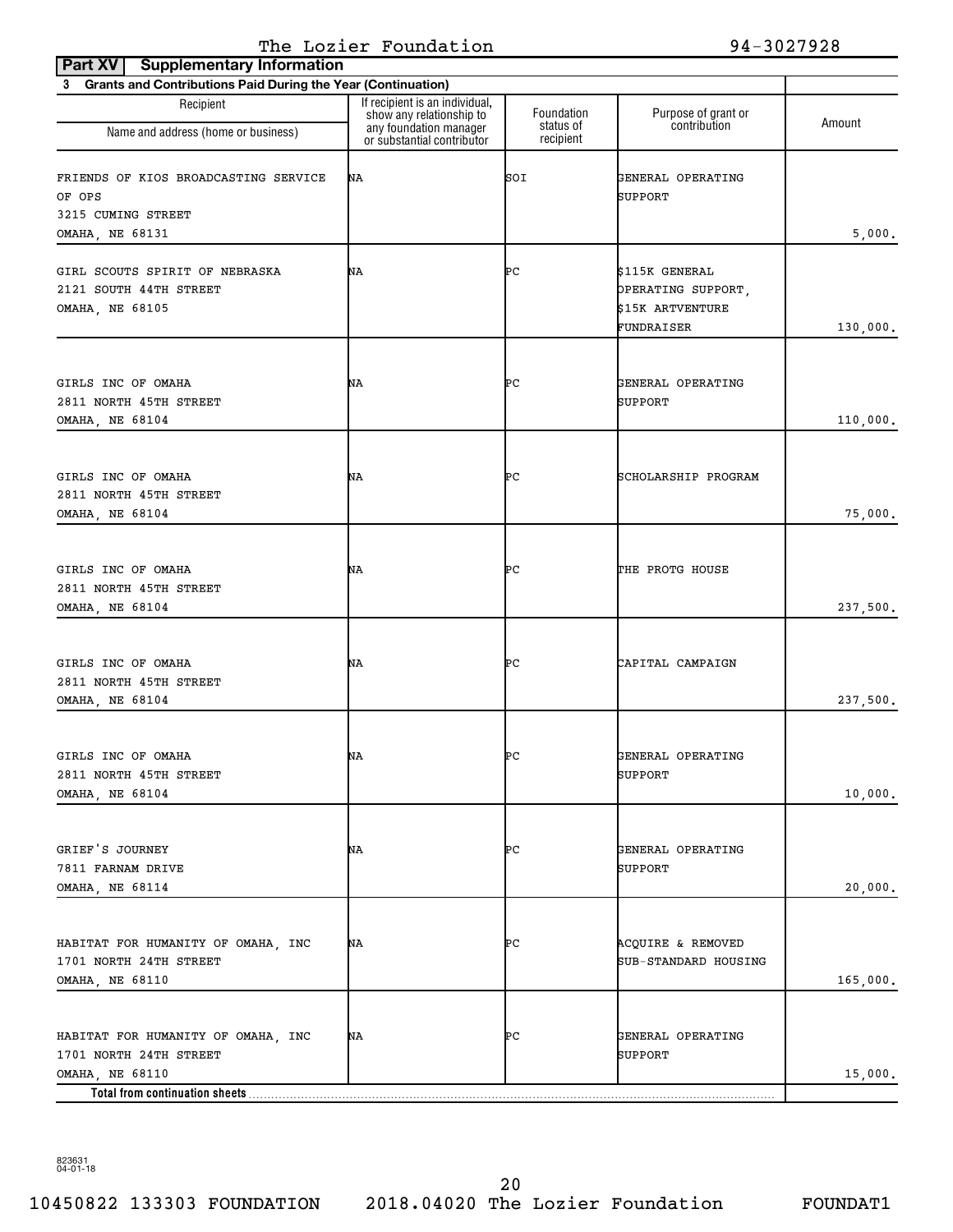The Lozier Foundation 94-3027928

**Part XV Supplementary Information**

**3 Grants and Contributions Paid During the Year (Continuation)**

| Recipient Name and address (home or business) | If recipient is an individual, show any relationship to any foundation manager or substantial contributor | Foundation status of recipient | Purpose of grant or contribution | Amount |
|---|---|---|---|---|
| FRIENDS OF KIOS BROADCASTING SERVICE OF OPS<br>3215 CUMING STREET<br>OMAHA, NE 68131 | NA | SOI | GENERAL OPERATING SUPPORT | 5,000. |
| GIRL SCOUTS SPIRIT OF NEBRASKA<br>2121 SOUTH 44TH STREET<br>OMAHA, NE 68105 | NA | PC | $115K GENERAL OPERATING SUPPORT, $15K ARTVENTURE FUNDRAISER | 130,000. |
| GIRLS INC OF OMAHA<br>2811 NORTH 45TH STREET<br>OMAHA, NE 68104 | NA | PC | GENERAL OPERATING SUPPORT | 110,000. |
| GIRLS INC OF OMAHA<br>2811 NORTH 45TH STREET<br>OMAHA, NE 68104 | NA | PC | SCHOLARSHIP PROGRAM | 75,000. |
| GIRLS INC OF OMAHA<br>2811 NORTH 45TH STREET<br>OMAHA, NE 68104 | NA | PC | THE PROTG HOUSE | 237,500. |
| GIRLS INC OF OMAHA<br>2811 NORTH 45TH STREET<br>OMAHA, NE 68104 | NA | PC | CAPITAL CAMPAIGN | 237,500. |
| GIRLS INC OF OMAHA<br>2811 NORTH 45TH STREET<br>OMAHA, NE 68104 | NA | PC | GENERAL OPERATING SUPPORT | 10,000. |
| GRIEF'S JOURNEY<br>7811 FARNAM DRIVE<br>OMAHA, NE 68114 | NA | PC | GENERAL OPERATING SUPPORT | 20,000. |
| HABITAT FOR HUMANITY OF OMAHA, INC<br>1701 NORTH 24TH STREET<br>OMAHA, NE 68110 | NA | PC | ACQUIRE & REMOVED SUB-STANDARD HOUSING | 165,000. |
| HABITAT FOR HUMANITY OF OMAHA, INC<br>1701 NORTH 24TH STREET<br>OMAHA, NE 68110 | NA | PC | GENERAL OPERATING SUPPORT | 15,000. |
| **Total from continuation sheets** | | | | |

823631 04-01-18

10450822 133303 FOUNDATION 2018.04020 The Lozier Foundation FOUNDAT1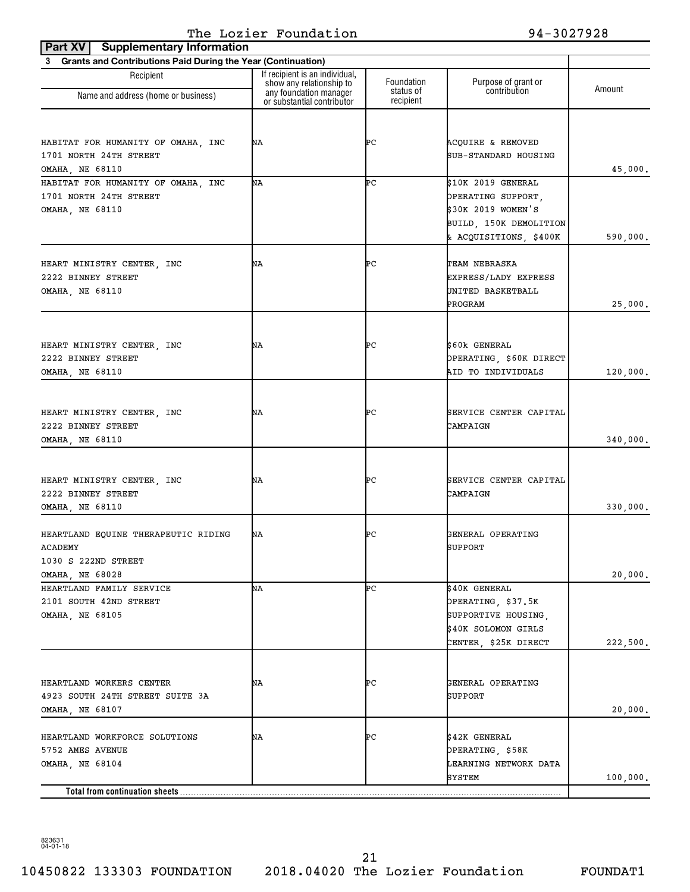The Lozier Foundation 94-3027928

**Part XV Supplementary Information**

**3 Grants and Contributions Paid During the Year (Continuation)**

| Recipient Name and address (home or business) | If recipient is an individual, show any relationship to any foundation manager or substantial contributor | Foundation status of recipient | Purpose of grant or contribution | Amount |
|---|---|---|---|---|
| HABITAT FOR HUMANITY OF OMAHA, INC<br>1701 NORTH 24TH STREET<br>OMAHA, NE 68110 | NA | PC | ACQUIRE & REMOVED SUB-STANDARD HOUSING | 45,000. |
| HABITAT FOR HUMANITY OF OMAHA, INC<br>1701 NORTH 24TH STREET<br>OMAHA, NE 68110 | NA | PC | $10K 2019 GENERAL OPERATING SUPPORT, $30K 2019 WOMEN'S BUILD, 150K DEMOLITION & ACQUISITIONS, $400K | 590,000. |
| HEART MINISTRY CENTER, INC<br>2222 BINNEY STREET<br>OMAHA, NE 68110 | NA | PC | TEAM NEBRASKA EXPRESS/LADY EXPRESS UNITED BASKETBALL PROGRAM | 25,000. |
| HEART MINISTRY CENTER, INC<br>2222 BINNEY STREET<br>OMAHA, NE 68110 | NA | PC | $60k GENERAL OPERATING, $60K DIRECT AID TO INDIVIDUALS | 120,000. |
| HEART MINISTRY CENTER, INC<br>2222 BINNEY STREET<br>OMAHA, NE 68110 | NA | PC | SERVICE CENTER CAPITAL CAMPAIGN | 340,000. |
| HEART MINISTRY CENTER, INC<br>2222 BINNEY STREET<br>OMAHA, NE 68110 | NA | PC | SERVICE CENTER CAPITAL CAMPAIGN | 330,000. |
| HEARTLAND EQUINE THERAPEUTIC RIDING ACADEMY<br>1030 S 222ND STREET<br>OMAHA, NE 68028 | NA | PC | GENERAL OPERATING SUPPORT | 20,000. |
| HEARTLAND FAMILY SERVICE<br>2101 SOUTH 42ND STREET<br>OMAHA, NE 68105 | NA | PC | $40K GENERAL OPERATING, $37.5K SUPPORTIVE HOUSING, $40K SOLOMON GIRLS CENTER, $25K DIRECT | 222,500. |
| HEARTLAND WORKERS CENTER<br>4923 SOUTH 24TH STREET SUITE 3A<br>OMAHA, NE 68107 | NA | PC | GENERAL OPERATING SUPPORT | 20,000. |
| HEARTLAND WORKFORCE SOLUTIONS<br>5752 AMES AVENUE<br>OMAHA, NE 68104 | NA | PC | $42K GENERAL OPERATING, $58K LEARNING NETWORK DATA SYSTEM | 100,000. |
| **Total from continuation sheets** | | | | |

823631 04-01-18

10450822 133303 FOUNDATION 2018.04020 The Lozier Foundation FOUNDAT1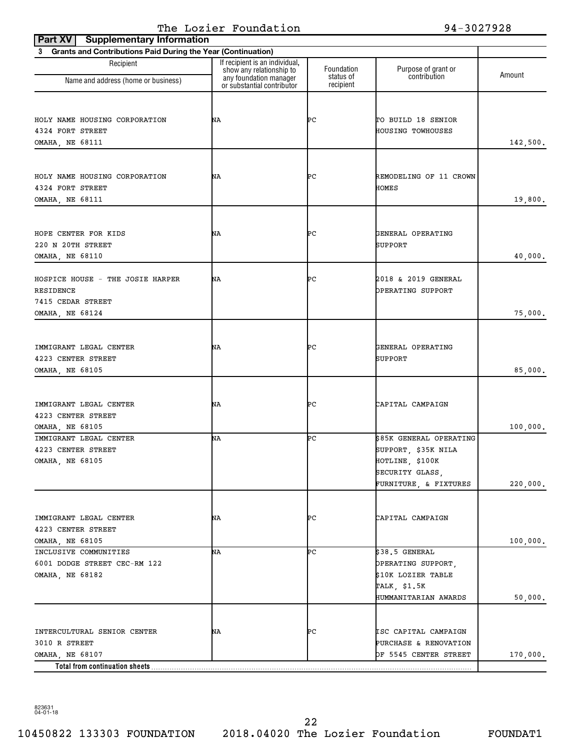The Lozier Foundation 94-3027928

**Part XV Supplementary Information**

**3 Grants and Contributions Paid During the Year (Continuation)**

| Recipient<br>Name and address (home or business) | If recipient is an individual, show any relationship to any foundation manager or substantial contributor | Foundation status of recipient | Purpose of grant or contribution | Amount |
|---|---|---|---|---|
| HOLY NAME HOUSING CORPORATION<br>4324 FORT STREET<br>OMAHA, NE 68111 | NA | PC | TO BUILD 18 SENIOR HOUSING TOWHOUSES | 142,500. |
| HOLY NAME HOUSING CORPORATION<br>4324 FORT STREET<br>OMAHA, NE 68111 | NA | PC | REMODELING OF 11 CROWN HOMES | 19,800. |
| HOPE CENTER FOR KIDS<br>220 N 20TH STREET<br>OMAHA, NE 68110 | NA | PC | GENERAL OPERATING SUPPORT | 40,000. |
| HOSPICE HOUSE - THE JOSIE HARPER RESIDENCE<br>7415 CEDAR STREET<br>OMAHA, NE 68124 | NA | PC | 2018 & 2019 GENERAL OPERATING SUPPORT | 75,000. |
| IMMIGRANT LEGAL CENTER<br>4223 CENTER STREET<br>OMAHA, NE 68105 | NA | PC | GENERAL OPERATING SUPPORT | 85,000. |
| IMMIGRANT LEGAL CENTER<br>4223 CENTER STREET<br>OMAHA, NE 68105 | NA | PC | CAPITAL CAMPAIGN | 100,000. |
| IMMIGRANT LEGAL CENTER<br>4223 CENTER STREET<br>OMAHA, NE 68105 | NA | PC | $85K GENERAL OPERATING SUPPORT, $35K NILA HOTLINE, $100K SECURITY GLASS, FURNITURE, & FIXTURES | 220,000. |
| IMMIGRANT LEGAL CENTER<br>4223 CENTER STREET<br>OMAHA, NE 68105 | NA | PC | CAPITAL CAMPAIGN | 100,000. |
| INCLUSIVE COMMUNITIES<br>6001 DODGE STREET CEC-RM 122<br>OMAHA, NE 68182 | NA | PC | $38.5 GENERAL OPERATING SUPPORT, $10K LOZIER TABLE TALK, $1.5K HUMMANITARIAN AWARDS | 50,000. |
| INTERCULTURAL SENIOR CENTER<br>3010 R STREET<br>OMAHA, NE 68107 | NA | PC | ISC CAPITAL CAMPAIGN PURCHASE & RENOVATION OF 5545 CENTER STREET | 170,000. |
| **Total from continuation sheets** | | | | |

823631
04-01-18

10450822 133303 FOUNDATION 2018.04020 The Lozier Foundation FOUNDAT1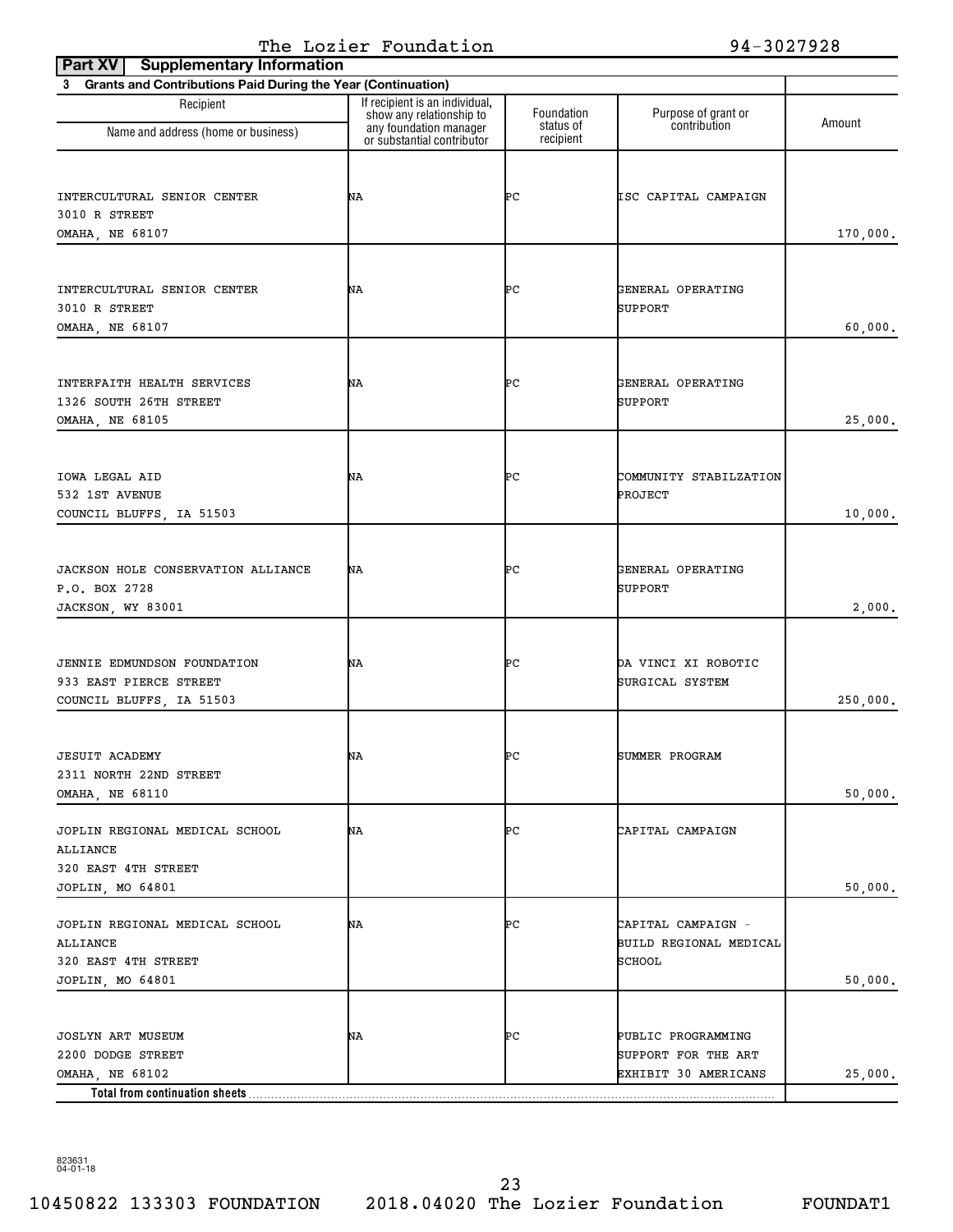The Lozier Foundation 94-3027928

**Part XV Supplementary Information**

**3 Grants and Contributions Paid During the Year (Continuation)**

| Recipient Name and address (home or business) | If recipient is an individual, show any relationship to any foundation manager or substantial contributor | Foundation status of recipient | Purpose of grant or contribution | Amount |
|---|---|---|---|---|
| INTERCULTURAL SENIOR CENTER 3010 R STREET OMAHA, NE 68107 | NA | PC | ISC CAPITAL CAMPAIGN | 170,000. |
| INTERCULTURAL SENIOR CENTER 3010 R STREET OMAHA, NE 68107 | NA | PC | GENERAL OPERATING SUPPORT | 60,000. |
| INTERFAITH HEALTH SERVICES 1326 SOUTH 26TH STREET OMAHA, NE 68105 | NA | PC | GENERAL OPERATING SUPPORT | 25,000. |
| IOWA LEGAL AID 532 1ST AVENUE COUNCIL BLUFFS, IA 51503 | NA | PC | COMMUNITY STABILZATION PROJECT | 10,000. |
| JACKSON HOLE CONSERVATION ALLIANCE P.O. BOX 2728 JACKSON, WY 83001 | NA | PC | GENERAL OPERATING SUPPORT | 2,000. |
| JENNIE EDMUNDSON FOUNDATION 933 EAST PIERCE STREET COUNCIL BLUFFS, IA 51503 | NA | PC | DA VINCI XI ROBOTIC SURGICAL SYSTEM | 250,000. |
| JESUIT ACADEMY 2311 NORTH 22ND STREET OMAHA, NE 68110 | NA | PC | SUMMER PROGRAM | 50,000. |
| JOPLIN REGIONAL MEDICAL SCHOOL ALLIANCE 320 EAST 4TH STREET JOPLIN, MO 64801 | NA | PC | CAPITAL CAMPAIGN | 50,000. |
| JOPLIN REGIONAL MEDICAL SCHOOL ALLIANCE 320 EAST 4TH STREET JOPLIN, MO 64801 | NA | PC | CAPITAL CAMPAIGN - BUILD REGIONAL MEDICAL SCHOOL | 50,000. |
| JOSLYN ART MUSEUM 2200 DODGE STREET OMAHA, NE 68102 | NA | PC | PUBLIC PROGRAMMING SUPPORT FOR THE ART EXHIBIT 30 AMERICANS | 25,000. |
| **Total from continuation sheets** | | | | |

823631 04-01-18

10450822 133303 FOUNDATION 2018.04020 The Lozier Foundation FOUNDAT1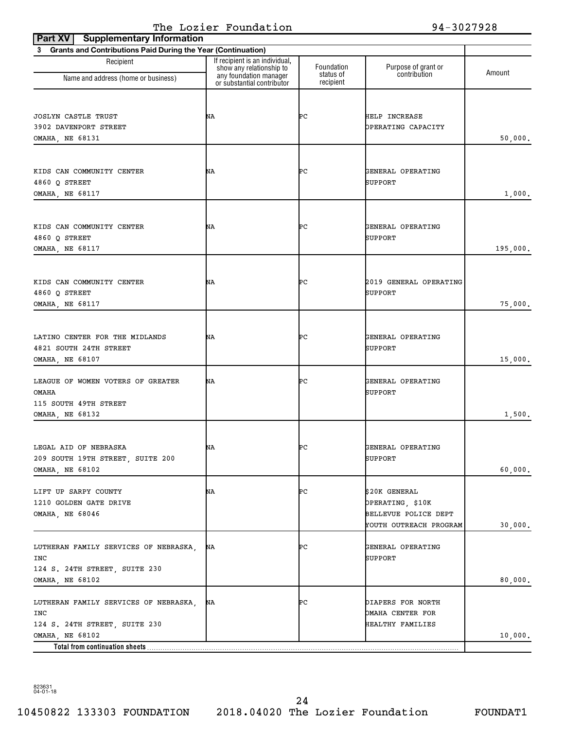The Lozier Foundation 94-3027928

**Part XV Supplementary Information**

**3 Grants and Contributions Paid During the Year (Continuation)**

| Recipient<br>Name and address (home or business) | If recipient is an individual, show any relationship to any foundation manager or substantial contributor | Foundation status of recipient | Purpose of grant or contribution | Amount |
|---|---|---|---|---|
| JOSLYN CASTLE TRUST<br>3902 DAVENPORT STREET<br>OMAHA, NE 68131 | NA | PC | HELP INCREASE OPERATING CAPACITY | 50,000. |
| KIDS CAN COMMUNITY CENTER<br>4860 Q STREET<br>OMAHA, NE 68117 | NA | PC | GENERAL OPERATING SUPPORT | 1,000. |
| KIDS CAN COMMUNITY CENTER<br>4860 Q STREET<br>OMAHA, NE 68117 | NA | PC | GENERAL OPERATING SUPPORT | 195,000. |
| KIDS CAN COMMUNITY CENTER<br>4860 Q STREET<br>OMAHA, NE 68117 | NA | PC | 2019 GENERAL OPERATING SUPPORT | 75,000. |
| LATINO CENTER FOR THE MIDLANDS<br>4821 SOUTH 24TH STREET<br>OMAHA, NE 68107 | NA | PC | GENERAL OPERATING SUPPORT | 15,000. |
| LEAGUE OF WOMEN VOTERS OF GREATER OMAHA<br>115 SOUTH 49TH STREET<br>OMAHA, NE 68132 | NA | PC | GENERAL OPERATING SUPPORT | 1,500. |
| LEGAL AID OF NEBRASKA<br>209 SOUTH 19TH STREET, SUITE 200<br>OMAHA, NE 68102 | NA | PC | GENERAL OPERATING SUPPORT | 60,000. |
| LIFT UP SARPY COUNTY<br>1210 GOLDEN GATE DRIVE<br>OMAHA, NE 68046 | NA | PC | $20K GENERAL OPERATING, $10K BELLEVUE POLICE DEPT YOUTH OUTREACH PROGRAM | 30,000. |
| LUTHERAN FAMILY SERVICES OF NEBRASKA, INC<br>124 S. 24TH STREET, SUITE 230<br>OMAHA, NE 68102 | NA | PC | GENERAL OPERATING SUPPORT | 80,000. |
| LUTHERAN FAMILY SERVICES OF NEBRASKA, INC<br>124 S. 24TH STREET, SUITE 230<br>OMAHA, NE 68102 | NA | PC | DIAPERS FOR NORTH OMAHA CENTER FOR HEALTHY FAMILIES | 10,000. |
| **Total from continuation sheets** | | | | |

823631
04-01-18

10450822 133303 FOUNDATION 2018.04020 The Lozier Foundation FOUNDAT1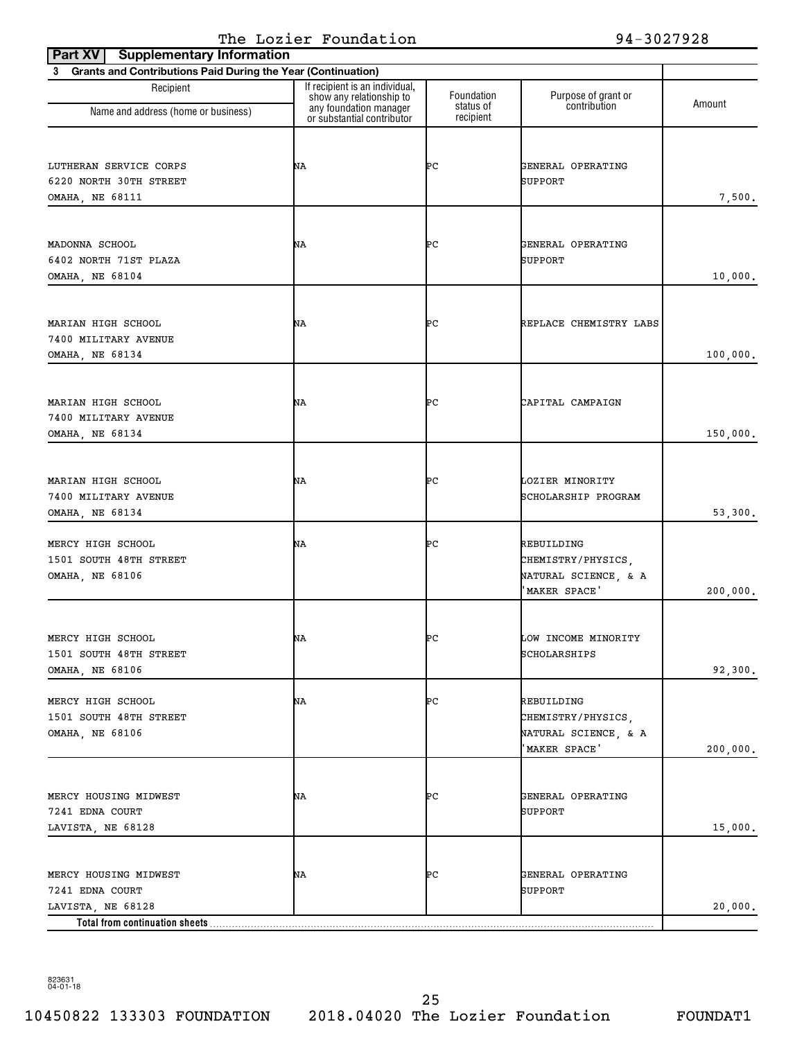The Lozier Foundation 94-3027928

**Part XV Supplementary Information**

**3 Grants and Contributions Paid During the Year (Continuation)**

| Recipient<br>Name and address (home or business) | If recipient is an individual, show any relationship to any foundation manager or substantial contributor | Foundation status of recipient | Purpose of grant or contribution | Amount |
|---|---|---|---|---|
| LUTHERAN SERVICE CORPS<br>6220 NORTH 30TH STREET<br>OMAHA, NE 68111 | NA | PC | GENERAL OPERATING SUPPORT | 7,500. |
| MADONNA SCHOOL<br>6402 NORTH 71ST PLAZA<br>OMAHA, NE 68104 | NA | PC | GENERAL OPERATING SUPPORT | 10,000. |
| MARIAN HIGH SCHOOL<br>7400 MILITARY AVENUE<br>OMAHA, NE 68134 | NA | PC | REPLACE CHEMISTRY LABS | 100,000. |
| MARIAN HIGH SCHOOL<br>7400 MILITARY AVENUE<br>OMAHA, NE 68134 | NA | PC | CAPITAL CAMPAIGN | 150,000. |
| MARIAN HIGH SCHOOL<br>7400 MILITARY AVENUE<br>OMAHA, NE 68134 | NA | PC | LOZIER MINORITY SCHOLARSHIP PROGRAM | 53,300. |
| MERCY HIGH SCHOOL<br>1501 SOUTH 48TH STREET<br>OMAHA, NE 68106 | NA | PC | REBUILDING CHEMISTRY/PHYSICS, NATURAL SCIENCE, & A 'MAKER SPACE' | 200,000. |
| MERCY HIGH SCHOOL<br>1501 SOUTH 48TH STREET<br>OMAHA, NE 68106 | NA | PC | LOW INCOME MINORITY SCHOLARSHIPS | 92,300. |
| MERCY HIGH SCHOOL<br>1501 SOUTH 48TH STREET<br>OMAHA, NE 68106 | NA | PC | REBUILDING CHEMISTRY/PHYSICS, NATURAL SCIENCE, & A 'MAKER SPACE' | 200,000. |
| MERCY HOUSING MIDWEST<br>7241 EDNA COURT<br>LAVISTA, NE 68128 | NA | PC | GENERAL OPERATING SUPPORT | 15,000. |
| MERCY HOUSING MIDWEST<br>7241 EDNA COURT<br>LAVISTA, NE 68128 | NA | PC | GENERAL OPERATING SUPPORT | 20,000. |
| **Total from continuation sheets** | | | | |

823631
04-01-18

10450822 133303 FOUNDATION 2018.04020 The Lozier Foundation FOUNDAT1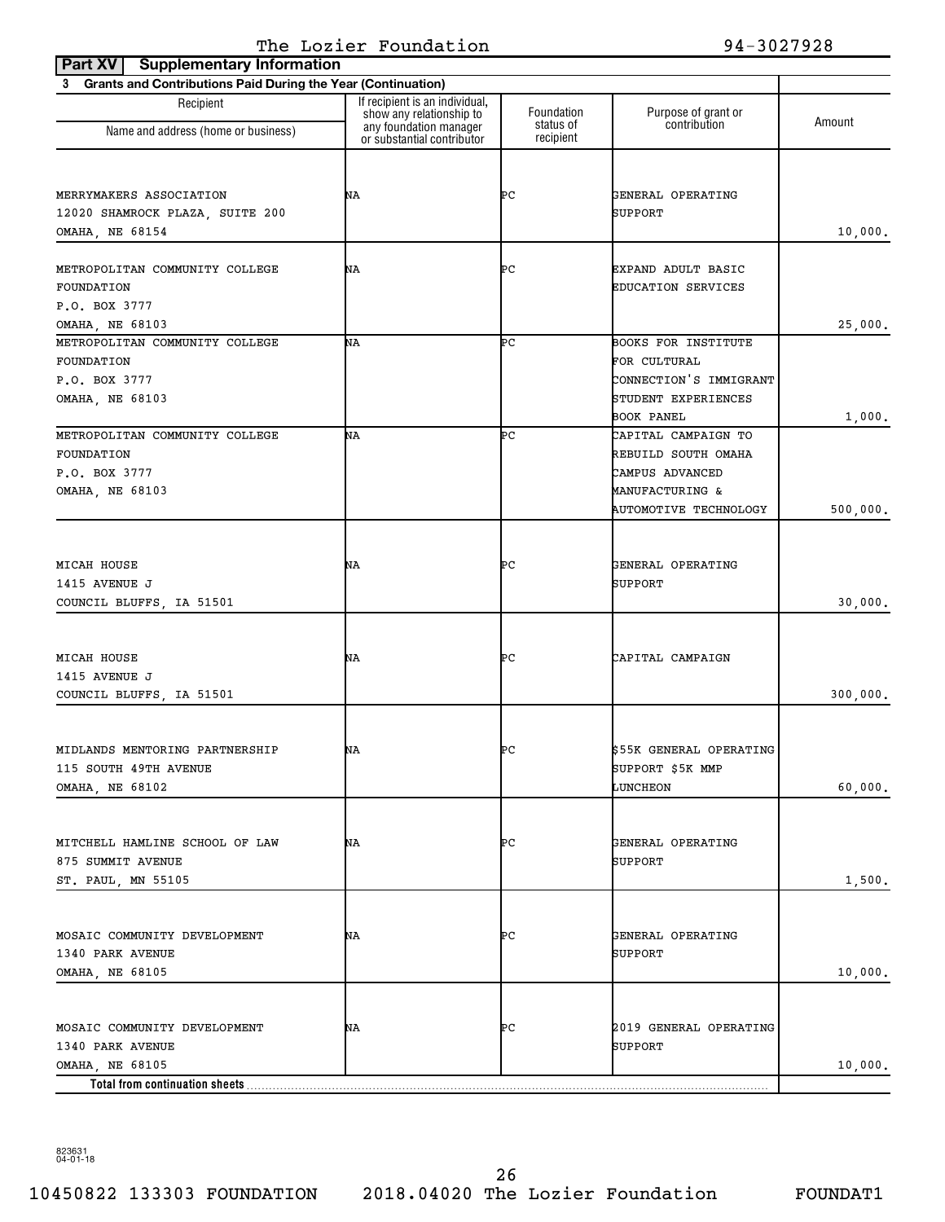The Lozier Foundation 94-3027928

**Part XV | Supplementary Information**

**3 Grants and Contributions Paid During the Year (Continuation)**

| Recipient Name and address (home or business) | If recipient is an individual, show any relationship to any foundation manager or substantial contributor | Foundation status of recipient | Purpose of grant or contribution | Amount |
|---|---|---|---|---|
| MERRYMAKERS ASSOCIATION<br>12020 SHAMROCK PLAZA, SUITE 200<br>OMAHA, NE 68154 | NA | PC | GENERAL OPERATING SUPPORT | 10,000. |
| METROPOLITAN COMMUNITY COLLEGE FOUNDATION<br>P.O. BOX 3777<br>OMAHA, NE 68103 | NA | PC | EXPAND ADULT BASIC EDUCATION SERVICES | 25,000. |
| METROPOLITAN COMMUNITY COLLEGE FOUNDATION<br>P.O. BOX 3777<br>OMAHA, NE 68103 | NA | PC | BOOKS FOR INSTITUTE FOR CULTURAL CONNECTION'S IMMIGRANT STUDENT EXPERIENCES BOOK PANEL | 1,000. |
| METROPOLITAN COMMUNITY COLLEGE FOUNDATION<br>P.O. BOX 3777<br>OMAHA, NE 68103 | NA | PC | CAPITAL CAMPAIGN TO REBUILD SOUTH OMAHA CAMPUS ADVANCED MANUFACTURING & AUTOMOTIVE TECHNOLOGY | 500,000. |
| MICAH HOUSE<br>1415 AVENUE J<br>COUNCIL BLUFFS, IA 51501 | NA | PC | GENERAL OPERATING SUPPORT | 30,000. |
| MICAH HOUSE<br>1415 AVENUE J<br>COUNCIL BLUFFS, IA 51501 | NA | PC | CAPITAL CAMPAIGN | 300,000. |
| MIDLANDS MENTORING PARTNERSHIP<br>115 SOUTH 49TH AVENUE<br>OMAHA, NE 68102 | NA | PC | $55K GENERAL OPERATING SUPPORT $5K MMP LUNCHEON | 60,000. |
| MITCHELL HAMLINE SCHOOL OF LAW<br>875 SUMMIT AVENUE<br>ST. PAUL, MN 55105 | NA | PC | GENERAL OPERATING SUPPORT | 1,500. |
| MOSAIC COMMUNITY DEVELOPMENT<br>1340 PARK AVENUE<br>OMAHA, NE 68105 | NA | PC | GENERAL OPERATING SUPPORT | 10,000. |
| MOSAIC COMMUNITY DEVELOPMENT<br>1340 PARK AVENUE<br>OMAHA, NE 68105 | NA | PC | 2019 GENERAL OPERATING SUPPORT | 10,000. |
| **Total from continuation sheets** | | | | |

823631
04-01-18

10450822 133303 FOUNDATION 2018.04020 The Lozier Foundation FOUNDAT1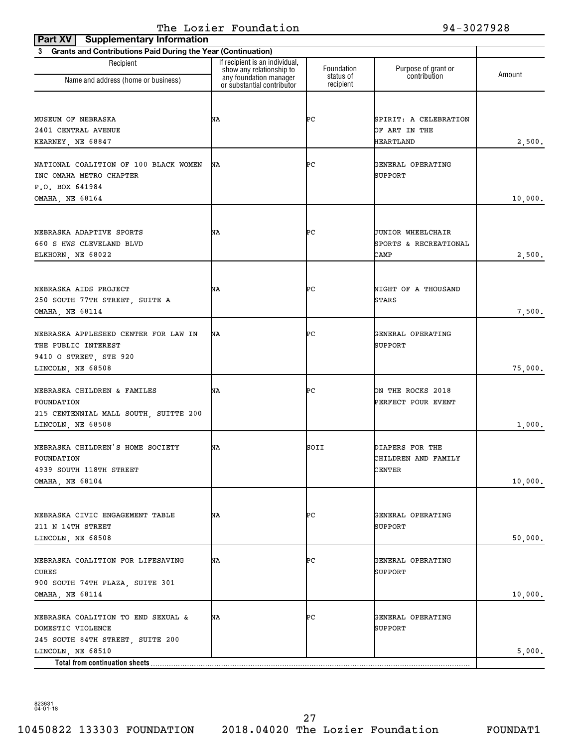The Lozier Foundation 94-3027928

**Part XV Supplementary Information**

**3 Grants and Contributions Paid During the Year (Continuation)**

| Recipient Name and address (home or business) | If recipient is an individual, show any relationship to any foundation manager or substantial contributor | Foundation status of recipient | Purpose of grant or contribution | Amount |
|---|---|---|---|---|
| MUSEUM OF NEBRASKA<br>2401 CENTRAL AVENUE<br>KEARNEY, NE 68847 | NA | PC | SPIRIT: A CELEBRATION OF ART IN THE HEARTLAND | 2,500. |
| NATIONAL COALITION OF 100 BLACK WOMEN INC OMAHA METRO CHAPTER<br>P.O. BOX 641984<br>OMAHA, NE 68164 | NA | PC | GENERAL OPERATING SUPPORT | 10,000. |
| NEBRASKA ADAPTIVE SPORTS<br>660 S HWS CLEVELAND BLVD<br>ELKHORN, NE 68022 | NA | PC | JUNIOR WHEELCHAIR SPORTS & RECREATIONAL CAMP | 2,500. |
| NEBRASKA AIDS PROJECT<br>250 SOUTH 77TH STREET, SUITE A<br>OMAHA, NE 68114 | NA | PC | NIGHT OF A THOUSAND STARS | 7,500. |
| NEBRASKA APPLESEED CENTER FOR LAW IN THE PUBLIC INTEREST<br>9410 O STREET, STE 920<br>LINCOLN, NE 68508 | NA | PC | GENERAL OPERATING SUPPORT | 75,000. |
| NEBRASKA CHILDREN & FAMILES FOUNDATION<br>215 CENTENNIAL MALL SOUTH, SUITTE 200<br>LINCOLN, NE 68508 | NA | PC | ON THE ROCKS 2018 PERFECT POUR EVENT | 1,000. |
| NEBRASKA CHILDREN'S HOME SOCIETY FOUNDATION<br>4939 SOUTH 118TH STREET<br>OMAHA, NE 68104 | NA | SOII | DIAPERS FOR THE CHILDREN AND FAMILY CENTER | 10,000. |
| NEBRASKA CIVIC ENGAGEMENT TABLE<br>211 N 14TH STREET<br>LINCOLN, NE 68508 | NA | PC | GENERAL OPERATING SUPPORT | 50,000. |
| NEBRASKA COALITION FOR LIFESAVING CURES<br>900 SOUTH 74TH PLAZA, SUITE 301<br>OMAHA, NE 68114 | NA | PC | GENERAL OPERATING SUPPORT | 10,000. |
| NEBRASKA COALITION TO END SEXUAL & DOMESTIC VIOLENCE<br>245 SOUTH 84TH STREET, SUITE 200<br>LINCOLN, NE 68510 | NA | PC | GENERAL OPERATING SUPPORT | 5,000. |
| **Total from continuation sheets** | | | | |

823631 04-01-18

10450822 133303 FOUNDATION 2018.04020 The Lozier Foundation FOUNDAT1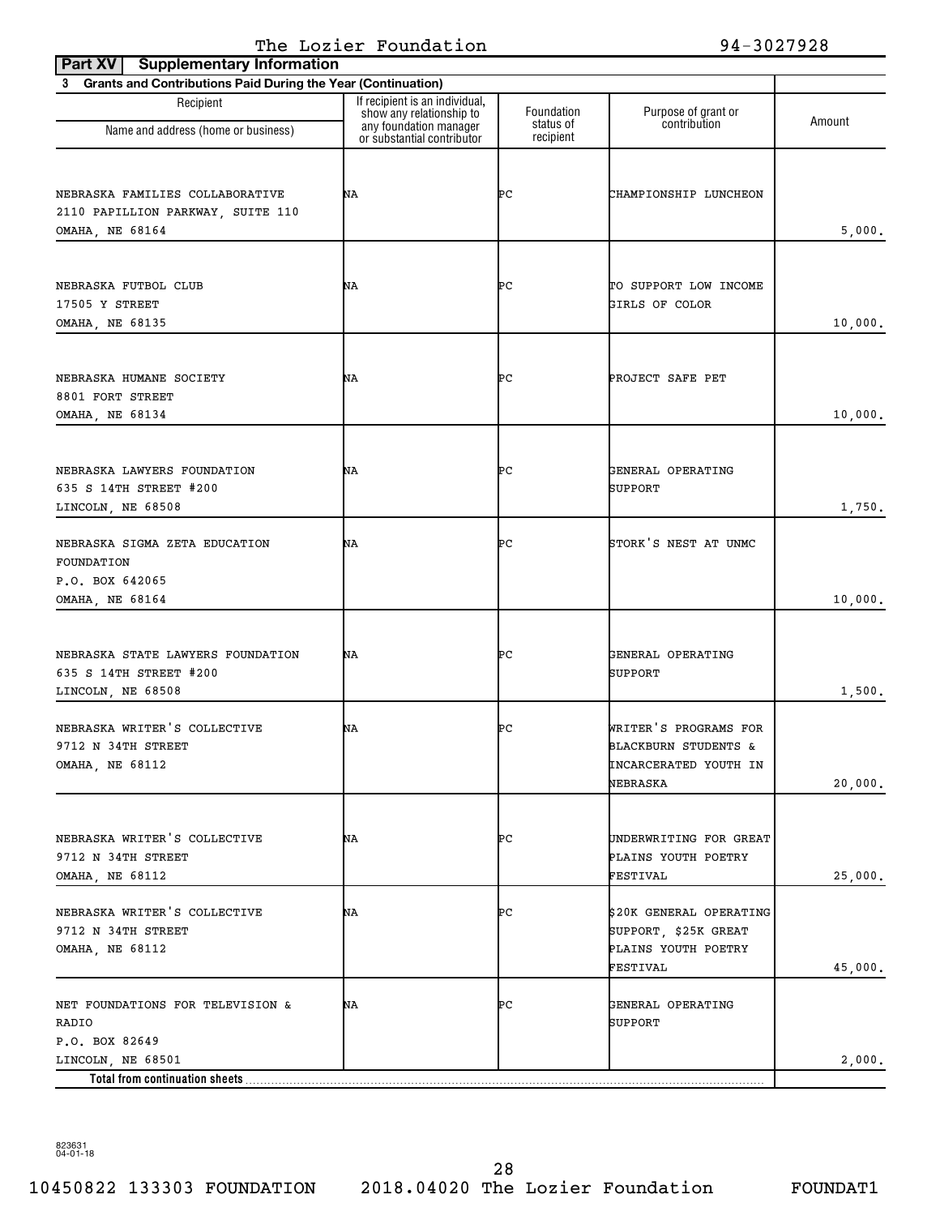The Lozier Foundation 94-3027928

**Part XV Supplementary Information**

**3 Grants and Contributions Paid During the Year (Continuation)**

| Recipient Name and address (home or business) | If recipient is an individual, show any relationship to any foundation manager or substantial contributor | Foundation status of recipient | Purpose of grant or contribution | Amount |
|---|---|---|---|---|
| NEBRASKA FAMILIES COLLABORATIVE<br>2110 PAPILLION PARKWAY, SUITE 110<br>OMAHA, NE 68164 | NA | PC | CHAMPIONSHIP LUNCHEON | 5,000. |
| NEBRASKA FUTBOL CLUB<br>17505 Y STREET<br>OMAHA, NE 68135 | NA | PC | TO SUPPORT LOW INCOME GIRLS OF COLOR | 10,000. |
| NEBRASKA HUMANE SOCIETY<br>8801 FORT STREET<br>OMAHA, NE 68134 | NA | PC | PROJECT SAFE PET | 10,000. |
| NEBRASKA LAWYERS FOUNDATION<br>635 S 14TH STREET #200<br>LINCOLN, NE 68508 | NA | PC | GENERAL OPERATING SUPPORT | 1,750. |
| NEBRASKA SIGMA ZETA EDUCATION FOUNDATION<br>P.O. BOX 642065<br>OMAHA, NE 68164 | NA | PC | STORK'S NEST AT UNMC | 10,000. |
| NEBRASKA STATE LAWYERS FOUNDATION<br>635 S 14TH STREET #200<br>LINCOLN, NE 68508 | NA | PC | GENERAL OPERATING SUPPORT | 1,500. |
| NEBRASKA WRITER'S COLLECTIVE<br>9712 N 34TH STREET<br>OMAHA, NE 68112 | NA | PC | WRITER'S PROGRAMS FOR BLACKBURN STUDENTS & INCARCERATED YOUTH IN NEBRASKA | 20,000. |
| NEBRASKA WRITER'S COLLECTIVE<br>9712 N 34TH STREET<br>OMAHA, NE 68112 | NA | PC | UNDERWRITING FOR GREAT PLAINS YOUTH POETRY FESTIVAL | 25,000. |
| NEBRASKA WRITER'S COLLECTIVE<br>9712 N 34TH STREET<br>OMAHA, NE 68112 | NA | PC | $20K GENERAL OPERATING SUPPORT, $25K GREAT PLAINS YOUTH POETRY FESTIVAL | 45,000. |
| NET FOUNDATIONS FOR TELEVISION & RADIO<br>P.O. BOX 82649<br>LINCOLN, NE 68501 | NA | PC | GENERAL OPERATING SUPPORT | 2,000. |
| **Total from continuation sheets** | | | | |

823631 04-01-18

10450822 133303 FOUNDATION 2018.04020 The Lozier Foundation FOUNDAT1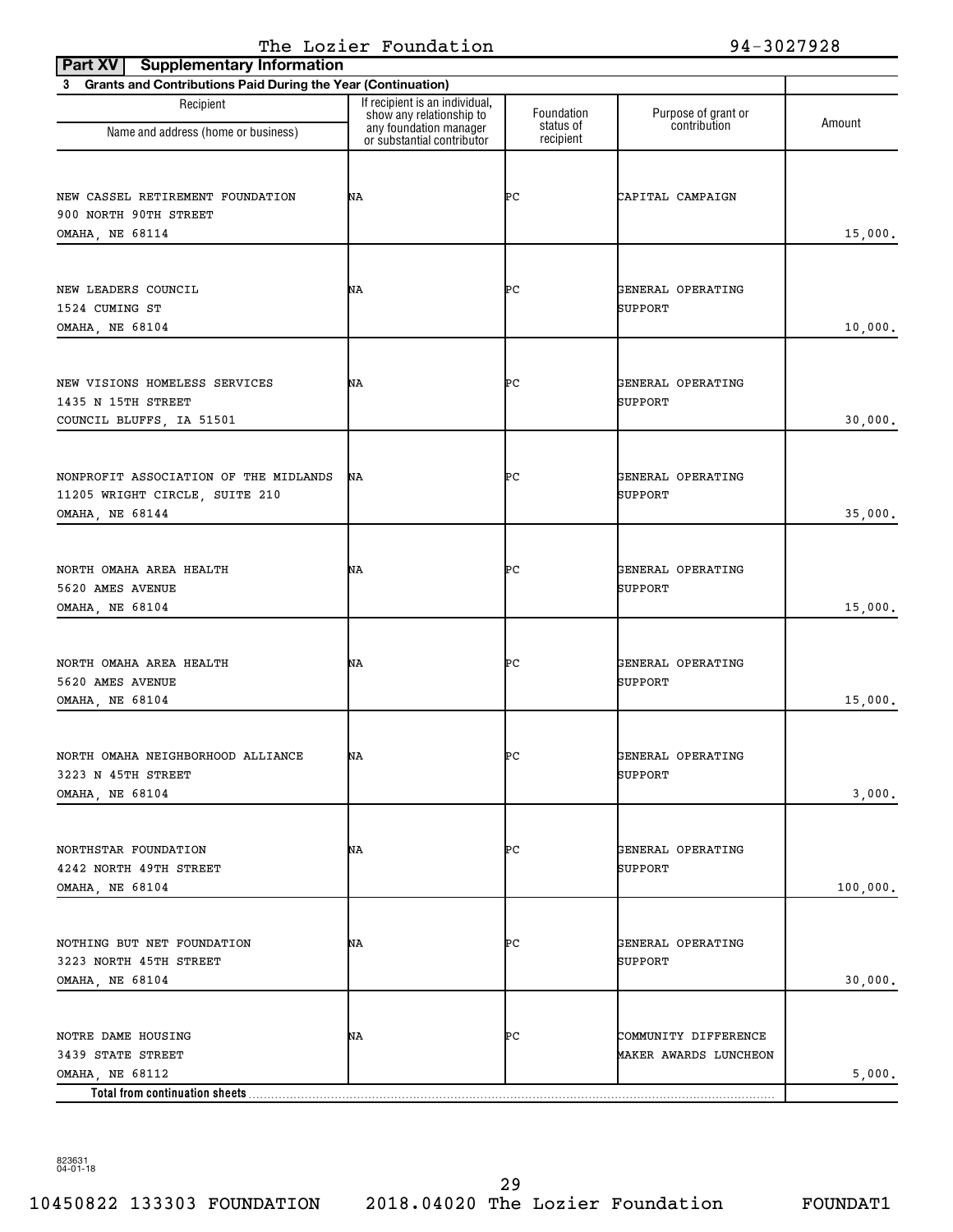The Lozier Foundation 94-3027928

**Part XV Supplementary Information**

**3 Grants and Contributions Paid During the Year (Continuation)**

| Recipient<br>Name and address (home or business) | If recipient is an individual, show any relationship to any foundation manager or substantial contributor | Foundation status of recipient | Purpose of grant or contribution | Amount |
|---|---|---|---|---|
| NEW CASSEL RETIREMENT FOUNDATION<br>900 NORTH 90TH STREET<br>OMAHA, NE 68114 | NA | PC | CAPITAL CAMPAIGN | 15,000. |
| NEW LEADERS COUNCIL<br>1524 CUMING ST<br>OMAHA, NE 68104 | NA | PC | GENERAL OPERATING SUPPORT | 10,000. |
| NEW VISIONS HOMELESS SERVICES<br>1435 N 15TH STREET<br>COUNCIL BLUFFS, IA 51501 | NA | PC | GENERAL OPERATING SUPPORT | 30,000. |
| NONPROFIT ASSOCIATION OF THE MIDLANDS<br>11205 WRIGHT CIRCLE, SUITE 210<br>OMAHA, NE 68144 | NA | PC | GENERAL OPERATING SUPPORT | 35,000. |
| NORTH OMAHA AREA HEALTH<br>5620 AMES AVENUE<br>OMAHA, NE 68104 | NA | PC | GENERAL OPERATING SUPPORT | 15,000. |
| NORTH OMAHA AREA HEALTH<br>5620 AMES AVENUE<br>OMAHA, NE 68104 | NA | PC | GENERAL OPERATING SUPPORT | 15,000. |
| NORTH OMAHA NEIGHBORHOOD ALLIANCE<br>3223 N 45TH STREET<br>OMAHA, NE 68104 | NA | PC | GENERAL OPERATING SUPPORT | 3,000. |
| NORTHSTAR FOUNDATION<br>4242 NORTH 49TH STREET<br>OMAHA, NE 68104 | NA | PC | GENERAL OPERATING SUPPORT | 100,000. |
| NOTHING BUT NET FOUNDATION<br>3223 NORTH 45TH STREET<br>OMAHA, NE 68104 | NA | PC | GENERAL OPERATING SUPPORT | 30,000. |
| NOTRE DAME HOUSING<br>3439 STATE STREET<br>OMAHA, NE 68112 | NA | PC | COMMUNITY DIFFERENCE MAKER AWARDS LUNCHEON | 5,000. |
| **Total from continuation sheets** | | | | |

823631 04-01-18

10450822 133303 FOUNDATION 2018.04020 The Lozier Foundation FOUNDAT1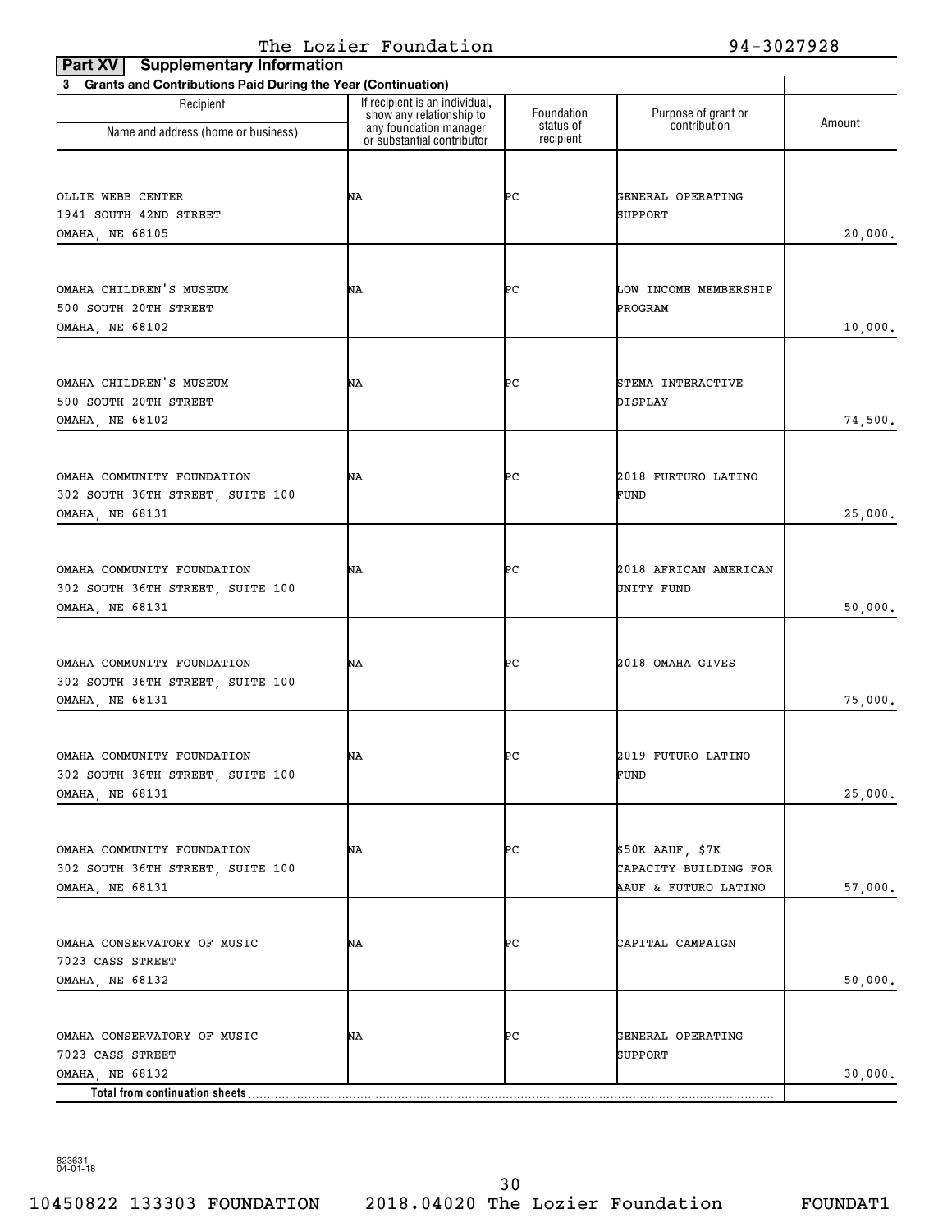The Lozier Foundation 94-3027928

**Part XV Supplementary Information**

**3 Grants and Contributions Paid During the Year (Continuation)**

| Recipient Name and address (home or business) | If recipient is an individual, show any relationship to any foundation manager or substantial contributor | Foundation status of recipient | Purpose of grant or contribution | Amount |
|---|---|---|---|---|
| OLLIE WEBB CENTER<br>1941 SOUTH 42ND STREET<br>OMAHA, NE 68105 | NA | PC | GENERAL OPERATING SUPPORT | 20,000. |
| OMAHA CHILDREN'S MUSEUM<br>500 SOUTH 20TH STREET<br>OMAHA, NE 68102 | NA | PC | LOW INCOME MEMBERSHIP PROGRAM | 10,000. |
| OMAHA CHILDREN'S MUSEUM<br>500 SOUTH 20TH STREET<br>OMAHA, NE 68102 | NA | PC | STEMA INTERACTIVE DISPLAY | 74,500. |
| OMAHA COMMUNITY FOUNDATION<br>302 SOUTH 36TH STREET, SUITE 100<br>OMAHA, NE 68131 | NA | PC | 2018 FURTURO LATINO FUND | 25,000. |
| OMAHA COMMUNITY FOUNDATION<br>302 SOUTH 36TH STREET, SUITE 100<br>OMAHA, NE 68131 | NA | PC | 2018 AFRICAN AMERICAN UNITY FUND | 50,000. |
| OMAHA COMMUNITY FOUNDATION<br>302 SOUTH 36TH STREET, SUITE 100<br>OMAHA, NE 68131 | NA | PC | 2018 OMAHA GIVES | 75,000. |
| OMAHA COMMUNITY FOUNDATION<br>302 SOUTH 36TH STREET, SUITE 100<br>OMAHA, NE 68131 | NA | PC | 2019 FUTURO LATINO FUND | 25,000. |
| OMAHA COMMUNITY FOUNDATION<br>302 SOUTH 36TH STREET, SUITE 100<br>OMAHA, NE 68131 | NA | PC | $50K AAUF, $7K CAPACITY BUILDING FOR AAUF & FUTURO LATINO | 57,000. |
| OMAHA CONSERVATORY OF MUSIC<br>7023 CASS STREET<br>OMAHA, NE 68132 | NA | PC | CAPITAL CAMPAIGN | 50,000. |
| OMAHA CONSERVATORY OF MUSIC<br>7023 CASS STREET<br>OMAHA, NE 68132 | NA | PC | GENERAL OPERATING SUPPORT | 30,000. |
| **Total from continuation sheets** | | | | |

823631 04-01-18

10450822 133303 FOUNDATION 2018.04020 The Lozier Foundation FOUNDAT1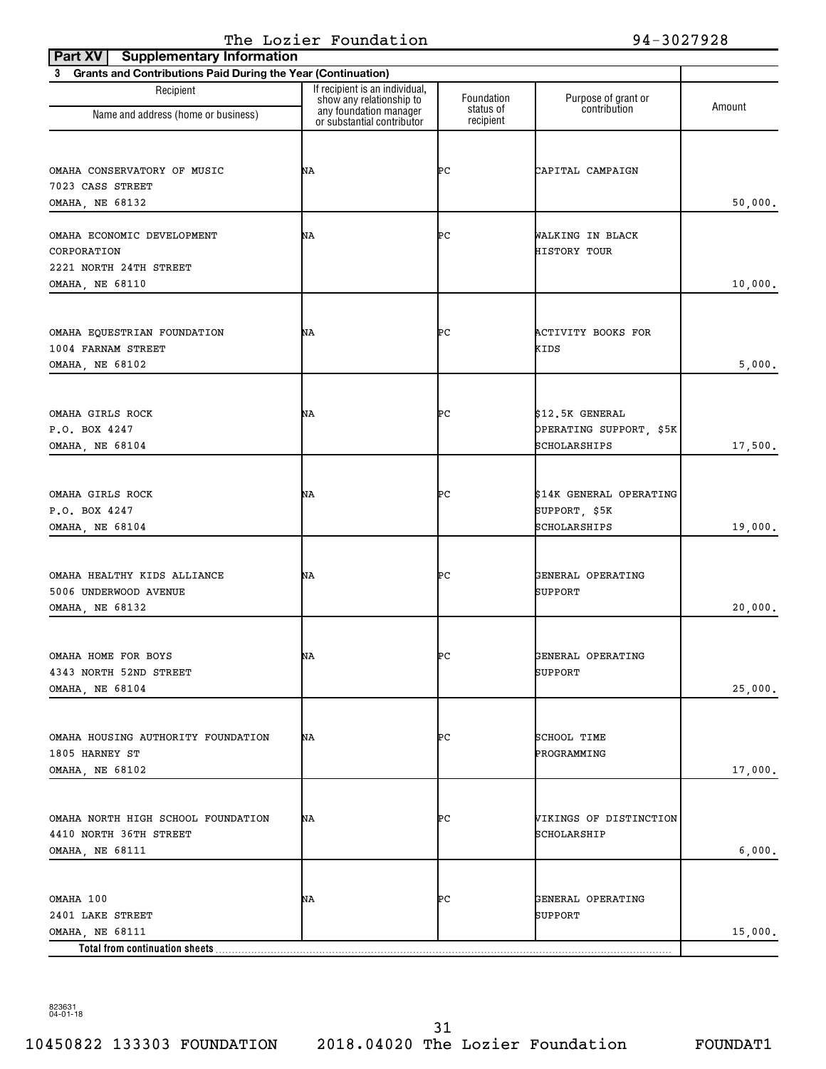The Lozier Foundation 94-3027928

**Part XV Supplementary Information**

**3 Grants and Contributions Paid During the Year (Continuation)**

| Recipient Name and address (home or business) | If recipient is an individual, show any relationship to any foundation manager or substantial contributor | Foundation status of recipient | Purpose of grant or contribution | Amount |
|---|---|---|---|---|
| OMAHA CONSERVATORY OF MUSIC 7023 CASS STREET OMAHA, NE 68132 | NA | PC | CAPITAL CAMPAIGN | 50,000. |
| OMAHA ECONOMIC DEVELOPMENT CORPORATION 2221 NORTH 24TH STREET OMAHA, NE 68110 | NA | PC | WALKING IN BLACK HISTORY TOUR | 10,000. |
| OMAHA EQUESTRIAN FOUNDATION 1004 FARNAM STREET OMAHA, NE 68102 | NA | PC | ACTIVITY BOOKS FOR KIDS | 5,000. |
| OMAHA GIRLS ROCK P.O. BOX 4247 OMAHA, NE 68104 | NA | PC | $12.5K GENERAL OPERATING SUPPORT, $5K SCHOLARSHIPS | 17,500. |
| OMAHA GIRLS ROCK P.O. BOX 4247 OMAHA, NE 68104 | NA | PC | $14K GENERAL OPERATING SUPPORT, $5K SCHOLARSHIPS | 19,000. |
| OMAHA HEALTHY KIDS ALLIANCE 5006 UNDERWOOD AVENUE OMAHA, NE 68132 | NA | PC | GENERAL OPERATING SUPPORT | 20,000. |
| OMAHA HOME FOR BOYS 4343 NORTH 52ND STREET OMAHA, NE 68104 | NA | PC | GENERAL OPERATING SUPPORT | 25,000. |
| OMAHA HOUSING AUTHORITY FOUNDATION 1805 HARNEY ST OMAHA, NE 68102 | NA | PC | SCHOOL TIME PROGRAMMING | 17,000. |
| OMAHA NORTH HIGH SCHOOL FOUNDATION 4410 NORTH 36TH STREET OMAHA, NE 68111 | NA | PC | VIKINGS OF DISTINCTION SCHOLARSHIP | 6,000. |
| OMAHA 100 2401 LAKE STREET OMAHA, NE 68111 | NA | PC | GENERAL OPERATING SUPPORT | 15,000. |
| **Total from continuation sheets** | | | | |

823631 04-01-18

10450822 133303 FOUNDATION 2018.04020 The Lozier Foundation FOUNDAT1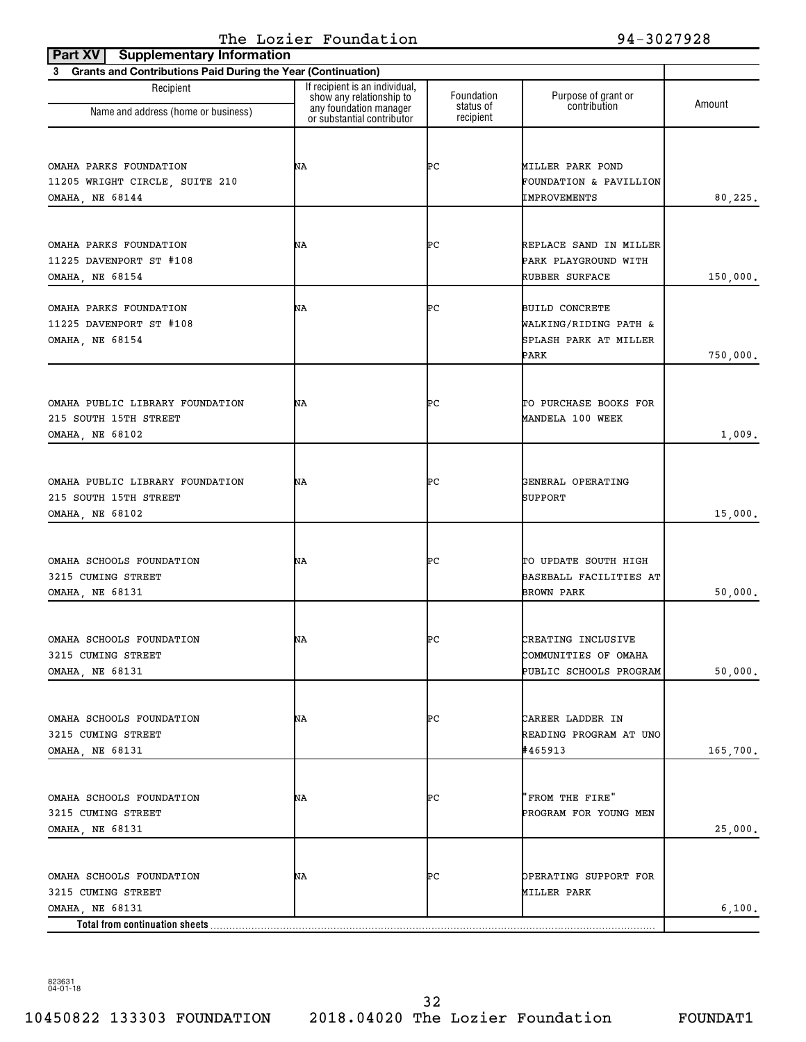The Lozier Foundation 94-3027928

**Part XV Supplementary Information**

**3 Grants and Contributions Paid During the Year (Continuation)**

| Recipient Name and address (home or business) | If recipient is an individual, show any relationship to any foundation manager or substantial contributor | Foundation status of recipient | Purpose of grant or contribution | Amount |
|---|---|---|---|---|
| OMAHA PARKS FOUNDATION<br>11205 WRIGHT CIRCLE, SUITE 210<br>OMAHA, NE 68144 | NA | PC | MILLER PARK POND FOUNDATION & PAVILLION IMPROVEMENTS | 80,225. |
| OMAHA PARKS FOUNDATION<br>11225 DAVENPORT ST #108<br>OMAHA, NE 68154 | NA | PC | REPLACE SAND IN MILLER PARK PLAYGROUND WITH RUBBER SURFACE | 150,000. |
| OMAHA PARKS FOUNDATION<br>11225 DAVENPORT ST #108<br>OMAHA, NE 68154 | NA | PC | BUILD CONCRETE WALKING/RIDING PATH & SPLASH PARK AT MILLER PARK | 750,000. |
| OMAHA PUBLIC LIBRARY FOUNDATION<br>215 SOUTH 15TH STREET<br>OMAHA, NE 68102 | NA | PC | TO PURCHASE BOOKS FOR MANDELA 100 WEEK | 1,009. |
| OMAHA PUBLIC LIBRARY FOUNDATION<br>215 SOUTH 15TH STREET<br>OMAHA, NE 68102 | NA | PC | GENERAL OPERATING SUPPORT | 15,000. |
| OMAHA SCHOOLS FOUNDATION<br>3215 CUMING STREET<br>OMAHA, NE 68131 | NA | PC | TO UPDATE SOUTH HIGH BASEBALL FACILITIES AT BROWN PARK | 50,000. |
| OMAHA SCHOOLS FOUNDATION<br>3215 CUMING STREET<br>OMAHA, NE 68131 | NA | PC | CREATING INCLUSIVE COMMUNITIES OF OMAHA PUBLIC SCHOOLS PROGRAM | 50,000. |
| OMAHA SCHOOLS FOUNDATION<br>3215 CUMING STREET<br>OMAHA, NE 68131 | NA | PC | CAREER LADDER IN READING PROGRAM AT UNO #465913 | 165,700. |
| OMAHA SCHOOLS FOUNDATION<br>3215 CUMING STREET<br>OMAHA, NE 68131 | NA | PC | "FROM THE FIRE" PROGRAM FOR YOUNG MEN | 25,000. |
| OMAHA SCHOOLS FOUNDATION<br>3215 CUMING STREET<br>OMAHA, NE 68131 | NA | PC | OPERATING SUPPORT FOR MILLER PARK | 6,100. |
| **Total from continuation sheets** | | | | |

823631 04-01-18

10450822 133303 FOUNDATION 2018.04020 The Lozier Foundation FOUNDAT1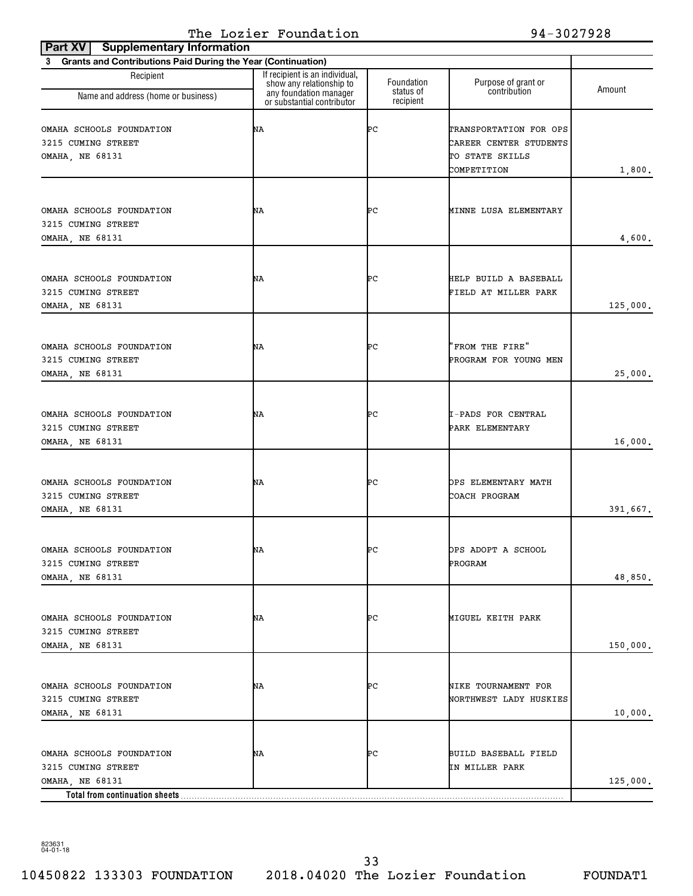The Lozier Foundation 94-3027928

**Part XV Supplementary Information**

**3 Grants and Contributions Paid During the Year (Continuation)**

| Recipient Name and address (home or business) | If recipient is an individual, show any relationship to any foundation manager or substantial contributor | Foundation status of recipient | Purpose of grant or contribution | Amount |
|---|---|---|---|---|
| OMAHA SCHOOLS FOUNDATION 3215 CUMING STREET OMAHA, NE 68131 | NA | PC | TRANSPORTATION FOR OPS CAREER CENTER STUDENTS TO STATE SKILLS COMPETITION | 1,800. |
| OMAHA SCHOOLS FOUNDATION 3215 CUMING STREET OMAHA, NE 68131 | NA | PC | MINNE LUSA ELEMENTARY | 4,600. |
| OMAHA SCHOOLS FOUNDATION 3215 CUMING STREET OMAHA, NE 68131 | NA | PC | HELP BUILD A BASEBALL FIELD AT MILLER PARK | 125,000. |
| OMAHA SCHOOLS FOUNDATION 3215 CUMING STREET OMAHA, NE 68131 | NA | PC | "FROM THE FIRE" PROGRAM FOR YOUNG MEN | 25,000. |
| OMAHA SCHOOLS FOUNDATION 3215 CUMING STREET OMAHA, NE 68131 | NA | PC | I-PADS FOR CENTRAL PARK ELEMENTARY | 16,000. |
| OMAHA SCHOOLS FOUNDATION 3215 CUMING STREET OMAHA, NE 68131 | NA | PC | OPS ELEMENTARY MATH COACH PROGRAM | 391,667. |
| OMAHA SCHOOLS FOUNDATION 3215 CUMING STREET OMAHA, NE 68131 | NA | PC | OPS ADOPT A SCHOOL PROGRAM | 48,850. |
| OMAHA SCHOOLS FOUNDATION 3215 CUMING STREET OMAHA, NE 68131 | NA | PC | MIGUEL KEITH PARK | 150,000. |
| OMAHA SCHOOLS FOUNDATION 3215 CUMING STREET OMAHA, NE 68131 | NA | PC | NIKE TOURNAMENT FOR NORTHWEST LADY HUSKIES | 10,000. |
| OMAHA SCHOOLS FOUNDATION 3215 CUMING STREET OMAHA, NE 68131 | NA | PC | BUILD BASEBALL FIELD IN MILLER PARK | 125,000. |
| **Total from continuation sheets** | | | | |

823631 04-01-18

10450822 133303 FOUNDATION 2018.04020 The Lozier Foundation FOUNDAT1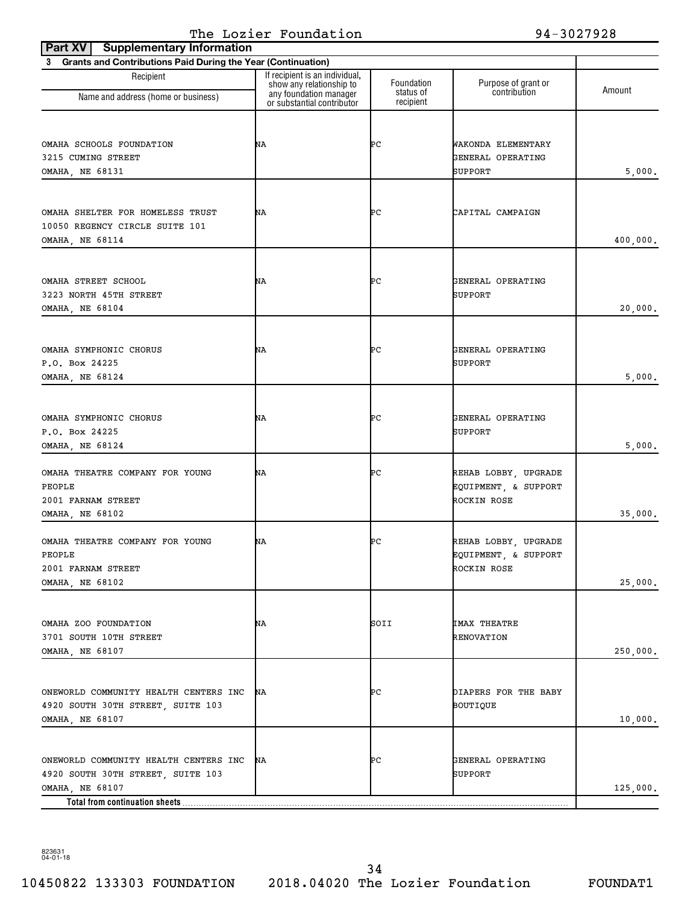The Lozier Foundation 94-3027928

**Part XV Supplementary Information**

**3 Grants and Contributions Paid During the Year (Continuation)**

| Recipient Name and address (home or business) | If recipient is an individual, show any relationship to any foundation manager or substantial contributor | Foundation status of recipient | Purpose of grant or contribution | Amount |
|---|---|---|---|---|
| OMAHA SCHOOLS FOUNDATION<br>3215 CUMING STREET<br>OMAHA, NE 68131 | NA | PC | WAKONDA ELEMENTARY GENERAL OPERATING SUPPORT | 5,000. |
| OMAHA SHELTER FOR HOMELESS TRUST<br>10050 REGENCY CIRCLE SUITE 101<br>OMAHA, NE 68114 | NA | PC | CAPITAL CAMPAIGN | 400,000. |
| OMAHA STREET SCHOOL<br>3223 NORTH 45TH STREET<br>OMAHA, NE 68104 | NA | PC | GENERAL OPERATING SUPPORT | 20,000. |
| OMAHA SYMPHONIC CHORUS<br>P.O. Box 24225<br>OMAHA, NE 68124 | NA | PC | GENERAL OPERATING SUPPORT | 5,000. |
| OMAHA SYMPHONIC CHORUS<br>P.O. Box 24225<br>OMAHA, NE 68124 | NA | PC | GENERAL OPERATING SUPPORT | 5,000. |
| OMAHA THEATRE COMPANY FOR YOUNG PEOPLE<br>2001 FARNAM STREET<br>OMAHA, NE 68102 | NA | PC | REHAB LOBBY, UPGRADE EQUIPMENT, & SUPPORT ROCKIN ROSE | 35,000. |
| OMAHA THEATRE COMPANY FOR YOUNG PEOPLE<br>2001 FARNAM STREET<br>OMAHA, NE 68102 | NA | PC | REHAB LOBBY, UPGRADE EQUIPMENT, & SUPPORT ROCKIN ROSE | 25,000. |
| OMAHA ZOO FOUNDATION<br>3701 SOUTH 10TH STREET<br>OMAHA, NE 68107 | NA | SOII | IMAX THEATRE RENOVATION | 250,000. |
| ONEWORLD COMMUNITY HEALTH CENTERS INC<br>4920 SOUTH 30TH STREET, SUITE 103<br>OMAHA, NE 68107 | NA | PC | DIAPERS FOR THE BABY BOUTIQUE | 10,000. |
| ONEWORLD COMMUNITY HEALTH CENTERS INC<br>4920 SOUTH 30TH STREET, SUITE 103<br>OMAHA, NE 68107 | NA | PC | GENERAL OPERATING SUPPORT | 125,000. |
| **Total from continuation sheets** | | | | |

823631 04-01-18

10450822 133303 FOUNDATION 2018.04020 The Lozier Foundation FOUNDAT1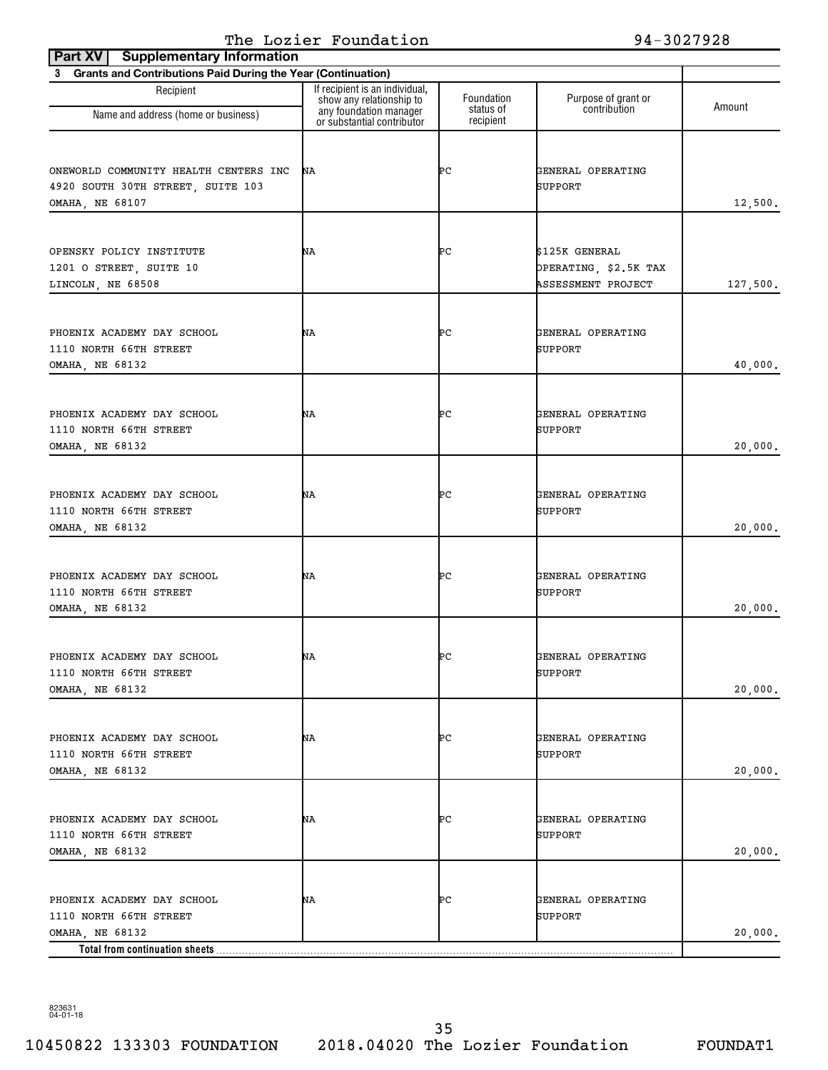## Part XV Supplementary Information

**3 Grants and Contributions Paid During the Year (Continuation)**

| Recipient Name and address (home or business) | If recipient is an individual, show any relationship to any foundation manager or substantial contributor | Foundation status of recipient | Purpose of grant or contribution | Amount |
|---|---|---|---|---|
| ONEWORLD COMMUNITY HEALTH CENTERS INC<br>4920 SOUTH 30TH STREET, SUITE 103<br>OMAHA, NE 68107 | NA | PC | GENERAL OPERATING SUPPORT | 12,500. |
| OPENSKY POLICY INSTITUTE<br>1201 O STREET, SUITE 10<br>LINCOLN, NE 68508 | NA | PC | $125K GENERAL OPERATING, $2.5K TAX ASSESSMENT PROJECT | 127,500. |
| PHOENIX ACADEMY DAY SCHOOL<br>1110 NORTH 66TH STREET<br>OMAHA, NE 68132 | NA | PC | GENERAL OPERATING SUPPORT | 40,000. |
| PHOENIX ACADEMY DAY SCHOOL<br>1110 NORTH 66TH STREET<br>OMAHA, NE 68132 | NA | PC | GENERAL OPERATING SUPPORT | 20,000. |
| PHOENIX ACADEMY DAY SCHOOL<br>1110 NORTH 66TH STREET<br>OMAHA, NE 68132 | NA | PC | GENERAL OPERATING SUPPORT | 20,000. |
| PHOENIX ACADEMY DAY SCHOOL<br>1110 NORTH 66TH STREET<br>OMAHA, NE 68132 | NA | PC | GENERAL OPERATING SUPPORT | 20,000. |
| PHOENIX ACADEMY DAY SCHOOL<br>1110 NORTH 66TH STREET<br>OMAHA, NE 68132 | NA | PC | GENERAL OPERATING SUPPORT | 20,000. |
| PHOENIX ACADEMY DAY SCHOOL<br>1110 NORTH 66TH STREET<br>OMAHA, NE 68132 | NA | PC | GENERAL OPERATING SUPPORT | 20,000. |
| PHOENIX ACADEMY DAY SCHOOL<br>1110 NORTH 66TH STREET<br>OMAHA, NE 68132 | NA | PC | GENERAL OPERATING SUPPORT | 20,000. |
| PHOENIX ACADEMY DAY SCHOOL<br>1110 NORTH 66TH STREET<br>OMAHA, NE 68132 | NA | PC | GENERAL OPERATING SUPPORT | 20,000. |
| **Total from continuation sheets** | | | | |

823631 04-01-18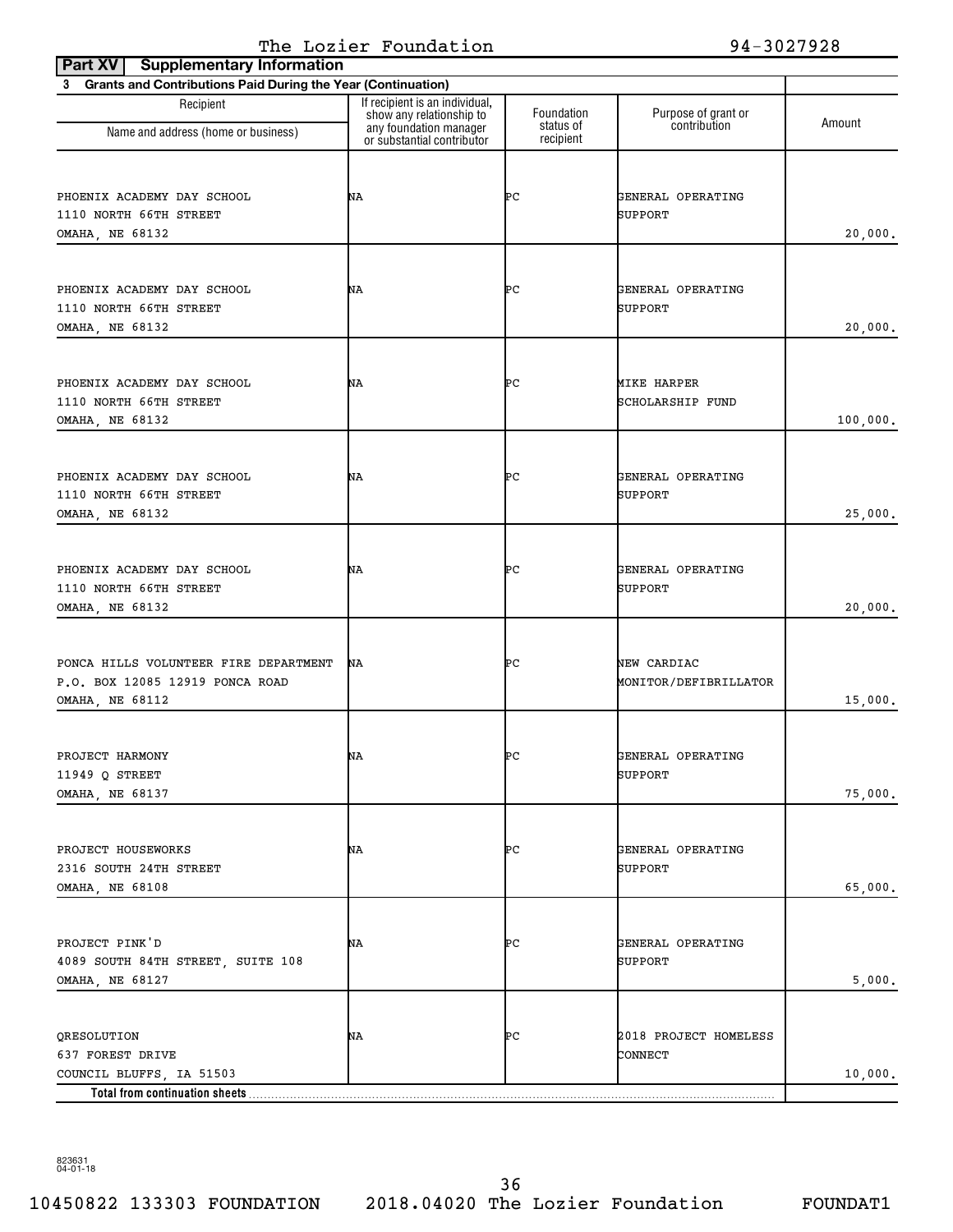The Lozier Foundation 94-3027928

**Part XV Supplementary Information**

**3 Grants and Contributions Paid During the Year (Continuation)**

| Recipient<br>Name and address (home or business) | If recipient is an individual, show any relationship to any foundation manager or substantial contributor | Foundation status of recipient | Purpose of grant or contribution | Amount |
|---|---|---|---|---|
| PHOENIX ACADEMY DAY SCHOOL<br>1110 NORTH 66TH STREET<br>OMAHA, NE 68132 | NA | PC | GENERAL OPERATING SUPPORT | 20,000. |
| PHOENIX ACADEMY DAY SCHOOL<br>1110 NORTH 66TH STREET<br>OMAHA, NE 68132 | NA | PC | GENERAL OPERATING SUPPORT | 20,000. |
| PHOENIX ACADEMY DAY SCHOOL<br>1110 NORTH 66TH STREET<br>OMAHA, NE 68132 | NA | PC | MIKE HARPER SCHOLARSHIP FUND | 100,000. |
| PHOENIX ACADEMY DAY SCHOOL<br>1110 NORTH 66TH STREET<br>OMAHA, NE 68132 | NA | PC | GENERAL OPERATING SUPPORT | 25,000. |
| PHOENIX ACADEMY DAY SCHOOL<br>1110 NORTH 66TH STREET<br>OMAHA, NE 68132 | NA | PC | GENERAL OPERATING SUPPORT | 20,000. |
| PONCA HILLS VOLUNTEER FIRE DEPARTMENT<br>P.O. BOX 12085 12919 PONCA ROAD<br>OMAHA, NE 68112 | NA | PC | NEW CARDIAC MONITOR/DEFIBRILLATOR | 15,000. |
| PROJECT HARMONY<br>11949 Q STREET<br>OMAHA, NE 68137 | NA | PC | GENERAL OPERATING SUPPORT | 75,000. |
| PROJECT HOUSEWORKS<br>2316 SOUTH 24TH STREET<br>OMAHA, NE 68108 | NA | PC | GENERAL OPERATING SUPPORT | 65,000. |
| PROJECT PINK'D<br>4089 SOUTH 84TH STREET, SUITE 108<br>OMAHA, NE 68127 | NA | PC | GENERAL OPERATING SUPPORT | 5,000. |
| QRESOLUTION<br>637 FOREST DRIVE<br>COUNCIL BLUFFS, IA 51503 | NA | PC | 2018 PROJECT HOMELESS CONNECT | 10,000. |
| **Total from continuation sheets** | | | | |

823631 04-01-18

10450822 133303 FOUNDATION 2018.04020 The Lozier Foundation FOUNDAT1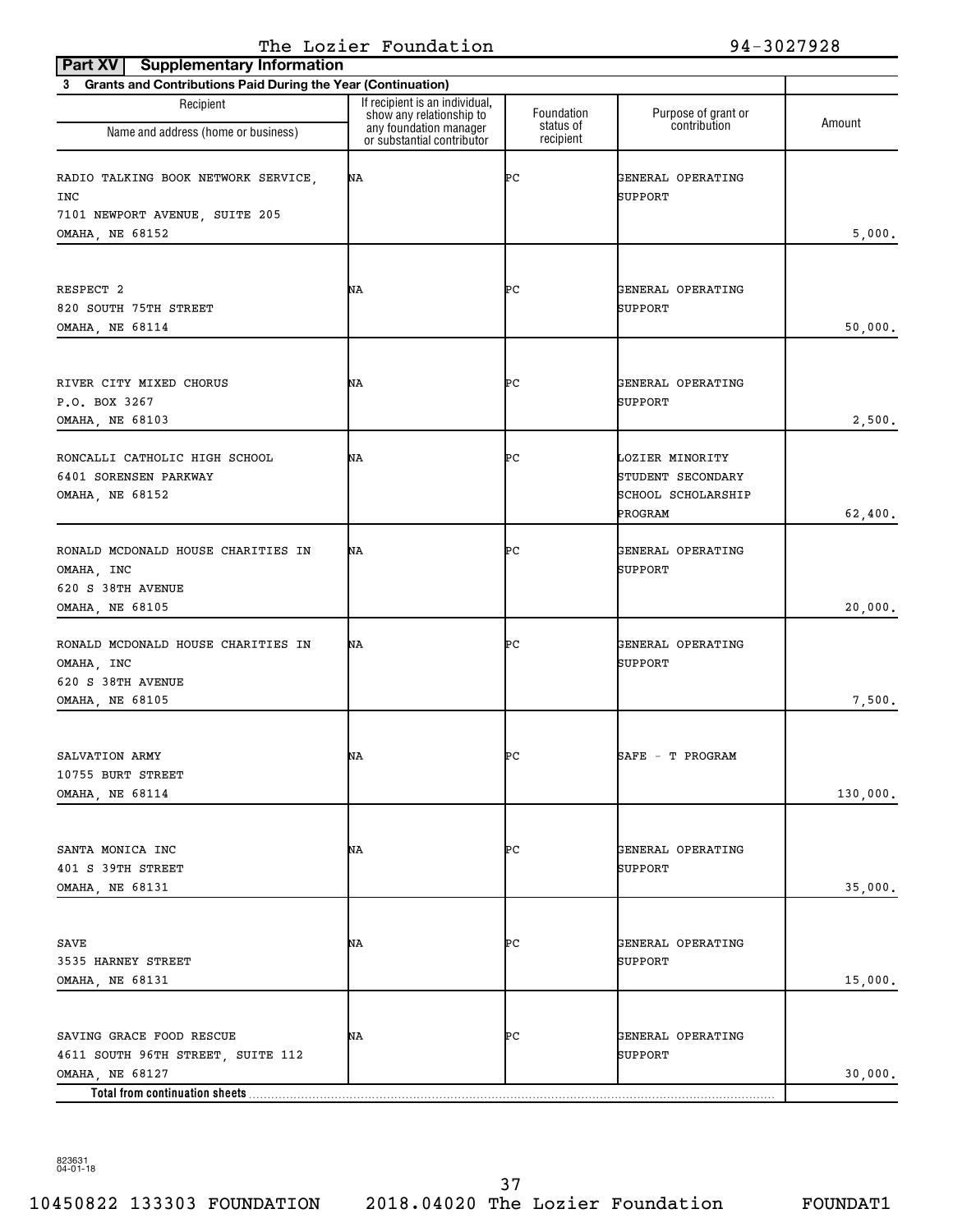The Lozier Foundation 94-3027928

**Part XV Supplementary Information**

**3 Grants and Contributions Paid During the Year (Continuation)**

| Recipient Name and address (home or business) | If recipient is an individual, show any relationship to any foundation manager or substantial contributor | Foundation status of recipient | Purpose of grant or contribution | Amount |
|---|---|---|---|---|
| RADIO TALKING BOOK NETWORK SERVICE, INC 7101 NEWPORT AVENUE, SUITE 205 OMAHA, NE 68152 | NA | PC | GENERAL OPERATING SUPPORT | 5,000. |
| RESPECT 2 820 SOUTH 75TH STREET OMAHA, NE 68114 | NA | PC | GENERAL OPERATING SUPPORT | 50,000. |
| RIVER CITY MIXED CHORUS P.O. BOX 3267 OMAHA, NE 68103 | NA | PC | GENERAL OPERATING SUPPORT | 2,500. |
| RONCALLI CATHOLIC HIGH SCHOOL 6401 SORENSEN PARKWAY OMAHA, NE 68152 | NA | PC | LOZIER MINORITY STUDENT SECONDARY SCHOOL SCHOLARSHIP PROGRAM | 62,400. |
| RONALD MCDONALD HOUSE CHARITIES IN OMAHA, INC 620 S 38TH AVENUE OMAHA, NE 68105 | NA | PC | GENERAL OPERATING SUPPORT | 20,000. |
| RONALD MCDONALD HOUSE CHARITIES IN OMAHA, INC 620 S 38TH AVENUE OMAHA, NE 68105 | NA | PC | GENERAL OPERATING SUPPORT | 7,500. |
| SALVATION ARMY 10755 BURT STREET OMAHA, NE 68114 | NA | PC | SAFE - T PROGRAM | 130,000. |
| SANTA MONICA INC 401 S 39TH STREET OMAHA, NE 68131 | NA | PC | GENERAL OPERATING SUPPORT | 35,000. |
| SAVE 3535 HARNEY STREET OMAHA, NE 68131 | NA | PC | GENERAL OPERATING SUPPORT | 15,000. |
| SAVING GRACE FOOD RESCUE 4611 SOUTH 96TH STREET, SUITE 112 OMAHA, NE 68127 | NA | PC | GENERAL OPERATING SUPPORT | 30,000. |
| **Total from continuation sheets** | | | | |

823631 04-01-18

10450822 133303 FOUNDATION 2018.04020 The Lozier Foundation FOUNDAT1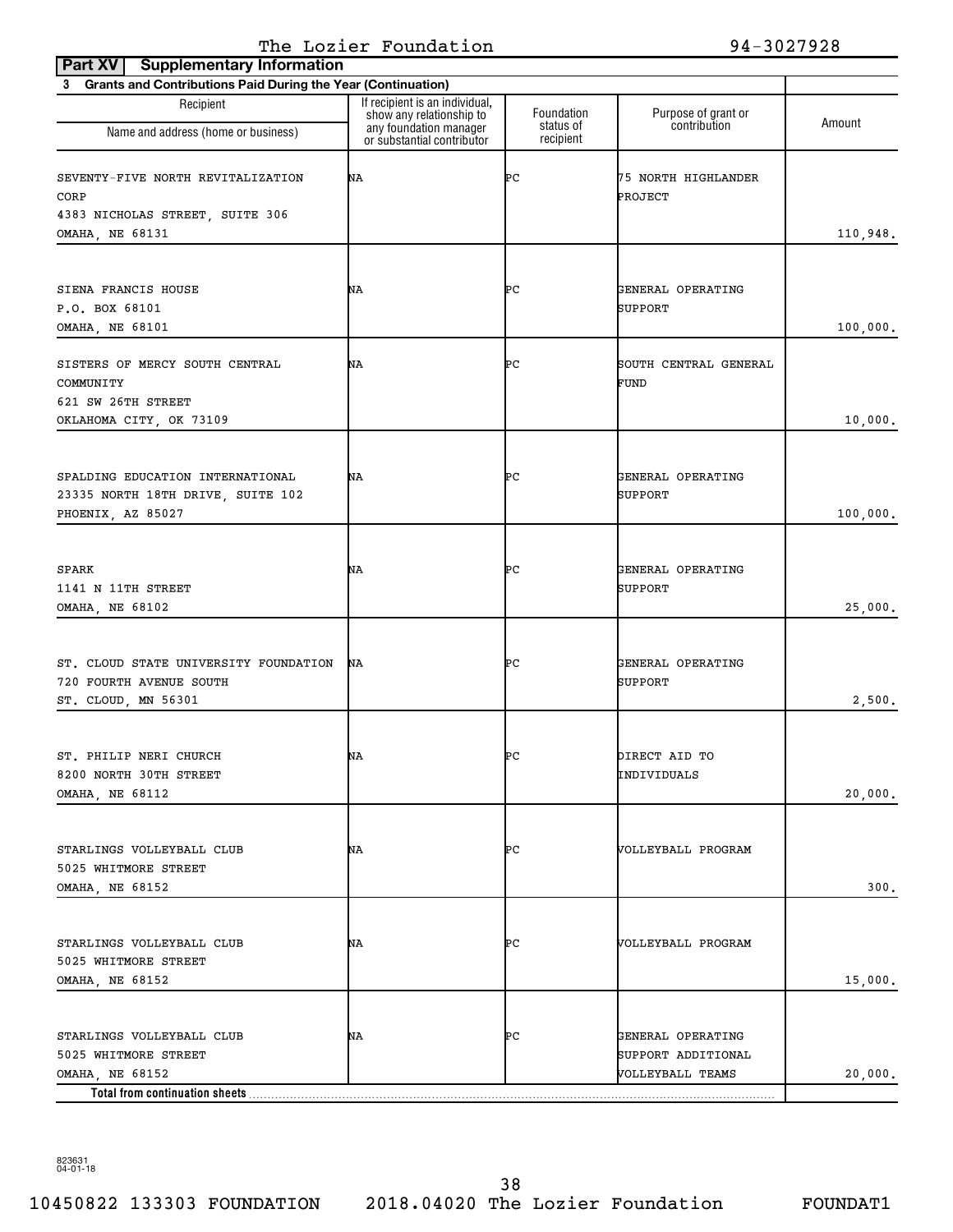The Lozier Foundation 94-3027928

**Part XV | Supplementary Information**

**3 Grants and Contributions Paid During the Year (Continuation)**

| Recipient<br>Name and address (home or business) | If recipient is an individual, show any relationship to any foundation manager or substantial contributor | Foundation status of recipient | Purpose of grant or contribution | Amount |
|---|---|---|---|---|
| SEVENTY-FIVE NORTH REVITALIZATION CORP<br>4383 NICHOLAS STREET, SUITE 306<br>OMAHA, NE 68131 | NA | PC | 75 NORTH HIGHLANDER PROJECT | 110,948. |
| SIENA FRANCIS HOUSE<br>P.O. BOX 68101<br>OMAHA, NE 68101 | NA | PC | GENERAL OPERATING SUPPORT | 100,000. |
| SISTERS OF MERCY SOUTH CENTRAL COMMUNITY<br>621 SW 26TH STREET<br>OKLAHOMA CITY, OK 73109 | NA | PC | SOUTH CENTRAL GENERAL FUND | 10,000. |
| SPALDING EDUCATION INTERNATIONAL<br>23335 NORTH 18TH DRIVE, SUITE 102<br>PHOENIX, AZ 85027 | NA | PC | GENERAL OPERATING SUPPORT | 100,000. |
| SPARK<br>1141 N 11TH STREET<br>OMAHA, NE 68102 | NA | PC | GENERAL OPERATING SUPPORT | 25,000. |
| ST. CLOUD STATE UNIVERSITY FOUNDATION<br>720 FOURTH AVENUE SOUTH<br>ST. CLOUD, MN 56301 | NA | PC | GENERAL OPERATING SUPPORT | 2,500. |
| ST. PHILIP NERI CHURCH<br>8200 NORTH 30TH STREET<br>OMAHA, NE 68112 | NA | PC | DIRECT AID TO INDIVIDUALS | 20,000. |
| STARLINGS VOLLEYBALL CLUB<br>5025 WHITMORE STREET<br>OMAHA, NE 68152 | NA | PC | VOLLEYBALL PROGRAM | 300. |
| STARLINGS VOLLEYBALL CLUB<br>5025 WHITMORE STREET<br>OMAHA, NE 68152 | NA | PC | VOLLEYBALL PROGRAM | 15,000. |
| STARLINGS VOLLEYBALL CLUB<br>5025 WHITMORE STREET<br>OMAHA, NE 68152 | NA | PC | GENERAL OPERATING SUPPORT ADDITIONAL VOLLEYBALL TEAMS | 20,000. |
| **Total from continuation sheets** | | | | |

823631 04-01-18

10450822 133303 FOUNDATION 2018.04020 The Lozier Foundation FOUNDAT1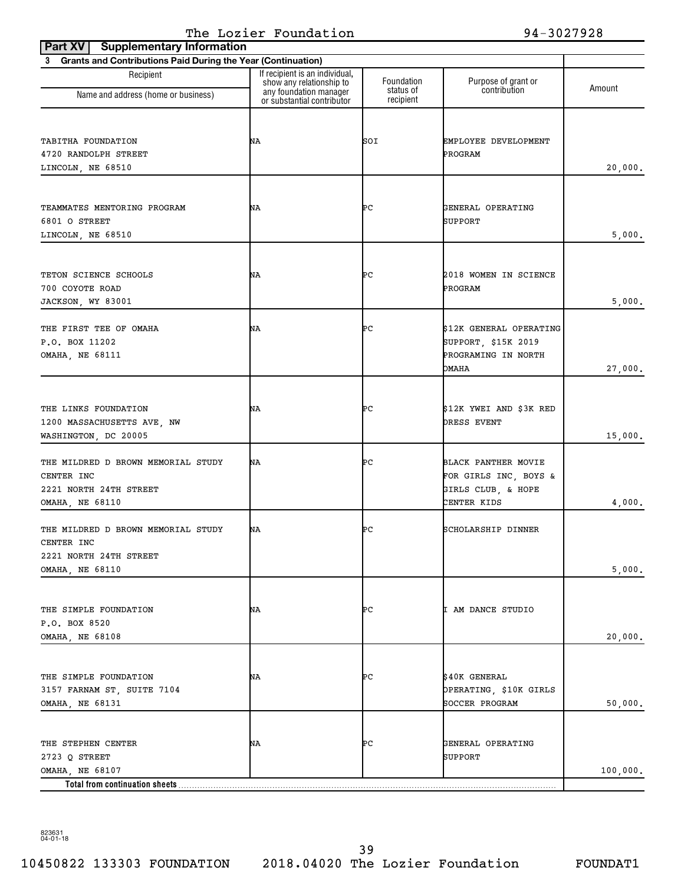The Lozier Foundation 94-3027928

**Part XV Supplementary Information**

**3 Grants and Contributions Paid During the Year (Continuation)**

| Recipient Name and address (home or business) | If recipient is an individual, show any relationship to any foundation manager or substantial contributor | Foundation status of recipient | Purpose of grant or contribution | Amount |
|---|---|---|---|---|
| TABITHA FOUNDATION<br>4720 RANDOLPH STREET<br>LINCOLN, NE 68510 | NA | SOI | EMPLOYEE DEVELOPMENT PROGRAM | 20,000. |
| TEAMMATES MENTORING PROGRAM<br>6801 O STREET<br>LINCOLN, NE 68510 | NA | PC | GENERAL OPERATING SUPPORT | 5,000. |
| TETON SCIENCE SCHOOLS<br>700 COYOTE ROAD<br>JACKSON, WY 83001 | NA | PC | 2018 WOMEN IN SCIENCE PROGRAM | 5,000. |
| THE FIRST TEE OF OMAHA<br>P.O. BOX 11202<br>OMAHA, NE 68111 | NA | PC | $12K GENERAL OPERATING SUPPORT, $15K 2019 PROGRAMING IN NORTH OMAHA | 27,000. |
| THE LINKS FOUNDATION<br>1200 MASSACHUSETTS AVE, NW<br>WASHINGTON, DC 20005 | NA | PC | $12K YWEI AND $3K RED DRESS EVENT | 15,000. |
| THE MILDRED D BROWN MEMORIAL STUDY CENTER INC<br>2221 NORTH 24TH STREET<br>OMAHA, NE 68110 | NA | PC | BLACK PANTHER MOVIE FOR GIRLS INC, BOYS & GIRLS CLUB, & HOPE CENTER KIDS | 4,000. |
| THE MILDRED D BROWN MEMORIAL STUDY CENTER INC<br>2221 NORTH 24TH STREET<br>OMAHA, NE 68110 | NA | PC | SCHOLARSHIP DINNER | 5,000. |
| THE SIMPLE FOUNDATION<br>P.O. BOX 8520<br>OMAHA, NE 68108 | NA | PC | I AM DANCE STUDIO | 20,000. |
| THE SIMPLE FOUNDATION<br>3157 FARNAM ST, SUITE 7104<br>OMAHA, NE 68131 | NA | PC | $40K GENERAL OPERATING, $10K GIRLS SOCCER PROGRAM | 50,000. |
| THE STEPHEN CENTER<br>2723 Q STREET<br>OMAHA, NE 68107 | NA | PC | GENERAL OPERATING SUPPORT | 100,000. |
| **Total from continuation sheets** | | | | |

823631 04-01-18

10450822 133303 FOUNDATION 2018.04020 The Lozier Foundation FOUNDAT1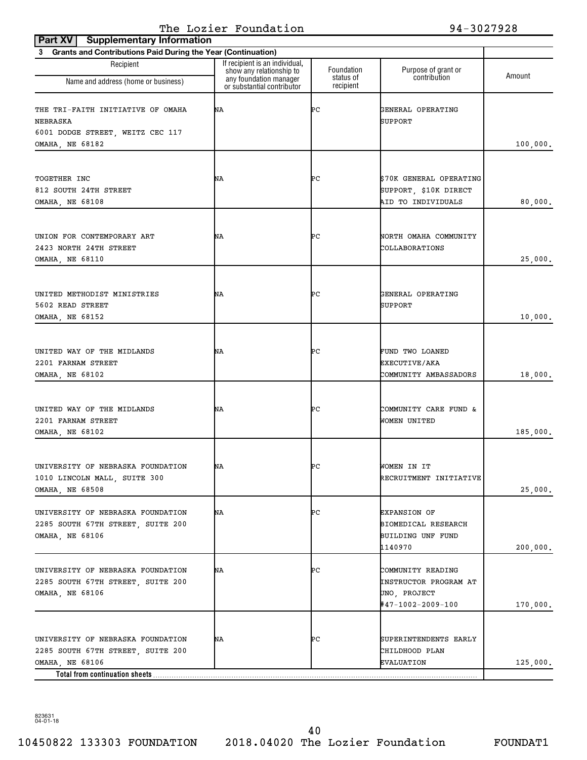The Lozier Foundation 94-3027928

**Part XV Supplementary Information**

**3 Grants and Contributions Paid During the Year (Continuation)**

| Recipient Name and address (home or business) | If recipient is an individual, show any relationship to any foundation manager or substantial contributor | Foundation status of recipient | Purpose of grant or contribution | Amount |
|---|---|---|---|---|
| THE TRI-FAITH INITIATIVE OF OMAHA NEBRASKA 6001 DODGE STREET, WEITZ CEC 117 OMAHA, NE 68182 | NA | PC | GENERAL OPERATING SUPPORT | 100,000. |
| TOGETHER INC 812 SOUTH 24TH STREET OMAHA, NE 68108 | NA | PC | $70K GENERAL OPERATING SUPPORT, $10K DIRECT AID TO INDIVIDUALS | 80,000. |
| UNION FOR CONTEMPORARY ART 2423 NORTH 24TH STREET OMAHA, NE 68110 | NA | PC | NORTH OMAHA COMMUNITY COLLABORATIONS | 25,000. |
| UNITED METHODIST MINISTRIES 5602 READ STREET OMAHA, NE 68152 | NA | PC | GENERAL OPERATING SUPPORT | 10,000. |
| UNITED WAY OF THE MIDLANDS 2201 FARNAM STREET OMAHA, NE 68102 | NA | PC | FUND TWO LOANED EXECUTIVE/AKA COMMUNITY AMBASSADORS | 18,000. |
| UNITED WAY OF THE MIDLANDS 2201 FARNAM STREET OMAHA, NE 68102 | NA | PC | COMMUNITY CARE FUND & WOMEN UNITED | 185,000. |
| UNIVERSITY OF NEBRASKA FOUNDATION 1010 LINCOLN MALL, SUITE 300 OMAHA, NE 68508 | NA | PC | WOMEN IN IT RECRUITMENT INITIATIVE | 25,000. |
| UNIVERSITY OF NEBRASKA FOUNDATION 2285 SOUTH 67TH STREET, SUITE 200 OMAHA, NE 68106 | NA | PC | EXPANSION OF BIOMEDICAL RESEARCH BUILDING UNF FUND 1140970 | 200,000. |
| UNIVERSITY OF NEBRASKA FOUNDATION 2285 SOUTH 67TH STREET, SUITE 200 OMAHA, NE 68106 | NA | PC | COMMUNITY READING INSTRUCTOR PROGRAM AT UNO, PROJECT #47-1002-2009-100 | 170,000. |
| UNIVERSITY OF NEBRASKA FOUNDATION 2285 SOUTH 67TH STREET, SUITE 200 OMAHA, NE 68106 | NA | PC | SUPERINTENDENTS EARLY CHILDHOOD PLAN EVALUATION | 125,000. |
| **Total from continuation sheets** | | | | |

823631 04-01-18

10450822 133303 FOUNDATION 2018.04020 The Lozier Foundation FOUNDAT1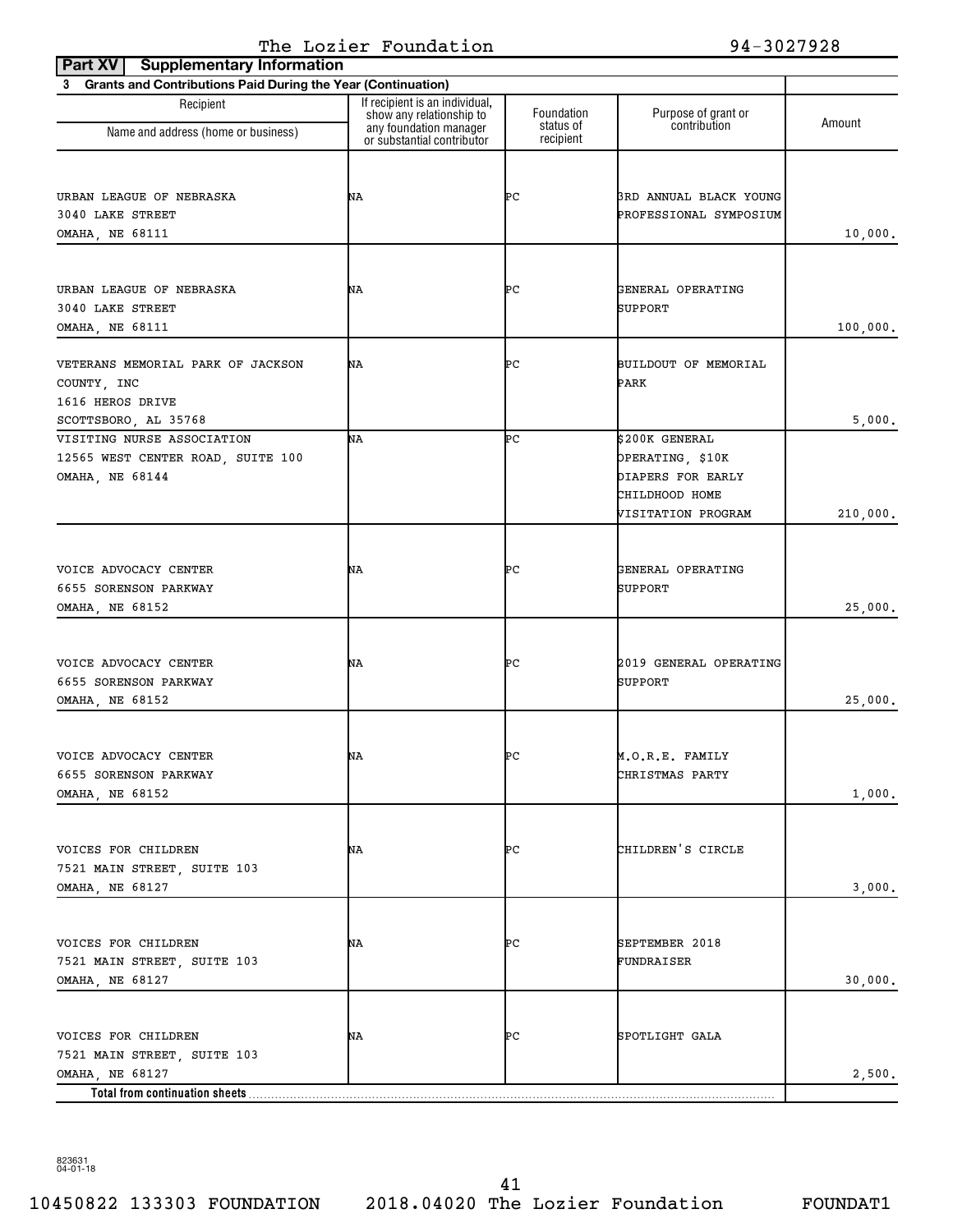The Lozier Foundation 94-3027928

**Part XV Supplementary Information**

**3 Grants and Contributions Paid During the Year (Continuation)**

| Recipient Name and address (home or business) | If recipient is an individual, show any relationship to any foundation manager or substantial contributor | Foundation status of recipient | Purpose of grant or contribution | Amount |
|---|---|---|---|---|
| URBAN LEAGUE OF NEBRASKA<br>3040 LAKE STREET<br>OMAHA, NE 68111 | NA | PC | 3RD ANNUAL BLACK YOUNG PROFESSIONAL SYMPOSIUM | 10,000. |
| URBAN LEAGUE OF NEBRASKA<br>3040 LAKE STREET<br>OMAHA, NE 68111 | NA | PC | GENERAL OPERATING SUPPORT | 100,000. |
| VETERANS MEMORIAL PARK OF JACKSON COUNTY, INC<br>1616 HEROS DRIVE<br>SCOTTSBORO, AL 35768 | NA | PC | BUILDOUT OF MEMORIAL PARK | 5,000. |
| VISITING NURSE ASSOCIATION<br>12565 WEST CENTER ROAD, SUITE 100<br>OMAHA, NE 68144 | NA | PC | $200K GENERAL OPERATING, $10K DIAPERS FOR EARLY CHILDHOOD HOME VISITATION PROGRAM | 210,000. |
| VOICE ADVOCACY CENTER<br>6655 SORENSON PARKWAY<br>OMAHA, NE 68152 | NA | PC | GENERAL OPERATING SUPPORT | 25,000. |
| VOICE ADVOCACY CENTER<br>6655 SORENSON PARKWAY<br>OMAHA, NE 68152 | NA | PC | 2019 GENERAL OPERATING SUPPORT | 25,000. |
| VOICE ADVOCACY CENTER<br>6655 SORENSON PARKWAY<br>OMAHA, NE 68152 | NA | PC | M.O.R.E. FAMILY CHRISTMAS PARTY | 1,000. |
| VOICES FOR CHILDREN<br>7521 MAIN STREET, SUITE 103<br>OMAHA, NE 68127 | NA | PC | CHILDREN'S CIRCLE | 3,000. |
| VOICES FOR CHILDREN<br>7521 MAIN STREET, SUITE 103<br>OMAHA, NE 68127 | NA | PC | SEPTEMBER 2018 FUNDRAISER | 30,000. |
| VOICES FOR CHILDREN<br>7521 MAIN STREET, SUITE 103<br>OMAHA, NE 68127 | NA | PC | SPOTLIGHT GALA | 2,500. |
| **Total from continuation sheets** | | | | |

823631
04-01-18

10450822 133303 FOUNDATION 2018.04020 The Lozier Foundation FOUNDAT1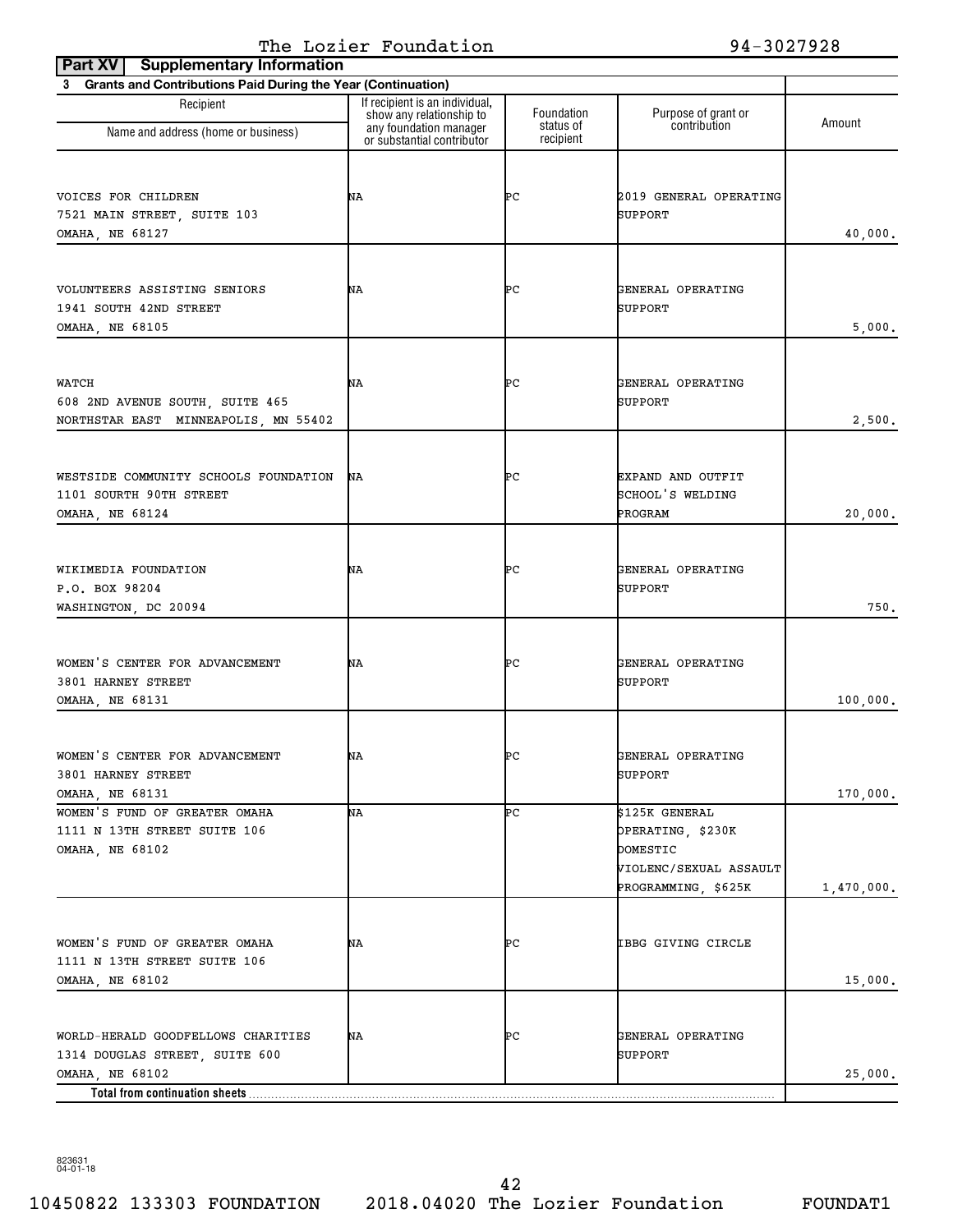The Lozier Foundation 94-3027928

**Part XV Supplementary Information**

**3 Grants and Contributions Paid During the Year (Continuation)**

| Recipient<br>Name and address (home or business) | If recipient is an individual, show any relationship to any foundation manager or substantial contributor | Foundation status of recipient | Purpose of grant or contribution | Amount |
|---|---|---|---|---|
| VOICES FOR CHILDREN<br>7521 MAIN STREET, SUITE 103<br>OMAHA, NE 68127 | NA | PC | 2019 GENERAL OPERATING SUPPORT | 40,000. |
| VOLUNTEERS ASSISTING SENIORS<br>1941 SOUTH 42ND STREET<br>OMAHA, NE 68105 | NA | PC | GENERAL OPERATING SUPPORT | 5,000. |
| WATCH<br>608 2ND AVENUE SOUTH, SUITE 465<br>NORTHSTAR EAST MINNEAPOLIS, MN 55402 | NA | PC | GENERAL OPERATING SUPPORT | 2,500. |
| WESTSIDE COMMUNITY SCHOOLS FOUNDATION<br>1101 SOURTH 90TH STREET<br>OMAHA, NE 68124 | NA | PC | EXPAND AND OUTFIT SCHOOL'S WELDING PROGRAM | 20,000. |
| WIKIMEDIA FOUNDATION<br>P.O. BOX 98204<br>WASHINGTON, DC 20094 | NA | PC | GENERAL OPERATING SUPPORT | 750. |
| WOMEN'S CENTER FOR ADVANCEMENT<br>3801 HARNEY STREET<br>OMAHA, NE 68131 | NA | PC | GENERAL OPERATING SUPPORT | 100,000. |
| WOMEN'S CENTER FOR ADVANCEMENT<br>3801 HARNEY STREET<br>OMAHA, NE 68131 | NA | PC | GENERAL OPERATING SUPPORT | 170,000. |
| WOMEN'S FUND OF GREATER OMAHA<br>1111 N 13TH STREET SUITE 106<br>OMAHA, NE 68102 | NA | PC | $125K GENERAL OPERATING, $230K DOMESTIC VIOLENC/SEXUAL ASSAULT PROGRAMMING, $625K | 1,470,000. |
| WOMEN'S FUND OF GREATER OMAHA<br>1111 N 13TH STREET SUITE 106<br>OMAHA, NE 68102 | NA | PC | IBBG GIVING CIRCLE | 15,000. |
| WORLD-HERALD GOODFELLOWS CHARITIES<br>1314 DOUGLAS STREET, SUITE 600<br>OMAHA, NE 68102 | NA | PC | GENERAL OPERATING SUPPORT | 25,000. |
| **Total from continuation sheets** | | | | |

823631
04-01-18

10450822 133303 FOUNDATION 2018.04020 The Lozier Foundation FOUNDAT1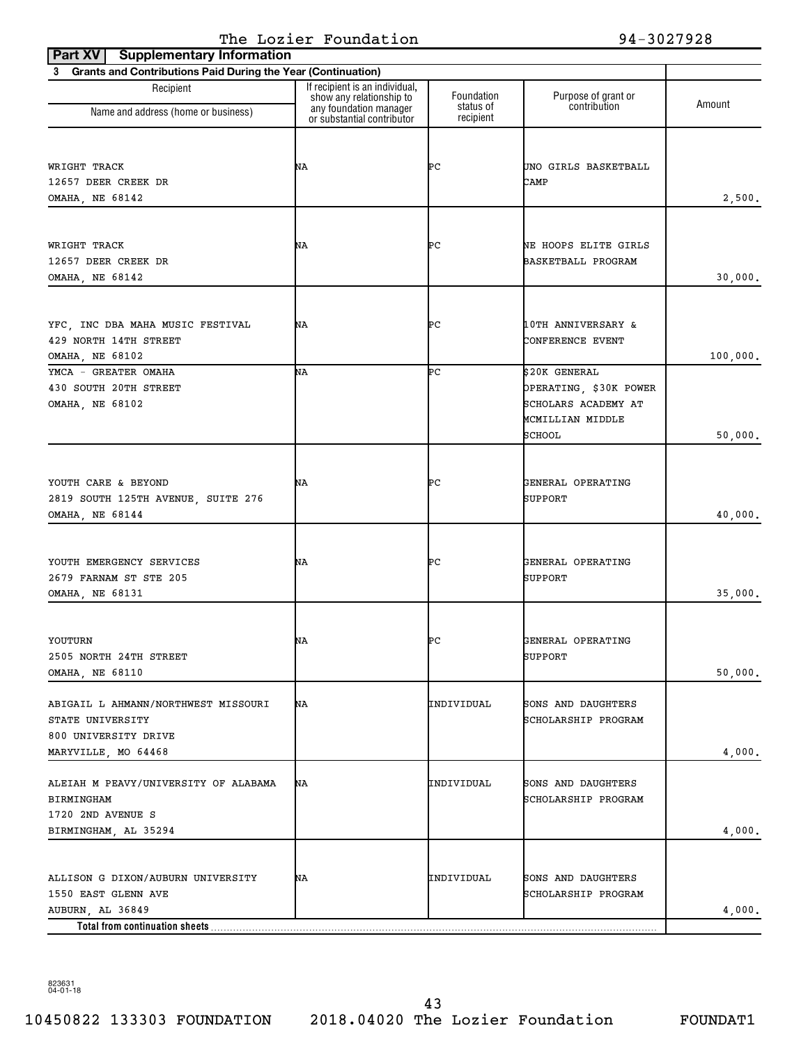The Lozier Foundation 94-3027928

**Part XV Supplementary Information**

**3 Grants and Contributions Paid During the Year (Continuation)**

| Recipient Name and address (home or business) | If recipient is an individual, show any relationship to any foundation manager or substantial contributor | Foundation status of recipient | Purpose of grant or contribution | Amount |
|---|---|---|---|---|
| WRIGHT TRACK<br>12657 DEER CREEK DR<br>OMAHA, NE 68142 | NA | PC | UNO GIRLS BASKETBALL CAMP | 2,500. |
| WRIGHT TRACK<br>12657 DEER CREEK DR<br>OMAHA, NE 68142 | NA | PC | NE HOOPS ELITE GIRLS BASKETBALL PROGRAM | 30,000. |
| YFC, INC DBA MAHA MUSIC FESTIVAL<br>429 NORTH 14TH STREET<br>OMAHA, NE 68102 | NA | PC | 10TH ANNIVERSARY & CONFERENCE EVENT | 100,000. |
| YMCA - GREATER OMAHA<br>430 SOUTH 20TH STREET<br>OMAHA, NE 68102 | NA | PC | $20K GENERAL OPERATING, $30K POWER SCHOLARS ACADEMY AT MCMILLIAN MIDDLE SCHOOL | 50,000. |
| YOUTH CARE & BEYOND<br>2819 SOUTH 125TH AVENUE, SUITE 276<br>OMAHA, NE 68144 | NA | PC | GENERAL OPERATING SUPPORT | 40,000. |
| YOUTH EMERGENCY SERVICES<br>2679 FARNAM ST STE 205<br>OMAHA, NE 68131 | NA | PC | GENERAL OPERATING SUPPORT | 35,000. |
| YOUTURN<br>2505 NORTH 24TH STREET<br>OMAHA, NE 68110 | NA | PC | GENERAL OPERATING SUPPORT | 50,000. |
| ABIGAIL L AHMANN/NORTHWEST MISSOURI STATE UNIVERSITY<br>800 UNIVERSITY DRIVE<br>MARYVILLE, MO 64468 | NA | INDIVIDUAL | SONS AND DAUGHTERS SCHOLARSHIP PROGRAM | 4,000. |
| ALEIAH M PEAVY/UNIVERSITY OF ALABAMA BIRMINGHAM<br>1720 2ND AVENUE S<br>BIRMINGHAM, AL 35294 | NA | INDIVIDUAL | SONS AND DAUGHTERS SCHOLARSHIP PROGRAM | 4,000. |
| ALLISON G DIXON/AUBURN UNIVERSITY<br>1550 EAST GLENN AVE<br>AUBURN, AL 36849 | NA | INDIVIDUAL | SONS AND DAUGHTERS SCHOLARSHIP PROGRAM | 4,000. |
| **Total from continuation sheets** | | | | |

823631 04-01-18

10450822 133303 FOUNDATION 2018.04020 The Lozier Foundation FOUNDAT1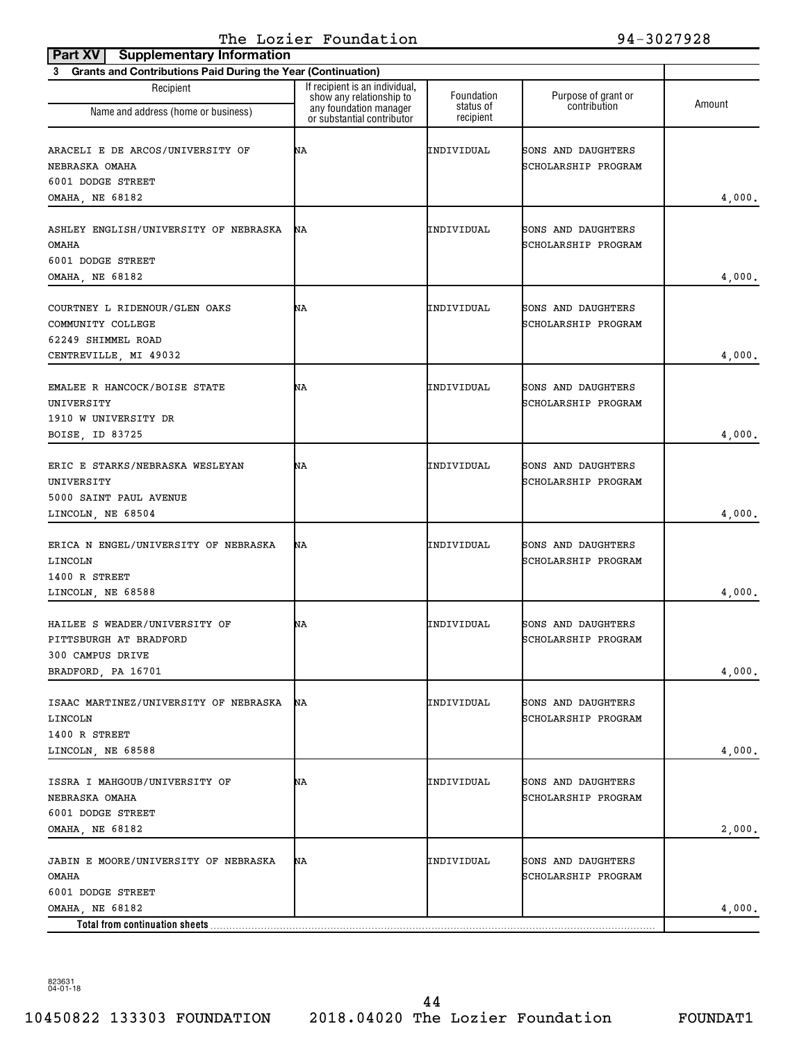**Part XV Supplementary Information**

**3 Grants and Contributions Paid During the Year (Continuation)**

| Recipient Name and address (home or business) | If recipient is an individual, show any relationship to any foundation manager or substantial contributor | Foundation status of recipient | Purpose of grant or contribution | Amount |
|---|---|---|---|---|
| ARACELI E DE ARCOS/UNIVERSITY OF NEBRASKA OMAHA<br>6001 DODGE STREET<br>OMAHA, NE 68182 | NA | INDIVIDUAL | SONS AND DAUGHTERS SCHOLARSHIP PROGRAM | 4,000. |
| ASHLEY ENGLISH/UNIVERSITY OF NEBRASKA OMAHA<br>6001 DODGE STREET<br>OMAHA, NE 68182 | NA | INDIVIDUAL | SONS AND DAUGHTERS SCHOLARSHIP PROGRAM | 4,000. |
| COURTNEY L RIDENOUR/GLEN OAKS COMMUNITY COLLEGE<br>62249 SHIMMEL ROAD<br>CENTREVILLE, MI 49032 | NA | INDIVIDUAL | SONS AND DAUGHTERS SCHOLARSHIP PROGRAM | 4,000. |
| EMALEE R HANCOCK/BOISE STATE UNIVERSITY<br>1910 W UNIVERSITY DR<br>BOISE, ID 83725 | NA | INDIVIDUAL | SONS AND DAUGHTERS SCHOLARSHIP PROGRAM | 4,000. |
| ERIC E STARKS/NEBRASKA WESLEYAN UNIVERSITY<br>5000 SAINT PAUL AVENUE<br>LINCOLN, NE 68504 | NA | INDIVIDUAL | SONS AND DAUGHTERS SCHOLARSHIP PROGRAM | 4,000. |
| ERICA N ENGEL/UNIVERSITY OF NEBRASKA LINCOLN<br>1400 R STREET<br>LINCOLN, NE 68588 | NA | INDIVIDUAL | SONS AND DAUGHTERS SCHOLARSHIP PROGRAM | 4,000. |
| HAILEE S WEADER/UNIVERSITY OF PITTSBURGH AT BRADFORD<br>300 CAMPUS DRIVE<br>BRADFORD, PA 16701 | NA | INDIVIDUAL | SONS AND DAUGHTERS SCHOLARSHIP PROGRAM | 4,000. |
| ISAAC MARTINEZ/UNIVERSITY OF NEBRASKA LINCOLN<br>1400 R STREET<br>LINCOLN, NE 68588 | NA | INDIVIDUAL | SONS AND DAUGHTERS SCHOLARSHIP PROGRAM | 4,000. |
| ISSRA I MAHGOUB/UNIVERSITY OF NEBRASKA OMAHA<br>6001 DODGE STREET<br>OMAHA, NE 68182 | NA | INDIVIDUAL | SONS AND DAUGHTERS SCHOLARSHIP PROGRAM | 2,000. |
| JABIN E MOORE/UNIVERSITY OF NEBRASKA OMAHA<br>6001 DODGE STREET<br>OMAHA, NE 68182 | NA | INDIVIDUAL | SONS AND DAUGHTERS SCHOLARSHIP PROGRAM | 4,000. |
| **Total from continuation sheets** | | | | |

823631 04-01-18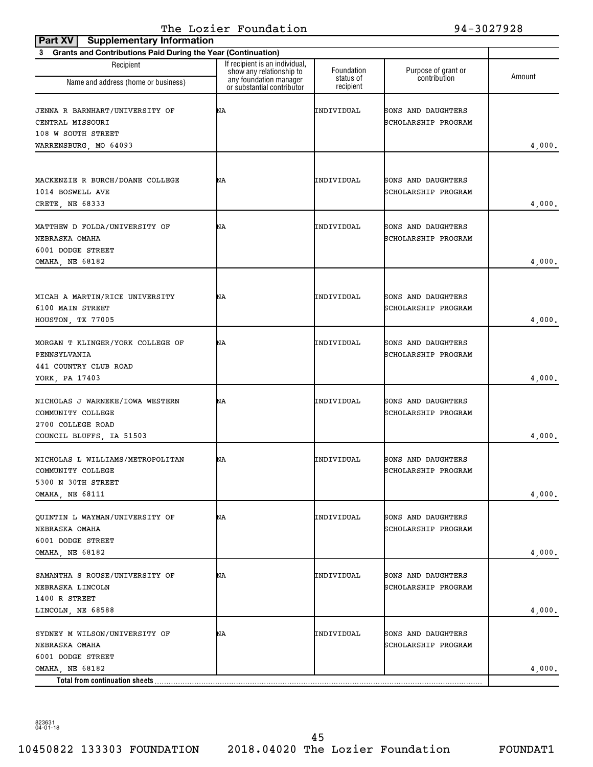The Lozier Foundation 94-3027928

**Part XV Supplementary Information**

**3 Grants and Contributions Paid During the Year (Continuation)**

| Recipient<br>Name and address (home or business) | If recipient is an individual, show any relationship to any foundation manager or substantial contributor | Foundation status of recipient | Purpose of grant or contribution | Amount |
|---|---|---|---|---|
| JENNA R BARNHART/UNIVERSITY OF CENTRAL MISSOURI<br>108 W SOUTH STREET<br>WARRENSBURG, MO 64093 | NA | INDIVIDUAL | SONS AND DAUGHTERS SCHOLARSHIP PROGRAM | 4,000. |
| MACKENZIE R BURCH/DOANE COLLEGE<br>1014 BOSWELL AVE<br>CRETE, NE 68333 | NA | INDIVIDUAL | SONS AND DAUGHTERS SCHOLARSHIP PROGRAM | 4,000. |
| MATTHEW D FOLDA/UNIVERSITY OF NEBRASKA OMAHA<br>6001 DODGE STREET<br>OMAHA, NE 68182 | NA | INDIVIDUAL | SONS AND DAUGHTERS SCHOLARSHIP PROGRAM | 4,000. |
| MICAH A MARTIN/RICE UNIVERSITY<br>6100 MAIN STREET<br>HOUSTON, TX 77005 | NA | INDIVIDUAL | SONS AND DAUGHTERS SCHOLARSHIP PROGRAM | 4,000. |
| MORGAN T KLINGER/YORK COLLEGE OF PENNSYLVANIA<br>441 COUNTRY CLUB ROAD<br>YORK, PA 17403 | NA | INDIVIDUAL | SONS AND DAUGHTERS SCHOLARSHIP PROGRAM | 4,000. |
| NICHOLAS J WARNEKE/IOWA WESTERN COMMUNITY COLLEGE<br>2700 COLLEGE ROAD<br>COUNCIL BLUFFS, IA 51503 | NA | INDIVIDUAL | SONS AND DAUGHTERS SCHOLARSHIP PROGRAM | 4,000. |
| NICHOLAS L WILLIAMS/METROPOLITAN COMMUNITY COLLEGE<br>5300 N 30TH STREET<br>OMAHA, NE 68111 | NA | INDIVIDUAL | SONS AND DAUGHTERS SCHOLARSHIP PROGRAM | 4,000. |
| QUINTIN L WAYMAN/UNIVERSITY OF NEBRASKA OMAHA<br>6001 DODGE STREET<br>OMAHA, NE 68182 | NA | INDIVIDUAL | SONS AND DAUGHTERS SCHOLARSHIP PROGRAM | 4,000. |
| SAMANTHA S ROUSE/UNIVERSITY OF NEBRASKA LINCOLN<br>1400 R STREET<br>LINCOLN, NE 68588 | NA | INDIVIDUAL | SONS AND DAUGHTERS SCHOLARSHIP PROGRAM | 4,000. |
| SYDNEY M WILSON/UNIVERSITY OF NEBRASKA OMAHA<br>6001 DODGE STREET<br>OMAHA, NE 68182 | NA | INDIVIDUAL | SONS AND DAUGHTERS SCHOLARSHIP PROGRAM | 4,000. |
| **Total from continuation sheets** | | | | |

823631 04-01-18

10450822 133303 FOUNDATION 2018.04020 The Lozier Foundation FOUNDAT1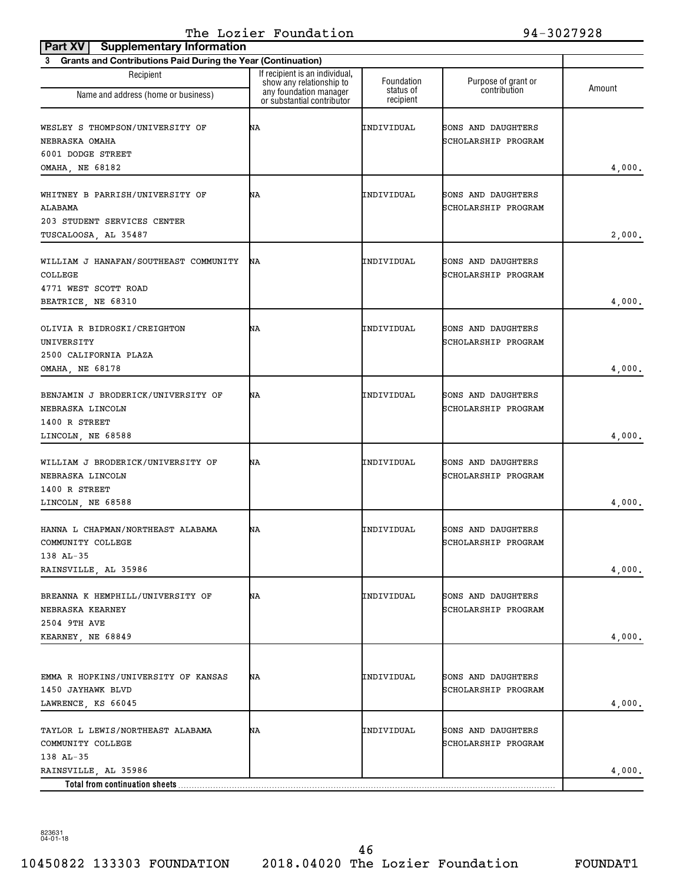The Lozier Foundation 94-3027928

**Part XV Supplementary Information**

**3 Grants and Contributions Paid During the Year (Continuation)**

| Recipient Name and address (home or business) | If recipient is an individual, show any relationship to any foundation manager or substantial contributor | Foundation status of recipient | Purpose of grant or contribution | Amount |
|---|---|---|---|---|
| WESLEY S THOMPSON/UNIVERSITY OF NEBRASKA OMAHA 6001 DODGE STREET OMAHA, NE 68182 | NA | INDIVIDUAL | SONS AND DAUGHTERS SCHOLARSHIP PROGRAM | 4,000. |
| WHITNEY B PARRISH/UNIVERSITY OF ALABAMA 203 STUDENT SERVICES CENTER TUSCALOOSA, AL 35487 | NA | INDIVIDUAL | SONS AND DAUGHTERS SCHOLARSHIP PROGRAM | 2,000. |
| WILLIAM J HANAFAN/SOUTHEAST COMMUNITY COLLEGE 4771 WEST SCOTT ROAD BEATRICE, NE 68310 | NA | INDIVIDUAL | SONS AND DAUGHTERS SCHOLARSHIP PROGRAM | 4,000. |
| OLIVIA R BIDROSKI/CREIGHTON UNIVERSITY 2500 CALIFORNIA PLAZA OMAHA, NE 68178 | NA | INDIVIDUAL | SONS AND DAUGHTERS SCHOLARSHIP PROGRAM | 4,000. |
| BENJAMIN J BRODERICK/UNIVERSITY OF NEBRASKA LINCOLN 1400 R STREET LINCOLN, NE 68588 | NA | INDIVIDUAL | SONS AND DAUGHTERS SCHOLARSHIP PROGRAM | 4,000. |
| WILLIAM J BRODERICK/UNIVERSITY OF NEBRASKA LINCOLN 1400 R STREET LINCOLN, NE 68588 | NA | INDIVIDUAL | SONS AND DAUGHTERS SCHOLARSHIP PROGRAM | 4,000. |
| HANNA L CHAPMAN/NORTHEAST ALABAMA COMMUNITY COLLEGE 138 AL-35 RAINSVILLE, AL 35986 | NA | INDIVIDUAL | SONS AND DAUGHTERS SCHOLARSHIP PROGRAM | 4,000. |
| BREANNA K HEMPHILL/UNIVERSITY OF NEBRASKA KEARNEY 2504 9TH AVE KEARNEY, NE 68849 | NA | INDIVIDUAL | SONS AND DAUGHTERS SCHOLARSHIP PROGRAM | 4,000. |
| EMMA R HOPKINS/UNIVERSITY OF KANSAS 1450 JAYHAWK BLVD LAWRENCE, KS 66045 | NA | INDIVIDUAL | SONS AND DAUGHTERS SCHOLARSHIP PROGRAM | 4,000. |
| TAYLOR L LEWIS/NORTHEAST ALABAMA COMMUNITY COLLEGE 138 AL-35 RAINSVILLE, AL 35986 | NA | INDIVIDUAL | SONS AND DAUGHTERS SCHOLARSHIP PROGRAM | 4,000. |
| **Total from continuation sheets** | | | | |

823631 04-01-18

10450822 133303 FOUNDATION 2018.04020 The Lozier Foundation FOUNDAT1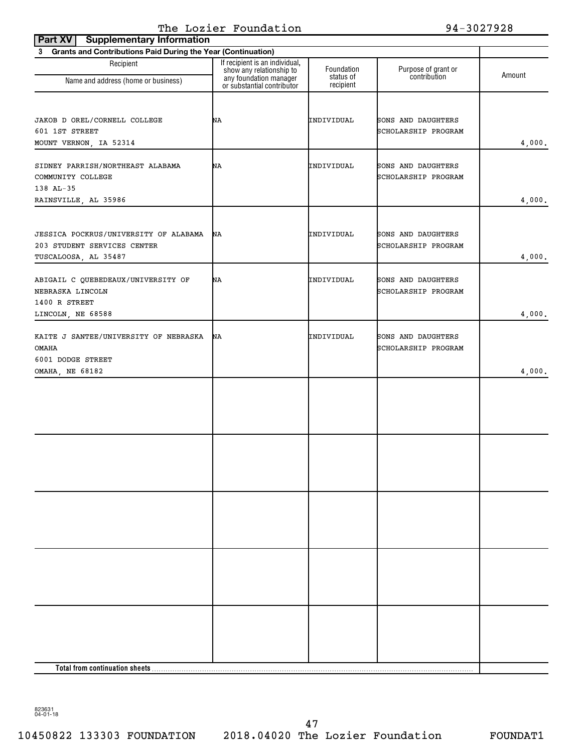The Lozier Foundation 94-3027928

**Part XV Supplementary Information**

**3 Grants and Contributions Paid During the Year (Continuation)**

| Recipient<br>Name and address (home or business) | If recipient is an individual, show any relationship to any foundation manager or substantial contributor | Foundation status of recipient | Purpose of grant or contribution | Amount |
|---|---|---|---|---|
| JAKOB D OREL/CORNELL COLLEGE<br>601 1ST STREET<br>MOUNT VERNON, IA 52314 | NA | INDIVIDUAL | SONS AND DAUGHTERS SCHOLARSHIP PROGRAM | 4,000. |
| SIDNEY PARRISH/NORTHEAST ALABAMA COMMUNITY COLLEGE<br>138 AL-35<br>RAINSVILLE, AL 35986 | NA | INDIVIDUAL | SONS AND DAUGHTERS SCHOLARSHIP PROGRAM | 4,000. |
| JESSICA POCKRUS/UNIVERSITY OF ALABAMA<br>203 STUDENT SERVICES CENTER<br>TUSCALOOSA, AL 35487 | NA | INDIVIDUAL | SONS AND DAUGHTERS SCHOLARSHIP PROGRAM | 4,000. |
| ABIGAIL C QUEBEDEAUX/UNIVERSITY OF NEBRASKA LINCOLN<br>1400 R STREET<br>LINCOLN, NE 68588 | NA | INDIVIDUAL | SONS AND DAUGHTERS SCHOLARSHIP PROGRAM | 4,000. |
| KAITE J SANTEE/UNIVERSITY OF NEBRASKA OMAHA<br>6001 DODGE STREET<br>OMAHA, NE 68182 | NA | INDIVIDUAL | SONS AND DAUGHTERS SCHOLARSHIP PROGRAM | 4,000. |
| | | | | |
| | | | | |
| | | | | |
| | | | | |
| | | | | |
| **Total from continuation sheets** | | | | |

823631
04-01-18

10450822 133303 FOUNDATION 2018.04020 The Lozier Foundation FOUNDAT1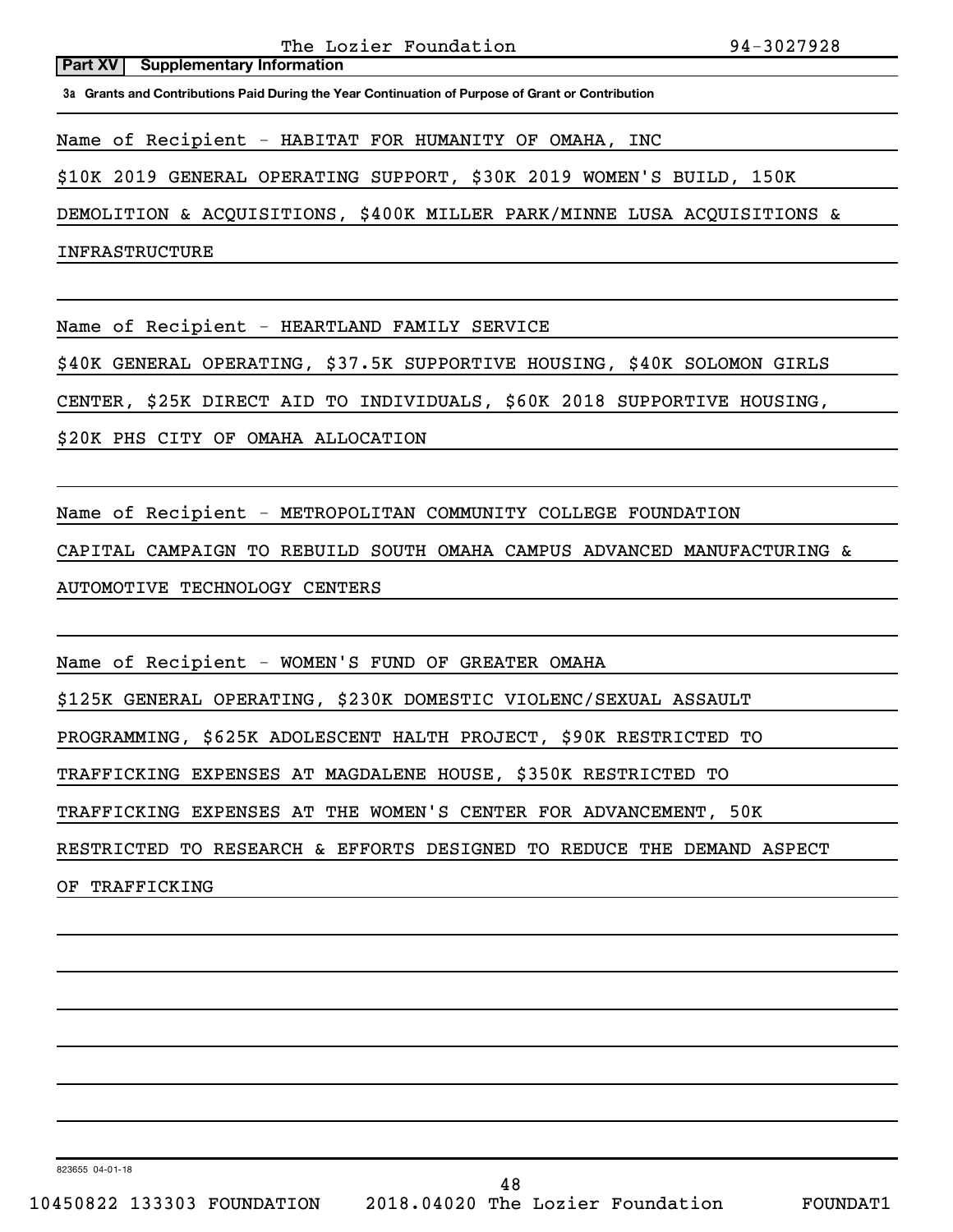The Lozier Foundation 94-3027928

**Part XV | Supplementary Information**

**3a Grants and Contributions Paid During the Year Continuation of Purpose of Grant or Contribution**

Name of Recipient - HABITAT FOR HUMANITY OF OMAHA, INC

$10K 2019 GENERAL OPERATING SUPPORT, $30K 2019 WOMEN'S BUILD, 150K DEMOLITION & ACQUISITIONS, $400K MILLER PARK/MINNE LUSA ACQUISITIONS & INFRASTRUCTURE

Name of Recipient - HEARTLAND FAMILY SERVICE

$40K GENERAL OPERATING, $37.5K SUPPORTIVE HOUSING, $40K SOLOMON GIRLS CENTER, $25K DIRECT AID TO INDIVIDUALS, $60K 2018 SUPPORTIVE HOUSING, $20K PHS CITY OF OMAHA ALLOCATION

Name of Recipient - METROPOLITAN COMMUNITY COLLEGE FOUNDATION

CAPITAL CAMPAIGN TO REBUILD SOUTH OMAHA CAMPUS ADVANCED MANUFACTURING & AUTOMOTIVE TECHNOLOGY CENTERS

Name of Recipient - WOMEN'S FUND OF GREATER OMAHA

$125K GENERAL OPERATING, $230K DOMESTIC VIOLENC/SEXUAL ASSAULT PROGRAMMING, $625K ADOLESCENT HALTH PROJECT, $90K RESTRICTED TO TRAFFICKING EXPENSES AT MAGDALENE HOUSE, $350K RESTRICTED TO TRAFFICKING EXPENSES AT THE WOMEN'S CENTER FOR ADVANCEMENT, 50K RESTRICTED TO RESEARCH & EFFORTS DESIGNED TO REDUCE THE DEMAND ASPECT OF TRAFFICKING

823655 04-01-18

10450822 133303 FOUNDATION 2018.04020 The Lozier Foundation FOUNDAT1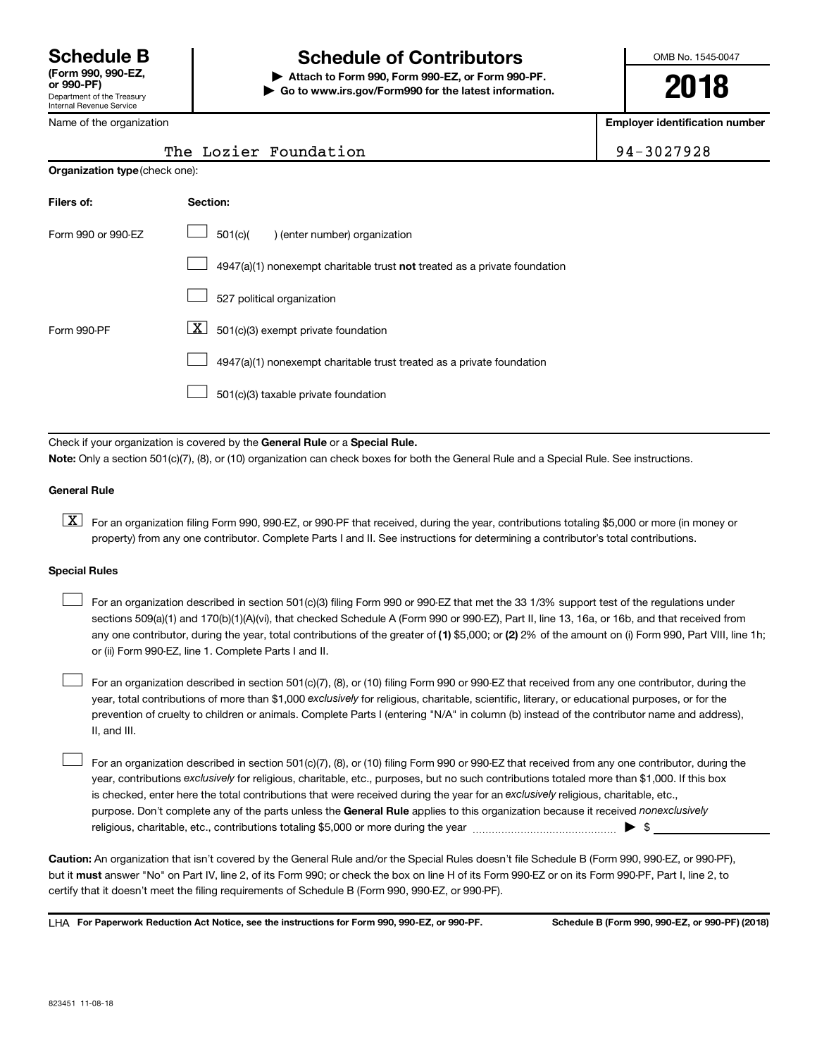# Schedule B

**(Form 990, 990-EZ, or 990-PF)**
Department of the Treasury
Internal Revenue Service

## Schedule of Contributors

**▶ Attach to Form 990, Form 990-EZ, or Form 990-PF.**
**▶ Go to www.irs.gov/Form990 for the latest information.**

OMB No. 1545-0047

**2018**

| Name of the organization | Employer identification number |
|---|---|
| The Lozier Foundation | 94-3027928 |

**Organization type** (check one):

| Filers of: | Section: |
|---|---|
| Form 990 or 990-EZ | ☐ 501(c)( ) (enter number) organization |
| | ☐ 4947(a)(1) nonexempt charitable trust **not** treated as a private foundation |
| | ☐ 527 political organization |
| Form 990-PF | ☒ 501(c)(3) exempt private foundation |
| | ☐ 4947(a)(1) nonexempt charitable trust treated as a private foundation |
| | ☐ 501(c)(3) taxable private foundation |

Check if your organization is covered by the **General Rule** or a **Special Rule.**

**Note:** Only a section 501(c)(7), (8), or (10) organization can check boxes for both the General Rule and a Special Rule. See instructions.

**General Rule**

☒ For an organization filing Form 990, 990-EZ, or 990-PF that received, during the year, contributions totaling $5,000 or more (in money or property) from any one contributor. Complete Parts I and II. See instructions for determining a contributor's total contributions.

**Special Rules**

☐ For an organization described in section 501(c)(3) filing Form 990 or 990-EZ that met the 33 1/3% support test of the regulations under sections 509(a)(1) and 170(b)(1)(A)(vi), that checked Schedule A (Form 990 or 990-EZ), Part II, line 13, 16a, or 16b, and that received from any one contributor, during the year, total contributions of the greater of **(1)** $5,000; or **(2)** 2% of the amount on (i) Form 990, Part VIII, line 1h; or (ii) Form 990-EZ, line 1. Complete Parts I and II.

☐ For an organization described in section 501(c)(7), (8), or (10) filing Form 990 or 990-EZ that received from any one contributor, during the year, total contributions of more than $1,000 *exclusively* for religious, charitable, scientific, literary, or educational purposes, or for the prevention of cruelty to children or animals. Complete Parts I (entering "N/A" in column (b) instead of the contributor name and address), II, and III.

☐ For an organization described in section 501(c)(7), (8), or (10) filing Form 990 or 990-EZ that received from any one contributor, during the year, contributions *exclusively* for religious, charitable, etc., purposes, but no such contributions totaled more than $1,000. If this box is checked, enter here the total contributions that were received during the year for an *exclusively* religious, charitable, etc., purpose. Don't complete any of the parts unless the **General Rule** applies to this organization because it received *nonexclusively* religious, charitable, etc., contributions totaling $5,000 or more during the year ▶ $ ____________

**Caution:** An organization that isn't covered by the General Rule and/or the Special Rules doesn't file Schedule B (Form 990, 990-EZ, or 990-PF), but it **must** answer "No" on Part IV, line 2, of its Form 990; or check the box on line H of its Form 990-EZ or on its Form 990-PF, Part I, line 2, to certify that it doesn't meet the filing requirements of Schedule B (Form 990, 990-EZ, or 990-PF).

LHA **For Paperwork Reduction Act Notice, see the instructions for Form 990, 990-EZ, or 990-PF.** **Schedule B (Form 990, 990-EZ, or 990-PF) (2018)**

823451 11-08-18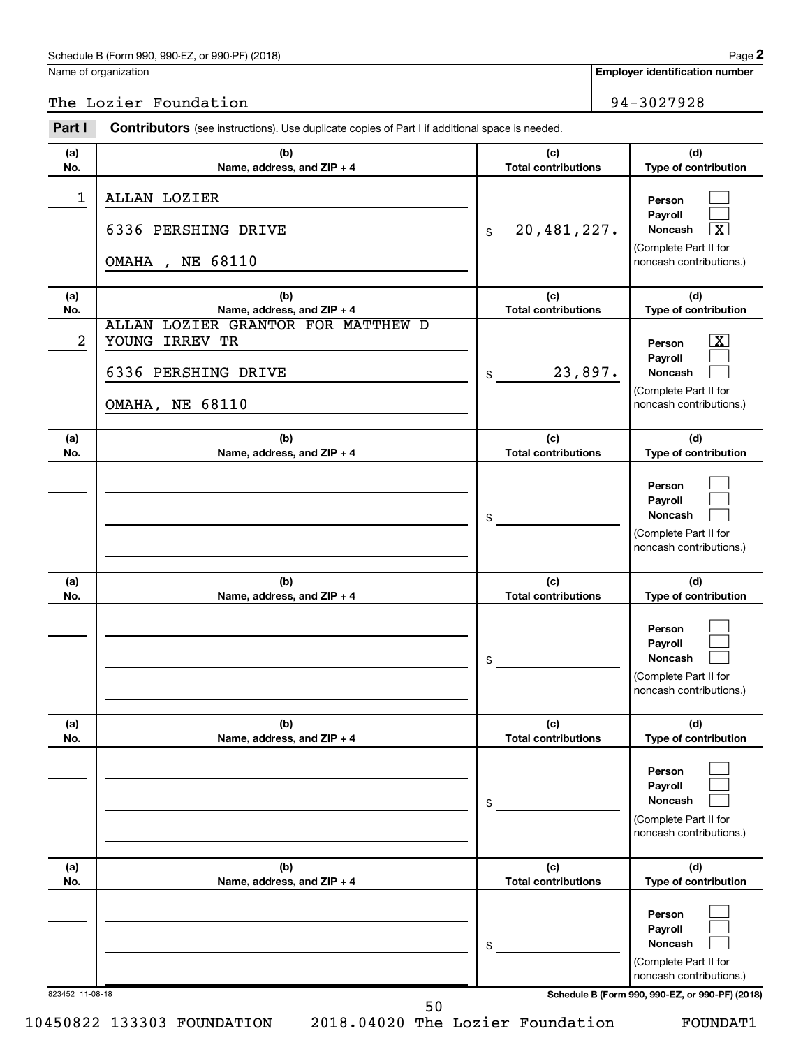Schedule B (Form 990, 990-EZ, or 990-PF) (2018)

Name of organization: The Lozier Foundation

Employer identification number: 94-3027928

## Part I — Contributors (see instructions). Use duplicate copies of Part I if additional space is needed.

| (a) No. | (b) Name, address, and ZIP + 4 | (c) Total contributions | (d) Type of contribution |
|---|---|---|---|
| 1 | ALLAN LOZIER<br>6336 PERSHING DRIVE<br>OMAHA , NE 68110 | $ 20,481,227. | Person [ ]<br>Payroll [ ]<br>Noncash [X]<br>(Complete Part II for noncash contributions.) |
| 2 | ALLAN LOZIER GRANTOR FOR MATTHEW D YOUNG IRREV TR<br>6336 PERSHING DRIVE<br>OMAHA, NE 68110 | $ 23,897. | Person [X]<br>Payroll [ ]<br>Noncash [ ]<br>(Complete Part II for noncash contributions.) |
| | | $ | Person [ ]<br>Payroll [ ]<br>Noncash [ ]<br>(Complete Part II for noncash contributions.) |
| | | $ | Person [ ]<br>Payroll [ ]<br>Noncash [ ]<br>(Complete Part II for noncash contributions.) |
| | | $ | Person [ ]<br>Payroll [ ]<br>Noncash [ ]<br>(Complete Part II for noncash contributions.) |
| | | $ | Person [ ]<br>Payroll [ ]<br>Noncash [ ]<br>(Complete Part II for noncash contributions.) |

823452 11-08-18

Schedule B (Form 990, 990-EZ, or 990-PF) (2018)

10450822 133303 FOUNDATION 2018.04020 The Lozier Foundation FOUNDAT1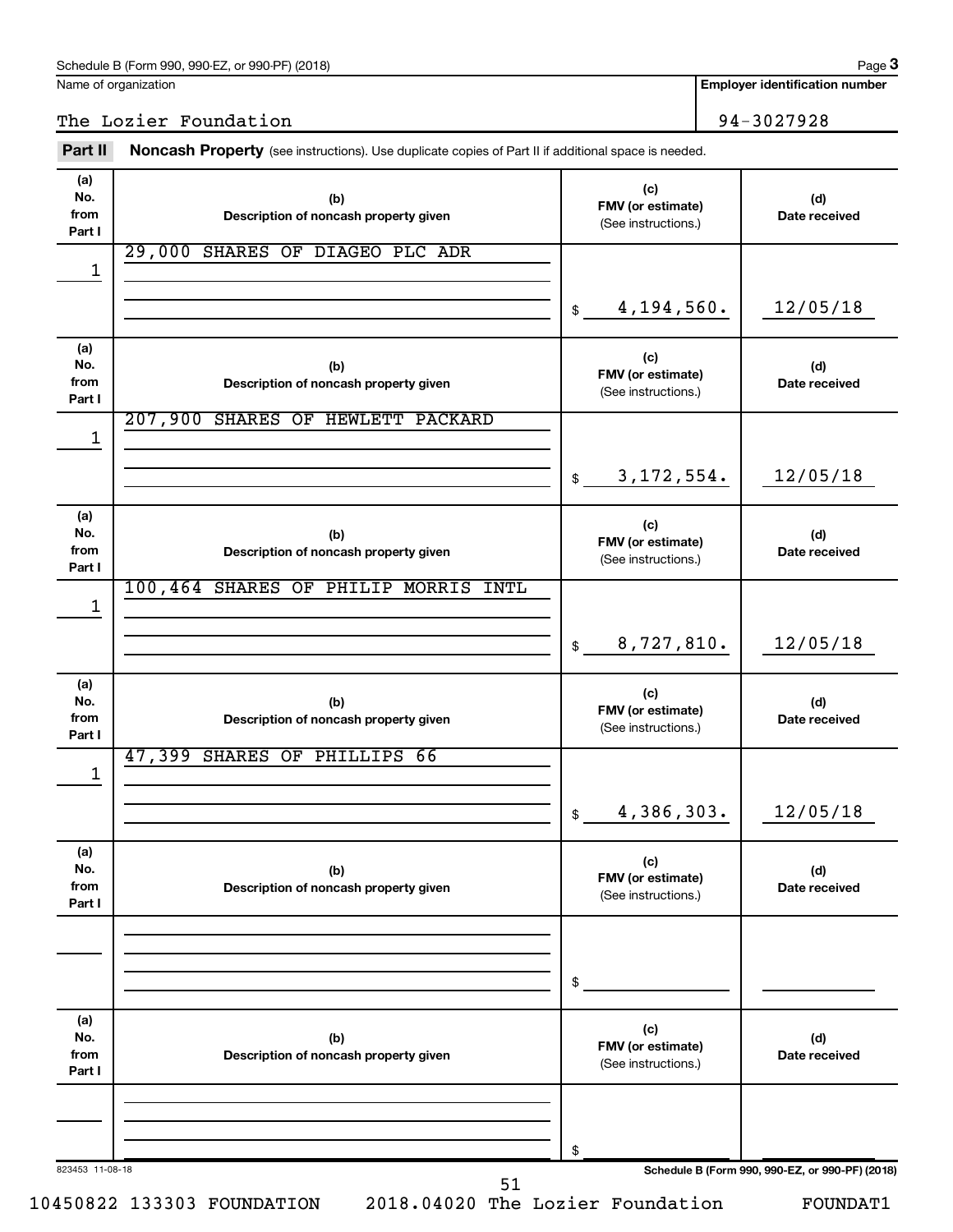Schedule B (Form 990, 990-EZ, or 990-PF) (2018)

Name of organization: The Lozier Foundation

Employer identification number: 94-3027928

## Part II Noncash Property (see instructions). Use duplicate copies of Part II if additional space is needed.

| (a) No. from Part I | (b) Description of noncash property given | (c) FMV (or estimate) (See instructions.) | (d) Date received |
|---|---|---|---|
| 1 | 29,000 SHARES OF DIAGEO PLC ADR | $ 4,194,560. | 12/05/18 |
| 1 | 207,900 SHARES OF HEWLETT PACKARD | $ 3,172,554. | 12/05/18 |
| 1 | 100,464 SHARES OF PHILIP MORRIS INTL | $ 8,727,810. | 12/05/18 |
| 1 | 47,399 SHARES OF PHILLIPS 66 | $ 4,386,303. | 12/05/18 |
| | | $ | |
| | | $ | |

823453 11-08-18

Schedule B (Form 990, 990-EZ, or 990-PF) (2018)

10450822 133303 FOUNDATION 2018.04020 The Lozier Foundation FOUNDAT1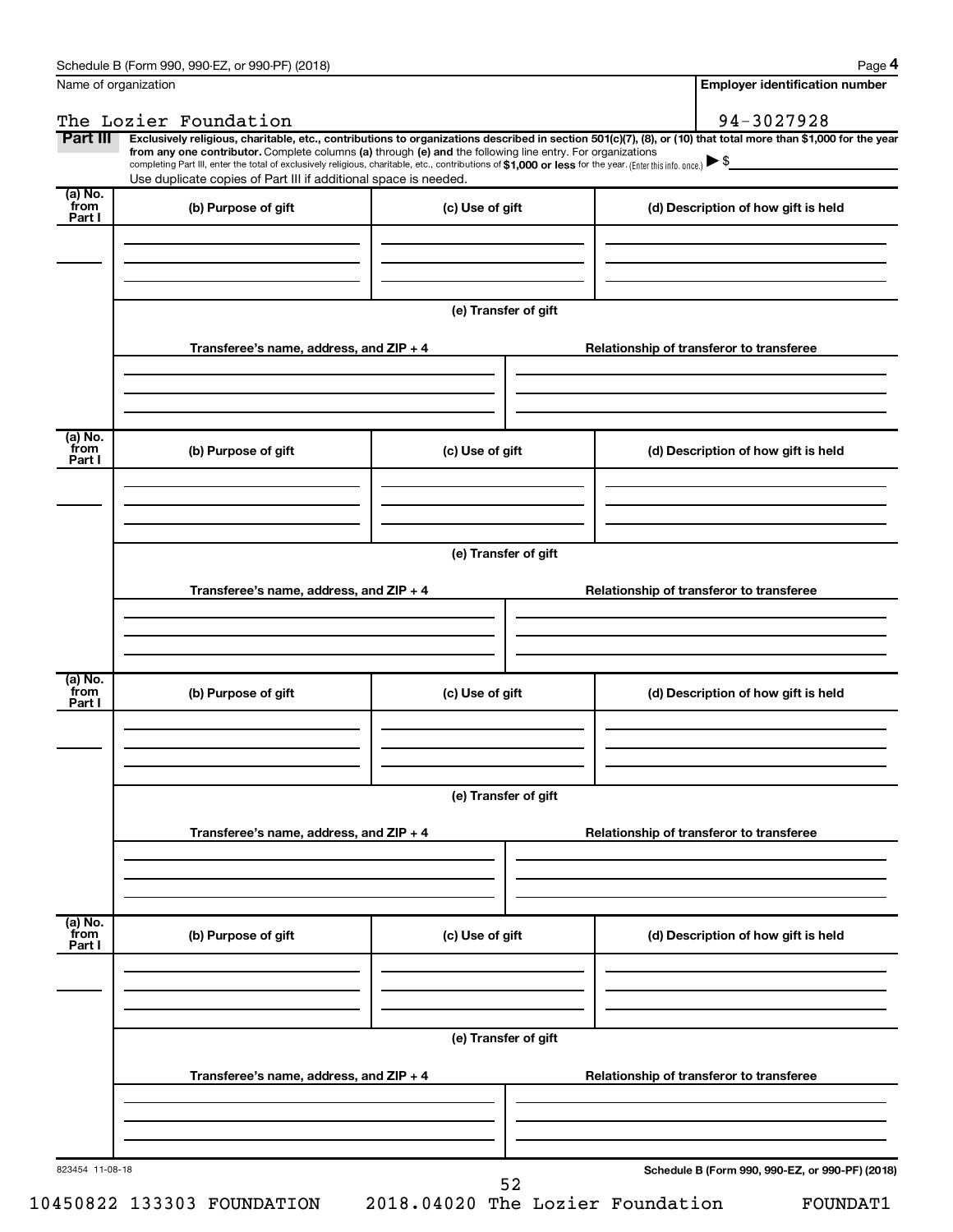Name of organization | Employer identification number

The Lozier Foundation | 94-3027928

**Part III** **Exclusively religious, charitable, etc., contributions to organizations described in section 501(c)(7), (8), or (10) that total more than $1,000 for the year from any one contributor.** Complete columns **(a)** through **(e)** and the following line entry. For organizations completing Part III, enter the total of exclusively religious, charitable, etc., contributions of **$1,000 or less** for the year. (Enter this info. once.) ▶ $

Use duplicate copies of Part III if additional space is needed.

| (a) No. from Part I | (b) Purpose of gift | (c) Use of gift | (d) Description of how gift is held |
|---|---|---|---|
| | | | |

**(e) Transfer of gift**

| Transferee's name, address, and ZIP + 4 | Relationship of transferor to transferee |
|---|---|
| | |

| (a) No. from Part I | (b) Purpose of gift | (c) Use of gift | (d) Description of how gift is held |
|---|---|---|---|
| | | | |

**(e) Transfer of gift**

| Transferee's name, address, and ZIP + 4 | Relationship of transferor to transferee |
|---|---|
| | |

| (a) No. from Part I | (b) Purpose of gift | (c) Use of gift | (d) Description of how gift is held |
|---|---|---|---|
| | | | |

**(e) Transfer of gift**

| Transferee's name, address, and ZIP + 4 | Relationship of transferor to transferee |
|---|---|
| | |

| (a) No. from Part I | (b) Purpose of gift | (c) Use of gift | (d) Description of how gift is held |
|---|---|---|---|
| | | | |

**(e) Transfer of gift**

| Transferee's name, address, and ZIP + 4 | Relationship of transferor to transferee |
|---|---|
| | |

823454 11-08-18

10450822 133303 FOUNDATION 2018.04020 The Lozier Foundation FOUNDAT1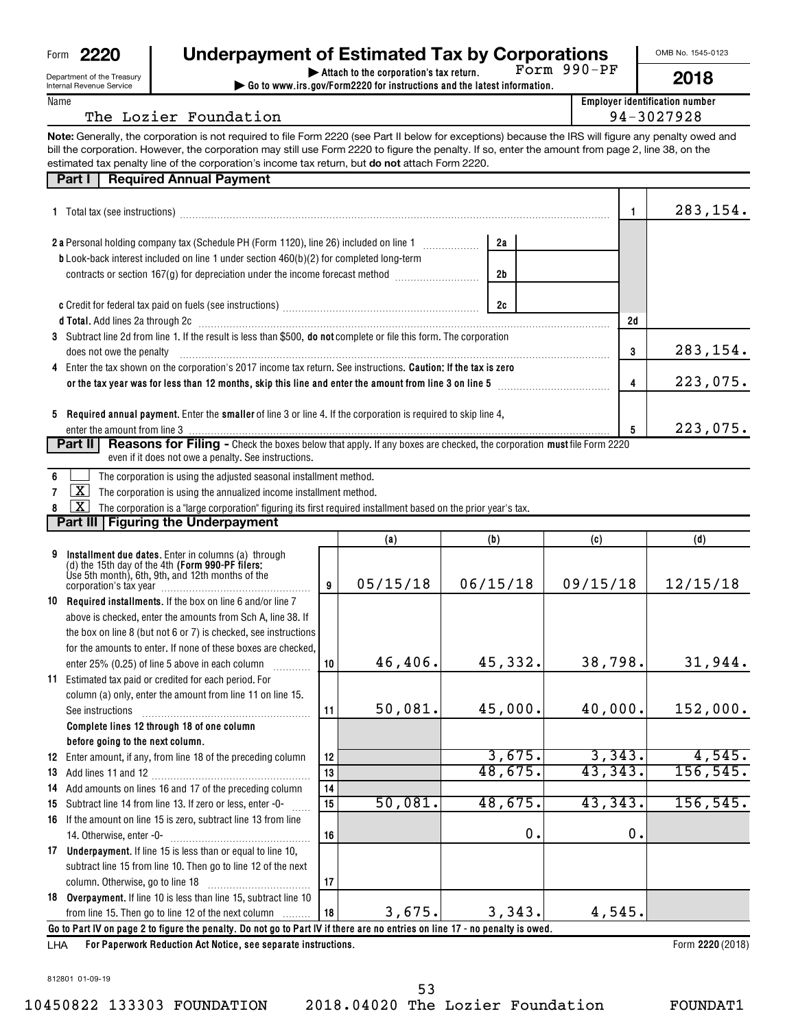Form **2220** Department of the Treasury Internal Revenue Service

# Underpayment of Estimated Tax by Corporations

▶ Attach to the corporation's tax return. Form 990-PF

▶ Go to www.irs.gov/Form2220 for instructions and the latest information.

OMB No. 1545-0123

**2018**

Name: The Lozier Foundation

Employer identification number: 94-3027928

**Note:** Generally, the corporation is not required to file Form 2220 (see Part II below for exceptions) because the IRS will figure any penalty owed and bill the corporation. However, the corporation may still use Form 2220 to figure the penalty. If so, enter the amount from page 2, line 38, on the estimated tax penalty line of the corporation's income tax return, but **do not** attach Form 2220.

## Part I Required Annual Payment

| | | | |
|---|---|---|---|
| **1** Total tax (see instructions) | | 1 | 283,154. |
| **2a** Personal holding company tax (Schedule PH (Form 1120), line 26) included on line 1 | 2a | | |
| **b** Look-back interest included on line 1 under section 460(b)(2) for completed long-term contracts or section 167(g) for depreciation under the income forecast method | 2b | | |
| **c** Credit for federal tax paid on fuels (see instructions) | 2c | | |
| **d Total.** Add lines 2a through 2c | | 2d | |
| **3** Subtract line 2d from line 1. If the result is less than $500, **do not** complete or file this form. The corporation does not owe the penalty | | 3 | 283,154. |
| **4** Enter the tax shown on the corporation's 2017 income tax return. See instructions. **Caution: If the tax is zero or the tax year was for less than 12 months, skip this line and enter the amount from line 3 on line 5** | | 4 | 223,075. |
| **5 Required annual payment.** Enter the **smaller** of line 3 or line 4. If the corporation is required to skip line 4, enter the amount from line 3 | | 5 | 223,075. |

## Part II Reasons for Filing - Check the boxes below that apply. If any boxes are checked, the corporation **must** file Form 2220 even if it does not owe a penalty. See instructions.

6 [ ] The corporation is using the adjusted seasonal installment method.

7 [X] The corporation is using the annualized income installment method.

8 [X] The corporation is a "large corporation" figuring its first required installment based on the prior year's tax.

## Part III Figuring the Underpayment

| | | (a) | (b) | (c) | (d) |
|---|---|---|---|---|---|
| **9 Installment due dates.** Enter in columns (a) through (d) the 15th day of the 4th **(Form 990-PF filers:** Use 5th month), 6th, 9th, and 12th months of the corporation's tax year | 9 | 05/15/18 | 06/15/18 | 09/15/18 | 12/15/18 |
| **10 Required installments.** If the box on line 6 and/or line 7 above is checked, enter the amounts from Sch A, line 38. If the box on line 8 (but not 6 or 7) is checked, see instructions for the amounts to enter. If none of these boxes are checked, enter 25% (0.25) of line 5 above in each column | 10 | 46,406. | 45,332. | 38,798. | 31,944. |
| **11** Estimated tax paid or credited for each period. For column (a) only, enter the amount from line 11 on line 15. See instructions | 11 | 50,081. | 45,000. | 40,000. | 152,000. |
| **Complete lines 12 through 18 of one column before going to the next column.** | | | | | |
| **12** Enter amount, if any, from line 18 of the preceding column | 12 | | 3,675. | 3,343. | 4,545. |
| **13** Add lines 11 and 12 | 13 | | 48,675. | 43,343. | 156,545. |
| **14** Add amounts on lines 16 and 17 of the preceding column | 14 | | | | |
| **15** Subtract line 14 from line 13. If zero or less, enter -0- | 15 | 50,081. | 48,675. | 43,343. | 156,545. |
| **16** If the amount on line 15 is zero, subtract line 13 from line 14. Otherwise, enter -0- | 16 | | 0. | 0. | |
| **17 Underpayment.** If line 15 is less than or equal to line 10, subtract line 15 from line 10. Then go to line 12 of the next column. Otherwise, go to line 18 | 17 | | | | |
| **18 Overpayment.** If line 10 is less than line 15, subtract line 10 from line 15. Then go to line 12 of the next column | 18 | 3,675. | 3,343. | 4,545. | |

**Go to Part IV on page 2 to figure the penalty. Do not go to Part IV if there are no entries on line 17 - no penalty is owed.**

LHA **For Paperwork Reduction Act Notice, see separate instructions.** Form **2220** (2018)

812801 01-09-19

10450822 133303 FOUNDATION 2018.04020 The Lozier Foundation FOUNDAT1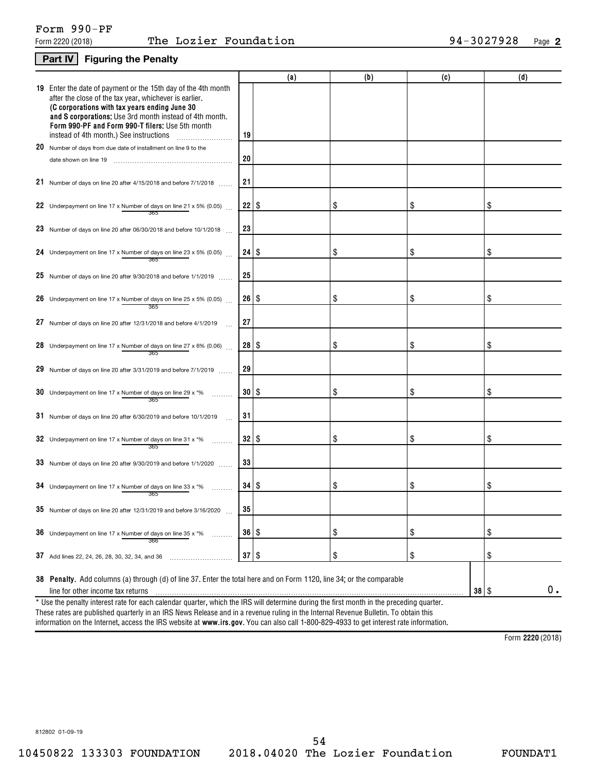Form 990-PF

Form 2220 (2018) The Lozier Foundation 94-3027928 Page **2**

## Part IV Figuring the Penalty

| | | (a) | (b) | (c) | (d) |
|---|---|---|---|---|---|
| **19** Enter the date of payment or the 15th day of the 4th month after the close of the tax year, whichever is earlier. **(C corporations with tax years ending June 30 and S corporations:** Use 3rd month instead of 4th month. **Form 990-PF and Form 990-T filers:** Use 5th month instead of 4th month.) See instructions | 19 | | | | |
| **20** Number of days from due date of installment on line 9 to the date shown on line 19 | 20 | | | | |
| **21** Number of days on line 20 after 4/15/2018 and before 7/1/2018 | 21 | | | | |
| **22** Underpayment on line 17 x Number of days on line 21 / 365 x 5% (0.05) | 22 | $ | $ | $ | $ |
| **23** Number of days on line 20 after 06/30/2018 and before 10/1/2018 | 23 | | | | |
| **24** Underpayment on line 17 x Number of days on line 23 / 365 x 5% (0.05) | 24 | $ | $ | $ | $ |
| **25** Number of days on line 20 after 9/30/2018 and before 1/1/2019 | 25 | | | | |
| **26** Underpayment on line 17 x Number of days on line 25 / 365 x 5% (0.05) | 26 | $ | $ | $ | $ |
| **27** Number of days on line 20 after 12/31/2018 and before 4/1/2019 | 27 | | | | |
| **28** Underpayment on line 17 x Number of days on line 27 / 365 x 6% (0.06) | 28 | $ | $ | $ | $ |
| **29** Number of days on line 20 after 3/31/2019 and before 7/1/2019 | 29 | | | | |
| **30** Underpayment on line 17 x Number of days on line 29 / 365 x *% | 30 | $ | $ | $ | $ |
| **31** Number of days on line 20 after 6/30/2019 and before 10/1/2019 | 31 | | | | |
| **32** Underpayment on line 17 x Number of days on line 31 / 365 x *% | 32 | $ | $ | $ | $ |
| **33** Number of days on line 20 after 9/30/2019 and before 1/1/2020 | 33 | | | | |
| **34** Underpayment on line 17 x Number of days on line 33 / 365 x *% | 34 | $ | $ | $ | $ |
| **35** Number of days on line 20 after 12/31/2019 and before 3/16/2020 | 35 | | | | |
| **36** Underpayment on line 17 x Number of days on line 35 / 366 x *% | 36 | $ | $ | $ | $ |
| **37** Add lines 22, 24, 26, 28, 30, 32, 34, and 36 | 37 | $ | $ | $ | $ |

**38 Penalty.** Add columns (a) through (d) of line 37. Enter the total here and on Form 1120, line 34; or the comparable line for other income tax returns .......... **38** $ 0.

* Use the penalty interest rate for each calendar quarter, which the IRS will determine during the first month in the preceding quarter. These rates are published quarterly in an IRS News Release and in a revenue ruling in the Internal Revenue Bulletin. To obtain this information on the Internet, access the IRS website at **www.irs.gov**. You can also call 1-800-829-4933 to get interest rate information.

Form **2220** (2018)

812802 01-09-19

10450822 133303 FOUNDATION 2018.04020 The Lozier Foundation FOUNDAT1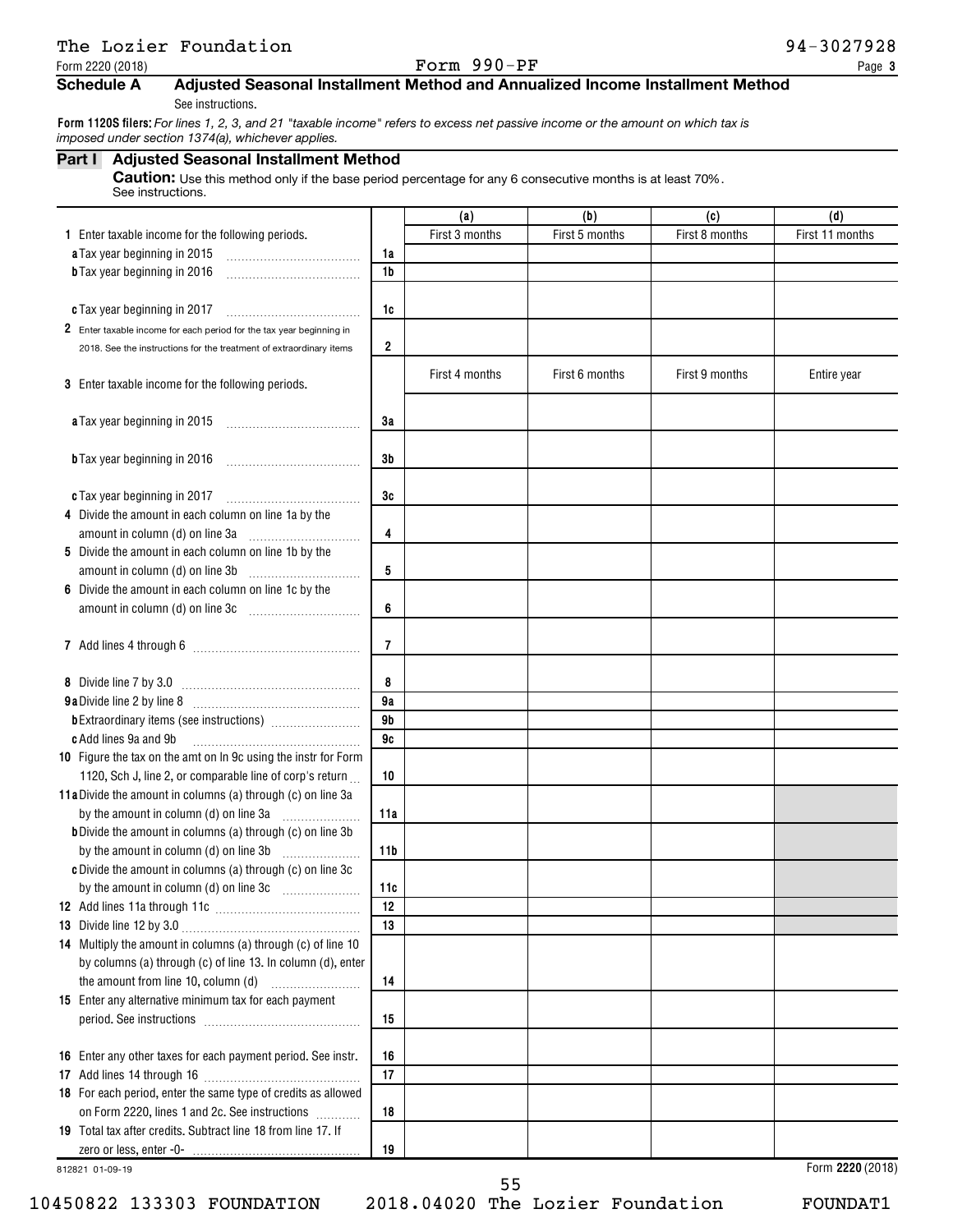The Lozier Foundation 94-3027928

Form 2220 (2018) Form 990-PF

**Schedule A Adjusted Seasonal Installment Method and Annualized Income Installment Method**

See instructions.

**Form 1120S filers:** *For lines 1, 2, 3, and 21 "taxable income" refers to excess net passive income or the amount on which tax is imposed under section 1374(a), whichever applies.*

## Part I Adjusted Seasonal Installment Method

**Caution:** Use this method only if the base period percentage for any 6 consecutive months is at least 70%. See instructions.

| | | (a) | (b) | (c) | (d) |
|---|---|---|---|---|---|
| **1** Enter taxable income for the following periods. | | First 3 months | First 5 months | First 8 months | First 11 months |
| **a** Tax year beginning in 2015 | 1a | | | | |
| **b** Tax year beginning in 2016 | 1b | | | | |
| **c** Tax year beginning in 2017 | 1c | | | | |
| **2** Enter taxable income for each period for the tax year beginning in 2018. See the instructions for the treatment of extraordinary items | 2 | | | | |
| **3** Enter taxable income for the following periods. | | First 4 months | First 6 months | First 9 months | Entire year |
| **a** Tax year beginning in 2015 | 3a | | | | |
| **b** Tax year beginning in 2016 | 3b | | | | |
| **c** Tax year beginning in 2017 | 3c | | | | |
| **4** Divide the amount in each column on line 1a by the amount in column (d) on line 3a | 4 | | | | |
| **5** Divide the amount in each column on line 1b by the amount in column (d) on line 3b | 5 | | | | |
| **6** Divide the amount in each column on line 1c by the amount in column (d) on line 3c | 6 | | | | |
| **7** Add lines 4 through 6 | 7 | | | | |
| **8** Divide line 7 by 3.0 | 8 | | | | |
| **9a** Divide line 2 by line 8 | 9a | | | | |
| **b** Extraordinary items (see instructions) | 9b | | | | |
| **c** Add lines 9a and 9b | 9c | | | | |
| **10** Figure the tax on the amt on ln 9c using the instr for Form 1120, Sch J, line 2, or comparable line of corp's return | 10 | | | | |
| **11a** Divide the amount in columns (a) through (c) on line 3a by the amount in column (d) on line 3a | 11a | | | | |
| **b** Divide the amount in columns (a) through (c) on line 3b by the amount in column (d) on line 3b | 11b | | | | |
| **c** Divide the amount in columns (a) through (c) on line 3c by the amount in column (d) on line 3c | 11c | | | | |
| **12** Add lines 11a through 11c | 12 | | | | |
| **13** Divide line 12 by 3.0 | 13 | | | | |
| **14** Multiply the amount in columns (a) through (c) of line 10 by columns (a) through (c) of line 13. In column (d), enter the amount from line 10, column (d) | 14 | | | | |
| **15** Enter any alternative minimum tax for each payment period. See instructions | 15 | | | | |
| **16** Enter any other taxes for each payment period. See instr. | 16 | | | | |
| **17** Add lines 14 through 16 | 17 | | | | |
| **18** For each period, enter the same type of credits as allowed on Form 2220, lines 1 and 2c. See instructions | 18 | | | | |
| **19** Total tax after credits. Subtract line 18 from line 17. If zero or less, enter -0- | 19 | | | | |

812821 01-09-19 Form **2220** (2018)

10450822 133303 FOUNDATION 2018.04020 The Lozier Foundation FOUNDAT1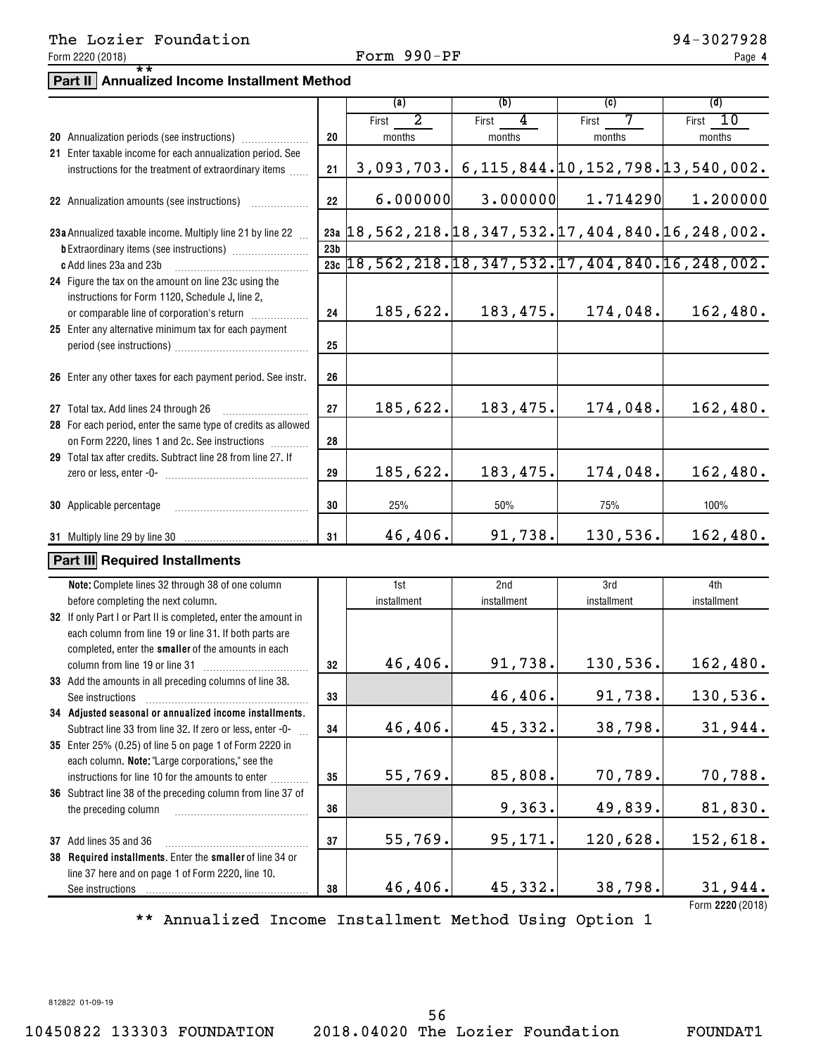The Lozier Foundation 94-3027928

Form 2220 (2018) Form 990-PF

## Part II ** Annualized Income Installment Method

| | | (a) | (b) | (c) | (d) |
|---|---|---|---|---|---|
| **20** Annualization periods (see instructions) | 20 | First 2 months | First 4 months | First 7 months | First 10 months |
| **21** Enter taxable income for each annualization period. See instructions for the treatment of extraordinary items | 21 | 3,093,703. | 6,115,844. | 10,152,798. | 13,540,002. |
| **22** Annualization amounts (see instructions) | 22 | 6.000000 | 3.000000 | 1.714290 | 1.200000 |
| **23a** Annualized taxable income. Multiply line 21 by line 22 | 23a | 18,562,218. | 18,347,532. | 17,404,840. | 16,248,002. |
| **b** Extraordinary items (see instructions) | 23b | | | | |
| **c** Add lines 23a and 23b | 23c | 18,562,218. | 18,347,532. | 17,404,840. | 16,248,002. |
| **24** Figure the tax on the amount on line 23c using the instructions for Form 1120, Schedule J, line 2, or comparable line of corporation's return | 24 | 185,622. | 183,475. | 174,048. | 162,480. |
| **25** Enter any alternative minimum tax for each payment period (see instructions) | 25 | | | | |
| **26** Enter any other taxes for each payment period. See instr. | 26 | | | | |
| **27** Total tax. Add lines 24 through 26 | 27 | 185,622. | 183,475. | 174,048. | 162,480. |
| **28** For each period, enter the same type of credits as allowed on Form 2220, lines 1 and 2c. See instructions | 28 | | | | |
| **29** Total tax after credits. Subtract line 28 from line 27. If zero or less, enter -0- | 29 | 185,622. | 183,475. | 174,048. | 162,480. |
| **30** Applicable percentage | 30 | 25% | 50% | 75% | 100% |
| **31** Multiply line 29 by line 30 | 31 | 46,406. | 91,738. | 130,536. | 162,480. |

## Part III Required Installments

| **Note:** Complete lines 32 through 38 of one column before completing the next column. | | 1st installment | 2nd installment | 3rd installment | 4th installment |
|---|---|---|---|---|---|
| **32** If only Part I or Part II is completed, enter the amount in each column from line 19 or line 31. If both parts are completed, enter the **smaller** of the amounts in each column from line 19 or line 31 | 32 | 46,406. | 91,738. | 130,536. | 162,480. |
| **33** Add the amounts in all preceding columns of line 38. See instructions | 33 | | 46,406. | 91,738. | 130,536. |
| **34 Adjusted seasonal or annualized income installments.** Subtract line 33 from line 32. If zero or less, enter -0- | 34 | 46,406. | 45,332. | 38,798. | 31,944. |
| **35** Enter 25% (0.25) of line 5 on page 1 of Form 2220 in each column. **Note:** "Large corporations," see the instructions for line 10 for the amounts to enter | 35 | 55,769. | 85,808. | 70,789. | 70,788. |
| **36** Subtract line 38 of the preceding column from line 37 of the preceding column | 36 | | 9,363. | 49,839. | 81,830. |
| **37** Add lines 35 and 36 | 37 | 55,769. | 95,171. | 120,628. | 152,618. |
| **38 Required installments.** Enter the **smaller** of line 34 or line 37 here and on page 1 of Form 2220, line 10. See instructions | 38 | 46,406. | 45,332. | 38,798. | 31,944. |

Form **2220** (2018)

** Annualized Income Installment Method Using Option 1

812822 01-09-19

10450822 133303 FOUNDATION 2018.04020 The Lozier Foundation FOUNDAT1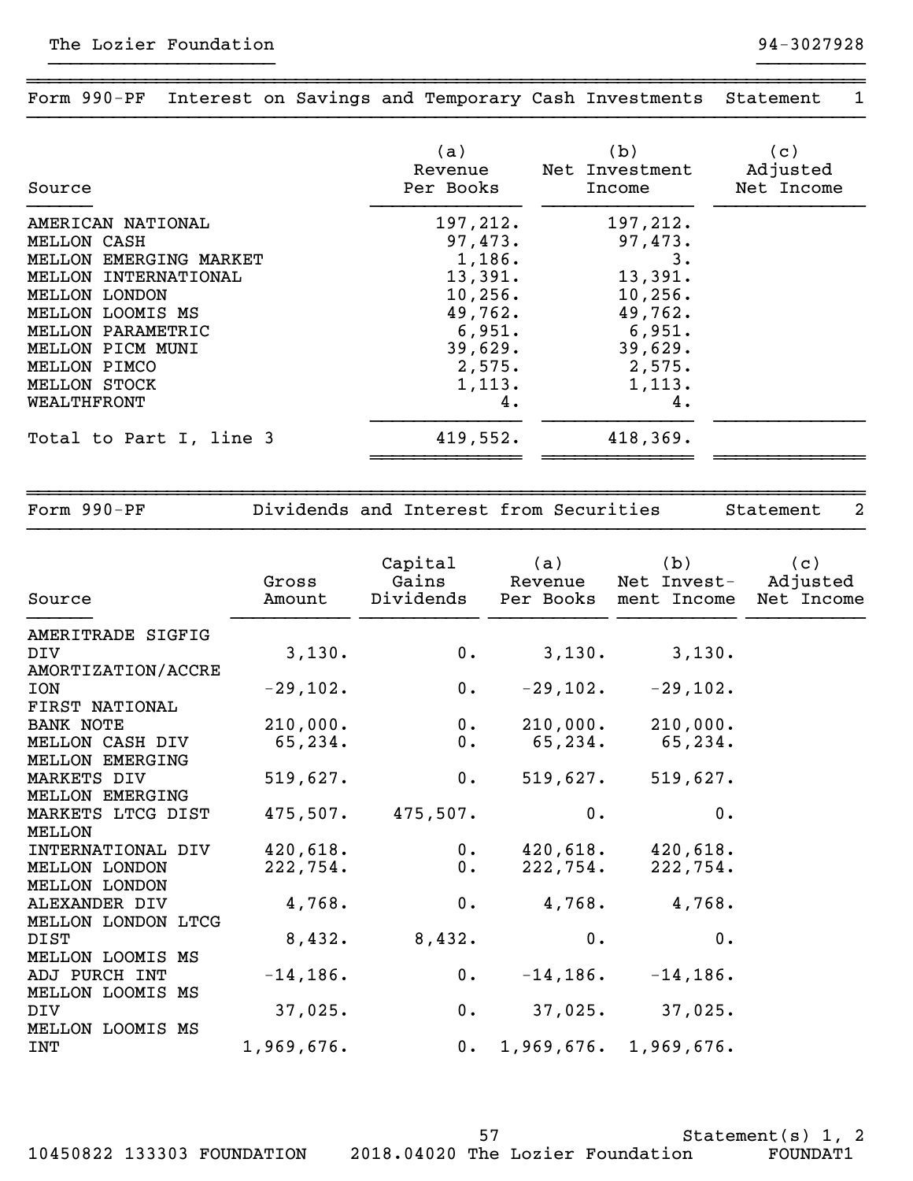The Lozier Foundation 94-3027928

## Form 990-PF Interest on Savings and Temporary Cash Investments Statement 1

| Source | (a) Revenue Per Books | (b) Net Investment Income | (c) Adjusted Net Income |
|---|---|---|---|
| AMERICAN NATIONAL | 197,212. | 197,212. | |
| MELLON CASH | 97,473. | 97,473. | |
| MELLON EMERGING MARKET | 1,186. | 3. | |
| MELLON INTERNATIONAL | 13,391. | 13,391. | |
| MELLON LONDON | 10,256. | 10,256. | |
| MELLON LOOMIS MS | 49,762. | 49,762. | |
| MELLON PARAMETRIC | 6,951. | 6,951. | |
| MELLON PICM MUNI | 39,629. | 39,629. | |
| MELLON PIMCO | 2,575. | 2,575. | |
| MELLON STOCK | 1,113. | 1,113. | |
| WEALTHFRONT | 4. | 4. | |
| Total to Part I, line 3 | 419,552. | 418,369. | |

## Form 990-PF Dividends and Interest from Securities Statement 2

| Source | Gross Amount | Capital Gains Dividends | (a) Revenue Per Books | (b) Net Investment Income | (c) Adjusted Net Income |
|---|---|---|---|---|---|
| AMERITRADE SIGFIG DIV | 3,130. | 0. | 3,130. | 3,130. | |
| AMORTIZATION/ACCREION | -29,102. | 0. | -29,102. | -29,102. | |
| FIRST NATIONAL BANK NOTE | 210,000. | 0. | 210,000. | 210,000. | |
| MELLON CASH DIV | 65,234. | 0. | 65,234. | 65,234. | |
| MELLON EMERGING MARKETS DIV | 519,627. | 0. | 519,627. | 519,627. | |
| MELLON EMERGING MARKETS LTCG DIST | 475,507. | 475,507. | 0. | 0. | |
| MELLON INTERNATIONAL DIV | 420,618. | 0. | 420,618. | 420,618. | |
| MELLON LONDON | 222,754. | 0. | 222,754. | 222,754. | |
| MELLON LONDON ALEXANDER DIV | 4,768. | 0. | 4,768. | 4,768. | |
| MELLON LONDON LTCG DIST | 8,432. | 8,432. | 0. | 0. | |
| MELLON LOOMIS MS ADJ PURCH INT | -14,186. | 0. | -14,186. | -14,186. | |
| MELLON LOOMIS MS DIV | 37,025. | 0. | 37,025. | 37,025. | |
| MELLON LOOMIS MS INT | 1,969,676. | 0. | 1,969,676. | 1,969,676. | |

Statement(s) 1, 2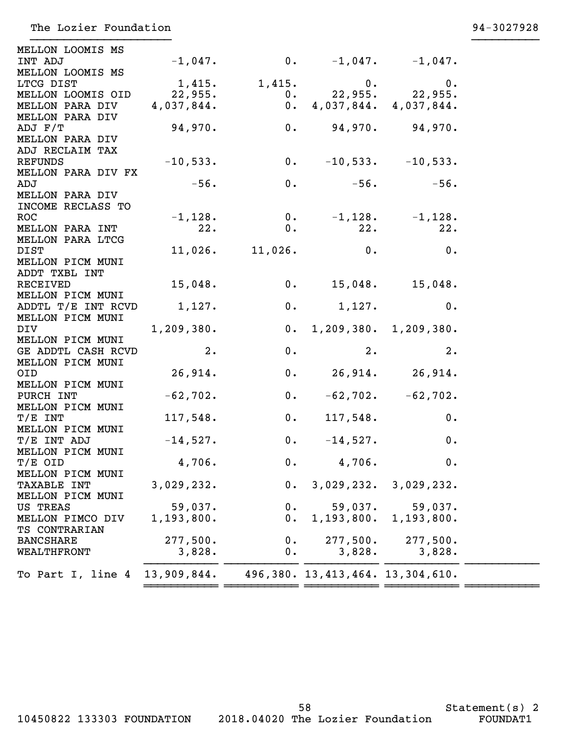The Lozier Foundation 94-3027928

| | | | | | |
|---|---|---|---|---|---|
| MELLON LOOMIS MS INT ADJ | -1,047. | 0. | -1,047. | -1,047. | |
| MELLON LOOMIS MS LTCG DIST | 1,415. | 1,415. | 0. | 0. | |
| MELLON LOOMIS OID | 22,955. | 0. | 22,955. | 22,955. | |
| MELLON PARA DIV | 4,037,844. | 0. | 4,037,844. | 4,037,844. | |
| MELLON PARA DIV ADJ F/T | 94,970. | 0. | 94,970. | 94,970. | |
| MELLON PARA DIV ADJ RECLAIM TAX REFUNDS | -10,533. | 0. | -10,533. | -10,533. | |
| MELLON PARA DIV FX ADJ | -56. | 0. | -56. | -56. | |
| MELLON PARA DIV INCOME RECLASS TO ROC | -1,128. | 0. | -1,128. | -1,128. | |
| MELLON PARA INT | 22. | 0. | 22. | 22. | |
| MELLON PARA LTCG DIST | 11,026. | 11,026. | 0. | 0. | |
| MELLON PICM MUNI ADDT TXBL INT RECEIVED | 15,048. | 0. | 15,048. | 15,048. | |
| MELLON PICM MUNI ADDTL T/E INT RCVD | 1,127. | 0. | 1,127. | 0. | |
| MELLON PICM MUNI DIV | 1,209,380. | 0. | 1,209,380. | 1,209,380. | |
| MELLON PICM MUNI GE ADDTL CASH RCVD | 2. | 0. | 2. | 2. | |
| MELLON PICM MUNI OID | 26,914. | 0. | 26,914. | 26,914. | |
| MELLON PICM MUNI PURCH INT | -62,702. | 0. | -62,702. | -62,702. | |
| MELLON PICM MUNI T/E INT | 117,548. | 0. | 117,548. | 0. | |
| MELLON PICM MUNI T/E INT ADJ | -14,527. | 0. | -14,527. | 0. | |
| MELLON PICM MUNI T/E OID | 4,706. | 0. | 4,706. | 0. | |
| MELLON PICM MUNI TAXABLE INT | 3,029,232. | 0. | 3,029,232. | 3,029,232. | |
| MELLON PICM MUNI US TREAS | 59,037. | 0. | 59,037. | 59,037. | |
| MELLON PIMCO DIV | 1,193,800. | 0. | 1,193,800. | 1,193,800. | |
| TS CONTRARIAN BANCSHARE | 277,500. | 0. | 277,500. | 277,500. | |
| WEALTHFRONT | 3,828. | 0. | 3,828. | 3,828. | |
| To Part I, line 4 | 13,909,844. | 496,380. | 13,413,464. | 13,304,610. | |

Statement(s) 2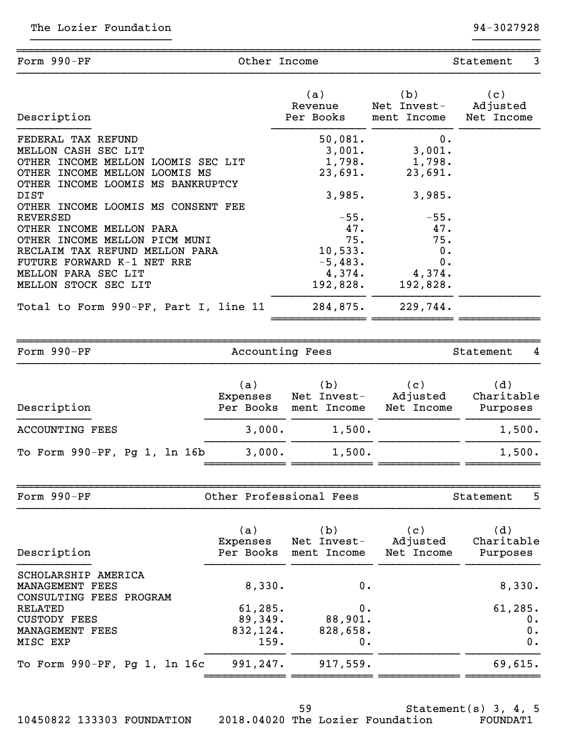The Lozier Foundation 94-3027928

## Form 990-PF — Other Income — Statement 3

| Description | (a) Revenue Per Books | (b) Net Investment Income | (c) Adjusted Net Income |
|---|---|---|---|
| FEDERAL TAX REFUND | 50,081. | 0. | |
| MELLON CASH SEC LIT | 3,001. | 3,001. | |
| OTHER INCOME MELLON LOOMIS SEC LIT | 1,798. | 1,798. | |
| OTHER INCOME MELLON LOOMIS MS | 23,691. | 23,691. | |
| OTHER INCOME LOOMIS MS BANKRUPTCY DIST | 3,985. | 3,985. | |
| OTHER INCOME LOOMIS MS CONSENT FEE REVERSED | -55. | -55. | |
| OTHER INCOME MELLON PARA | 47. | 47. | |
| OTHER INCOME MELLON PICM MUNI | 75. | 75. | |
| RECLAIM TAX REFUND MELLON PARA | 10,533. | 0. | |
| FUTURE FORWARD K-1 NET RRE | -5,483. | 0. | |
| MELLON PARA SEC LIT | 4,374. | 4,374. | |
| MELLON STOCK SEC LIT | 192,828. | 192,828. | |
| Total to Form 990-PF, Part I, line 11 | 284,875. | 229,744. | |

## Form 990-PF — Accounting Fees — Statement 4

| Description | (a) Expenses Per Books | (b) Net Investment Income | (c) Adjusted Net Income | (d) Charitable Purposes |
|---|---|---|---|---|
| ACCOUNTING FEES | 3,000. | 1,500. | | 1,500. |
| To Form 990-PF, Pg 1, ln 16b | 3,000. | 1,500. | | 1,500. |

## Form 990-PF — Other Professional Fees — Statement 5

| Description | (a) Expenses Per Books | (b) Net Investment Income | (c) Adjusted Net Income | (d) Charitable Purposes |
|---|---|---|---|---|
| SCHOLARSHIP AMERICA MANAGEMENT FEES | 8,330. | 0. | | 8,330. |
| CONSULTING FEES PROGRAM RELATED | 61,285. | 0. | | 61,285. |
| CUSTODY FEES | 89,349. | 88,901. | | 0. |
| MANAGEMENT FEES | 832,124. | 828,658. | | 0. |
| MISC EXP | 159. | 0. | | 0. |
| To Form 990-PF, Pg 1, ln 16c | 991,247. | 917,559. | | 69,615. |

Statement(s) 3, 4, 5

10450822 133303 FOUNDATION 2018.04020 The Lozier Foundation FOUNDAT1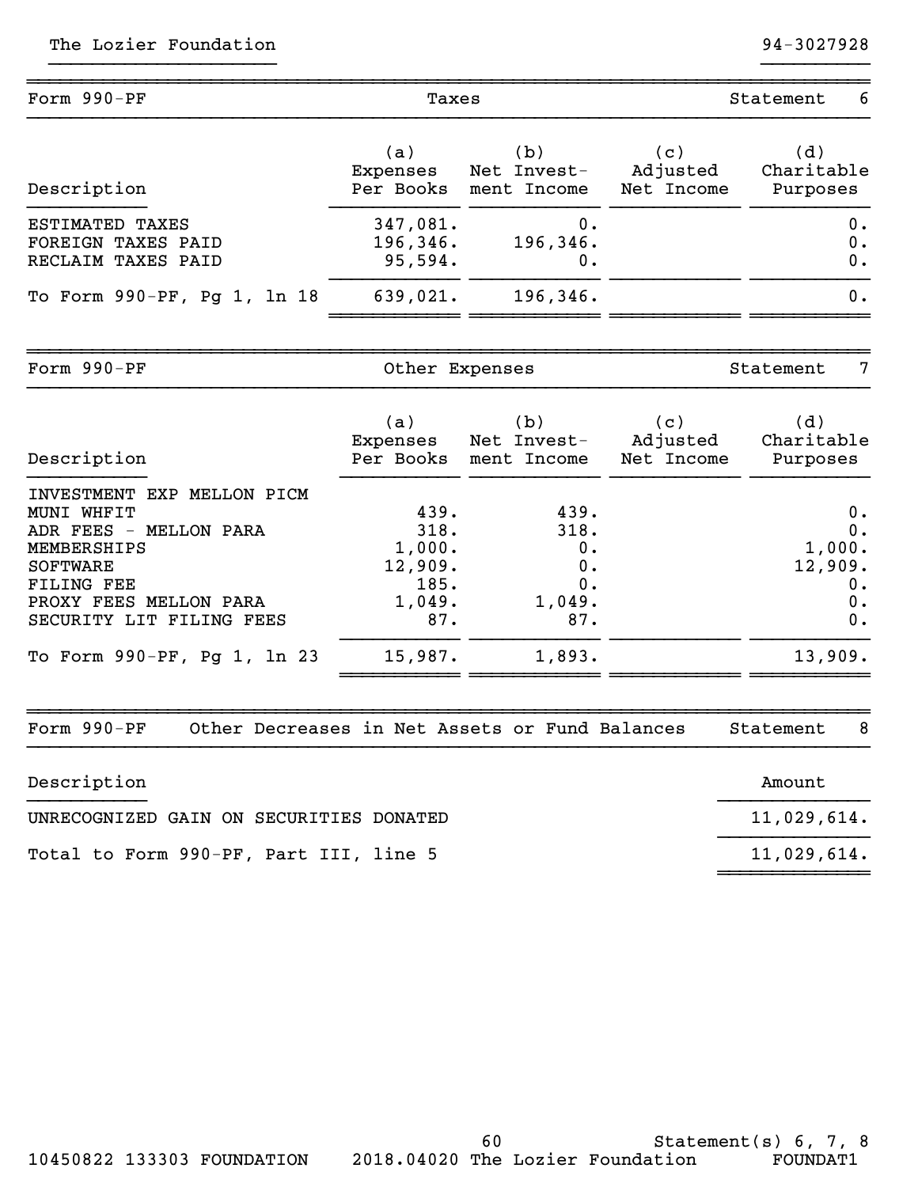The Lozier Foundation 94-3027928

| Form 990-PF | Taxes | | | Statement 6 |
|---|---|---|---|---|
| Description | (a) Expenses Per Books | (b) Net Invest- ment Income | (c) Adjusted Net Income | (d) Charitable Purposes |
| ESTIMATED TAXES | 347,081. | 0. | | 0. |
| FOREIGN TAXES PAID | 196,346. | 196,346. | | 0. |
| RECLAIM TAXES PAID | 95,594. | 0. | | 0. |
| To Form 990-PF, Pg 1, ln 18 | 639,021. | 196,346. | | 0. |

| Form 990-PF | Other Expenses | | | Statement 7 |
|---|---|---|---|---|
| Description | (a) Expenses Per Books | (b) Net Invest- ment Income | (c) Adjusted Net Income | (d) Charitable Purposes |
| INVESTMENT EXP MELLON PICM MUNI WHFIT | 439. | 439. | | 0. |
| ADR FEES - MELLON PARA | 318. | 318. | | 0. |
| MEMBERSHIPS | 1,000. | 0. | | 1,000. |
| SOFTWARE | 12,909. | 0. | | 12,909. |
| FILING FEE | 185. | 0. | | 0. |
| PROXY FEES MELLON PARA | 1,049. | 1,049. | | 0. |
| SECURITY LIT FILING FEES | 87. | 87. | | 0. |
| To Form 990-PF, Pg 1, ln 23 | 15,987. | 1,893. | | 13,909. |

| Form 990-PF Other Decreases in Net Assets or Fund Balances | Statement 8 |
|---|---|
| Description | Amount |
| UNRECOGNIZED GAIN ON SECURITIES DONATED | 11,029,614. |
| Total to Form 990-PF, Part III, line 5 | 11,029,614. |

Statement(s) 6, 7, 8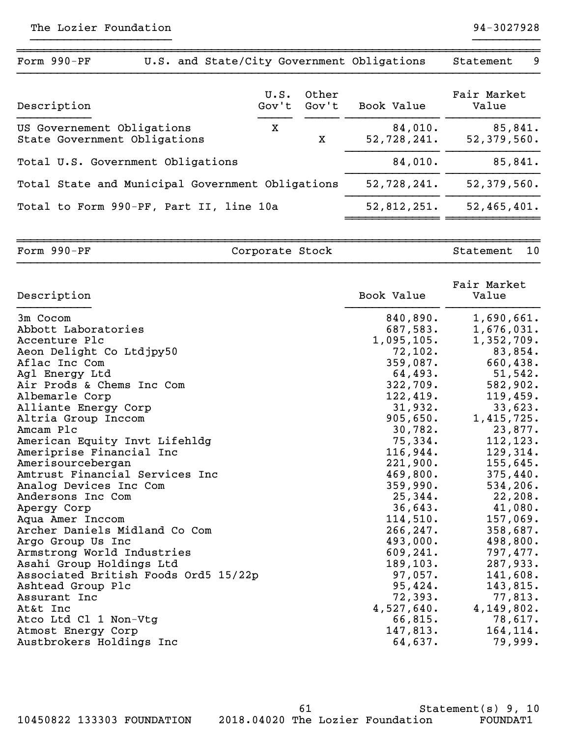The Lozier Foundation 94-3027928

## Form 990-PF — U.S. and State/City Government Obligations — Statement 9

| Description | U.S. Gov't | Other Gov't | Book Value | Fair Market Value |
|---|---|---|---|---|
| US Governement Obligations | X | | 84,010. | 85,841. |
| State Government Obligations | | X | 52,728,241. | 52,379,560. |
| Total U.S. Government Obligations | | | 84,010. | 85,841. |
| Total State and Municipal Government Obligations | | | 52,728,241. | 52,379,560. |
| Total to Form 990-PF, Part II, line 10a | | | 52,812,251. | 52,465,401. |

## Form 990-PF — Corporate Stock — Statement 10

| Description | Book Value | Fair Market Value |
|---|---|---|
| 3m Cocom | 840,890. | 1,690,661. |
| Abbott Laboratories | 687,583. | 1,676,031. |
| Accenture Plc | 1,095,105. | 1,352,709. |
| Aeon Delight Co Ltdjpy50 | 72,102. | 83,854. |
| Aflac Inc Com | 359,087. | 660,438. |
| Agl Energy Ltd | 64,493. | 51,542. |
| Air Prods & Chems Inc Com | 322,709. | 582,902. |
| Albemarle Corp | 122,419. | 119,459. |
| Alliante Energy Corp | 31,932. | 33,623. |
| Altria Group Inccom | 905,650. | 1,415,725. |
| Amcam Plc | 30,782. | 23,877. |
| American Equity Invt Lifehldg | 75,334. | 112,123. |
| Ameriprise Financial Inc | 116,944. | 129,314. |
| Amerisourcebergan | 221,900. | 155,645. |
| Amtrust Financial Services Inc | 469,800. | 375,440. |
| Analog Devices Inc Com | 359,990. | 534,206. |
| Andersons Inc Com | 25,344. | 22,208. |
| Apergy Corp | 36,643. | 41,080. |
| Aqua Amer Inccom | 114,510. | 157,069. |
| Archer Daniels Midland Co Com | 266,247. | 358,687. |
| Argo Group Us Inc | 493,000. | 498,800. |
| Armstrong World Industries | 609,241. | 797,477. |
| Asahi Group Holdings Ltd | 189,103. | 287,933. |
| Associated British Foods Ord5 15/22p | 97,057. | 141,608. |
| Ashtead Group Plc | 95,424. | 143,815. |
| Assurant Inc | 72,393. | 77,813. |
| At&t Inc | 4,527,640. | 4,149,802. |
| Atco Ltd Cl 1 Non-Vtg | 66,815. | 78,617. |
| Atmost Energy Corp | 147,813. | 164,114. |
| Austbrokers Holdings Inc | 64,637. | 79,999. |

Statement(s) 9, 10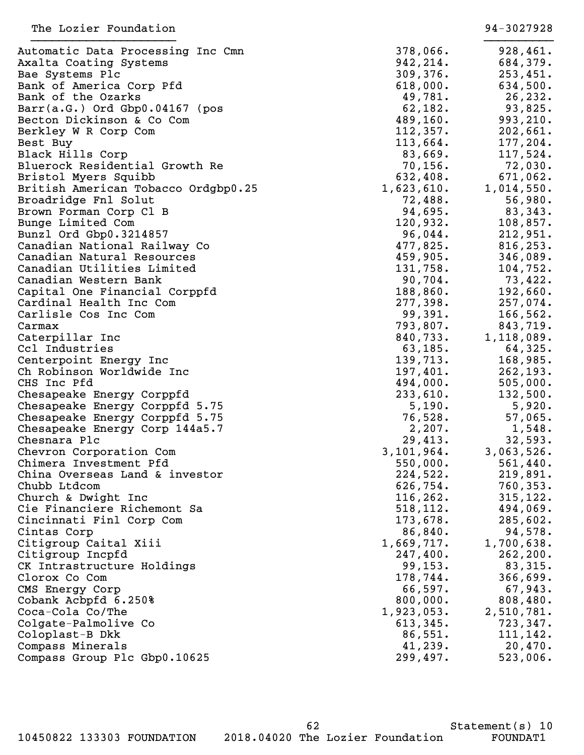The Lozier Foundation 94-3027928

| Description | Book Value | Fair Market Value |
|---|---|---|
| Automatic Data Processing Inc Cmn | 378,066. | 928,461. |
| Axalta Coating Systems | 942,214. | 684,379. |
| Bae Systems Plc | 309,376. | 253,451. |
| Bank of America Corp Pfd | 618,000. | 634,500. |
| Bank of the Ozarks | 49,781. | 26,232. |
| Barr(a.G.) Ord Gbp0.04167 (pos | 62,182. | 93,825. |
| Becton Dickinson & Co Com | 489,160. | 993,210. |
| Berkley W R Corp Com | 112,357. | 202,661. |
| Best Buy | 113,664. | 177,204. |
| Black Hills Corp | 83,669. | 117,524. |
| Bluerock Residential Growth Re | 70,156. | 72,030. |
| Bristol Myers Squibb | 632,408. | 671,062. |
| British American Tobacco Ordgbp0.25 | 1,623,610. | 1,014,550. |
| Broadridge Fnl Solut | 72,488. | 56,980. |
| Brown Forman Corp Cl B | 94,695. | 83,343. |
| Bunge Limited Com | 120,932. | 108,857. |
| Bunzl Ord Gbp0.3214857 | 96,044. | 212,951. |
| Canadian National Railway Co | 477,825. | 816,253. |
| Canadian Natural Resources | 459,905. | 346,089. |
| Canadian Utilities Limited | 131,758. | 104,752. |
| Canadian Western Bank | 90,704. | 73,422. |
| Capital One Financial Corppfd | 188,860. | 192,660. |
| Cardinal Health Inc Com | 277,398. | 257,074. |
| Carlisle Cos Inc Com | 99,391. | 166,562. |
| Carmax | 793,807. | 843,719. |
| Caterpillar Inc | 840,733. | 1,118,089. |
| Ccl Industries | 63,185. | 64,325. |
| Centerpoint Energy Inc | 139,713. | 168,985. |
| Ch Robinson Worldwide Inc | 197,401. | 262,193. |
| CHS Inc Pfd | 494,000. | 505,000. |
| Chesapeake Energy Corppfd | 233,610. | 132,500. |
| Chesapeake Energy Corppfd 5.75 | 5,190. | 5,920. |
| Chesapeake Energy Corppfd 5.75 | 76,528. | 57,065. |
| Chesapeake Energy Corp 144a5.7 | 2,207. | 1,548. |
| Chesnara Plc | 29,413. | 32,593. |
| Chevron Corporation Com | 3,101,964. | 3,063,526. |
| Chimera Investment Pfd | 550,000. | 561,440. |
| China Overseas Land & investor | 224,522. | 219,891. |
| Chubb Ltdcom | 626,754. | 760,353. |
| Church & Dwight Inc | 116,262. | 315,122. |
| Cie Financiere Richemont Sa | 518,112. | 494,069. |
| Cincinnati Finl Corp Com | 173,678. | 285,602. |
| Cintas Corp | 86,840. | 94,578. |
| Citigroup Caital Xiii | 1,669,717. | 1,700,638. |
| Citigroup Incpfd | 247,400. | 262,200. |
| CK Intrastructure Holdings | 99,153. | 83,315. |
| Clorox Co Com | 178,744. | 366,699. |
| CMS Energy Corp | 66,597. | 67,943. |
| Cobank Acbpfd 6.250% | 800,000. | 808,480. |
| Coca-Cola Co/The | 1,923,053. | 2,510,781. |
| Colgate-Palmolive Co | 613,345. | 723,347. |
| Coloplast-B Dkk | 86,551. | 111,142. |
| Compass Minerals | 41,239. | 20,470. |
| Compass Group Plc Gbp0.10625 | 299,497. | 523,006. |

Statement(s) 10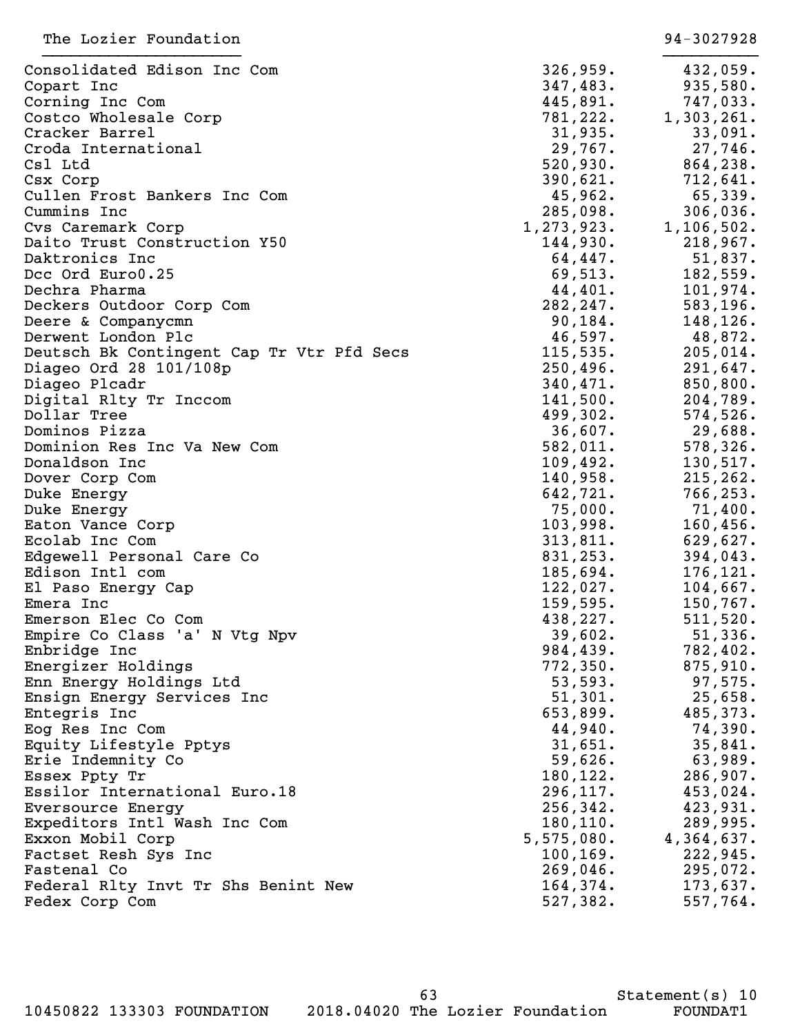The Lozier Foundation 94-3027928

| | | |
|---|---|---|
| Consolidated Edison Inc Com | 326,959. | 432,059. |
| Copart Inc | 347,483. | 935,580. |
| Corning Inc Com | 445,891. | 747,033. |
| Costco Wholesale Corp | 781,222. | 1,303,261. |
| Cracker Barrel | 31,935. | 33,091. |
| Croda International | 29,767. | 27,746. |
| Csl Ltd | 520,930. | 864,238. |
| Csx Corp | 390,621. | 712,641. |
| Cullen Frost Bankers Inc Com | 45,962. | 65,339. |
| Cummins Inc | 285,098. | 306,036. |
| Cvs Caremark Corp | 1,273,923. | 1,106,502. |
| Daito Trust Construction Y50 | 144,930. | 218,967. |
| Daktronics Inc | 64,447. | 51,837. |
| Dcc Ord Euro0.25 | 69,513. | 182,559. |
| Dechra Pharma | 44,401. | 101,974. |
| Deckers Outdoor Corp Com | 282,247. | 583,196. |
| Deere & Companycmn | 90,184. | 148,126. |
| Derwent London Plc | 46,597. | 48,872. |
| Deutsch Bk Contingent Cap Tr Vtr Pfd Secs | 115,535. | 205,014. |
| Diageo Ord 28 101/108p | 250,496. | 291,647. |
| Diageo Plcadr | 340,471. | 850,800. |
| Digital Rlty Tr Inccom | 141,500. | 204,789. |
| Dollar Tree | 499,302. | 574,526. |
| Dominos Pizza | 36,607. | 29,688. |
| Dominion Res Inc Va New Com | 582,011. | 578,326. |
| Donaldson Inc | 109,492. | 130,517. |
| Dover Corp Com | 140,958. | 215,262. |
| Duke Energy | 642,721. | 766,253. |
| Duke Energy | 75,000. | 71,400. |
| Eaton Vance Corp | 103,998. | 160,456. |
| Ecolab Inc Com | 313,811. | 629,627. |
| Edgewell Personal Care Co | 831,253. | 394,043. |
| Edison Intl com | 185,694. | 176,121. |
| El Paso Energy Cap | 122,027. | 104,667. |
| Emera Inc | 159,595. | 150,767. |
| Emerson Elec Co Com | 438,227. | 511,520. |
| Empire Co Class 'a' N Vtg Npv | 39,602. | 51,336. |
| Enbridge Inc | 984,439. | 782,402. |
| Energizer Holdings | 772,350. | 875,910. |
| Enn Energy Holdings Ltd | 53,593. | 97,575. |
| Ensign Energy Services Inc | 51,301. | 25,658. |
| Entegris Inc | 653,899. | 485,373. |
| Eog Res Inc Com | 44,940. | 74,390. |
| Equity Lifestyle Pptys | 31,651. | 35,841. |
| Erie Indemnity Co | 59,626. | 63,989. |
| Essex Ppty Tr | 180,122. | 286,907. |
| Essilor International Euro.18 | 296,117. | 453,024. |
| Eversource Energy | 256,342. | 423,931. |
| Expeditors Intl Wash Inc Com | 180,110. | 289,995. |
| Exxon Mobil Corp | 5,575,080. | 4,364,637. |
| Factset Resh Sys Inc | 100,169. | 222,945. |
| Fastenal Co | 269,046. | 295,072. |
| Federal Rlty Invt Tr Shs Benint New | 164,374. | 173,637. |
| Fedex Corp Com | 527,382. | 557,764. |

Statement(s) 10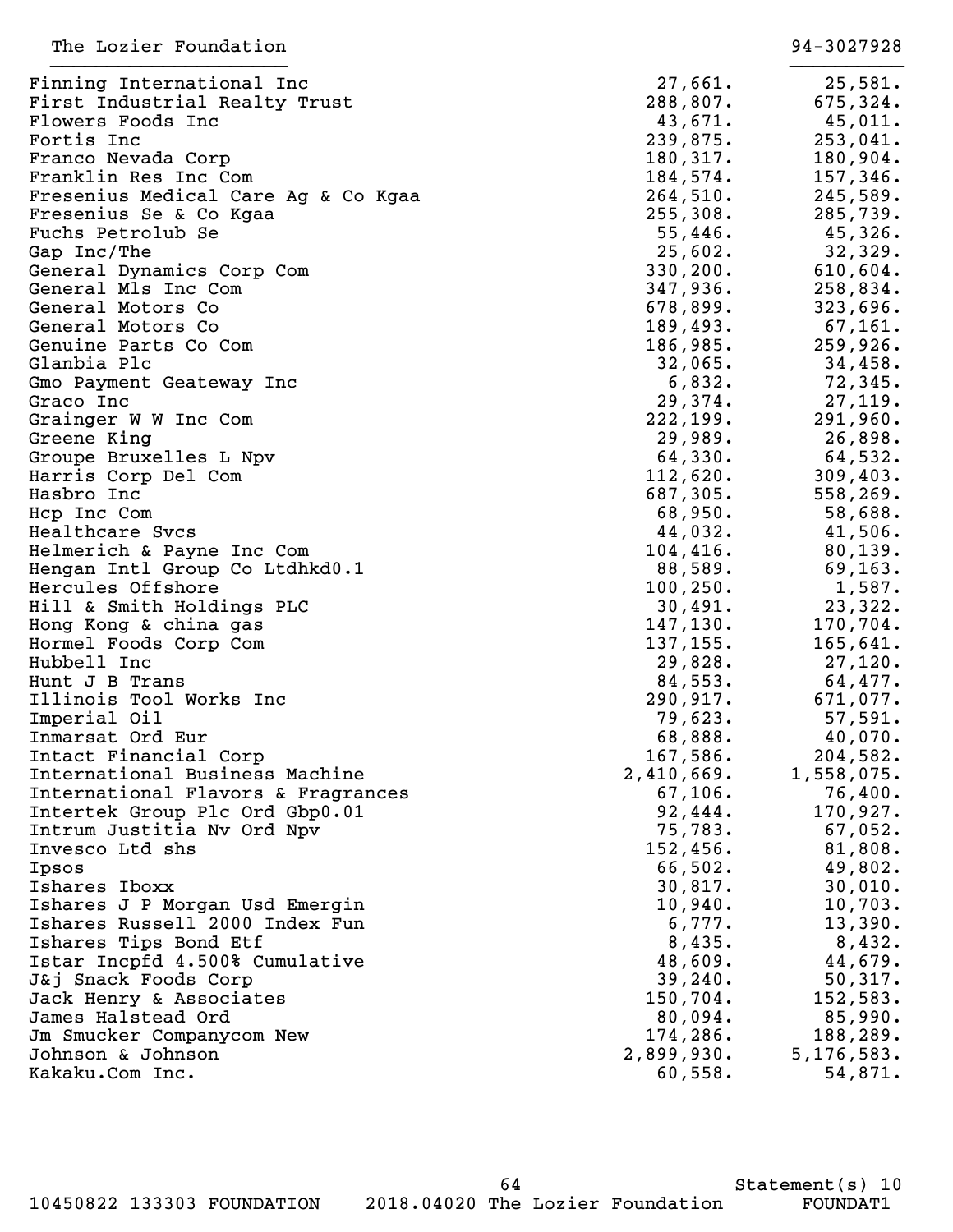The Lozier Foundation 94-3027928

| | | |
|---|---|---|
| Finning International Inc | 27,661. | 25,581. |
| First Industrial Realty Trust | 288,807. | 675,324. |
| Flowers Foods Inc | 43,671. | 45,011. |
| Fortis Inc | 239,875. | 253,041. |
| Franco Nevada Corp | 180,317. | 180,904. |
| Franklin Res Inc Com | 184,574. | 157,346. |
| Fresenius Medical Care Ag & Co Kgaa | 264,510. | 245,589. |
| Fresenius Se & Co Kgaa | 255,308. | 285,739. |
| Fuchs Petrolub Se | 55,446. | 45,326. |
| Gap Inc/The | 25,602. | 32,329. |
| General Dynamics Corp Com | 330,200. | 610,604. |
| General Mls Inc Com | 347,936. | 258,834. |
| General Motors Co | 678,899. | 323,696. |
| General Motors Co | 189,493. | 67,161. |
| Genuine Parts Co Com | 186,985. | 259,926. |
| Glanbia Plc | 32,065. | 34,458. |
| Gmo Payment Geateway Inc | 6,832. | 72,345. |
| Graco Inc | 29,374. | 27,119. |
| Grainger W W Inc Com | 222,199. | 291,960. |
| Greene King | 29,989. | 26,898. |
| Groupe Bruxelles L Npv | 64,330. | 64,532. |
| Harris Corp Del Com | 112,620. | 309,403. |
| Hasbro Inc | 687,305. | 558,269. |
| Hcp Inc Com | 68,950. | 58,688. |
| Healthcare Svcs | 44,032. | 41,506. |
| Helmerich & Payne Inc Com | 104,416. | 80,139. |
| Hengan Intl Group Co Ltdhkd0.1 | 88,589. | 69,163. |
| Hercules Offshore | 100,250. | 1,587. |
| Hill & Smith Holdings PLC | 30,491. | 23,322. |
| Hong Kong & china gas | 147,130. | 170,704. |
| Hormel Foods Corp Com | 137,155. | 165,641. |
| Hubbell Inc | 29,828. | 27,120. |
| Hunt J B Trans | 84,553. | 64,477. |
| Illinois Tool Works Inc | 290,917. | 671,077. |
| Imperial Oil | 79,623. | 57,591. |
| Inmarsat Ord Eur | 68,888. | 40,070. |
| Intact Financial Corp | 167,586. | 204,582. |
| International Business Machine | 2,410,669. | 1,558,075. |
| International Flavors & Fragrances | 67,106. | 76,400. |
| Intertek Group Plc Ord Gbp0.01 | 92,444. | 170,927. |
| Intrum Justitia Nv Ord Npv | 75,783. | 67,052. |
| Invesco Ltd shs | 152,456. | 81,808. |
| Ipsos | 66,502. | 49,802. |
| Ishares Iboxx | 30,817. | 30,010. |
| Ishares J P Morgan Usd Emergin | 10,940. | 10,703. |
| Ishares Russell 2000 Index Fun | 6,777. | 13,390. |
| Ishares Tips Bond Etf | 8,435. | 8,432. |
| Istar Incpfd 4.500% Cumulative | 48,609. | 44,679. |
| J&j Snack Foods Corp | 39,240. | 50,317. |
| Jack Henry & Associates | 150,704. | 152,583. |
| James Halstead Ord | 80,094. | 85,990. |
| Jm Smucker Companycom New | 174,286. | 188,289. |
| Johnson & Johnson | 2,899,930. | 5,176,583. |
| Kakaku.Com Inc. | 60,558. | 54,871. |

Statement(s) 10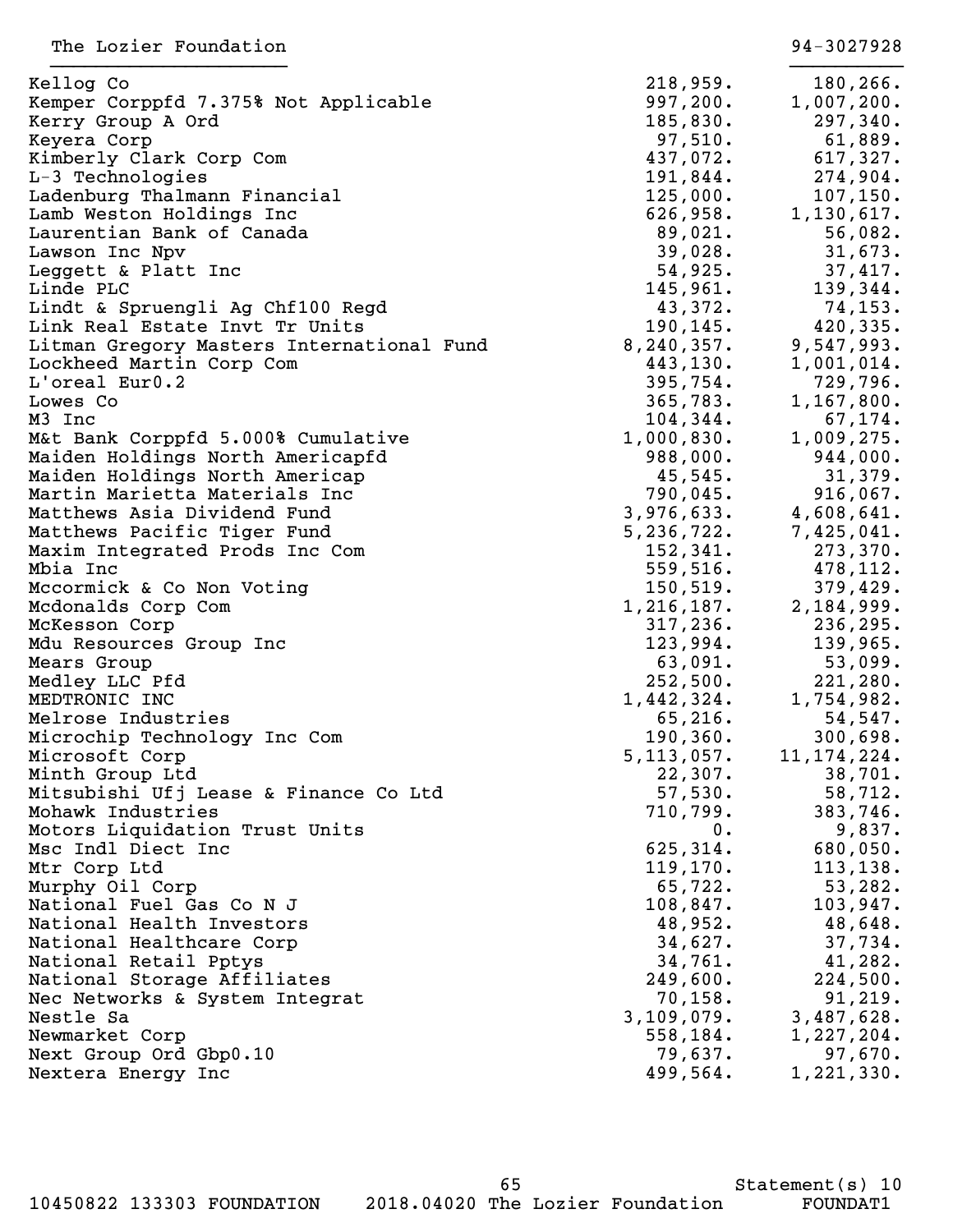The Lozier Foundation 94-3027928

| | | |
|---|---|---|
| Kellog Co | 218,959. | 180,266. |
| Kemper Corppfd 7.375% Not Applicable | 997,200. | 1,007,200. |
| Kerry Group A Ord | 185,830. | 297,340. |
| Keyera Corp | 97,510. | 61,889. |
| Kimberly Clark Corp Com | 437,072. | 617,327. |
| L-3 Technologies | 191,844. | 274,904. |
| Ladenburg Thalmann Financial | 125,000. | 107,150. |
| Lamb Weston Holdings Inc | 626,958. | 1,130,617. |
| Laurentian Bank of Canada | 89,021. | 56,082. |
| Lawson Inc Npv | 39,028. | 31,673. |
| Leggett & Platt Inc | 54,925. | 37,417. |
| Linde PLC | 145,961. | 139,344. |
| Lindt & Spruengli Ag Chf100 Regd | 43,372. | 74,153. |
| Link Real Estate Invt Tr Units | 190,145. | 420,335. |
| Litman Gregory Masters International Fund | 8,240,357. | 9,547,993. |
| Lockheed Martin Corp Com | 443,130. | 1,001,014. |
| L'oreal Eur0.2 | 395,754. | 729,796. |
| Lowes Co | 365,783. | 1,167,800. |
| M3 Inc | 104,344. | 67,174. |
| M&t Bank Corppfd 5.000% Cumulative | 1,000,830. | 1,009,275. |
| Maiden Holdings North Americapfd | 988,000. | 944,000. |
| Maiden Holdings North Americap | 45,545. | 31,379. |
| Martin Marietta Materials Inc | 790,045. | 916,067. |
| Matthews Asia Dividend Fund | 3,976,633. | 4,608,641. |
| Matthews Pacific Tiger Fund | 5,236,722. | 7,425,041. |
| Maxim Integrated Prods Inc Com | 152,341. | 273,370. |
| Mbia Inc | 559,516. | 478,112. |
| Mccormick & Co Non Voting | 150,519. | 379,429. |
| Mcdonalds Corp Com | 1,216,187. | 2,184,999. |
| McKesson Corp | 317,236. | 236,295. |
| Mdu Resources Group Inc | 123,994. | 139,965. |
| Mears Group | 63,091. | 53,099. |
| Medley LLC Pfd | 252,500. | 221,280. |
| MEDTRONIC INC | 1,442,324. | 1,754,982. |
| Melrose Industries | 65,216. | 54,547. |
| Microchip Technology Inc Com | 190,360. | 300,698. |
| Microsoft Corp | 5,113,057. | 11,174,224. |
| Minth Group Ltd | 22,307. | 38,701. |
| Mitsubishi Ufj Lease & Finance Co Ltd | 57,530. | 58,712. |
| Mohawk Industries | 710,799. | 383,746. |
| Motors Liquidation Trust Units | 0. | 9,837. |
| Msc Indl Diect Inc | 625,314. | 680,050. |
| Mtr Corp Ltd | 119,170. | 113,138. |
| Murphy Oil Corp | 65,722. | 53,282. |
| National Fuel Gas Co N J | 108,847. | 103,947. |
| National Health Investors | 48,952. | 48,648. |
| National Healthcare Corp | 34,627. | 37,734. |
| National Retail Pptys | 34,761. | 41,282. |
| National Storage Affiliates | 249,600. | 224,500. |
| Nec Networks & System Integrat | 70,158. | 91,219. |
| Nestle Sa | 3,109,079. | 3,487,628. |
| Newmarket Corp | 558,184. | 1,227,204. |
| Next Group Ord Gbp0.10 | 79,637. | 97,670. |
| Nextera Energy Inc | 499,564. | 1,221,330. |

Statement(s) 10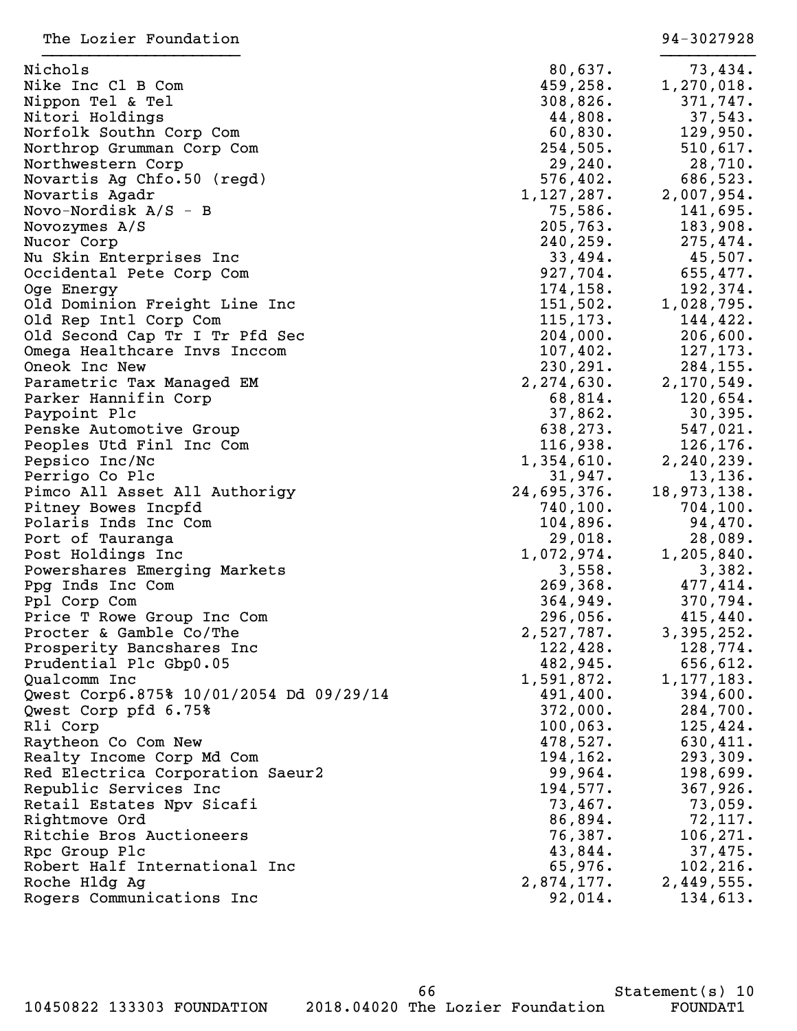The Lozier Foundation 94-3027928

| | | |
|---|---|---|
| Nichols | 80,637. | 73,434. |
| Nike Inc Cl B Com | 459,258. | 1,270,018. |
| Nippon Tel & Tel | 308,826. | 371,747. |
| Nitori Holdings | 44,808. | 37,543. |
| Norfolk Southn Corp Com | 60,830. | 129,950. |
| Northrop Grumman Corp Com | 254,505. | 510,617. |
| Northwestern Corp | 29,240. | 28,710. |
| Novartis Ag Chfo.50 (regd) | 576,402. | 686,523. |
| Novartis Agadr | 1,127,287. | 2,007,954. |
| Novo-Nordisk A/S - B | 75,586. | 141,695. |
| Novozymes A/S | 205,763. | 183,908. |
| Nucor Corp | 240,259. | 275,474. |
| Nu Skin Enterprises Inc | 33,494. | 45,507. |
| Occidental Pete Corp Com | 927,704. | 655,477. |
| Oge Energy | 174,158. | 192,374. |
| Old Dominion Freight Line Inc | 151,502. | 1,028,795. |
| Old Rep Intl Corp Com | 115,173. | 144,422. |
| Old Second Cap Tr I Tr Pfd Sec | 204,000. | 206,600. |
| Omega Healthcare Invs Inccom | 107,402. | 127,173. |
| Oneok Inc New | 230,291. | 284,155. |
| Parametric Tax Managed EM | 2,274,630. | 2,170,549. |
| Parker Hannifin Corp | 68,814. | 120,654. |
| Paypoint Plc | 37,862. | 30,395. |
| Penske Automotive Group | 638,273. | 547,021. |
| Peoples Utd Finl Inc Com | 116,938. | 126,176. |
| Pepsico Inc/Nc | 1,354,610. | 2,240,239. |
| Perrigo Co Plc | 31,947. | 13,136. |
| Pimco All Asset All Authorigy | 24,695,376. | 18,973,138. |
| Pitney Bowes Incpfd | 740,100. | 704,100. |
| Polaris Inds Inc Com | 104,896. | 94,470. |
| Port of Tauranga | 29,018. | 28,089. |
| Post Holdings Inc | 1,072,974. | 1,205,840. |
| Powershares Emerging Markets | 3,558. | 3,382. |
| Ppg Inds Inc Com | 269,368. | 477,414. |
| Ppl Corp Com | 364,949. | 370,794. |
| Price T Rowe Group Inc Com | 296,056. | 415,440. |
| Procter & Gamble Co/The | 2,527,787. | 3,395,252. |
| Prosperity Bancshares Inc | 122,428. | 128,774. |
| Prudential Plc Gbp0.05 | 482,945. | 656,612. |
| Qualcomm Inc | 1,591,872. | 1,177,183. |
| Qwest Corp6.875% 10/01/2054 Dd 09/29/14 | 491,400. | 394,600. |
| Qwest Corp pfd 6.75% | 372,000. | 284,700. |
| Rli Corp | 100,063. | 125,424. |
| Raytheon Co Com New | 478,527. | 630,411. |
| Realty Income Corp Md Com | 194,162. | 293,309. |
| Red Electrica Corporation Saeur2 | 99,964. | 198,699. |
| Republic Services Inc | 194,577. | 367,926. |
| Retail Estates Npv Sicafi | 73,467. | 73,059. |
| Rightmove Ord | 86,894. | 72,117. |
| Ritchie Bros Auctioneers | 76,387. | 106,271. |
| Rpc Group Plc | 43,844. | 37,475. |
| Robert Half International Inc | 65,976. | 102,216. |
| Roche Hldg Ag | 2,874,177. | 2,449,555. |
| Rogers Communications Inc | 92,014. | 134,613. |

Statement(s) 10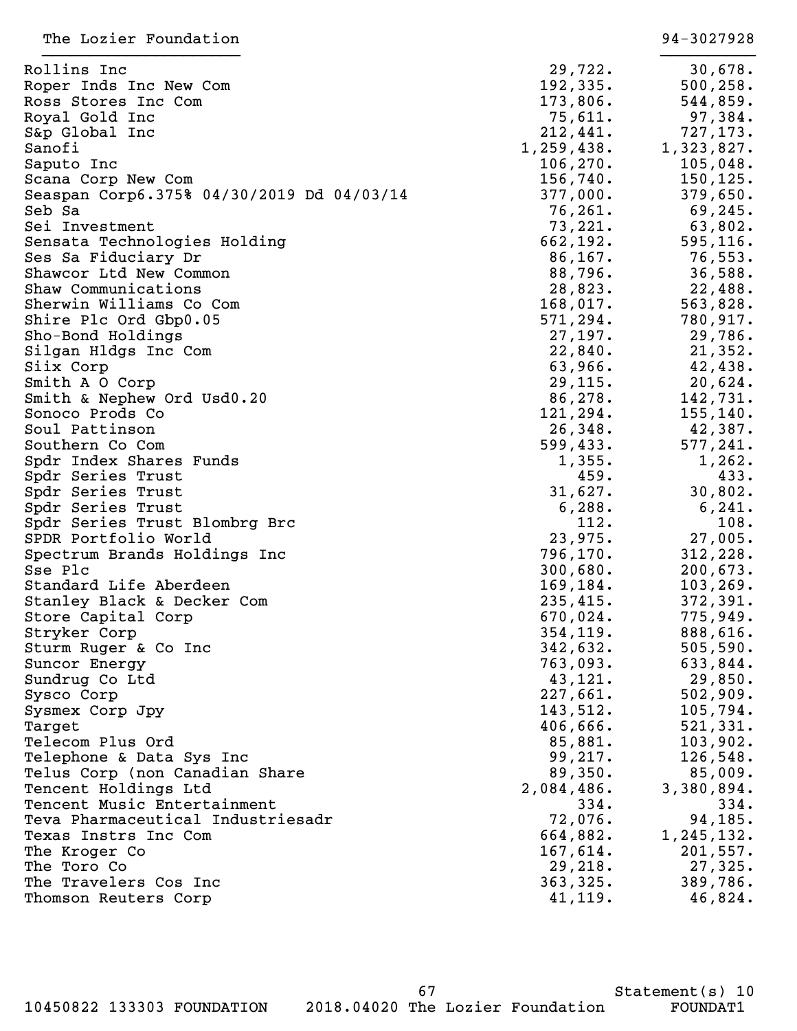The Lozier Foundation 94-3027928

| | | |
|---|---|---|
| Rollins Inc | 29,722. | 30,678. |
| Roper Inds Inc New Com | 192,335. | 500,258. |
| Ross Stores Inc Com | 173,806. | 544,859. |
| Royal Gold Inc | 75,611. | 97,384. |
| S&p Global Inc | 212,441. | 727,173. |
| Sanofi | 1,259,438. | 1,323,827. |
| Saputo Inc | 106,270. | 105,048. |
| Scana Corp New Com | 156,740. | 150,125. |
| Seaspan Corp6.375% 04/30/2019 Dd 04/03/14 | 377,000. | 379,650. |
| Seb Sa | 76,261. | 69,245. |
| Sei Investment | 73,221. | 63,802. |
| Sensata Technologies Holding | 662,192. | 595,116. |
| Ses Sa Fiduciary Dr | 86,167. | 76,553. |
| Shawcor Ltd New Common | 88,796. | 36,588. |
| Shaw Communications | 28,823. | 22,488. |
| Sherwin Williams Co Com | 168,017. | 563,828. |
| Shire Plc Ord Gbp0.05 | 571,294. | 780,917. |
| Sho-Bond Holdings | 27,197. | 29,786. |
| Silgan Hldgs Inc Com | 22,840. | 21,352. |
| Siix Corp | 63,966. | 42,438. |
| Smith A O Corp | 29,115. | 20,624. |
| Smith & Nephew Ord Usd0.20 | 86,278. | 142,731. |
| Sonoco Prods Co | 121,294. | 155,140. |
| Soul Pattinson | 26,348. | 42,387. |
| Southern Co Com | 599,433. | 577,241. |
| Spdr Index Shares Funds | 1,355. | 1,262. |
| Spdr Series Trust | 459. | 433. |
| Spdr Series Trust | 31,627. | 30,802. |
| Spdr Series Trust | 6,288. | 6,241. |
| Spdr Series Trust Blombrg Brc | 112. | 108. |
| SPDR Portfolio World | 23,975. | 27,005. |
| Spectrum Brands Holdings Inc | 796,170. | 312,228. |
| Sse Plc | 300,680. | 200,673. |
| Standard Life Aberdeen | 169,184. | 103,269. |
| Stanley Black & Decker Com | 235,415. | 372,391. |
| Store Capital Corp | 670,024. | 775,949. |
| Stryker Corp | 354,119. | 888,616. |
| Sturm Ruger & Co Inc | 342,632. | 505,590. |
| Suncor Energy | 763,093. | 633,844. |
| Sundrug Co Ltd | 43,121. | 29,850. |
| Sysco Corp | 227,661. | 502,909. |
| Sysmex Corp Jpy | 143,512. | 105,794. |
| Target | 406,666. | 521,331. |
| Telecom Plus Ord | 85,881. | 103,902. |
| Telephone & Data Sys Inc | 99,217. | 126,548. |
| Telus Corp (non Canadian Share | 89,350. | 85,009. |
| Tencent Holdings Ltd | 2,084,486. | 3,380,894. |
| Tencent Music Entertainment | 334. | 334. |
| Teva Pharmaceutical Industriesadr | 72,076. | 94,185. |
| Texas Instrs Inc Com | 664,882. | 1,245,132. |
| The Kroger Co | 167,614. | 201,557. |
| The Toro Co | 29,218. | 27,325. |
| The Travelers Cos Inc | 363,325. | 389,786. |
| Thomson Reuters Corp | 41,119. | 46,824. |

Statement(s) 10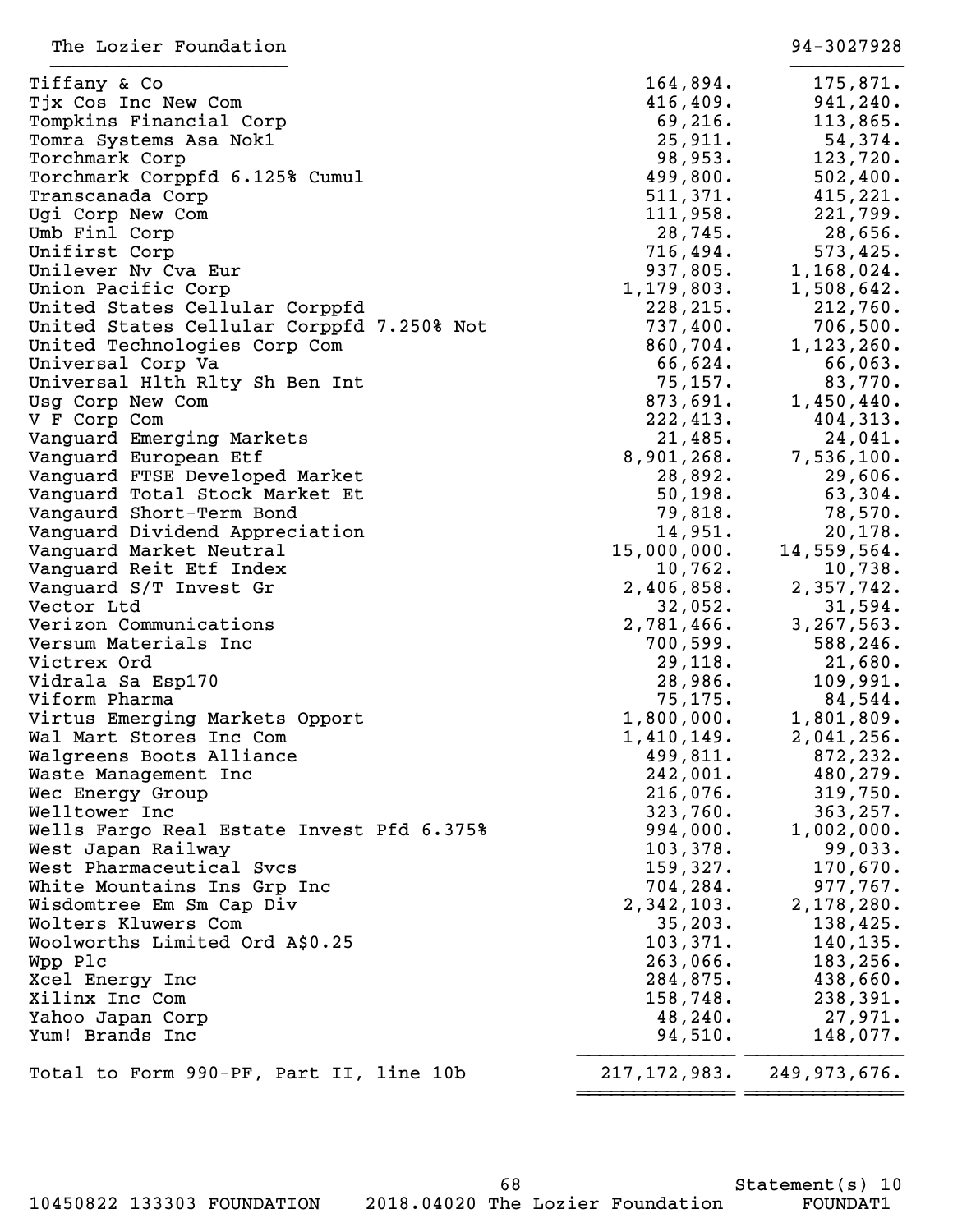The Lozier Foundation | 94-3027928

| Description | Book Value | Fair Market Value |
|---|---|---|
| Tiffany & Co | 164,894. | 175,871. |
| Tjx Cos Inc New Com | 416,409. | 941,240. |
| Tompkins Financial Corp | 69,216. | 113,865. |
| Tomra Systems Asa Nok1 | 25,911. | 54,374. |
| Torchmark Corp | 98,953. | 123,720. |
| Torchmark Corppfd 6.125% Cumul | 499,800. | 502,400. |
| Transcanada Corp | 511,371. | 415,221. |
| Ugi Corp New Com | 111,958. | 221,799. |
| Umb Finl Corp | 28,745. | 28,656. |
| Unifirst Corp | 716,494. | 573,425. |
| Unilever Nv Cva Eur | 937,805. | 1,168,024. |
| Union Pacific Corp | 1,179,803. | 1,508,642. |
| United States Cellular Corppfd | 228,215. | 212,760. |
| United States Cellular Corppfd 7.250% Not | 737,400. | 706,500. |
| United Technologies Corp Com | 860,704. | 1,123,260. |
| Universal Corp Va | 66,624. | 66,063. |
| Universal Hlth Rlty Sh Ben Int | 75,157. | 83,770. |
| Usg Corp New Com | 873,691. | 1,450,440. |
| V F Corp Com | 222,413. | 404,313. |
| Vanguard Emerging Markets | 21,485. | 24,041. |
| Vanguard European Etf | 8,901,268. | 7,536,100. |
| Vanguard FTSE Developed Market | 28,892. | 29,606. |
| Vanguard Total Stock Market Et | 50,198. | 63,304. |
| Vangaurd Short-Term Bond | 79,818. | 78,570. |
| Vanguard Dividend Appreciation | 14,951. | 20,178. |
| Vanguard Market Neutral | 15,000,000. | 14,559,564. |
| Vanguard Reit Etf Index | 10,762. | 10,738. |
| Vanguard S/T Invest Gr | 2,406,858. | 2,357,742. |
| Vector Ltd | 32,052. | 31,594. |
| Verizon Communications | 2,781,466. | 3,267,563. |
| Versum Materials Inc | 700,599. | 588,246. |
| Victrex Ord | 29,118. | 21,680. |
| Vidrala Sa Esp170 | 28,986. | 109,991. |
| Viform Pharma | 75,175. | 84,544. |
| Virtus Emerging Markets Opport | 1,800,000. | 1,801,809. |
| Wal Mart Stores Inc Com | 1,410,149. | 2,041,256. |
| Walgreens Boots Alliance | 499,811. | 872,232. |
| Waste Management Inc | 242,001. | 480,279. |
| Wec Energy Group | 216,076. | 319,750. |
| Welltower Inc | 323,760. | 363,257. |
| Wells Fargo Real Estate Invest Pfd 6.375% | 994,000. | 1,002,000. |
| West Japan Railway | 103,378. | 99,033. |
| West Pharmaceutical Svcs | 159,327. | 170,670. |
| White Mountains Ins Grp Inc | 704,284. | 977,767. |
| Wisdomtree Em Sm Cap Div | 2,342,103. | 2,178,280. |
| Wolters Kluwers Com | 35,203. | 138,425. |
| Woolworths Limited Ord A$0.25 | 103,371. | 140,135. |
| Wpp Plc | 263,066. | 183,256. |
| Xcel Energy Inc | 284,875. | 438,660. |
| Xilinx Inc Com | 158,748. | 238,391. |
| Yahoo Japan Corp | 48,240. | 27,971. |
| Yum! Brands Inc | 94,510. | 148,077. |
| Total to Form 990-PF, Part II, line 10b | 217,172,983. | 249,973,676. |

Statement(s) 10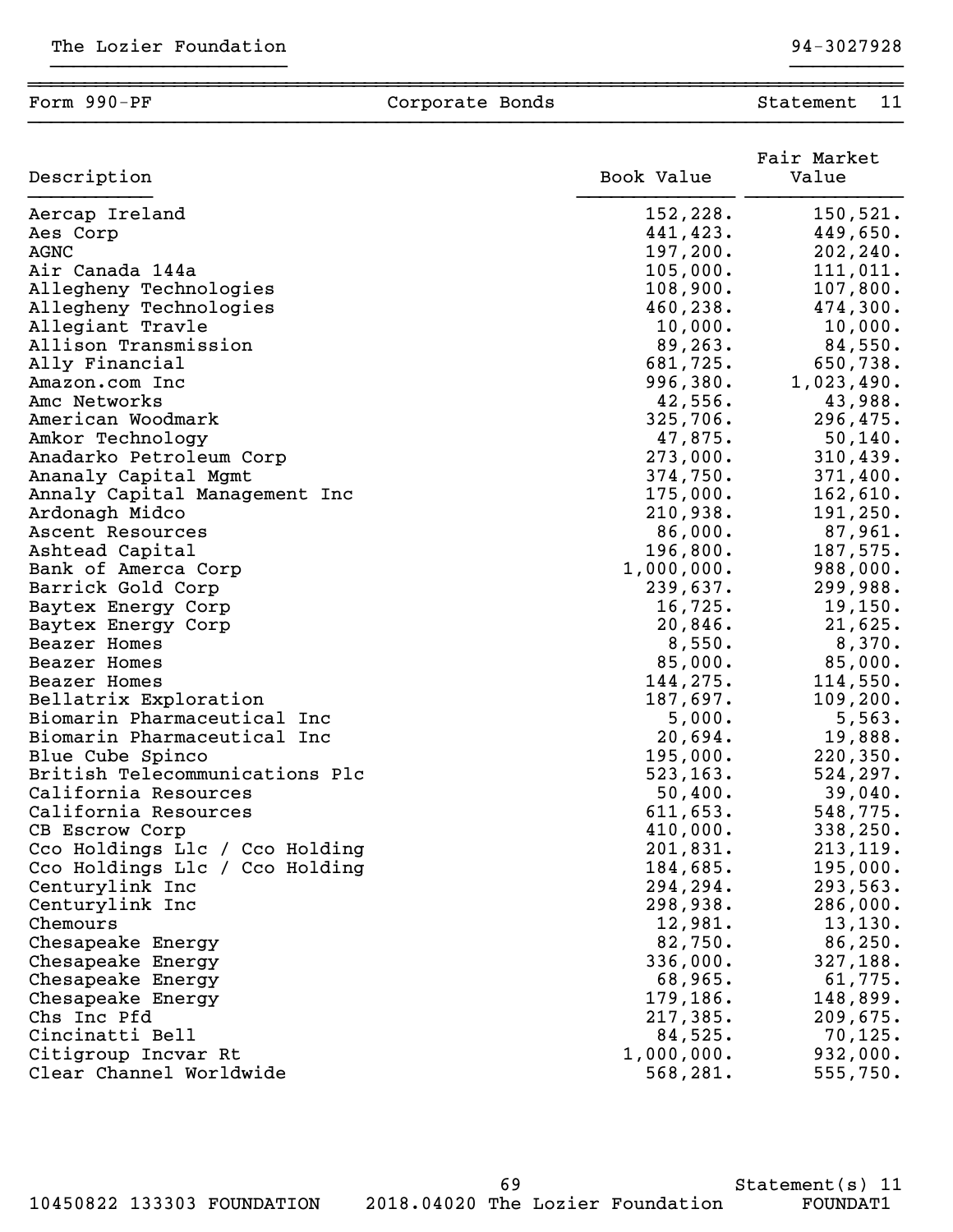The Lozier Foundation 94-3027928

| Form 990-PF | Corporate Bonds | Statement 11 |
|---|---|---|

| Description | Book Value | Fair Market Value |
|---|---|---|
| Aercap Ireland | 152,228. | 150,521. |
| Aes Corp | 441,423. | 449,650. |
| AGNC | 197,200. | 202,240. |
| Air Canada 144a | 105,000. | 111,011. |
| Allegheny Technologies | 108,900. | 107,800. |
| Allegheny Technologies | 460,238. | 474,300. |
| Allegiant Travle | 10,000. | 10,000. |
| Allison Transmission | 89,263. | 84,550. |
| Ally Financial | 681,725. | 650,738. |
| Amazon.com Inc | 996,380. | 1,023,490. |
| Amc Networks | 42,556. | 43,988. |
| American Woodmark | 325,706. | 296,475. |
| Amkor Technology | 47,875. | 50,140. |
| Anadarko Petroleum Corp | 273,000. | 310,439. |
| Ananaly Capital Mgmt | 374,750. | 371,400. |
| Annaly Capital Management Inc | 175,000. | 162,610. |
| Ardonagh Midco | 210,938. | 191,250. |
| Ascent Resources | 86,000. | 87,961. |
| Ashtead Capital | 196,800. | 187,575. |
| Bank of Amerca Corp | 1,000,000. | 988,000. |
| Barrick Gold Corp | 239,637. | 299,988. |
| Baytex Energy Corp | 16,725. | 19,150. |
| Baytex Energy Corp | 20,846. | 21,625. |
| Beazer Homes | 8,550. | 8,370. |
| Beazer Homes | 85,000. | 85,000. |
| Beazer Homes | 144,275. | 114,550. |
| Bellatrix Exploration | 187,697. | 109,200. |
| Biomarin Pharmaceutical Inc | 5,000. | 5,563. |
| Biomarin Pharmaceutical Inc | 20,694. | 19,888. |
| Blue Cube Spinco | 195,000. | 220,350. |
| British Telecommunications Plc | 523,163. | 524,297. |
| California Resources | 50,400. | 39,040. |
| California Resources | 611,653. | 548,775. |
| CB Escrow Corp | 410,000. | 338,250. |
| Cco Holdings Llc / Cco Holding | 201,831. | 213,119. |
| Cco Holdings Llc / Cco Holding | 184,685. | 195,000. |
| Centurylink Inc | 294,294. | 293,563. |
| Centurylink Inc | 298,938. | 286,000. |
| Chemours | 12,981. | 13,130. |
| Chesapeake Energy | 82,750. | 86,250. |
| Chesapeake Energy | 336,000. | 327,188. |
| Chesapeake Energy | 68,965. | 61,775. |
| Chesapeake Energy | 179,186. | 148,899. |
| Chs Inc Pfd | 217,385. | 209,675. |
| Cincinatti Bell | 84,525. | 70,125. |
| Citigroup Incvar Rt | 1,000,000. | 932,000. |
| Clear Channel Worldwide | 568,281. | 555,750. |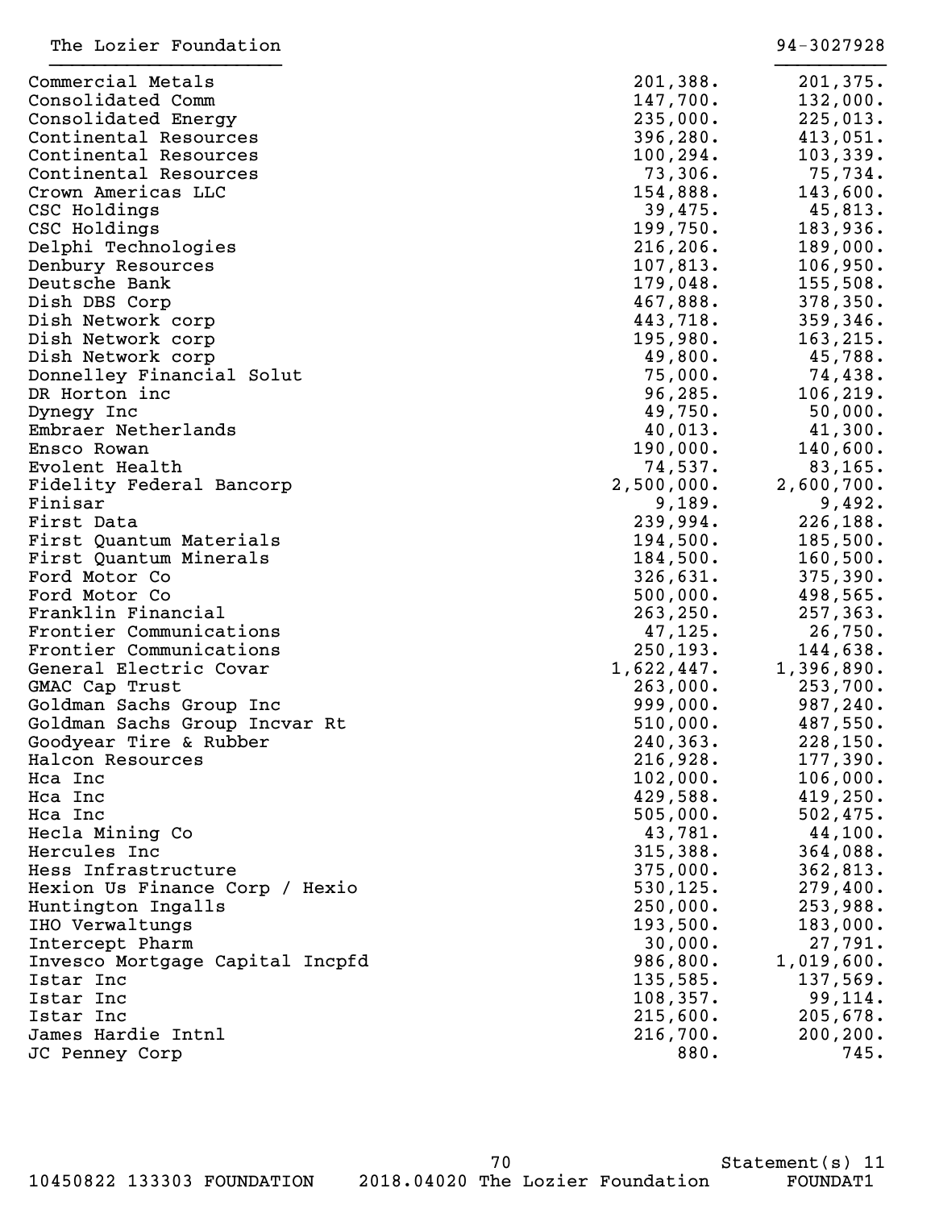The Lozier Foundation 94-3027928

| | | |
|---|---|---|
| Commercial Metals | 201,388. | 201,375. |
| Consolidated Comm | 147,700. | 132,000. |
| Consolidated Energy | 235,000. | 225,013. |
| Continental Resources | 396,280. | 413,051. |
| Continental Resources | 100,294. | 103,339. |
| Continental Resources | 73,306. | 75,734. |
| Crown Americas LLC | 154,888. | 143,600. |
| CSC Holdings | 39,475. | 45,813. |
| CSC Holdings | 199,750. | 183,936. |
| Delphi Technologies | 216,206. | 189,000. |
| Denbury Resources | 107,813. | 106,950. |
| Deutsche Bank | 179,048. | 155,508. |
| Dish DBS Corp | 467,888. | 378,350. |
| Dish Network corp | 443,718. | 359,346. |
| Dish Network corp | 195,980. | 163,215. |
| Dish Network corp | 49,800. | 45,788. |
| Donnelley Financial Solut | 75,000. | 74,438. |
| DR Horton inc | 96,285. | 106,219. |
| Dynegy Inc | 49,750. | 50,000. |
| Embraer Netherlands | 40,013. | 41,300. |
| Ensco Rowan | 190,000. | 140,600. |
| Evolent Health | 74,537. | 83,165. |
| Fidelity Federal Bancorp | 2,500,000. | 2,600,700. |
| Finisar | 9,189. | 9,492. |
| First Data | 239,994. | 226,188. |
| First Quantum Materials | 194,500. | 185,500. |
| First Quantum Minerals | 184,500. | 160,500. |
| Ford Motor Co | 326,631. | 375,390. |
| Ford Motor Co | 500,000. | 498,565. |
| Franklin Financial | 263,250. | 257,363. |
| Frontier Communications | 47,125. | 26,750. |
| Frontier Communications | 250,193. | 144,638. |
| General Electric Covar | 1,622,447. | 1,396,890. |
| GMAC Cap Trust | 263,000. | 253,700. |
| Goldman Sachs Group Inc | 999,000. | 987,240. |
| Goldman Sachs Group Incvar Rt | 510,000. | 487,550. |
| Goodyear Tire & Rubber | 240,363. | 228,150. |
| Halcon Resources | 216,928. | 177,390. |
| Hca Inc | 102,000. | 106,000. |
| Hca Inc | 429,588. | 419,250. |
| Hca Inc | 505,000. | 502,475. |
| Hecla Mining Co | 43,781. | 44,100. |
| Hercules Inc | 315,388. | 364,088. |
| Hess Infrastructure | 375,000. | 362,813. |
| Hexion Us Finance Corp / Hexio | 530,125. | 279,400. |
| Huntington Ingalls | 250,000. | 253,988. |
| IHO Verwaltungs | 193,500. | 183,000. |
| Intercept Pharm | 30,000. | 27,791. |
| Invesco Mortgage Capital Incpfd | 986,800. | 1,019,600. |
| Istar Inc | 135,585. | 137,569. |
| Istar Inc | 108,357. | 99,114. |
| Istar Inc | 215,600. | 205,678. |
| James Hardie Intnl | 216,700. | 200,200. |
| JC Penney Corp | 880. | 745. |

Statement(s) 11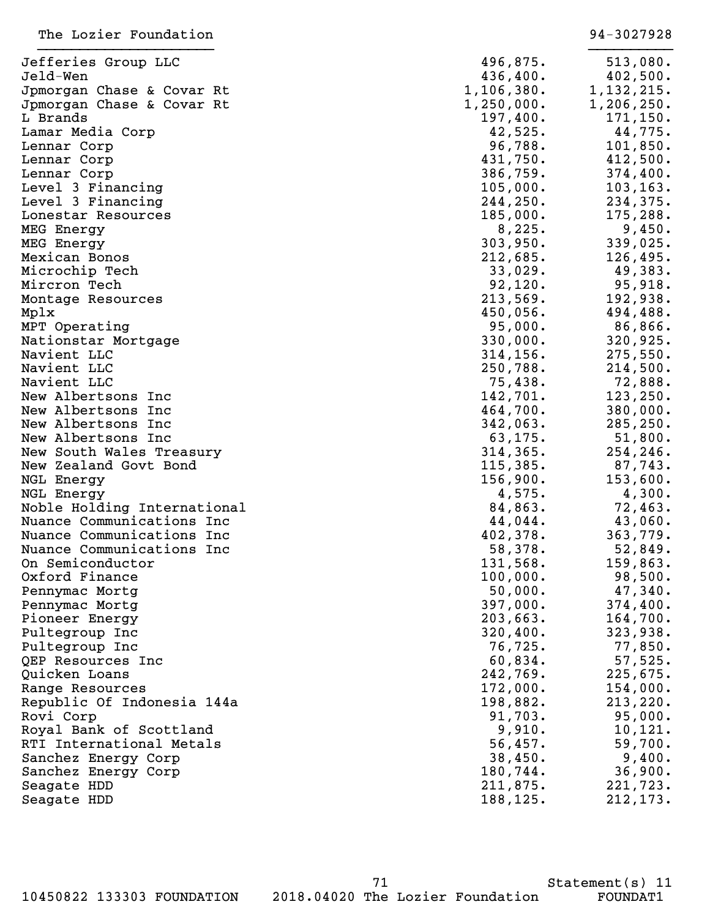The Lozier Foundation 94-3027928

| | | |
|---|---|---|
| Jefferies Group LLC | 496,875. | 513,080. |
| Jeld-Wen | 436,400. | 402,500. |
| Jpmorgan Chase & Covar Rt | 1,106,380. | 1,132,215. |
| Jpmorgan Chase & Covar Rt | 1,250,000. | 1,206,250. |
| L Brands | 197,400. | 171,150. |
| Lamar Media Corp | 42,525. | 44,775. |
| Lennar Corp | 96,788. | 101,850. |
| Lennar Corp | 431,750. | 412,500. |
| Lennar Corp | 386,759. | 374,400. |
| Level 3 Financing | 105,000. | 103,163. |
| Level 3 Financing | 244,250. | 234,375. |
| Lonestar Resources | 185,000. | 175,288. |
| MEG Energy | 8,225. | 9,450. |
| MEG Energy | 303,950. | 339,025. |
| Mexican Bonos | 212,685. | 126,495. |
| Microchip Tech | 33,029. | 49,383. |
| Mircron Tech | 92,120. | 95,918. |
| Montage Resources | 213,569. | 192,938. |
| Mplx | 450,056. | 494,488. |
| MPT Operating | 95,000. | 86,866. |
| Nationstar Mortgage | 330,000. | 320,925. |
| Navient LLC | 314,156. | 275,550. |
| Navient LLC | 250,788. | 214,500. |
| Navient LLC | 75,438. | 72,888. |
| New Albertsons Inc | 142,701. | 123,250. |
| New Albertsons Inc | 464,700. | 380,000. |
| New Albertsons Inc | 342,063. | 285,250. |
| New Albertsons Inc | 63,175. | 51,800. |
| New South Wales Treasury | 314,365. | 254,246. |
| New Zealand Govt Bond | 115,385. | 87,743. |
| NGL Energy | 156,900. | 153,600. |
| NGL Energy | 4,575. | 4,300. |
| Noble Holding International | 84,863. | 72,463. |
| Nuance Communications Inc | 44,044. | 43,060. |
| Nuance Communications Inc | 402,378. | 363,779. |
| Nuance Communications Inc | 58,378. | 52,849. |
| On Semiconductor | 131,568. | 159,863. |
| Oxford Finance | 100,000. | 98,500. |
| Pennymac Mortg | 50,000. | 47,340. |
| Pennymac Mortg | 397,000. | 374,400. |
| Pioneer Energy | 203,663. | 164,700. |
| Pultegroup Inc | 320,400. | 323,938. |
| Pultegroup Inc | 76,725. | 77,850. |
| QEP Resources Inc | 60,834. | 57,525. |
| Quicken Loans | 242,769. | 225,675. |
| Range Resources | 172,000. | 154,000. |
| Republic Of Indonesia 144a | 198,882. | 213,220. |
| Rovi Corp | 91,703. | 95,000. |
| Royal Bank of Scottland | 9,910. | 10,121. |
| RTI International Metals | 56,457. | 59,700. |
| Sanchez Energy Corp | 38,450. | 9,400. |
| Sanchez Energy Corp | 180,744. | 36,900. |
| Seagate HDD | 211,875. | 221,723. |
| Seagate HDD | 188,125. | 212,173. |

Statement(s) 11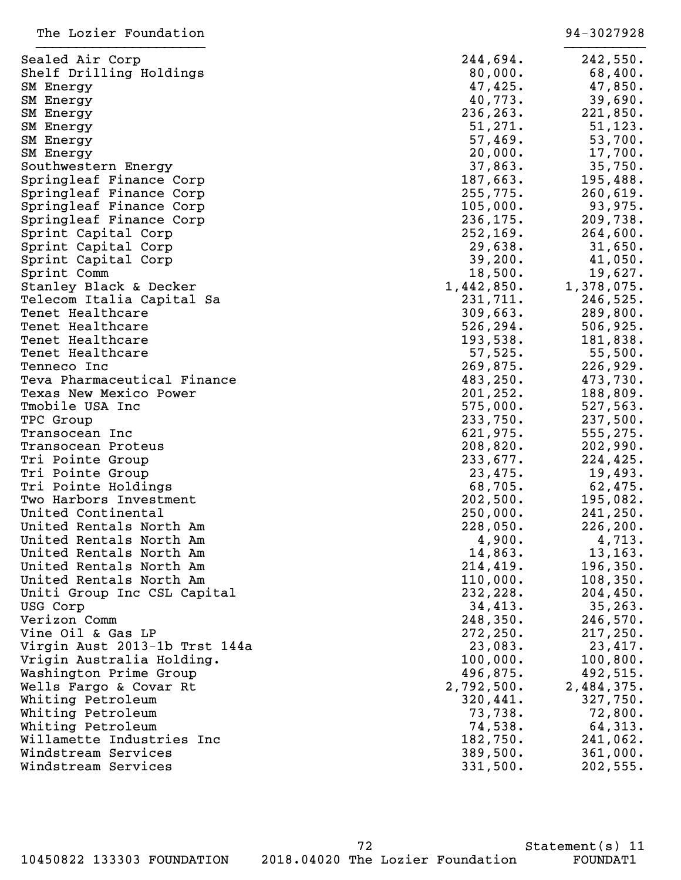| | | |
|---|---|---|
| Sealed Air Corp | 244,694. | 242,550. |
| Shelf Drilling Holdings | 80,000. | 68,400. |
| SM Energy | 47,425. | 47,850. |
| SM Energy | 40,773. | 39,690. |
| SM Energy | 236,263. | 221,850. |
| SM Energy | 51,271. | 51,123. |
| SM Energy | 57,469. | 53,700. |
| SM Energy | 20,000. | 17,700. |
| Southwestern Energy | 37,863. | 35,750. |
| Springleaf Finance Corp | 187,663. | 195,488. |
| Springleaf Finance Corp | 255,775. | 260,619. |
| Springleaf Finance Corp | 105,000. | 93,975. |
| Springleaf Finance Corp | 236,175. | 209,738. |
| Sprint Capital Corp | 252,169. | 264,600. |
| Sprint Capital Corp | 29,638. | 31,650. |
| Sprint Capital Corp | 39,200. | 41,050. |
| Sprint Comm | 18,500. | 19,627. |
| Stanley Black & Decker | 1,442,850. | 1,378,075. |
| Telecom Italia Capital Sa | 231,711. | 246,525. |
| Tenet Healthcare | 309,663. | 289,800. |
| Tenet Healthcare | 526,294. | 506,925. |
| Tenet Healthcare | 193,538. | 181,838. |
| Tenet Healthcare | 57,525. | 55,500. |
| Tenneco Inc | 269,875. | 226,929. |
| Teva Pharmaceutical Finance | 483,250. | 473,730. |
| Texas New Mexico Power | 201,252. | 188,809. |
| Tmobile USA Inc | 575,000. | 527,563. |
| TPC Group | 233,750. | 237,500. |
| Transocean Inc | 621,975. | 555,275. |
| Transocean Proteus | 208,820. | 202,990. |
| Tri Pointe Group | 233,677. | 224,425. |
| Tri Pointe Group | 23,475. | 19,493. |
| Tri Pointe Holdings | 68,705. | 62,475. |
| Two Harbors Investment | 202,500. | 195,082. |
| United Continental | 250,000. | 241,250. |
| United Rentals North Am | 228,050. | 226,200. |
| United Rentals North Am | 4,900. | 4,713. |
| United Rentals North Am | 14,863. | 13,163. |
| United Rentals North Am | 214,419. | 196,350. |
| United Rentals North Am | 110,000. | 108,350. |
| Uniti Group Inc CSL Capital | 232,228. | 204,450. |
| USG Corp | 34,413. | 35,263. |
| Verizon Comm | 248,350. | 246,570. |
| Vine Oil & Gas LP | 272,250. | 217,250. |
| Virgin Aust 2013-1b Trst 144a | 23,083. | 23,417. |
| Vrigin Australia Holding. | 100,000. | 100,800. |
| Washington Prime Group | 496,875. | 492,515. |
| Wells Fargo & Covar Rt | 2,792,500. | 2,484,375. |
| Whiting Petroleum | 320,441. | 327,750. |
| Whiting Petroleum | 73,738. | 72,800. |
| Whiting Petroleum | 74,538. | 64,313. |
| Willamette Industries Inc | 182,750. | 241,062. |
| Windstream Services | 389,500. | 361,000. |
| Windstream Services | 331,500. | 202,555. |

Statement(s) 11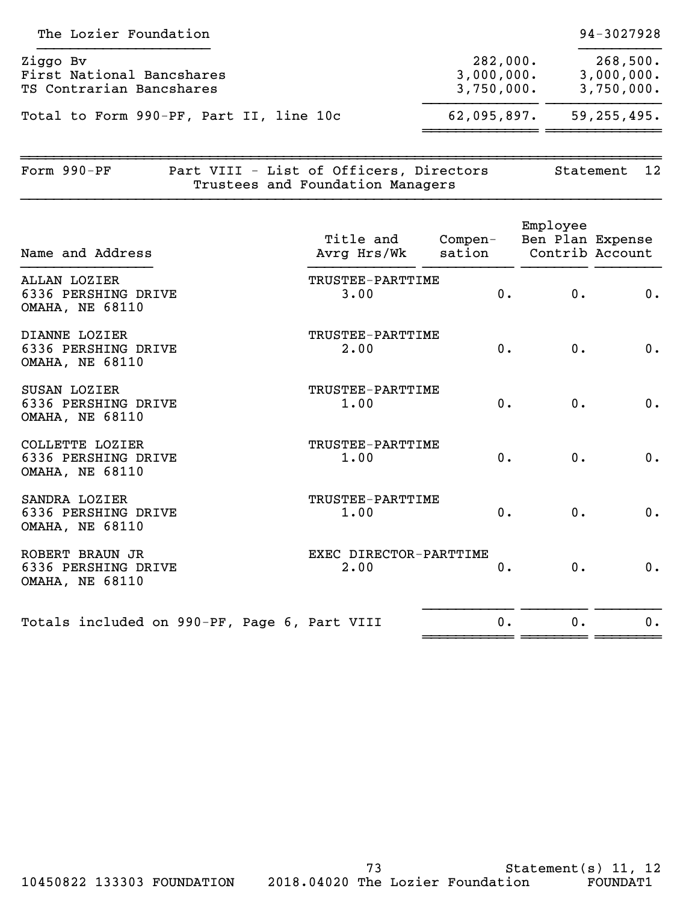The Lozier Foundation 94-3027928

| | | |
|---|---|---|
| Ziggo Bv | 282,000. | 268,500. |
| First National Bancshares | 3,000,000. | 3,000,000. |
| TS Contrarian Bancshares | 3,750,000. | 3,750,000. |
| Total to Form 990-PF, Part II, line 10c | 62,095,897. | 59,255,495. |

## Form 990-PF Part VIII - List of Officers, Directors Trustees and Foundation Managers — Statement 12

| Name and Address | Title and Avrg Hrs/Wk | Compen-sation | Employee Ben Plan Contrib | Expense Account |
|---|---|---|---|---|
| ALLAN LOZIER<br>6336 PERSHING DRIVE<br>OMAHA, NE 68110 | TRUSTEE-PARTTIME<br>3.00 | 0. | 0. | 0. |
| DIANNE LOZIER<br>6336 PERSHING DRIVE<br>OMAHA, NE 68110 | TRUSTEE-PARTTIME<br>2.00 | 0. | 0. | 0. |
| SUSAN LOZIER<br>6336 PERSHING DRIVE<br>OMAHA, NE 68110 | TRUSTEE-PARTTIME<br>1.00 | 0. | 0. | 0. |
| COLLETTE LOZIER<br>6336 PERSHING DRIVE<br>OMAHA, NE 68110 | TRUSTEE-PARTTIME<br>1.00 | 0. | 0. | 0. |
| SANDRA LOZIER<br>6336 PERSHING DRIVE<br>OMAHA, NE 68110 | TRUSTEE-PARTTIME<br>1.00 | 0. | 0. | 0. |
| ROBERT BRAUN JR<br>6336 PERSHING DRIVE<br>OMAHA, NE 68110 | EXEC DIRECTOR-PARTTIME<br>2.00 | 0. | 0. | 0. |
| Totals included on 990-PF, Page 6, Part VIII | | 0. | 0. | 0. |

Statement(s) 11, 12

10450822 133303 FOUNDATION 2018.04020 The Lozier Foundation FOUNDAT1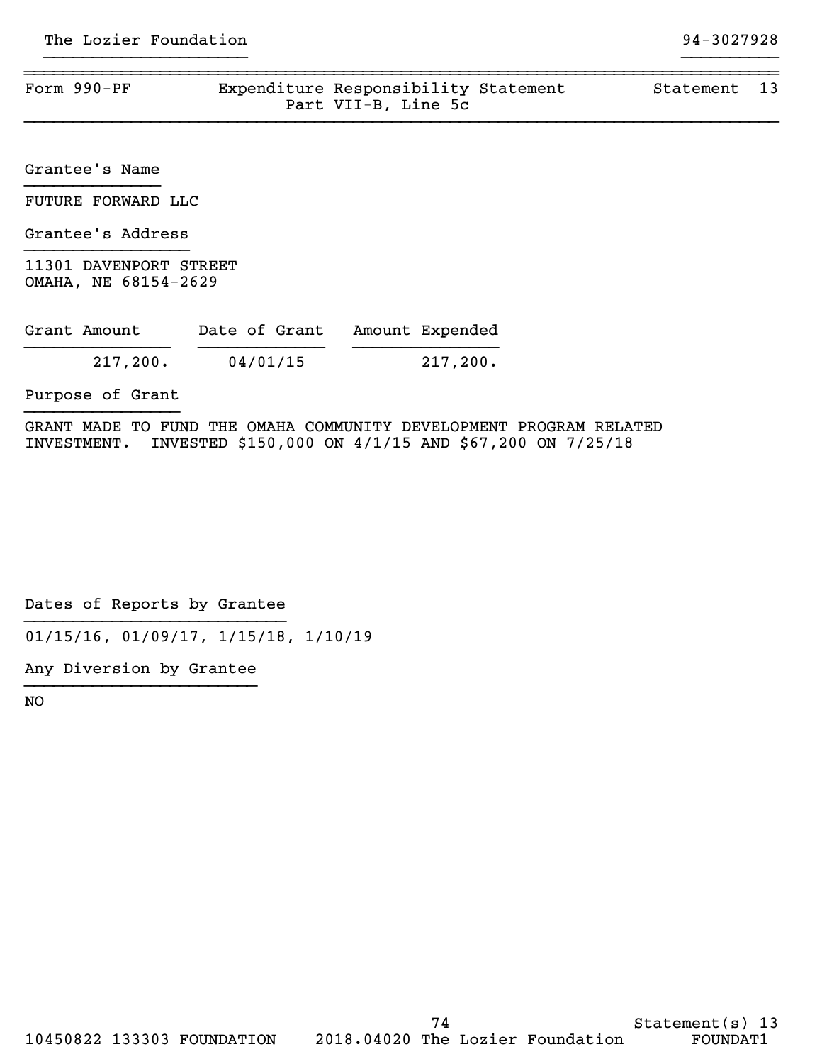The Lozier Foundation 94-3027928

Form 990-PF | Expenditure Responsibility Statement Part VII-B, Line 5c | Statement 13

**Grantee's Name**

FUTURE FORWARD LLC

**Grantee's Address**

11301 DAVENPORT STREET
OMAHA, NE 68154-2629

| Grant Amount | Date of Grant | Amount Expended |
|---|---|---|
| 217,200. | 04/01/15 | 217,200. |

**Purpose of Grant**

GRANT MADE TO FUND THE OMAHA COMMUNITY DEVELOPMENT PROGRAM RELATED INVESTMENT. INVESTED $150,000 ON 4/1/15 AND $67,200 ON 7/25/18

**Dates of Reports by Grantee**

01/15/16, 01/09/17, 1/15/18, 1/10/19

**Any Diversion by Grantee**

NO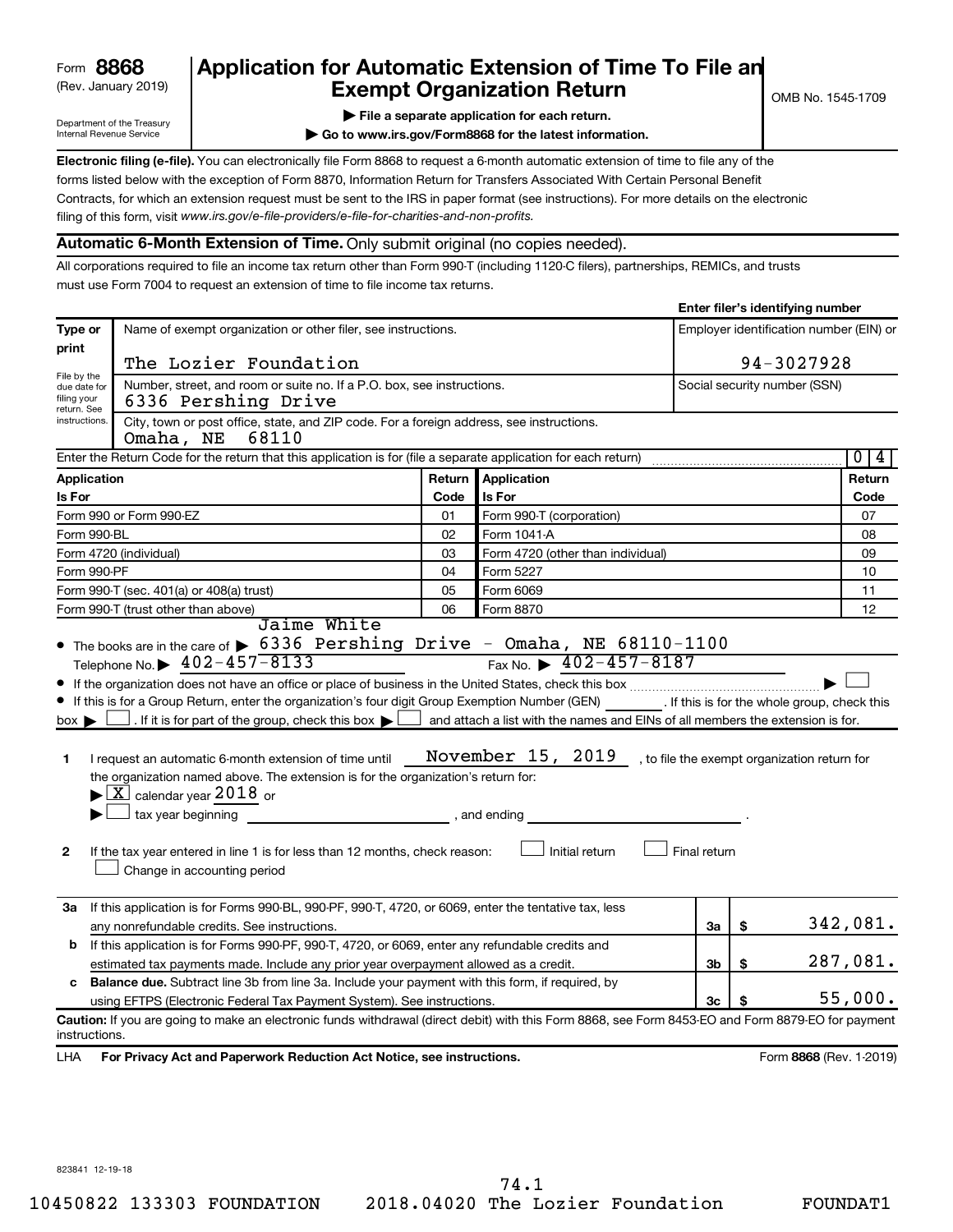Form **8868** (Rev. January 2019)

Department of the Treasury Internal Revenue Service

# Application for Automatic Extension of Time To File an Exempt Organization Return

▶ **File a separate application for each return.**

▶ **Go to www.irs.gov/Form8868 for the latest information.**

OMB No. 1545-1709

**Electronic filing (e-file).** You can electronically file Form 8868 to request a 6-month automatic extension of time to file any of the forms listed below with the exception of Form 8870, Information Return for Transfers Associated With Certain Personal Benefit Contracts, for which an extension request must be sent to the IRS in paper format (see instructions). For more details on the electronic filing of this form, visit *www.irs.gov/e-file-providers/e-file-for-charities-and-non-profits.*

**Automatic 6-Month Extension of Time.** Only submit original (no copies needed).

All corporations required to file an income tax return other than Form 990-T (including 1120-C filers), partnerships, REMICs, and trusts must use Form 7004 to request an extension of time to file income tax returns.

**Enter filer's identifying number**

| | | |
|---|---|---|
| **Type or print** | Name of exempt organization or other filer, see instructions. The Lozier Foundation | Employer identification number (EIN) or 94-3027928 |
| File by the due date for filing your return. See instructions. | Number, street, and room or suite no. If a P.O. box, see instructions. 6336 Pershing Drive | Social security number (SSN) |
| | City, town or post office, state, and ZIP code. For a foreign address, see instructions. Omaha, NE 68110 | |

Enter the Return Code for the return that this application is for (file a separate application for each return) ..... 0 4

| Application Is For | Return Code | Application Is For | Return Code |
|---|---|---|---|
| Form 990 or Form 990-EZ | 01 | Form 990-T (corporation) | 07 |
| Form 990-BL | 02 | Form 1041-A | 08 |
| Form 4720 (individual) | 03 | Form 4720 (other than individual) | 09 |
| Form 990-PF | 04 | Form 5227 | 10 |
| Form 990-T (sec. 401(a) or 408(a) trust) | 05 | Form 6069 | 11 |
| Form 990-T (trust other than above) | 06 | Form 8870 | 12 |

- The books are in the care of ▶ Jaime White 6336 Pershing Drive - Omaha, NE 68110-1100
  Telephone No. ▶ 402-457-8133 Fax No. ▶ 402-457-8187
- If the organization does not have an office or place of business in the United States, check this box ..... ▶ ☐
- If this is for a Group Return, enter the organization's four digit Group Exemption Number (GEN) ______ . If this is for the whole group, check this box ▶ ☐ . If it is for part of the group, check this box ▶ ☐ and attach a list with the names and EINs of all members the extension is for.

**1** I request an automatic 6-month extension of time until November 15, 2019 , to file the exempt organization return for the organization named above. The extension is for the organization's return for:
▶ ☒ calendar year 2018 or
▶ ☐ tax year beginning ______________ , and ending ______________ .

**2** If the tax year entered in line 1 is for less than 12 months, check reason: ☐ Initial return ☐ Final return
☐ Change in accounting period

| | | | |
|---|---|---|---|
| **3a** | If this application is for Forms 990-BL, 990-PF, 990-T, 4720, or 6069, enter the tentative tax, less any nonrefundable credits. See instructions. | 3a | $ 342,081. |
| **b** | If this application is for Forms 990-PF, 990-T, 4720, or 6069, enter any refundable credits and estimated tax payments made. Include any prior year overpayment allowed as a credit. | 3b | $ 287,081. |
| **c** | **Balance due.** Subtract line 3b from line 3a. Include your payment with this form, if required, by using EFTPS (Electronic Federal Tax Payment System). See instructions. | 3c | $ 55,000. |

**Caution:** If you are going to make an electronic funds withdrawal (direct debit) with this Form 8868, see Form 8453-EO and Form 8879-EO for payment instructions.

LHA **For Privacy Act and Paperwork Reduction Act Notice, see instructions.** Form **8868** (Rev. 1-2019)

823841 12-19-18

74.1

10450822 133303 FOUNDATION 2018.04020 The Lozier Foundation FOUNDAT1